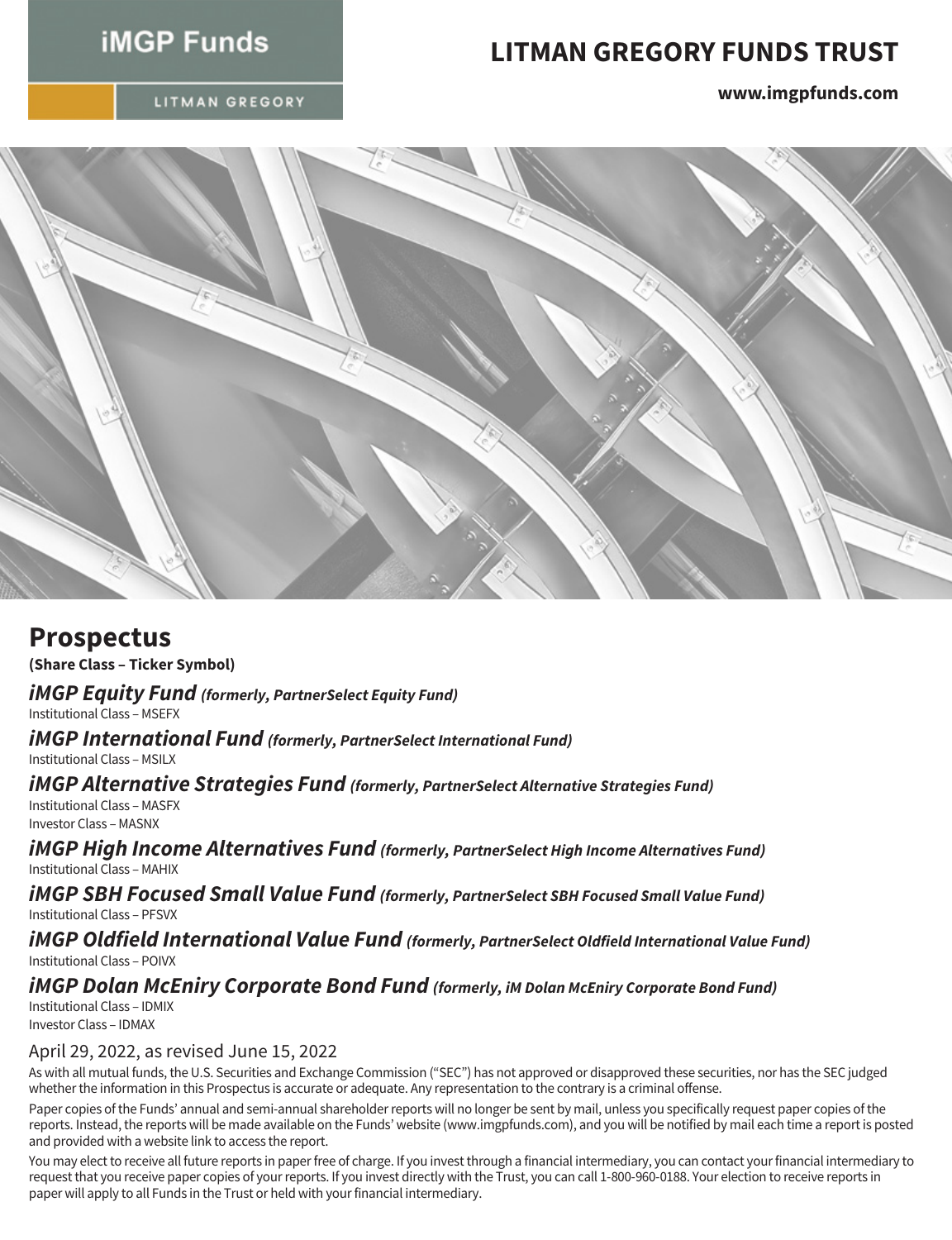iMGP Funds

LITMAN GREGORY

# LITMAN GREGORY FUNDS TRUST

**www.imgpfunds.com**

# Prospectus

**(Share Class – Ticker Symbol)**

***iMGP Equity Fund*** ***(formerly, PartnerSelect Equity Fund)***
Institutional Class – MSEFX

***iMGP International Fund*** ***(formerly, PartnerSelect International Fund)***
Institutional Class – MSILX

***iMGP Alternative Strategies Fund*** ***(formerly, PartnerSelect Alternative Strategies Fund)***
Institutional Class – MASFX
Investor Class – MASNX

***iMGP High Income Alternatives Fund*** ***(formerly, PartnerSelect High Income Alternatives Fund)***
Institutional Class – MAHIX

***iMGP SBH Focused Small Value Fund*** ***(formerly, PartnerSelect SBH Focused Small Value Fund)***
Institutional Class – PFSVX

***iMGP Oldfield International Value Fund*** ***(formerly, PartnerSelect Oldfield International Value Fund)***
Institutional Class – POIVX

***iMGP Dolan McEniry Corporate Bond Fund*** ***(formerly, iM Dolan McEniry Corporate Bond Fund)***
Institutional Class – IDMIX
Investor Class – IDMAX

April 29, 2022, as revised June 15, 2022

As with all mutual funds, the U.S. Securities and Exchange Commission ("SEC") has not approved or disapproved these securities, nor has the SEC judged whether the information in this Prospectus is accurate or adequate. Any representation to the contrary is a criminal offense.

Paper copies of the Funds' annual and semi-annual shareholder reports will no longer be sent by mail, unless you specifically request paper copies of the reports. Instead, the reports will be made available on the Funds' website (www.imgpfunds.com), and you will be notified by mail each time a report is posted and provided with a website link to access the report.

You may elect to receive all future reports in paper free of charge. If you invest through a financial intermediary, you can contact your financial intermediary to request that you receive paper copies of your reports. If you invest directly with the Trust, you can call 1-800-960-0188. Your election to receive reports in paper will apply to all Funds in the Trust or held with your financial intermediary.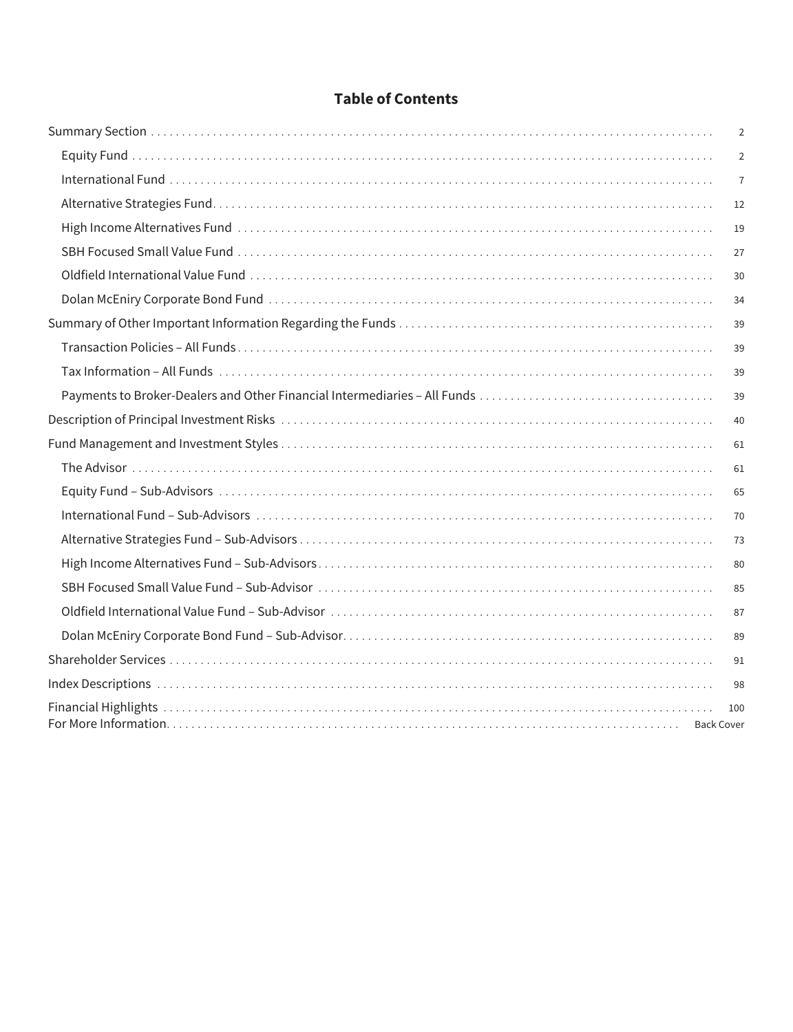# Table of Contents

| | |
|---|---|
| Summary Section | 2 |
| Equity Fund | 2 |
| International Fund | 7 |
| Alternative Strategies Fund | 12 |
| High Income Alternatives Fund | 19 |
| SBH Focused Small Value Fund | 27 |
| Oldfield International Value Fund | 30 |
| Dolan McEniry Corporate Bond Fund | 34 |
| Summary of Other Important Information Regarding the Funds | 39 |
| Transaction Policies – All Funds | 39 |
| Tax Information – All Funds | 39 |
| Payments to Broker-Dealers and Other Financial Intermediaries – All Funds | 39 |
| Description of Principal Investment Risks | 40 |
| Fund Management and Investment Styles | 61 |
| The Advisor | 61 |
| Equity Fund – Sub-Advisors | 65 |
| International Fund – Sub-Advisors | 70 |
| Alternative Strategies Fund – Sub-Advisors | 73 |
| High Income Alternatives Fund – Sub-Advisors | 80 |
| SBH Focused Small Value Fund – Sub-Advisor | 85 |
| Oldfield International Value Fund – Sub-Advisor | 87 |
| Dolan McEniry Corporate Bond Fund – Sub-Advisor | 89 |
| Shareholder Services | 91 |
| Index Descriptions | 98 |
| Financial Highlights | 100 |
| For More Information | Back Cover |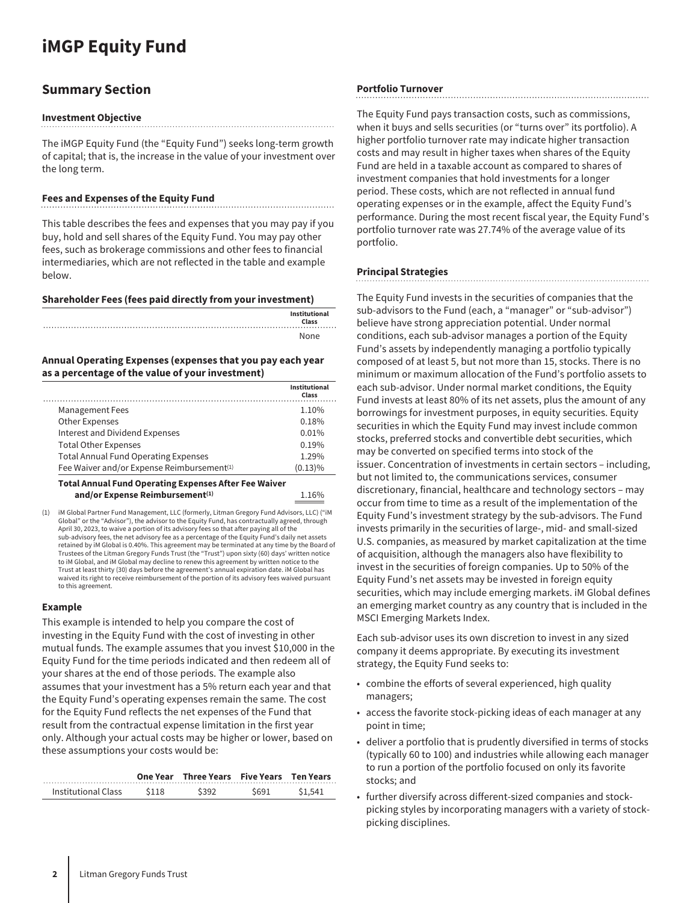# iMGP Equity Fund

## Summary Section

### Investment Objective

The iMGP Equity Fund (the "Equity Fund") seeks long-term growth of capital; that is, the increase in the value of your investment over the long term.

### Fees and Expenses of the Equity Fund

This table describes the fees and expenses that you may pay if you buy, hold and sell shares of the Equity Fund. You may pay other fees, such as brokerage commissions and other fees to financial intermediaries, which are not reflected in the table and example below.

**Shareholder Fees (fees paid directly from your investment)**

| | Institutional Class |
|---|---|
| | None |

**Annual Operating Expenses (expenses that you pay each year as a percentage of the value of your investment)**

| | Institutional Class |
|---|---|
| Management Fees | 1.10% |
| Other Expenses | 0.18% |
| Interest and Dividend Expenses | 0.01% |
| Total Other Expenses | 0.19% |
| Total Annual Fund Operating Expenses | 1.29% |
| Fee Waiver and/or Expense Reimbursement[1] | (0.13)% |
| **Total Annual Fund Operating Expenses After Fee Waiver and/or Expense Reimbursement[1]** | 1.16% |

(1) iM Global Partner Fund Management, LLC (formerly, Litman Gregory Fund Advisors, LLC) ("iM Global" or the "Advisor"), the advisor to the Equity Fund, has contractually agreed, through April 30, 2023, to waive a portion of its advisory fees so that after paying all of the sub-advisory fees, the net advisory fee as a percentage of the Equity Fund's daily net assets retained by iM Global is 0.40%. This agreement may be terminated at any time by the Board of Trustees of the Litman Gregory Funds Trust (the "Trust") upon sixty (60) days' written notice to iM Global, and iM Global may decline to renew this agreement by written notice to the Trust at least thirty (30) days before the agreement's annual expiration date. iM Global has waived its right to receive reimbursement of the portion of its advisory fees waived pursuant to this agreement.

### Example

This example is intended to help you compare the cost of investing in the Equity Fund with the cost of investing in other mutual funds. The example assumes that you invest $10,000 in the Equity Fund for the time periods indicated and then redeem all of your shares at the end of those periods. The example also assumes that your investment has a 5% return each year and that the Equity Fund's operating expenses remain the same. The cost for the Equity Fund reflects the net expenses of the Fund that result from the contractual expense limitation in the first year only. Although your actual costs may be higher or lower, based on these assumptions your costs would be:

| | One Year | Three Years | Five Years | Ten Years |
|---|---|---|---|---|
| Institutional Class | $118 | $392 | $691 | $1,541 |

### Portfolio Turnover

The Equity Fund pays transaction costs, such as commissions, when it buys and sells securities (or "turns over" its portfolio). A higher portfolio turnover rate may indicate higher transaction costs and may result in higher taxes when shares of the Equity Fund are held in a taxable account as compared to shares of investment companies that hold investments for a longer period. These costs, which are not reflected in annual fund operating expenses or in the example, affect the Equity Fund's performance. During the most recent fiscal year, the Equity Fund's portfolio turnover rate was 27.74% of the average value of its portfolio.

### Principal Strategies

The Equity Fund invests in the securities of companies that the sub-advisors to the Fund (each, a "manager" or "sub-advisor") believe have strong appreciation potential. Under normal conditions, each sub-advisor manages a portion of the Equity Fund's assets by independently managing a portfolio typically composed of at least 5, but not more than 15, stocks. There is no minimum or maximum allocation of the Fund's portfolio assets to each sub-advisor. Under normal market conditions, the Equity Fund invests at least 80% of its net assets, plus the amount of any borrowings for investment purposes, in equity securities. Equity securities in which the Equity Fund may invest include common stocks, preferred stocks and convertible debt securities, which may be converted on specified terms into stock of the issuer. Concentration of investments in certain sectors – including, but not limited to, the communications services, consumer discretionary, financial, healthcare and technology sectors – may occur from time to time as a result of the implementation of the Equity Fund's investment strategy by the sub-advisors. The Fund invests primarily in the securities of large-, mid- and small-sized U.S. companies, as measured by market capitalization at the time of acquisition, although the managers also have flexibility to invest in the securities of foreign companies. Up to 50% of the Equity Fund's net assets may be invested in foreign equity securities, which may include emerging markets. iM Global defines an emerging market country as any country that is included in the MSCI Emerging Markets Index.

Each sub-advisor uses its own discretion to invest in any sized company it deems appropriate. By executing its investment strategy, the Equity Fund seeks to:

- combine the efforts of several experienced, high quality managers;
- access the favorite stock-picking ideas of each manager at any point in time;
- deliver a portfolio that is prudently diversified in terms of stocks (typically 60 to 100) and industries while allowing each manager to run a portion of the portfolio focused on only its favorite stocks; and
- further diversify across different-sized companies and stock-picking styles by incorporating managers with a variety of stock-picking disciplines.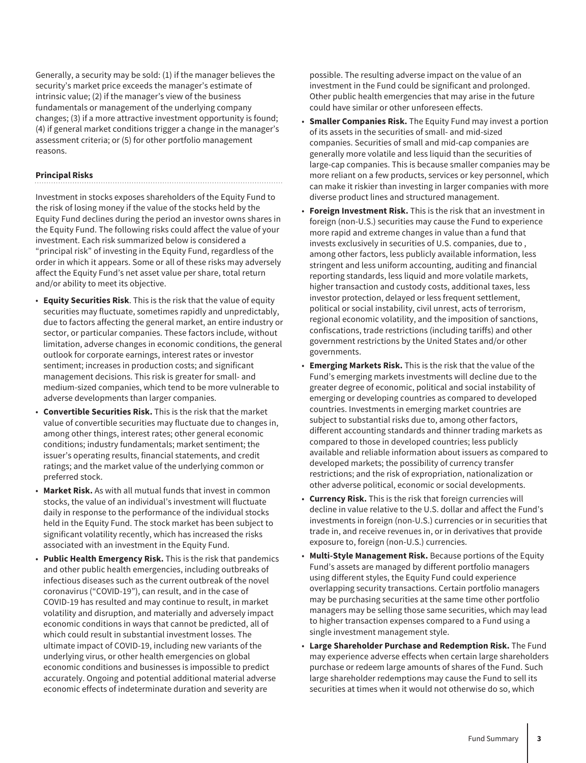Generally, a security may be sold: (1) if the manager believes the security's market price exceeds the manager's estimate of intrinsic value; (2) if the manager's view of the business fundamentals or management of the underlying company changes; (3) if a more attractive investment opportunity is found; (4) if general market conditions trigger a change in the manager's assessment criteria; or (5) for other portfolio management reasons.

**Principal Risks**

Investment in stocks exposes shareholders of the Equity Fund to the risk of losing money if the value of the stocks held by the Equity Fund declines during the period an investor owns shares in the Equity Fund. The following risks could affect the value of your investment. Each risk summarized below is considered a "principal risk" of investing in the Equity Fund, regardless of the order in which it appears. Some or all of these risks may adversely affect the Equity Fund's net asset value per share, total return and/or ability to meet its objective.

- **Equity Securities Risk**. This is the risk that the value of equity securities may fluctuate, sometimes rapidly and unpredictably, due to factors affecting the general market, an entire industry or sector, or particular companies. These factors include, without limitation, adverse changes in economic conditions, the general outlook for corporate earnings, interest rates or investor sentiment; increases in production costs; and significant management decisions. This risk is greater for small- and medium-sized companies, which tend to be more vulnerable to adverse developments than larger companies.
- **Convertible Securities Risk.** This is the risk that the market value of convertible securities may fluctuate due to changes in, among other things, interest rates; other general economic conditions; industry fundamentals; market sentiment; the issuer's operating results, financial statements, and credit ratings; and the market value of the underlying common or preferred stock.
- **Market Risk.** As with all mutual funds that invest in common stocks, the value of an individual's investment will fluctuate daily in response to the performance of the individual stocks held in the Equity Fund. The stock market has been subject to significant volatility recently, which has increased the risks associated with an investment in the Equity Fund.
- **Public Health Emergency Risk.** This is the risk that pandemics and other public health emergencies, including outbreaks of infectious diseases such as the current outbreak of the novel coronavirus ("COVID-19"), can result, and in the case of COVID-19 has resulted and may continue to result, in market volatility and disruption, and materially and adversely impact economic conditions in ways that cannot be predicted, all of which could result in substantial investment losses. The ultimate impact of COVID-19, including new variants of the underlying virus, or other health emergencies on global economic conditions and businesses is impossible to predict accurately. Ongoing and potential additional material adverse economic effects of indeterminate duration and severity are possible. The resulting adverse impact on the value of an investment in the Fund could be significant and prolonged. Other public health emergencies that may arise in the future could have similar or other unforeseen effects.
- **Smaller Companies Risk.** The Equity Fund may invest a portion of its assets in the securities of small- and mid-sized companies. Securities of small and mid-cap companies are generally more volatile and less liquid than the securities of large-cap companies. This is because smaller companies may be more reliant on a few products, services or key personnel, which can make it riskier than investing in larger companies with more diverse product lines and structured management.
- **Foreign Investment Risk.** This is the risk that an investment in foreign (non-U.S.) securities may cause the Fund to experience more rapid and extreme changes in value than a fund that invests exclusively in securities of U.S. companies, due to , among other factors, less publicly available information, less stringent and less uniform accounting, auditing and financial reporting standards, less liquid and more volatile markets, higher transaction and custody costs, additional taxes, less investor protection, delayed or less frequent settlement, political or social instability, civil unrest, acts of terrorism, regional economic volatility, and the imposition of sanctions, confiscations, trade restrictions (including tariffs) and other government restrictions by the United States and/or other governments.
- **Emerging Markets Risk.** This is the risk that the value of the Fund's emerging markets investments will decline due to the greater degree of economic, political and social instability of emerging or developing countries as compared to developed countries. Investments in emerging market countries are subject to substantial risks due to, among other factors, different accounting standards and thinner trading markets as compared to those in developed countries; less publicly available and reliable information about issuers as compared to developed markets; the possibility of currency transfer restrictions; and the risk of expropriation, nationalization or other adverse political, economic or social developments.
- **Currency Risk.** This is the risk that foreign currencies will decline in value relative to the U.S. dollar and affect the Fund's investments in foreign (non-U.S.) currencies or in securities that trade in, and receive revenues in, or in derivatives that provide exposure to, foreign (non-U.S.) currencies.
- **Multi-Style Management Risk.** Because portions of the Equity Fund's assets are managed by different portfolio managers using different styles, the Equity Fund could experience overlapping security transactions. Certain portfolio managers may be purchasing securities at the same time other portfolio managers may be selling those same securities, which may lead to higher transaction expenses compared to a Fund using a single investment management style.
- **Large Shareholder Purchase and Redemption Risk.** The Fund may experience adverse effects when certain large shareholders purchase or redeem large amounts of shares of the Fund. Such large shareholder redemptions may cause the Fund to sell its securities at times when it would not otherwise do so, which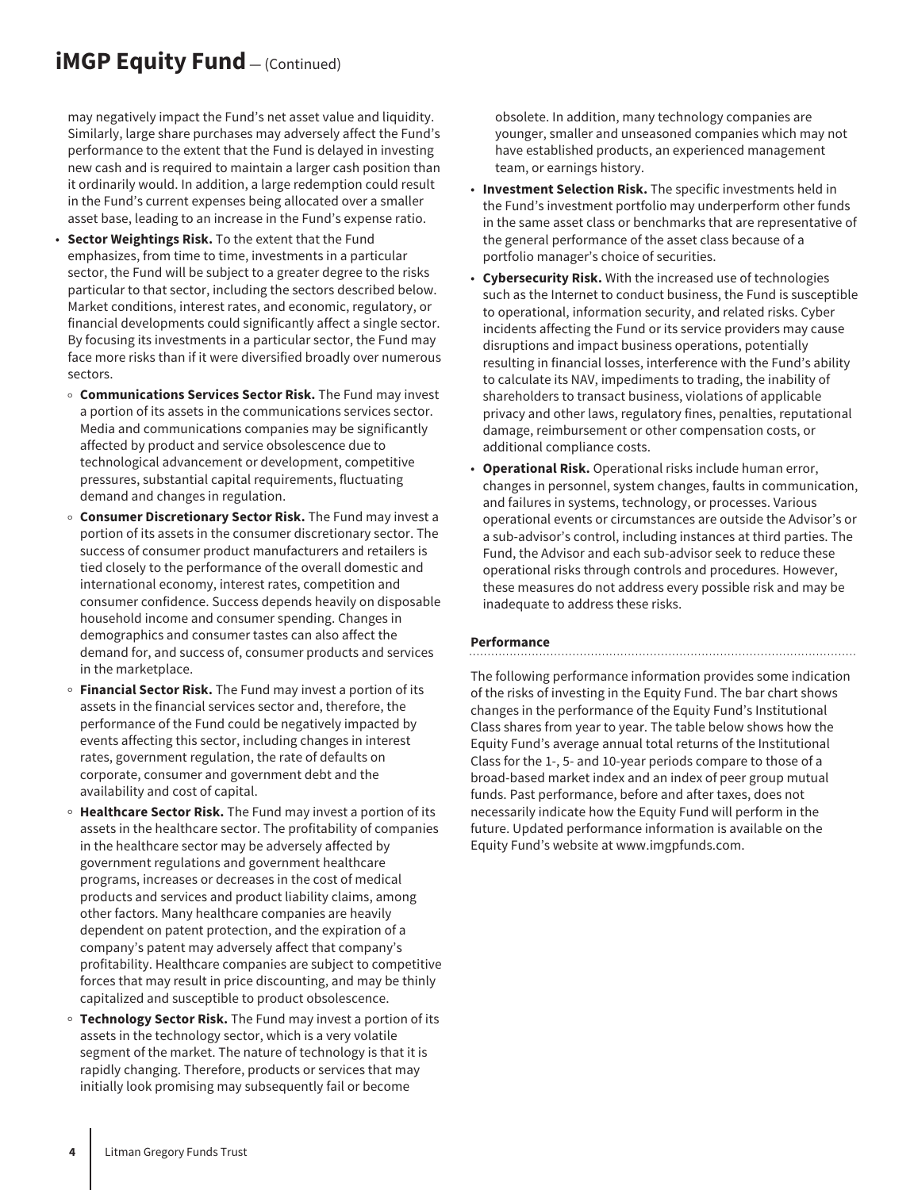may negatively impact the Fund's net asset value and liquidity. Similarly, large share purchases may adversely affect the Fund's performance to the extent that the Fund is delayed in investing new cash and is required to maintain a larger cash position than it ordinarily would. In addition, a large redemption could result in the Fund's current expenses being allocated over a smaller asset base, leading to an increase in the Fund's expense ratio.

- **Sector Weightings Risk.** To the extent that the Fund emphasizes, from time to time, investments in a particular sector, the Fund will be subject to a greater degree to the risks particular to that sector, including the sectors described below. Market conditions, interest rates, and economic, regulatory, or financial developments could significantly affect a single sector. By focusing its investments in a particular sector, the Fund may face more risks than if it were diversified broadly over numerous sectors.
  - **Communications Services Sector Risk.** The Fund may invest a portion of its assets in the communications services sector. Media and communications companies may be significantly affected by product and service obsolescence due to technological advancement or development, competitive pressures, substantial capital requirements, fluctuating demand and changes in regulation.
  - **Consumer Discretionary Sector Risk.** The Fund may invest a portion of its assets in the consumer discretionary sector. The success of consumer product manufacturers and retailers is tied closely to the performance of the overall domestic and international economy, interest rates, competition and consumer confidence. Success depends heavily on disposable household income and consumer spending. Changes in demographics and consumer tastes can also affect the demand for, and success of, consumer products and services in the marketplace.
  - **Financial Sector Risk.** The Fund may invest a portion of its assets in the financial services sector and, therefore, the performance of the Fund could be negatively impacted by events affecting this sector, including changes in interest rates, government regulation, the rate of defaults on corporate, consumer and government debt and the availability and cost of capital.
  - **Healthcare Sector Risk.** The Fund may invest a portion of its assets in the healthcare sector. The profitability of companies in the healthcare sector may be adversely affected by government regulations and government healthcare programs, increases or decreases in the cost of medical products and services and product liability claims, among other factors. Many healthcare companies are heavily dependent on patent protection, and the expiration of a company's patent may adversely affect that company's profitability. Healthcare companies are subject to competitive forces that may result in price discounting, and may be thinly capitalized and susceptible to product obsolescence.
  - **Technology Sector Risk.** The Fund may invest a portion of its assets in the technology sector, which is a very volatile segment of the market. The nature of technology is that it is rapidly changing. Therefore, products or services that may initially look promising may subsequently fail or become obsolete. In addition, many technology companies are younger, smaller and unseasoned companies which may not have established products, an experienced management team, or earnings history.
- **Investment Selection Risk.** The specific investments held in the Fund's investment portfolio may underperform other funds in the same asset class or benchmarks that are representative of the general performance of the asset class because of a portfolio manager's choice of securities.
- **Cybersecurity Risk.** With the increased use of technologies such as the Internet to conduct business, the Fund is susceptible to operational, information security, and related risks. Cyber incidents affecting the Fund or its service providers may cause disruptions and impact business operations, potentially resulting in financial losses, interference with the Fund's ability to calculate its NAV, impediments to trading, the inability of shareholders to transact business, violations of applicable privacy and other laws, regulatory fines, penalties, reputational damage, reimbursement or other compensation costs, or additional compliance costs.
- **Operational Risk.** Operational risks include human error, changes in personnel, system changes, faults in communication, and failures in systems, technology, or processes. Various operational events or circumstances are outside the Advisor's or a sub-advisor's control, including instances at third parties. The Fund, the Advisor and each sub-advisor seek to reduce these operational risks through controls and procedures. However, these measures do not address every possible risk and may be inadequate to address these risks.

### Performance

The following performance information provides some indication of the risks of investing in the Equity Fund. The bar chart shows changes in the performance of the Equity Fund's Institutional Class shares from year to year. The table below shows how the Equity Fund's average annual total returns of the Institutional Class for the 1-, 5- and 10-year periods compare to those of a broad-based market index and an index of peer group mutual funds. Past performance, before and after taxes, does not necessarily indicate how the Equity Fund will perform in the future. Updated performance information is available on the Equity Fund's website at www.imgpfunds.com.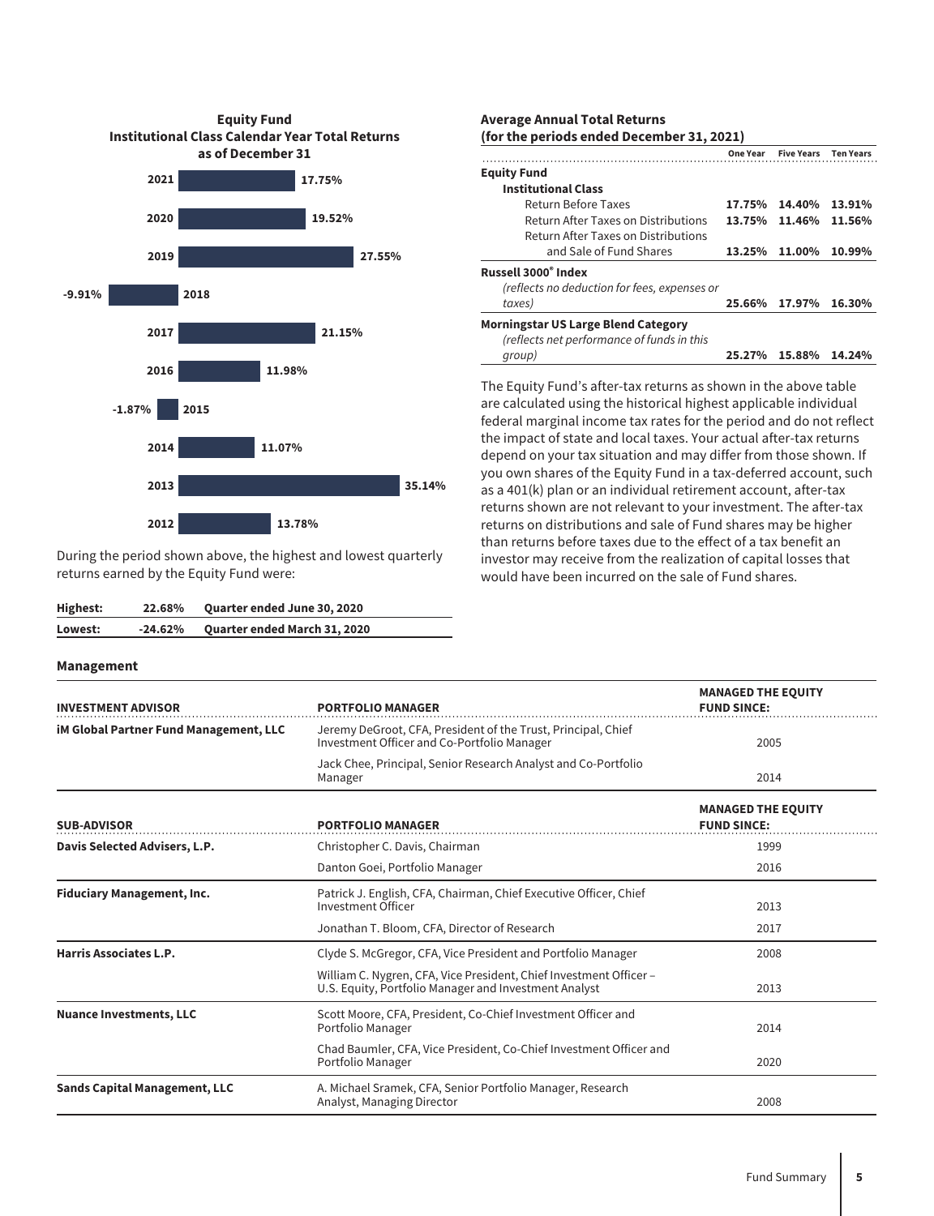**Equity Fund**
**Institutional Class Calendar Year Total Returns**
**as of December 31**

| Year | Return |
|---|---|
| 2021 | 17.75% |
| 2020 | 19.52% |
| 2019 | 27.55% |
| 2018 | -9.91% |
| 2017 | 21.15% |
| 2016 | 11.98% |
| 2015 | -1.87% |
| 2014 | 11.07% |
| 2013 | 35.14% |
| 2012 | 13.78% |

During the period shown above, the highest and lowest quarterly returns earned by the Equity Fund were:

| | | |
|---|---|---|
| **Highest:** | **22.68%** | **Quarter ended June 30, 2020** |
| **Lowest:** | **-24.62%** | **Quarter ended March 31, 2020** |

**Average Annual Total Returns**
**(for the periods ended December 31, 2021)**

| | One Year | Five Years | Ten Years |
|---|---|---|---|
| **Equity Fund** | | | |
| **Institutional Class** | | | |
| Return Before Taxes | **17.75%** | **14.40%** | **13.91%** |
| Return After Taxes on Distributions | **13.75%** | **11.46%** | **11.56%** |
| Return After Taxes on Distributions and Sale of Fund Shares | **13.25%** | **11.00%** | **10.99%** |
| **Russell 3000® Index** *(reflects no deduction for fees, expenses or taxes)* | **25.66%** | **17.97%** | **16.30%** |
| **Morningstar US Large Blend Category** *(reflects net performance of funds in this group)* | **25.27%** | **15.88%** | **14.24%** |

The Equity Fund's after-tax returns as shown in the above table are calculated using the historical highest applicable individual federal marginal income tax rates for the period and do not reflect the impact of state and local taxes. Your actual after-tax returns depend on your tax situation and may differ from those shown. If you own shares of the Equity Fund in a tax-deferred account, such as a 401(k) plan or an individual retirement account, after-tax returns shown are not relevant to your investment. The after-tax returns on distributions and sale of Fund shares may be higher than returns before taxes due to the effect of a tax benefit an investor may receive from the realization of capital losses that would have been incurred on the sale of Fund shares.

### Management

| INVESTMENT ADVISOR | PORTFOLIO MANAGER | MANAGED THE EQUITY FUND SINCE: |
|---|---|---|
| **iM Global Partner Fund Management, LLC** | Jeremy DeGroot, CFA, President of the Trust, Principal, Chief Investment Officer and Co-Portfolio Manager | 2005 |
| | Jack Chee, Principal, Senior Research Analyst and Co-Portfolio Manager | 2014 |

| SUB-ADVISOR | PORTFOLIO MANAGER | MANAGED THE EQUITY FUND SINCE: |
|---|---|---|
| **Davis Selected Advisers, L.P.** | Christopher C. Davis, Chairman | 1999 |
| | Danton Goei, Portfolio Manager | 2016 |
| **Fiduciary Management, Inc.** | Patrick J. English, CFA, Chairman, Chief Executive Officer, Chief Investment Officer | 2013 |
| | Jonathan T. Bloom, CFA, Director of Research | 2017 |
| **Harris Associates L.P.** | Clyde S. McGregor, CFA, Vice President and Portfolio Manager | 2008 |
| | William C. Nygren, CFA, Vice President, Chief Investment Officer – U.S. Equity, Portfolio Manager and Investment Analyst | 2013 |
| **Nuance Investments, LLC** | Scott Moore, CFA, President, Co-Chief Investment Officer and Portfolio Manager | 2014 |
| | Chad Baumler, CFA, Vice President, Co-Chief Investment Officer and Portfolio Manager | 2020 |
| **Sands Capital Management, LLC** | A. Michael Sramek, CFA, Senior Portfolio Manager, Research Analyst, Managing Director | 2008 |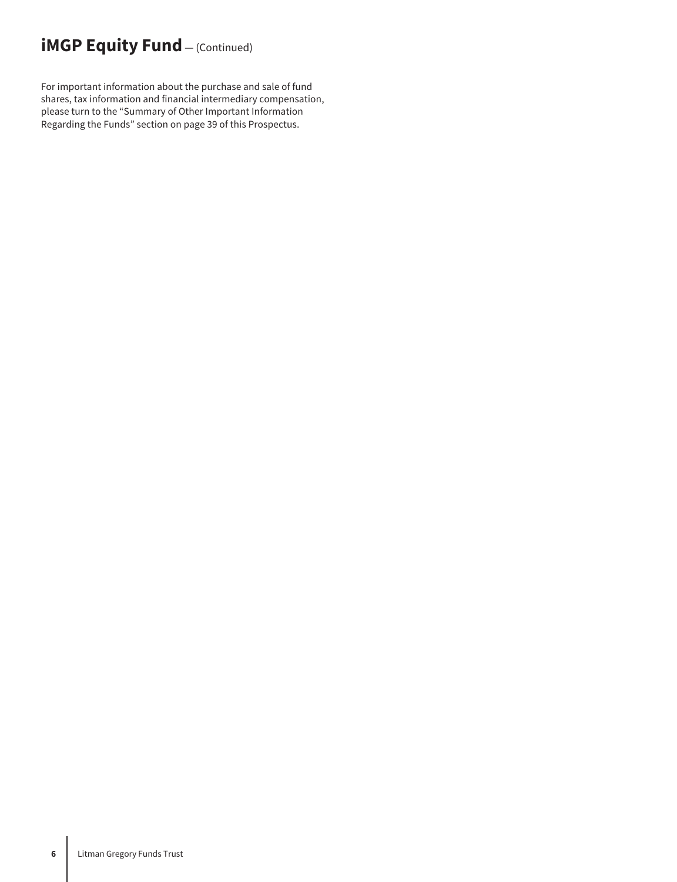# iMGP Equity Fund — (Continued)

For important information about the purchase and sale of fund shares, tax information and financial intermediary compensation, please turn to the "Summary of Other Important Information Regarding the Funds" section on page 39 of this Prospectus.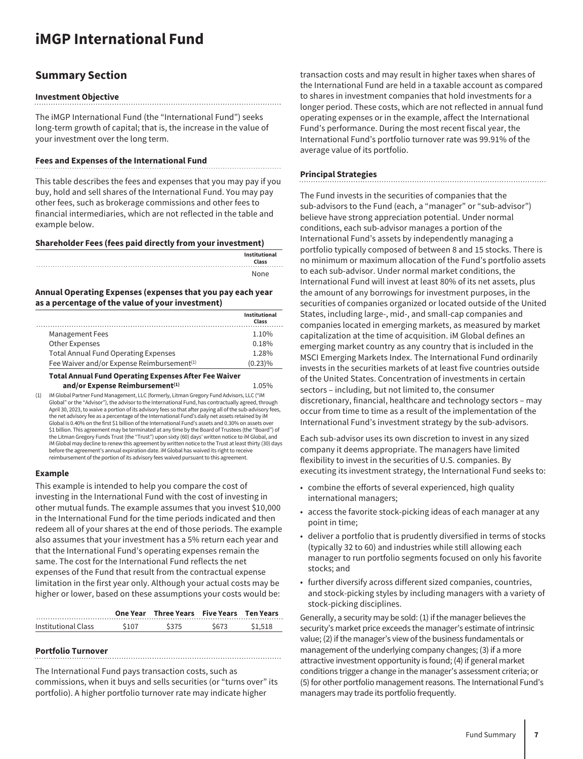# iMGP International Fund

## Summary Section

### Investment Objective

The iMGP International Fund (the "International Fund") seeks long-term growth of capital; that is, the increase in the value of your investment over the long term.

### Fees and Expenses of the International Fund

This table describes the fees and expenses that you may pay if you buy, hold and sell shares of the International Fund. You may pay other fees, such as brokerage commissions and other fees to financial intermediaries, which are not reflected in the table and example below.

**Shareholder Fees (fees paid directly from your investment)**

| | Institutional Class |
|---|---|
| | None |

**Annual Operating Expenses (expenses that you pay each year as a percentage of the value of your investment)**

| | Institutional Class |
|---|---|
| Management Fees | 1.10% |
| Other Expenses | 0.18% |
| Total Annual Fund Operating Expenses | 1.28% |
| Fee Waiver and/or Expense Reimbursement[1] | (0.23)% |
| **Total Annual Fund Operating Expenses After Fee Waiver and/or Expense Reimbursement[1]** | 1.05% |

(1) iM Global Partner Fund Management, LLC (formerly, Litman Gregory Fund Advisors, LLC ("iM Global" or the "Advisor"), the advisor to the International Fund, has contractually agreed, through April 30, 2023, to waive a portion of its advisory fees so that after paying all of the sub-advisory fees, the net advisory fee as a percentage of the International Fund's daily net assets retained by iM Global is 0.40% on the first $1 billion of the International Fund's assets and 0.30% on assets over $1 billion. This agreement may be terminated at any time by the Board of Trustees (the "Board") of the Litman Gregory Funds Trust (the "Trust") upon sixty (60) days' written notice to iM Global, and iM Global may decline to renew this agreement by written notice to the Trust at least thirty (30) days before the agreement's annual expiration date. iM Global has waived its right to receive reimbursement of the portion of its advisory fees waived pursuant to this agreement.

### Example

This example is intended to help you compare the cost of investing in the International Fund with the cost of investing in other mutual funds. The example assumes that you invest $10,000 in the International Fund for the time periods indicated and then redeem all of your shares at the end of those periods. The example also assumes that your investment has a 5% return each year and that the International Fund's operating expenses remain the same. The cost for the International Fund reflects the net expenses of the Fund that result from the contractual expense limitation in the first year only. Although your actual costs may be higher or lower, based on these assumptions your costs would be:

| | One Year | Three Years | Five Years | Ten Years |
|---|---|---|---|---|
| Institutional Class | $107 | $375 | $673 | $1,518 |

### Portfolio Turnover

The International Fund pays transaction costs, such as commissions, when it buys and sells securities (or "turns over" its portfolio). A higher portfolio turnover rate may indicate higher transaction costs and may result in higher taxes when shares of the International Fund are held in a taxable account as compared to shares in investment companies that hold investments for a longer period. These costs, which are not reflected in annual fund operating expenses or in the example, affect the International Fund's performance. During the most recent fiscal year, the International Fund's portfolio turnover rate was 99.91% of the average value of its portfolio.

### Principal Strategies

The Fund invests in the securities of companies that the sub-advisors to the Fund (each, a "manager" or "sub-advisor") believe have strong appreciation potential. Under normal conditions, each sub-advisor manages a portion of the International Fund's assets by independently managing a portfolio typically composed of between 8 and 15 stocks. There is no minimum or maximum allocation of the Fund's portfolio assets to each sub-advisor. Under normal market conditions, the International Fund will invest at least 80% of its net assets, plus the amount of any borrowings for investment purposes, in the securities of companies organized or located outside of the United States, including large-, mid-, and small-cap companies and companies located in emerging markets, as measured by market capitalization at the time of acquisition. iM Global defines an emerging market country as any country that is included in the MSCI Emerging Markets Index. The International Fund ordinarily invests in the securities markets of at least five countries outside of the United States. Concentration of investments in certain sectors – including, but not limited to, the consumer discretionary, financial, healthcare and technology sectors – may occur from time to time as a result of the implementation of the International Fund's investment strategy by the sub-advisors.

Each sub-advisor uses its own discretion to invest in any sized company it deems appropriate. The managers have limited flexibility to invest in the securities of U.S. companies. By executing its investment strategy, the International Fund seeks to:

- combine the efforts of several experienced, high quality international managers;
- access the favorite stock-picking ideas of each manager at any point in time;
- deliver a portfolio that is prudently diversified in terms of stocks (typically 32 to 60) and industries while still allowing each manager to run portfolio segments focused on only his favorite stocks; and
- further diversify across different sized companies, countries, and stock-picking styles by including managers with a variety of stock-picking disciplines.

Generally, a security may be sold: (1) if the manager believes the security's market price exceeds the manager's estimate of intrinsic value; (2) if the manager's view of the business fundamentals or management of the underlying company changes; (3) if a more attractive investment opportunity is found; (4) if general market conditions trigger a change in the manager's assessment criteria; or (5) for other portfolio management reasons. The International Fund's managers may trade its portfolio frequently.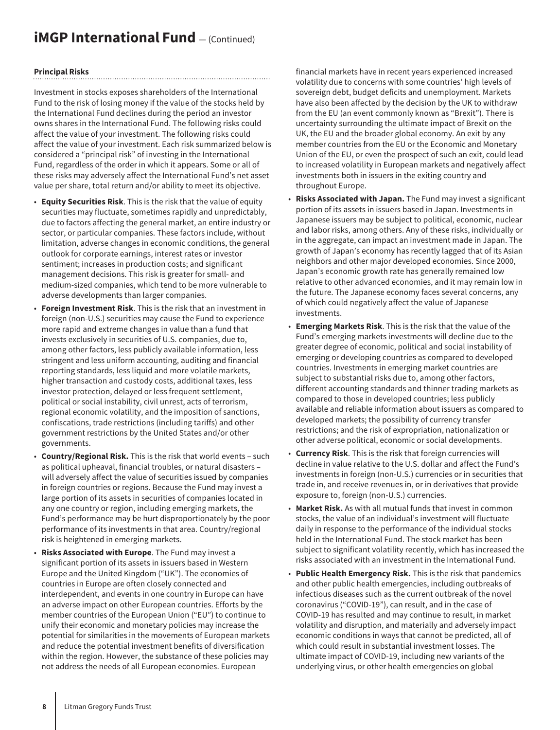# iMGP International Fund — (Continued)

**Principal Risks**

Investment in stocks exposes shareholders of the International Fund to the risk of losing money if the value of the stocks held by the International Fund declines during the period an investor owns shares in the International Fund. The following risks could affect the value of your investment. The following risks could affect the value of your investment. Each risk summarized below is considered a "principal risk" of investing in the International Fund, regardless of the order in which it appears. Some or all of these risks may adversely affect the International Fund's net asset value per share, total return and/or ability to meet its objective.

- **Equity Securities Risk**. This is the risk that the value of equity securities may fluctuate, sometimes rapidly and unpredictably, due to factors affecting the general market, an entire industry or sector, or particular companies. These factors include, without limitation, adverse changes in economic conditions, the general outlook for corporate earnings, interest rates or investor sentiment; increases in production costs; and significant management decisions. This risk is greater for small- and medium-sized companies, which tend to be more vulnerable to adverse developments than larger companies.
- **Foreign Investment Risk**. This is the risk that an investment in foreign (non-U.S.) securities may cause the Fund to experience more rapid and extreme changes in value than a fund that invests exclusively in securities of U.S. companies, due to, among other factors, less publicly available information, less stringent and less uniform accounting, auditing and financial reporting standards, less liquid and more volatile markets, higher transaction and custody costs, additional taxes, less investor protection, delayed or less frequent settlement, political or social instability, civil unrest, acts of terrorism, regional economic volatility, and the imposition of sanctions, confiscations, trade restrictions (including tariffs) and other government restrictions by the United States and/or other governments.
- **Country/Regional Risk.** This is the risk that world events – such as political upheaval, financial troubles, or natural disasters – will adversely affect the value of securities issued by companies in foreign countries or regions. Because the Fund may invest a large portion of its assets in securities of companies located in any one country or region, including emerging markets, the Fund's performance may be hurt disproportionately by the poor performance of its investments in that area. Country/regional risk is heightened in emerging markets.
- **Risks Associated with Europe**. The Fund may invest a significant portion of its assets in issuers based in Western Europe and the United Kingdom ("UK"). The economies of countries in Europe are often closely connected and interdependent, and events in one country in Europe can have an adverse impact on other European countries. Efforts by the member countries of the European Union ("EU") to continue to unify their economic and monetary policies may increase the potential for similarities in the movements of European markets and reduce the potential investment benefits of diversification within the region. However, the substance of these policies may not address the needs of all European economies. European financial markets have in recent years experienced increased volatility due to concerns with some countries' high levels of sovereign debt, budget deficits and unemployment. Markets have also been affected by the decision by the UK to withdraw from the EU (an event commonly known as "Brexit"). There is uncertainty surrounding the ultimate impact of Brexit on the UK, the EU and the broader global economy. An exit by any member countries from the EU or the Economic and Monetary Union of the EU, or even the prospect of such an exit, could lead to increased volatility in European markets and negatively affect investments both in issuers in the exiting country and throughout Europe.
- **Risks Associated with Japan.** The Fund may invest a significant portion of its assets in issuers based in Japan. Investments in Japanese issuers may be subject to political, economic, nuclear and labor risks, among others. Any of these risks, individually or in the aggregate, can impact an investment made in Japan. The growth of Japan's economy has recently lagged that of its Asian neighbors and other major developed economies. Since 2000, Japan's economic growth rate has generally remained low relative to other advanced economies, and it may remain low in the future. The Japanese economy faces several concerns, any of which could negatively affect the value of Japanese investments.
- **Emerging Markets Risk**. This is the risk that the value of the Fund's emerging markets investments will decline due to the greater degree of economic, political and social instability of emerging or developing countries as compared to developed countries. Investments in emerging market countries are subject to substantial risks due to, among other factors, different accounting standards and thinner trading markets as compared to those in developed countries; less publicly available and reliable information about issuers as compared to developed markets; the possibility of currency transfer restrictions; and the risk of expropriation, nationalization or other adverse political, economic or social developments.
- **Currency Risk**. This is the risk that foreign currencies will decline in value relative to the U.S. dollar and affect the Fund's investments in foreign (non-U.S.) currencies or in securities that trade in, and receive revenues in, or in derivatives that provide exposure to, foreign (non-U.S.) currencies.
- **Market Risk.** As with all mutual funds that invest in common stocks, the value of an individual's investment will fluctuate daily in response to the performance of the individual stocks held in the International Fund. The stock market has been subject to significant volatility recently, which has increased the risks associated with an investment in the International Fund.
- **Public Health Emergency Risk.** This is the risk that pandemics and other public health emergencies, including outbreaks of infectious diseases such as the current outbreak of the novel coronavirus ("COVID-19"), can result, and in the case of COVID-19 has resulted and may continue to result, in market volatility and disruption, and materially and adversely impact economic conditions in ways that cannot be predicted, all of which could result in substantial investment losses. The ultimate impact of COVID-19, including new variants of the underlying virus, or other health emergencies on global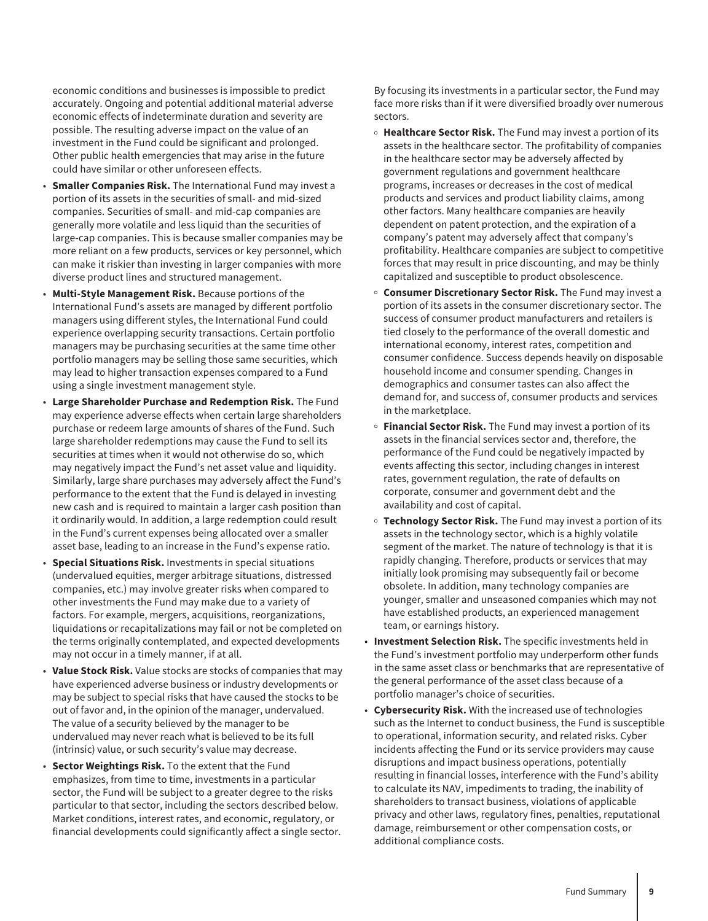economic conditions and businesses is impossible to predict accurately. Ongoing and potential additional material adverse economic effects of indeterminate duration and severity are possible. The resulting adverse impact on the value of an investment in the Fund could be significant and prolonged. Other public health emergencies that may arise in the future could have similar or other unforeseen effects.

- **Smaller Companies Risk.** The International Fund may invest a portion of its assets in the securities of small- and mid-sized companies. Securities of small- and mid-cap companies are generally more volatile and less liquid than the securities of large-cap companies. This is because smaller companies may be more reliant on a few products, services or key personnel, which can make it riskier than investing in larger companies with more diverse product lines and structured management.
- **Multi-Style Management Risk.** Because portions of the International Fund's assets are managed by different portfolio managers using different styles, the International Fund could experience overlapping security transactions. Certain portfolio managers may be purchasing securities at the same time other portfolio managers may be selling those same securities, which may lead to higher transaction expenses compared to a Fund using a single investment management style.
- **Large Shareholder Purchase and Redemption Risk.** The Fund may experience adverse effects when certain large shareholders purchase or redeem large amounts of shares of the Fund. Such large shareholder redemptions may cause the Fund to sell its securities at times when it would not otherwise do so, which may negatively impact the Fund's net asset value and liquidity. Similarly, large share purchases may adversely affect the Fund's performance to the extent that the Fund is delayed in investing new cash and is required to maintain a larger cash position than it ordinarily would. In addition, a large redemption could result in the Fund's current expenses being allocated over a smaller asset base, leading to an increase in the Fund's expense ratio.
- **Special Situations Risk.** Investments in special situations (undervalued equities, merger arbitrage situations, distressed companies, etc.) may involve greater risks when compared to other investments the Fund may make due to a variety of factors. For example, mergers, acquisitions, reorganizations, liquidations or recapitalizations may fail or not be completed on the terms originally contemplated, and expected developments may not occur in a timely manner, if at all.
- **Value Stock Risk.** Value stocks are stocks of companies that may have experienced adverse business or industry developments or may be subject to special risks that have caused the stocks to be out of favor and, in the opinion of the manager, undervalued. The value of a security believed by the manager to be undervalued may never reach what is believed to be its full (intrinsic) value, or such security's value may decrease.
- **Sector Weightings Risk.** To the extent that the Fund emphasizes, from time to time, investments in a particular sector, the Fund will be subject to a greater degree to the risks particular to that sector, including the sectors described below. Market conditions, interest rates, and economic, regulatory, or financial developments could significantly affect a single sector. By focusing its investments in a particular sector, the Fund may face more risks than if it were diversified broadly over numerous sectors.
  - **Healthcare Sector Risk.** The Fund may invest a portion of its assets in the healthcare sector. The profitability of companies in the healthcare sector may be adversely affected by government regulations and government healthcare programs, increases or decreases in the cost of medical products and services and product liability claims, among other factors. Many healthcare companies are heavily dependent on patent protection, and the expiration of a company's patent may adversely affect that company's profitability. Healthcare companies are subject to competitive forces that may result in price discounting, and may be thinly capitalized and susceptible to product obsolescence.
  - **Consumer Discretionary Sector Risk.** The Fund may invest a portion of its assets in the consumer discretionary sector. The success of consumer product manufacturers and retailers is tied closely to the performance of the overall domestic and international economy, interest rates, competition and consumer confidence. Success depends heavily on disposable household income and consumer spending. Changes in demographics and consumer tastes can also affect the demand for, and success of, consumer products and services in the marketplace.
  - **Financial Sector Risk.** The Fund may invest a portion of its assets in the financial services sector and, therefore, the performance of the Fund could be negatively impacted by events affecting this sector, including changes in interest rates, government regulation, the rate of defaults on corporate, consumer and government debt and the availability and cost of capital.
  - **Technology Sector Risk.** The Fund may invest a portion of its assets in the technology sector, which is a highly volatile segment of the market. The nature of technology is that it is rapidly changing. Therefore, products or services that may initially look promising may subsequently fail or become obsolete. In addition, many technology companies are younger, smaller and unseasoned companies which may not have established products, an experienced management team, or earnings history.
- **Investment Selection Risk.** The specific investments held in the Fund's investment portfolio may underperform other funds in the same asset class or benchmarks that are representative of the general performance of the asset class because of a portfolio manager's choice of securities.
- **Cybersecurity Risk.** With the increased use of technologies such as the Internet to conduct business, the Fund is susceptible to operational, information security, and related risks. Cyber incidents affecting the Fund or its service providers may cause disruptions and impact business operations, potentially resulting in financial losses, interference with the Fund's ability to calculate its NAV, impediments to trading, the inability of shareholders to transact business, violations of applicable privacy and other laws, regulatory fines, penalties, reputational damage, reimbursement or other compensation costs, or additional compliance costs.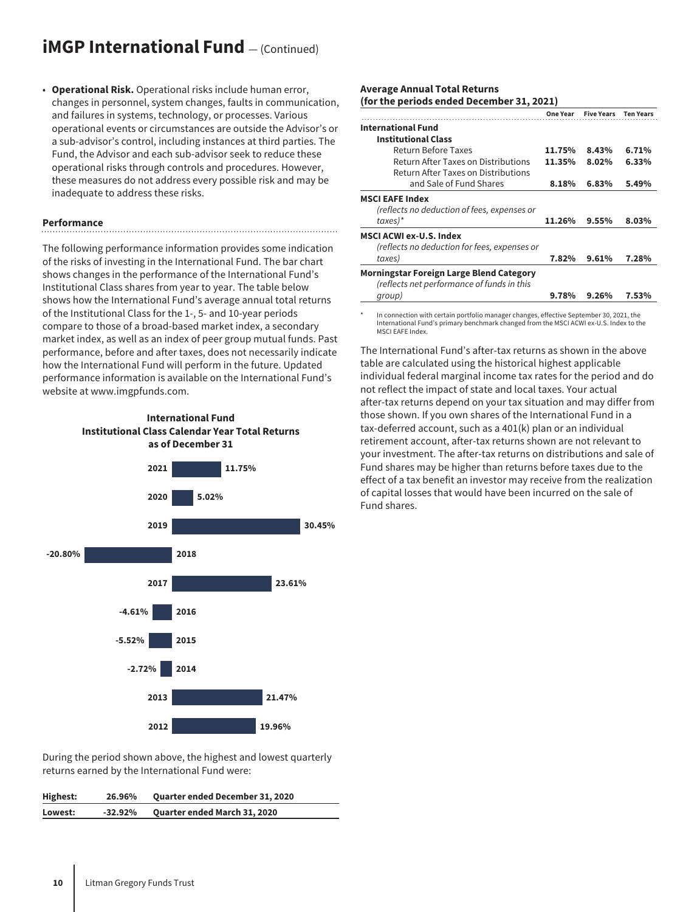## iMGP International Fund — (Continued)

- **Operational Risk.** Operational risks include human error, changes in personnel, system changes, faults in communication, and failures in systems, technology, or processes. Various operational events or circumstances are outside the Advisor's or a sub-advisor's control, including instances at third parties. The Fund, the Advisor and each sub-advisor seek to reduce these operational risks through controls and procedures. However, these measures do not address every possible risk and may be inadequate to address these risks.

### Performance

The following performance information provides some indication of the risks of investing in the International Fund. The bar chart shows changes in the performance of the International Fund's Institutional Class shares from year to year. The table below shows how the International Fund's average annual total returns of the Institutional Class for the 1-, 5- and 10-year periods compare to those of a broad-based market index, a secondary market index, as well as an index of peer group mutual funds. Past performance, before and after taxes, does not necessarily indicate how the International Fund will perform in the future. Updated performance information is available on the International Fund's website at www.imgpfunds.com.

**International Fund Institutional Class Calendar Year Total Returns as of December 31**

| Year | Return |
|---|---|
| 2021 | 11.75% |
| 2020 | 5.02% |
| 2019 | 30.45% |
| 2018 | -20.80% |
| 2017 | 23.61% |
| 2016 | -4.61% |
| 2015 | -5.52% |
| 2014 | -2.72% |
| 2013 | 21.47% |
| 2012 | 19.96% |

During the period shown above, the highest and lowest quarterly returns earned by the International Fund were:

| | | |
|---|---|---|
| **Highest:** | **26.96%** | **Quarter ended December 31, 2020** |
| **Lowest:** | **-32.92%** | **Quarter ended March 31, 2020** |

**Average Annual Total Returns (for the periods ended December 31, 2021)**

| | One Year | Five Years | Ten Years |
|---|---|---|---|
| **International Fund** | | | |
| **Institutional Class** | | | |
| Return Before Taxes | **11.75%** | **8.43%** | **6.71%** |
| Return After Taxes on Distributions | **11.35%** | **8.02%** | **6.33%** |
| Return After Taxes on Distributions and Sale of Fund Shares | **8.18%** | **6.83%** | **5.49%** |
| **MSCI EAFE Index** *(reflects no deduction of fees, expenses or taxes)** | **11.26%** | **9.55%** | **8.03%** |
| **MSCI ACWI ex-U.S. Index** *(reflects no deduction for fees, expenses or taxes)* | **7.82%** | **9.61%** | **7.28%** |
| **Morningstar Foreign Large Blend Category** *(reflects net performance of funds in this group)* | **9.78%** | **9.26%** | **7.53%** |

\* In connection with certain portfolio manager changes, effective September 30, 2021, the International Fund's primary benchmark changed from the MSCI ACWI ex-U.S. Index to the MSCI EAFE Index.

The International Fund's after-tax returns as shown in the above table are calculated using the historical highest applicable individual federal marginal income tax rates for the period and do not reflect the impact of state and local taxes. Your actual after-tax returns depend on your tax situation and may differ from those shown. If you own shares of the International Fund in a tax-deferred account, such as a 401(k) plan or an individual retirement account, after-tax returns shown are not relevant to your investment. The after-tax returns on distributions and sale of Fund shares may be higher than returns before taxes due to the effect of a tax benefit an investor may receive from the realization of capital losses that would have been incurred on the sale of Fund shares.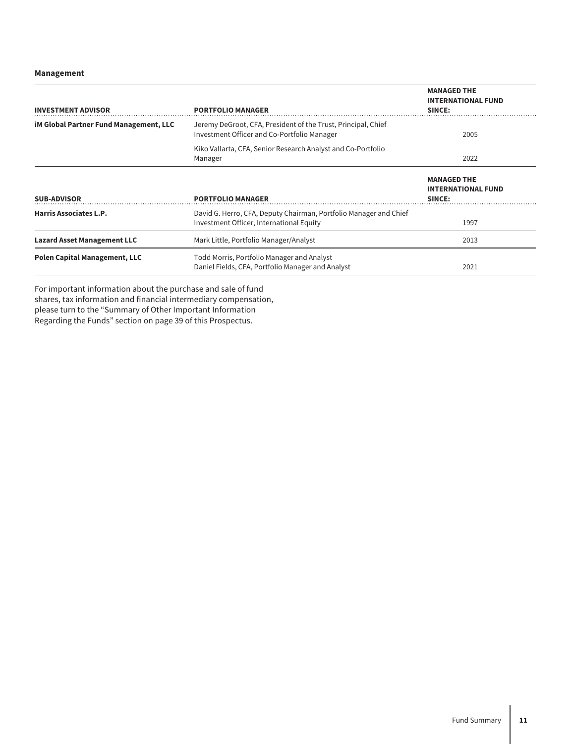**Management**

| INVESTMENT ADVISOR | PORTFOLIO MANAGER | MANAGED THE INTERNATIONAL FUND SINCE: |
|---|---|---|
| **iM Global Partner Fund Management, LLC** | Jeremy DeGroot, CFA, President of the Trust, Principal, Chief Investment Officer and Co-Portfolio Manager | 2005 |
| | Kiko Vallarta, CFA, Senior Research Analyst and Co-Portfolio Manager | 2022 |

| SUB-ADVISOR | PORTFOLIO MANAGER | MANAGED THE INTERNATIONAL FUND SINCE: |
|---|---|---|
| **Harris Associates L.P.** | David G. Herro, CFA, Deputy Chairman, Portfolio Manager and Chief Investment Officer, International Equity | 1997 |
| **Lazard Asset Management LLC** | Mark Little, Portfolio Manager/Analyst | 2013 |
| **Polen Capital Management, LLC** | Todd Morris, Portfolio Manager and Analyst<br>Daniel Fields, CFA, Portfolio Manager and Analyst | 2021 |

For important information about the purchase and sale of fund shares, tax information and financial intermediary compensation, please turn to the "Summary of Other Important Information Regarding the Funds" section on page 39 of this Prospectus.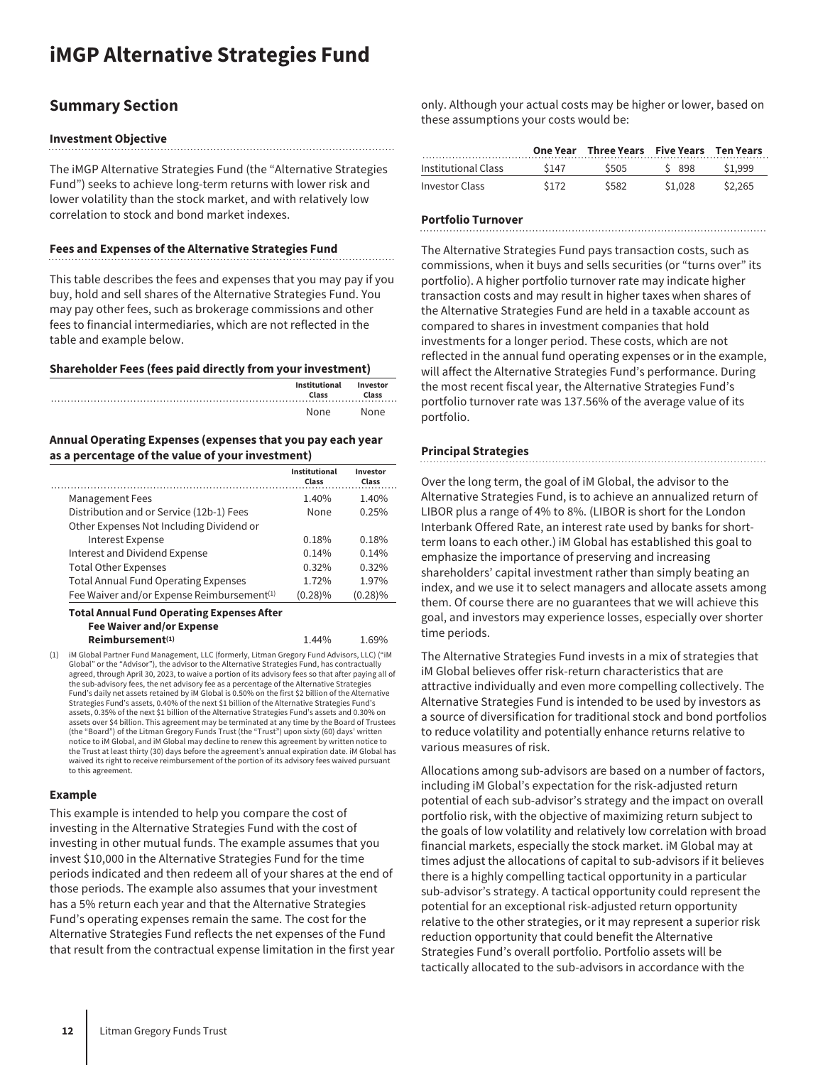# iMGP Alternative Strategies Fund

## Summary Section

### Investment Objective

The iMGP Alternative Strategies Fund (the "Alternative Strategies Fund") seeks to achieve long-term returns with lower risk and lower volatility than the stock market, and with relatively low correlation to stock and bond market indexes.

### Fees and Expenses of the Alternative Strategies Fund

This table describes the fees and expenses that you may pay if you buy, hold and sell shares of the Alternative Strategies Fund. You may pay other fees, such as brokerage commissions and other fees to financial intermediaries, which are not reflected in the table and example below.

**Shareholder Fees (fees paid directly from your investment)**

| | Institutional Class | Investor Class |
|---|---|---|
| | None | None |

**Annual Operating Expenses (expenses that you pay each year as a percentage of the value of your investment)**

| | Institutional Class | Investor Class |
|---|---|---|
| Management Fees | 1.40% | 1.40% |
| Distribution and or Service (12b-1) Fees | None | 0.25% |
| Other Expenses Not Including Dividend or Interest Expense | 0.18% | 0.18% |
| Interest and Dividend Expense | 0.14% | 0.14% |
| Total Other Expenses | 0.32% | 0.32% |
| Total Annual Fund Operating Expenses | 1.72% | 1.97% |
| Fee Waiver and/or Expense Reimbursement[1] | (0.28)% | (0.28)% |
| **Total Annual Fund Operating Expenses After Fee Waiver and/or Expense Reimbursement[1]** | 1.44% | 1.69% |

(1) iM Global Partner Fund Management, LLC (formerly, Litman Gregory Fund Advisors, LLC) ("iM Global" or the "Advisor"), the advisor to the Alternative Strategies Fund, has contractually agreed, through April 30, 2023, to waive a portion of its advisory fees so that after paying all of the sub-advisory fees, the net advisory fee as a percentage of the Alternative Strategies Fund's daily net assets retained by iM Global is 0.50% on the first $2 billion of the Alternative Strategies Fund's assets, 0.40% of the next $1 billion of the Alternative Strategies Fund's assets, 0.35% of the next $1 billion of the Alternative Strategies Fund's assets and 0.30% on assets over $4 billion. This agreement may be terminated at any time by the Board of Trustees (the "Board") of the Litman Gregory Funds Trust (the "Trust") upon sixty (60) days' written notice to iM Global, and iM Global may decline to renew this agreement by written notice to the Trust at least thirty (30) days before the agreement's annual expiration date. iM Global has waived its right to receive reimbursement of the portion of its advisory fees waived pursuant to this agreement.

### Example

This example is intended to help you compare the cost of investing in the Alternative Strategies Fund with the cost of investing in other mutual funds. The example assumes that you invest $10,000 in the Alternative Strategies Fund for the time periods indicated and then redeem all of your shares at the end of those periods. The example also assumes that your investment has a 5% return each year and that the Alternative Strategies Fund's operating expenses remain the same. The cost for the Alternative Strategies Fund reflects the net expenses of the Fund that result from the contractual expense limitation in the first year only. Although your actual costs may be higher or lower, based on these assumptions your costs would be:

| | One Year | Three Years | Five Years | Ten Years |
|---|---|---|---|---|
| Institutional Class | $147 | $505 | $ 898 | $1,999 |
| Investor Class | $172 | $582 | $1,028 | $2,265 |

### Portfolio Turnover

The Alternative Strategies Fund pays transaction costs, such as commissions, when it buys and sells securities (or "turns over" its portfolio). A higher portfolio turnover rate may indicate higher transaction costs and may result in higher taxes when shares of the Alternative Strategies Fund are held in a taxable account as compared to shares in investment companies that hold investments for a longer period. These costs, which are not reflected in the annual fund operating expenses or in the example, will affect the Alternative Strategies Fund's performance. During the most recent fiscal year, the Alternative Strategies Fund's portfolio turnover rate was 137.56% of the average value of its portfolio.

### Principal Strategies

Over the long term, the goal of iM Global, the advisor to the Alternative Strategies Fund, is to achieve an annualized return of LIBOR plus a range of 4% to 8%. (LIBOR is short for the London Interbank Offered Rate, an interest rate used by banks for short-term loans to each other.) iM Global has established this goal to emphasize the importance of preserving and increasing shareholders' capital investment rather than simply beating an index, and we use it to select managers and allocate assets among them. Of course there are no guarantees that we will achieve this goal, and investors may experience losses, especially over shorter time periods.

The Alternative Strategies Fund invests in a mix of strategies that iM Global believes offer risk-return characteristics that are attractive individually and even more compelling collectively. The Alternative Strategies Fund is intended to be used by investors as a source of diversification for traditional stock and bond portfolios to reduce volatility and potentially enhance returns relative to various measures of risk.

Allocations among sub-advisors are based on a number of factors, including iM Global's expectation for the risk-adjusted return potential of each sub-advisor's strategy and the impact on overall portfolio risk, with the objective of maximizing return subject to the goals of low volatility and relatively low correlation with broad financial markets, especially the stock market. iM Global may at times adjust the allocations of capital to sub-advisors if it believes there is a highly compelling tactical opportunity in a particular sub-advisor's strategy. A tactical opportunity could represent the potential for an exceptional risk-adjusted return opportunity relative to the other strategies, or it may represent a superior risk reduction opportunity that could benefit the Alternative Strategies Fund's overall portfolio. Portfolio assets will be tactically allocated to the sub-advisors in accordance with the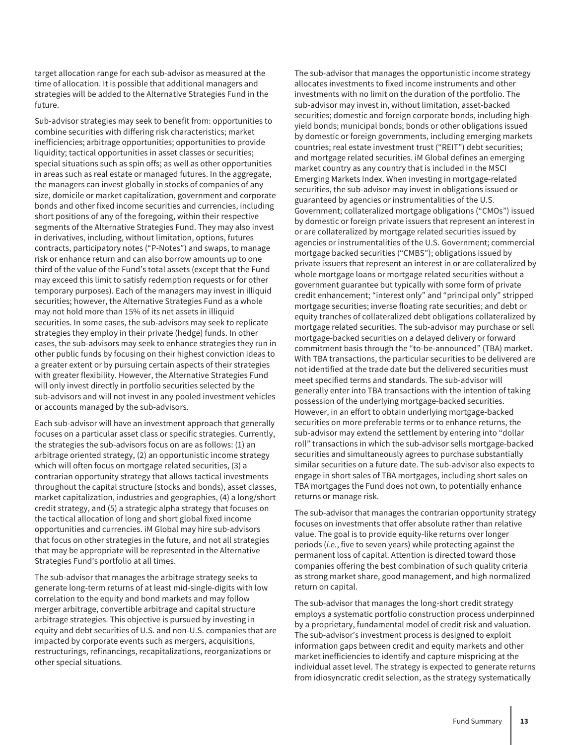target allocation range for each sub-advisor as measured at the time of allocation. It is possible that additional managers and strategies will be added to the Alternative Strategies Fund in the future.

Sub-advisor strategies may seek to benefit from: opportunities to combine securities with differing risk characteristics; market inefficiencies; arbitrage opportunities; opportunities to provide liquidity; tactical opportunities in asset classes or securities; special situations such as spin offs; as well as other opportunities in areas such as real estate or managed futures. In the aggregate, the managers can invest globally in stocks of companies of any size, domicile or market capitalization, government and corporate bonds and other fixed income securities and currencies, including short positions of any of the foregoing, within their respective segments of the Alternative Strategies Fund. They may also invest in derivatives, including, without limitation, options, futures contracts, participatory notes ("P-Notes") and swaps, to manage risk or enhance return and can also borrow amounts up to one third of the value of the Fund's total assets (except that the Fund may exceed this limit to satisfy redemption requests or for other temporary purposes). Each of the managers may invest in illiquid securities; however, the Alternative Strategies Fund as a whole may not hold more than 15% of its net assets in illiquid securities. In some cases, the sub-advisors may seek to replicate strategies they employ in their private (hedge) funds. In other cases, the sub-advisors may seek to enhance strategies they run in other public funds by focusing on their highest conviction ideas to a greater extent or by pursuing certain aspects of their strategies with greater flexibility. However, the Alternative Strategies Fund will only invest directly in portfolio securities selected by the sub-advisors and will not invest in any pooled investment vehicles or accounts managed by the sub-advisors.

Each sub-advisor will have an investment approach that generally focuses on a particular asset class or specific strategies. Currently, the strategies the sub-advisors focus on are as follows: (1) an arbitrage oriented strategy, (2) an opportunistic income strategy which will often focus on mortgage related securities, (3) a contrarian opportunity strategy that allows tactical investments throughout the capital structure (stocks and bonds), asset classes, market capitalization, industries and geographies, (4) a long/short credit strategy, and (5) a strategic alpha strategy that focuses on the tactical allocation of long and short global fixed income opportunities and currencies. iM Global may hire sub-advisors that focus on other strategies in the future, and not all strategies that may be appropriate will be represented in the Alternative Strategies Fund's portfolio at all times.

The sub-advisor that manages the arbitrage strategy seeks to generate long-term returns of at least mid-single-digits with low correlation to the equity and bond markets and may follow merger arbitrage, convertible arbitrage and capital structure arbitrage strategies. This objective is pursued by investing in equity and debt securities of U.S. and non-U.S. companies that are impacted by corporate events such as mergers, acquisitions, restructurings, refinancings, recapitalizations, reorganizations or other special situations.

The sub-advisor that manages the opportunistic income strategy allocates investments to fixed income instruments and other investments with no limit on the duration of the portfolio. The sub-advisor may invest in, without limitation, asset-backed securities; domestic and foreign corporate bonds, including high-yield bonds; municipal bonds; bonds or other obligations issued by domestic or foreign governments, including emerging markets countries; real estate investment trust ("REIT") debt securities; and mortgage related securities. iM Global defines an emerging market country as any country that is included in the MSCI Emerging Markets Index. When investing in mortgage-related securities, the sub-advisor may invest in obligations issued or guaranteed by agencies or instrumentalities of the U.S. Government; collateralized mortgage obligations ("CMOs") issued by domestic or foreign private issuers that represent an interest in or are collateralized by mortgage related securities issued by agencies or instrumentalities of the U.S. Government; commercial mortgage backed securities ("CMBS"); obligations issued by private issuers that represent an interest in or are collateralized by whole mortgage loans or mortgage related securities without a government guarantee but typically with some form of private credit enhancement; "interest only" and "principal only" stripped mortgage securities; inverse floating rate securities; and debt or equity tranches of collateralized debt obligations collateralized by mortgage related securities. The sub-advisor may purchase or sell mortgage-backed securities on a delayed delivery or forward commitment basis through the "to-be-announced" (TBA) market. With TBA transactions, the particular securities to be delivered are not identified at the trade date but the delivered securities must meet specified terms and standards. The sub-advisor will generally enter into TBA transactions with the intention of taking possession of the underlying mortgage-backed securities. However, in an effort to obtain underlying mortgage-backed securities on more preferable terms or to enhance returns, the sub-advisor may extend the settlement by entering into "dollar roll" transactions in which the sub-advisor sells mortgage-backed securities and simultaneously agrees to purchase substantially similar securities on a future date. The sub-advisor also expects to engage in short sales of TBA mortgages, including short sales on TBA mortgages the Fund does not own, to potentially enhance returns or manage risk.

The sub-advisor that manages the contrarian opportunity strategy focuses on investments that offer absolute rather than relative value. The goal is to provide equity-like returns over longer periods (*i.e.*, five to seven years) while protecting against the permanent loss of capital. Attention is directed toward those companies offering the best combination of such quality criteria as strong market share, good management, and high normalized return on capital.

The sub-advisor that manages the long-short credit strategy employs a systematic portfolio construction process underpinned by a proprietary, fundamental model of credit risk and valuation. The sub-advisor's investment process is designed to exploit information gaps between credit and equity markets and other market inefficiencies to identify and capture mispricing at the individual asset level. The strategy is expected to generate returns from idiosyncratic credit selection, as the strategy systematically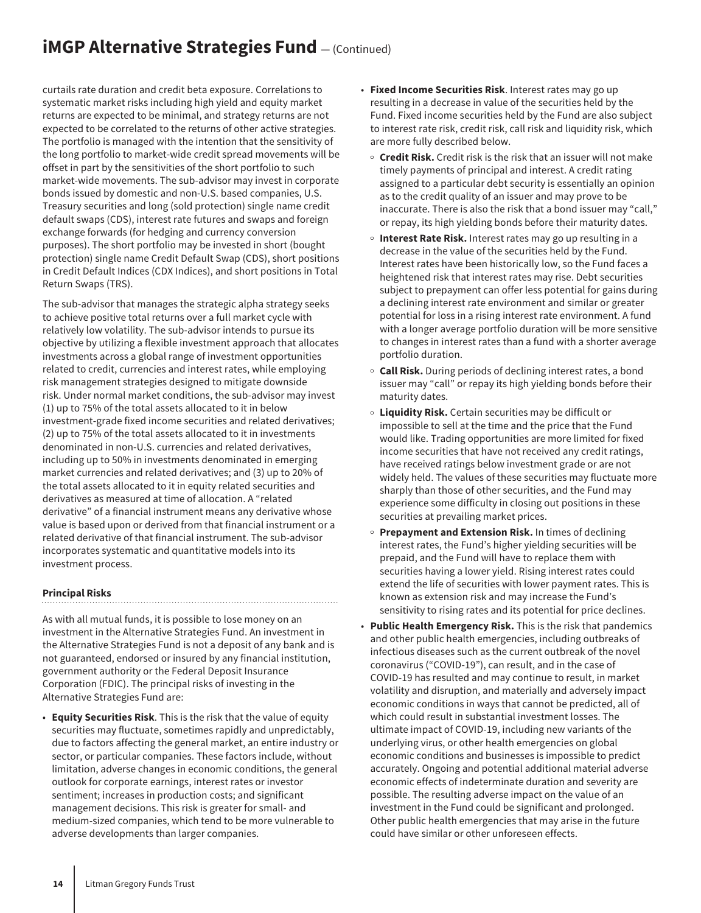curtails rate duration and credit beta exposure. Correlations to systematic market risks including high yield and equity market returns are expected to be minimal, and strategy returns are not expected to be correlated to the returns of other active strategies. The portfolio is managed with the intention that the sensitivity of the long portfolio to market-wide credit spread movements will be offset in part by the sensitivities of the short portfolio to such market-wide movements. The sub-advisor may invest in corporate bonds issued by domestic and non-U.S. based companies, U.S. Treasury securities and long (sold protection) single name credit default swaps (CDS), interest rate futures and swaps and foreign exchange forwards (for hedging and currency conversion purposes). The short portfolio may be invested in short (bought protection) single name Credit Default Swap (CDS), short positions in Credit Default Indices (CDX Indices), and short positions in Total Return Swaps (TRS).

The sub-advisor that manages the strategic alpha strategy seeks to achieve positive total returns over a full market cycle with relatively low volatility. The sub-advisor intends to pursue its objective by utilizing a flexible investment approach that allocates investments across a global range of investment opportunities related to credit, currencies and interest rates, while employing risk management strategies designed to mitigate downside risk. Under normal market conditions, the sub-advisor may invest (1) up to 75% of the total assets allocated to it in below investment-grade fixed income securities and related derivatives; (2) up to 75% of the total assets allocated to it in investments denominated in non-U.S. currencies and related derivatives, including up to 50% in investments denominated in emerging market currencies and related derivatives; and (3) up to 20% of the total assets allocated to it in equity related securities and derivatives as measured at time of allocation. A "related derivative" of a financial instrument means any derivative whose value is based upon or derived from that financial instrument or a related derivative of that financial instrument. The sub-advisor incorporates systematic and quantitative models into its investment process.

### Principal Risks

As with all mutual funds, it is possible to lose money on an investment in the Alternative Strategies Fund. An investment in the Alternative Strategies Fund is not a deposit of any bank and is not guaranteed, endorsed or insured by any financial institution, government authority or the Federal Deposit Insurance Corporation (FDIC). The principal risks of investing in the Alternative Strategies Fund are:

- **Equity Securities Risk**. This is the risk that the value of equity securities may fluctuate, sometimes rapidly and unpredictably, due to factors affecting the general market, an entire industry or sector, or particular companies. These factors include, without limitation, adverse changes in economic conditions, the general outlook for corporate earnings, interest rates or investor sentiment; increases in production costs; and significant management decisions. This risk is greater for small- and medium-sized companies, which tend to be more vulnerable to adverse developments than larger companies.
- **Fixed Income Securities Risk**. Interest rates may go up resulting in a decrease in value of the securities held by the Fund. Fixed income securities held by the Fund are also subject to interest rate risk, credit risk, call risk and liquidity risk, which are more fully described below.
  - **Credit Risk.** Credit risk is the risk that an issuer will not make timely payments of principal and interest. A credit rating assigned to a particular debt security is essentially an opinion as to the credit quality of an issuer and may prove to be inaccurate. There is also the risk that a bond issuer may "call," or repay, its high yielding bonds before their maturity dates.
  - **Interest Rate Risk.** Interest rates may go up resulting in a decrease in the value of the securities held by the Fund. Interest rates have been historically low, so the Fund faces a heightened risk that interest rates may rise. Debt securities subject to prepayment can offer less potential for gains during a declining interest rate environment and similar or greater potential for loss in a rising interest rate environment. A fund with a longer average portfolio duration will be more sensitive to changes in interest rates than a fund with a shorter average portfolio duration.
  - **Call Risk.** During periods of declining interest rates, a bond issuer may "call" or repay its high yielding bonds before their maturity dates.
  - **Liquidity Risk.** Certain securities may be difficult or impossible to sell at the time and the price that the Fund would like. Trading opportunities are more limited for fixed income securities that have not received any credit ratings, have received ratings below investment grade or are not widely held. The values of these securities may fluctuate more sharply than those of other securities, and the Fund may experience some difficulty in closing out positions in these securities at prevailing market prices.
  - **Prepayment and Extension Risk.** In times of declining interest rates, the Fund's higher yielding securities will be prepaid, and the Fund will have to replace them with securities having a lower yield. Rising interest rates could extend the life of securities with lower payment rates. This is known as extension risk and may increase the Fund's sensitivity to rising rates and its potential for price declines.
- **Public Health Emergency Risk.** This is the risk that pandemics and other public health emergencies, including outbreaks of infectious diseases such as the current outbreak of the novel coronavirus ("COVID-19"), can result, and in the case of COVID-19 has resulted and may continue to result, in market volatility and disruption, and materially and adversely impact economic conditions in ways that cannot be predicted, all of which could result in substantial investment losses. The ultimate impact of COVID-19, including new variants of the underlying virus, or other health emergencies on global economic conditions and businesses is impossible to predict accurately. Ongoing and potential additional material adverse economic effects of indeterminate duration and severity are possible. The resulting adverse impact on the value of an investment in the Fund could be significant and prolonged. Other public health emergencies that may arise in the future could have similar or other unforeseen effects.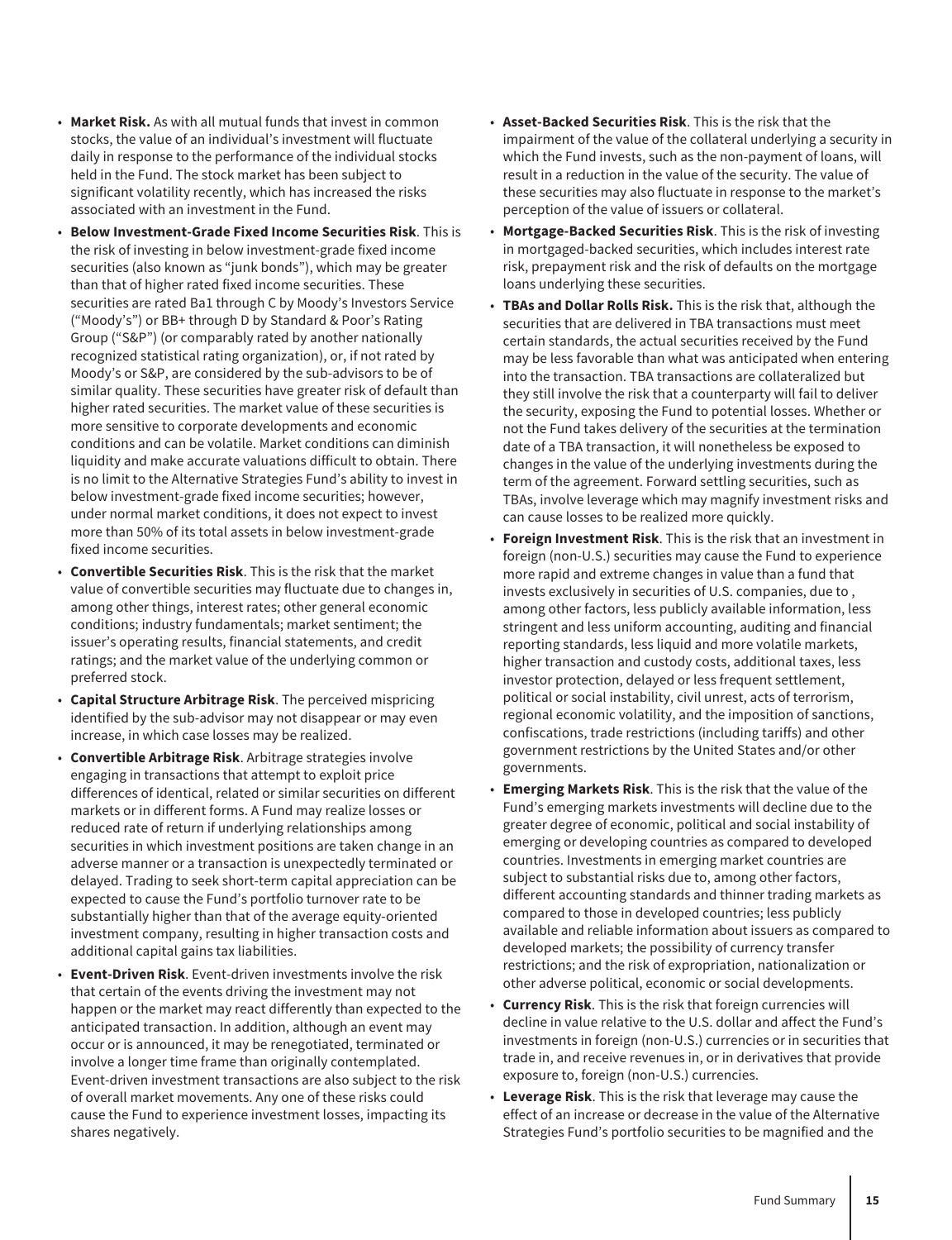- **Market Risk.** As with all mutual funds that invest in common stocks, the value of an individual's investment will fluctuate daily in response to the performance of the individual stocks held in the Fund. The stock market has been subject to significant volatility recently, which has increased the risks associated with an investment in the Fund.
- **Below Investment-Grade Fixed Income Securities Risk**. This is the risk of investing in below investment-grade fixed income securities (also known as "junk bonds"), which may be greater than that of higher rated fixed income securities. These securities are rated Ba1 through C by Moody's Investors Service ("Moody's") or BB+ through D by Standard & Poor's Rating Group ("S&P") (or comparably rated by another nationally recognized statistical rating organization), or, if not rated by Moody's or S&P, are considered by the sub-advisors to be of similar quality. These securities have greater risk of default than higher rated securities. The market value of these securities is more sensitive to corporate developments and economic conditions and can be volatile. Market conditions can diminish liquidity and make accurate valuations difficult to obtain. There is no limit to the Alternative Strategies Fund's ability to invest in below investment-grade fixed income securities; however, under normal market conditions, it does not expect to invest more than 50% of its total assets in below investment-grade fixed income securities.
- **Convertible Securities Risk**. This is the risk that the market value of convertible securities may fluctuate due to changes in, among other things, interest rates; other general economic conditions; industry fundamentals; market sentiment; the issuer's operating results, financial statements, and credit ratings; and the market value of the underlying common or preferred stock.
- **Capital Structure Arbitrage Risk**. The perceived mispricing identified by the sub-advisor may not disappear or may even increase, in which case losses may be realized.
- **Convertible Arbitrage Risk**. Arbitrage strategies involve engaging in transactions that attempt to exploit price differences of identical, related or similar securities on different markets or in different forms. A Fund may realize losses or reduced rate of return if underlying relationships among securities in which investment positions are taken change in an adverse manner or a transaction is unexpectedly terminated or delayed. Trading to seek short-term capital appreciation can be expected to cause the Fund's portfolio turnover rate to be substantially higher than that of the average equity-oriented investment company, resulting in higher transaction costs and additional capital gains tax liabilities.
- **Event-Driven Risk**. Event-driven investments involve the risk that certain of the events driving the investment may not happen or the market may react differently than expected to the anticipated transaction. In addition, although an event may occur or is announced, it may be renegotiated, terminated or involve a longer time frame than originally contemplated. Event-driven investment transactions are also subject to the risk of overall market movements. Any one of these risks could cause the Fund to experience investment losses, impacting its shares negatively.
- **Asset-Backed Securities Risk**. This is the risk that the impairment of the value of the collateral underlying a security in which the Fund invests, such as the non-payment of loans, will result in a reduction in the value of the security. The value of these securities may also fluctuate in response to the market's perception of the value of issuers or collateral.
- **Mortgage-Backed Securities Risk**. This is the risk of investing in mortgaged-backed securities, which includes interest rate risk, prepayment risk and the risk of defaults on the mortgage loans underlying these securities.
- **TBAs and Dollar Rolls Risk.** This is the risk that, although the securities that are delivered in TBA transactions must meet certain standards, the actual securities received by the Fund may be less favorable than what was anticipated when entering into the transaction. TBA transactions are collateralized but they still involve the risk that a counterparty will fail to deliver the security, exposing the Fund to potential losses. Whether or not the Fund takes delivery of the securities at the termination date of a TBA transaction, it will nonetheless be exposed to changes in the value of the underlying investments during the term of the agreement. Forward settling securities, such as TBAs, involve leverage which may magnify investment risks and can cause losses to be realized more quickly.
- **Foreign Investment Risk**. This is the risk that an investment in foreign (non-U.S.) securities may cause the Fund to experience more rapid and extreme changes in value than a fund that invests exclusively in securities of U.S. companies, due to , among other factors, less publicly available information, less stringent and less uniform accounting, auditing and financial reporting standards, less liquid and more volatile markets, higher transaction and custody costs, additional taxes, less investor protection, delayed or less frequent settlement, political or social instability, civil unrest, acts of terrorism, regional economic volatility, and the imposition of sanctions, confiscations, trade restrictions (including tariffs) and other government restrictions by the United States and/or other governments.
- **Emerging Markets Risk**. This is the risk that the value of the Fund's emerging markets investments will decline due to the greater degree of economic, political and social instability of emerging or developing countries as compared to developed countries. Investments in emerging market countries are subject to substantial risks due to, among other factors, different accounting standards and thinner trading markets as compared to those in developed countries; less publicly available and reliable information about issuers as compared to developed markets; the possibility of currency transfer restrictions; and the risk of expropriation, nationalization or other adverse political, economic or social developments.
- **Currency Risk**. This is the risk that foreign currencies will decline in value relative to the U.S. dollar and affect the Fund's investments in foreign (non-U.S.) currencies or in securities that trade in, and receive revenues in, or in derivatives that provide exposure to, foreign (non-U.S.) currencies.
- **Leverage Risk**. This is the risk that leverage may cause the effect of an increase or decrease in the value of the Alternative Strategies Fund's portfolio securities to be magnified and the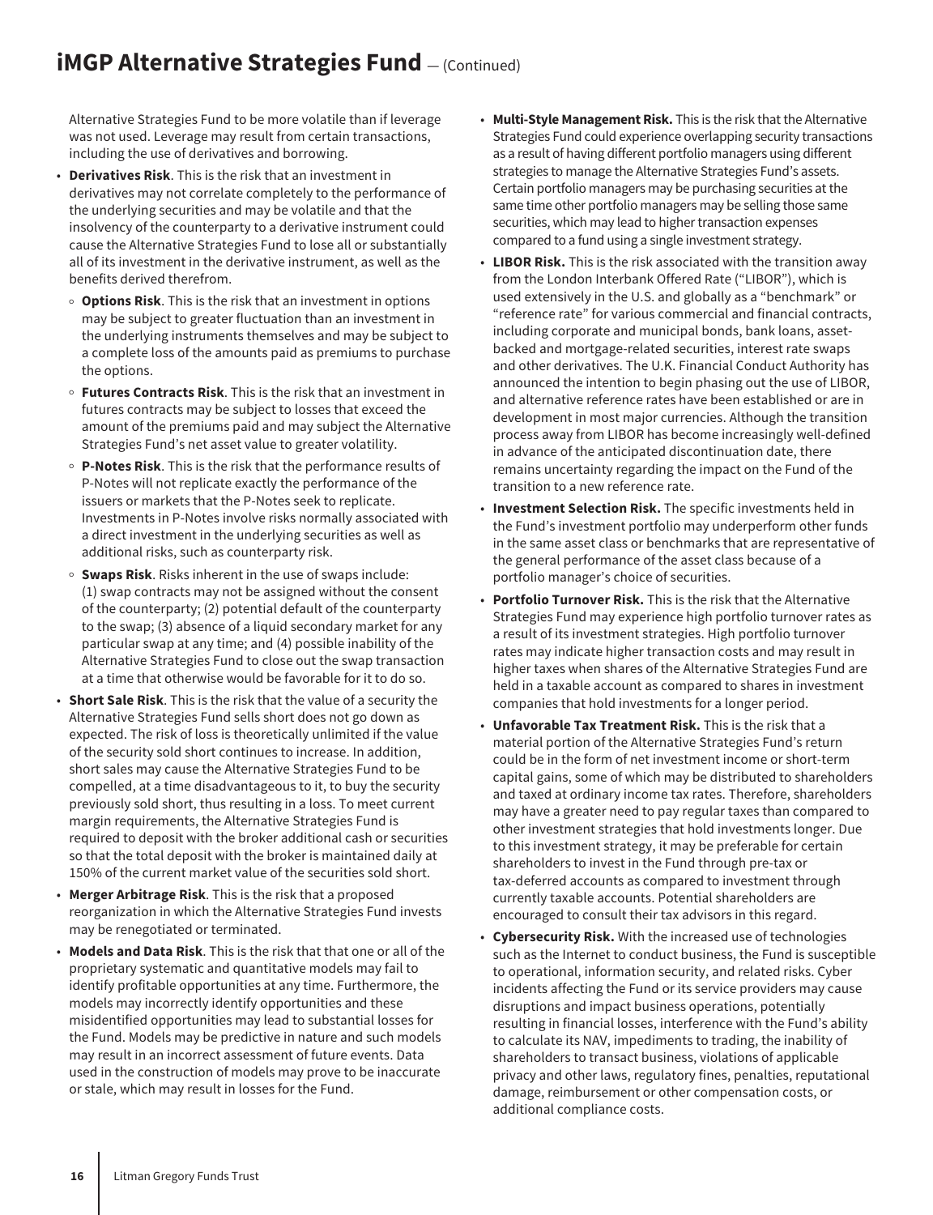Alternative Strategies Fund to be more volatile than if leverage was not used. Leverage may result from certain transactions, including the use of derivatives and borrowing.

- **Derivatives Risk**. This is the risk that an investment in derivatives may not correlate completely to the performance of the underlying securities and may be volatile and that the insolvency of the counterparty to a derivative instrument could cause the Alternative Strategies Fund to lose all or substantially all of its investment in the derivative instrument, as well as the benefits derived therefrom.
  - **Options Risk**. This is the risk that an investment in options may be subject to greater fluctuation than an investment in the underlying instruments themselves and may be subject to a complete loss of the amounts paid as premiums to purchase the options.
  - **Futures Contracts Risk**. This is the risk that an investment in futures contracts may be subject to losses that exceed the amount of the premiums paid and may subject the Alternative Strategies Fund's net asset value to greater volatility.
  - **P-Notes Risk**. This is the risk that the performance results of P-Notes will not replicate exactly the performance of the issuers or markets that the P-Notes seek to replicate. Investments in P-Notes involve risks normally associated with a direct investment in the underlying securities as well as additional risks, such as counterparty risk.
  - **Swaps Risk**. Risks inherent in the use of swaps include: (1) swap contracts may not be assigned without the consent of the counterparty; (2) potential default of the counterparty to the swap; (3) absence of a liquid secondary market for any particular swap at any time; and (4) possible inability of the Alternative Strategies Fund to close out the swap transaction at a time that otherwise would be favorable for it to do so.
- **Short Sale Risk**. This is the risk that the value of a security the Alternative Strategies Fund sells short does not go down as expected. The risk of loss is theoretically unlimited if the value of the security sold short continues to increase. In addition, short sales may cause the Alternative Strategies Fund to be compelled, at a time disadvantageous to it, to buy the security previously sold short, thus resulting in a loss. To meet current margin requirements, the Alternative Strategies Fund is required to deposit with the broker additional cash or securities so that the total deposit with the broker is maintained daily at 150% of the current market value of the securities sold short.
- **Merger Arbitrage Risk**. This is the risk that a proposed reorganization in which the Alternative Strategies Fund invests may be renegotiated or terminated.
- **Models and Data Risk**. This is the risk that that one or all of the proprietary systematic and quantitative models may fail to identify profitable opportunities at any time. Furthermore, the models may incorrectly identify opportunities and these misidentified opportunities may lead to substantial losses for the Fund. Models may be predictive in nature and such models may result in an incorrect assessment of future events. Data used in the construction of models may prove to be inaccurate or stale, which may result in losses for the Fund.
- **Multi-Style Management Risk.** This is the risk that the Alternative Strategies Fund could experience overlapping security transactions as a result of having different portfolio managers using different strategies to manage the Alternative Strategies Fund's assets. Certain portfolio managers may be purchasing securities at the same time other portfolio managers may be selling those same securities, which may lead to higher transaction expenses compared to a fund using a single investment strategy.
- **LIBOR Risk.** This is the risk associated with the transition away from the London Interbank Offered Rate ("LIBOR"), which is used extensively in the U.S. and globally as a "benchmark" or "reference rate" for various commercial and financial contracts, including corporate and municipal bonds, bank loans, asset-backed and mortgage-related securities, interest rate swaps and other derivatives. The U.K. Financial Conduct Authority has announced the intention to begin phasing out the use of LIBOR, and alternative reference rates have been established or are in development in most major currencies. Although the transition process away from LIBOR has become increasingly well-defined in advance of the anticipated discontinuation date, there remains uncertainty regarding the impact on the Fund of the transition to a new reference rate.
- **Investment Selection Risk.** The specific investments held in the Fund's investment portfolio may underperform other funds in the same asset class or benchmarks that are representative of the general performance of the asset class because of a portfolio manager's choice of securities.
- **Portfolio Turnover Risk.** This is the risk that the Alternative Strategies Fund may experience high portfolio turnover rates as a result of its investment strategies. High portfolio turnover rates may indicate higher transaction costs and may result in higher taxes when shares of the Alternative Strategies Fund are held in a taxable account as compared to shares in investment companies that hold investments for a longer period.
- **Unfavorable Tax Treatment Risk.** This is the risk that a material portion of the Alternative Strategies Fund's return could be in the form of net investment income or short-term capital gains, some of which may be distributed to shareholders and taxed at ordinary income tax rates. Therefore, shareholders may have a greater need to pay regular taxes than compared to other investment strategies that hold investments longer. Due to this investment strategy, it may be preferable for certain shareholders to invest in the Fund through pre-tax or tax-deferred accounts as compared to investment through currently taxable accounts. Potential shareholders are encouraged to consult their tax advisors in this regard.
- **Cybersecurity Risk.** With the increased use of technologies such as the Internet to conduct business, the Fund is susceptible to operational, information security, and related risks. Cyber incidents affecting the Fund or its service providers may cause disruptions and impact business operations, potentially resulting in financial losses, interference with the Fund's ability to calculate its NAV, impediments to trading, the inability of shareholders to transact business, violations of applicable privacy and other laws, regulatory fines, penalties, reputational damage, reimbursement or other compensation costs, or additional compliance costs.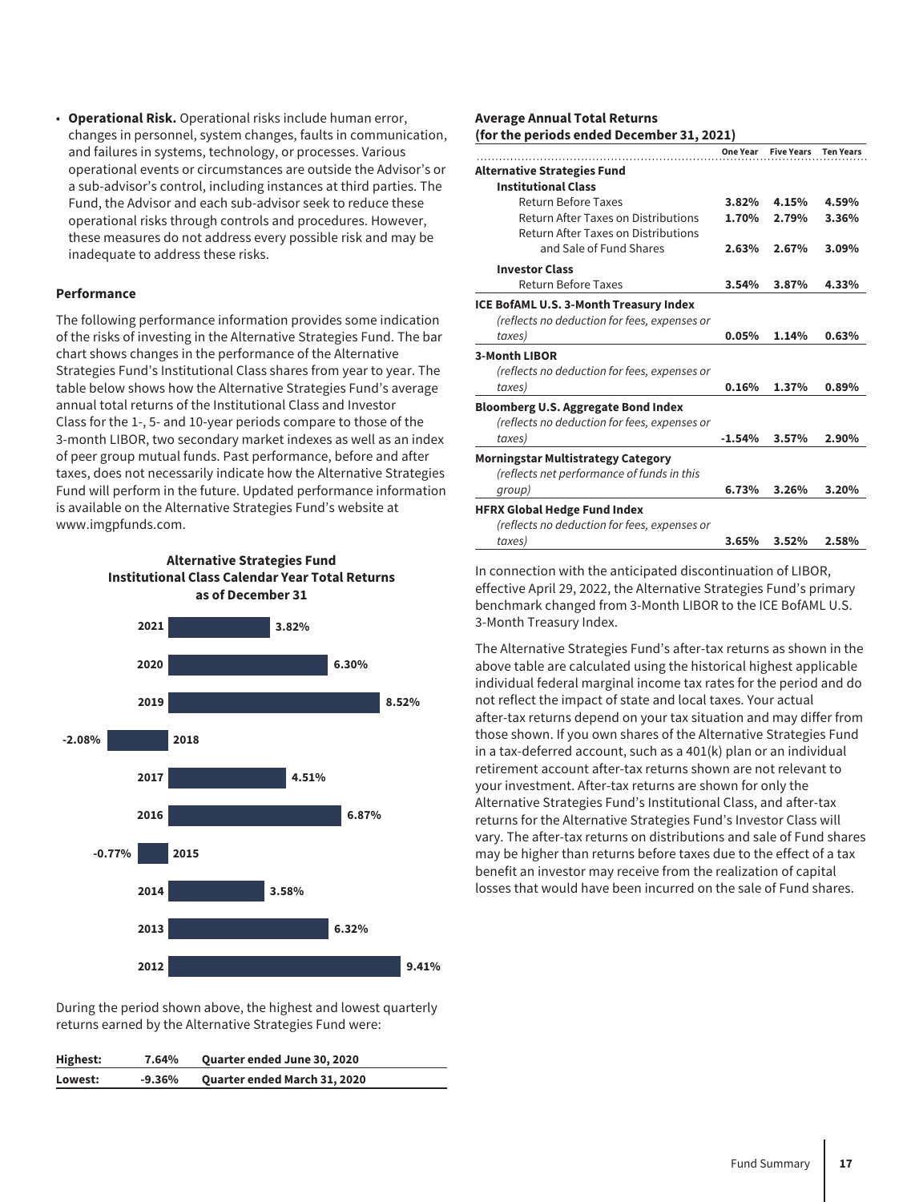- **Operational Risk.** Operational risks include human error, changes in personnel, system changes, faults in communication, and failures in systems, technology, or processes. Various operational events or circumstances are outside the Advisor's or a sub-advisor's control, including instances at third parties. The Fund, the Advisor and each sub-advisor seek to reduce these operational risks through controls and procedures. However, these measures do not address every possible risk and may be inadequate to address these risks.

**Performance**

The following performance information provides some indication of the risks of investing in the Alternative Strategies Fund. The bar chart shows changes in the performance of the Alternative Strategies Fund's Institutional Class shares from year to year. The table below shows how the Alternative Strategies Fund's average annual total returns of the Institutional Class and Investor Class for the 1-, 5- and 10-year periods compare to those of the 3-month LIBOR, two secondary market indexes as well as an index of peer group mutual funds. Past performance, before and after taxes, does not necessarily indicate how the Alternative Strategies Fund will perform in the future. Updated performance information is available on the Alternative Strategies Fund's website at www.imgpfunds.com.

**Alternative Strategies Fund Institutional Class Calendar Year Total Returns as of December 31**

| Year | Return |
|---|---|
| 2021 | 3.82% |
| 2020 | 6.30% |
| 2019 | 8.52% |
| 2018 | -2.08% |
| 2017 | 4.51% |
| 2016 | 6.87% |
| 2015 | -0.77% |
| 2014 | 3.58% |
| 2013 | 6.32% |
| 2012 | 9.41% |

During the period shown above, the highest and lowest quarterly returns earned by the Alternative Strategies Fund were:

| | | |
|---|---|---|
| **Highest:** | 7.64% | Quarter ended June 30, 2020 |
| **Lowest:** | -9.36% | Quarter ended March 31, 2020 |

**Average Annual Total Returns (for the periods ended December 31, 2021)**

| | One Year | Five Years | Ten Years |
|---|---|---|---|
| **Alternative Strategies Fund** | | | |
| **Institutional Class** | | | |
| Return Before Taxes | 3.82% | 4.15% | 4.59% |
| Return After Taxes on Distributions | 1.70% | 2.79% | 3.36% |
| Return After Taxes on Distributions and Sale of Fund Shares | 2.63% | 2.67% | 3.09% |
| **Investor Class** | | | |
| Return Before Taxes | 3.54% | 3.87% | 4.33% |
| **ICE BofAML U.S. 3-Month Treasury Index** *(reflects no deduction for fees, expenses or taxes)* | 0.05% | 1.14% | 0.63% |
| **3-Month LIBOR** *(reflects no deduction for fees, expenses or taxes)* | 0.16% | 1.37% | 0.89% |
| **Bloomberg U.S. Aggregate Bond Index** *(reflects no deduction for fees, expenses or taxes)* | -1.54% | 3.57% | 2.90% |
| **Morningstar Multistrategy Category** *(reflects net performance of funds in this group)* | 6.73% | 3.26% | 3.20% |
| **HFRX Global Hedge Fund Index** *(reflects no deduction for fees, expenses or taxes)* | 3.65% | 3.52% | 2.58% |

In connection with the anticipated discontinuation of LIBOR, effective April 29, 2022, the Alternative Strategies Fund's primary benchmark changed from 3-Month LIBOR to the ICE BofAML U.S. 3-Month Treasury Index.

The Alternative Strategies Fund's after-tax returns as shown in the above table are calculated using the historical highest applicable individual federal marginal income tax rates for the period and do not reflect the impact of state and local taxes. Your actual after-tax returns depend on your tax situation and may differ from those shown. If you own shares of the Alternative Strategies Fund in a tax-deferred account, such as a 401(k) plan or an individual retirement account after-tax returns shown are not relevant to your investment. After-tax returns are shown for only the Alternative Strategies Fund's Institutional Class, and after-tax returns for the Alternative Strategies Fund's Investor Class will vary. The after-tax returns on distributions and sale of Fund shares may be higher than returns before taxes due to the effect of a tax benefit an investor may receive from the realization of capital losses that would have been incurred on the sale of Fund shares.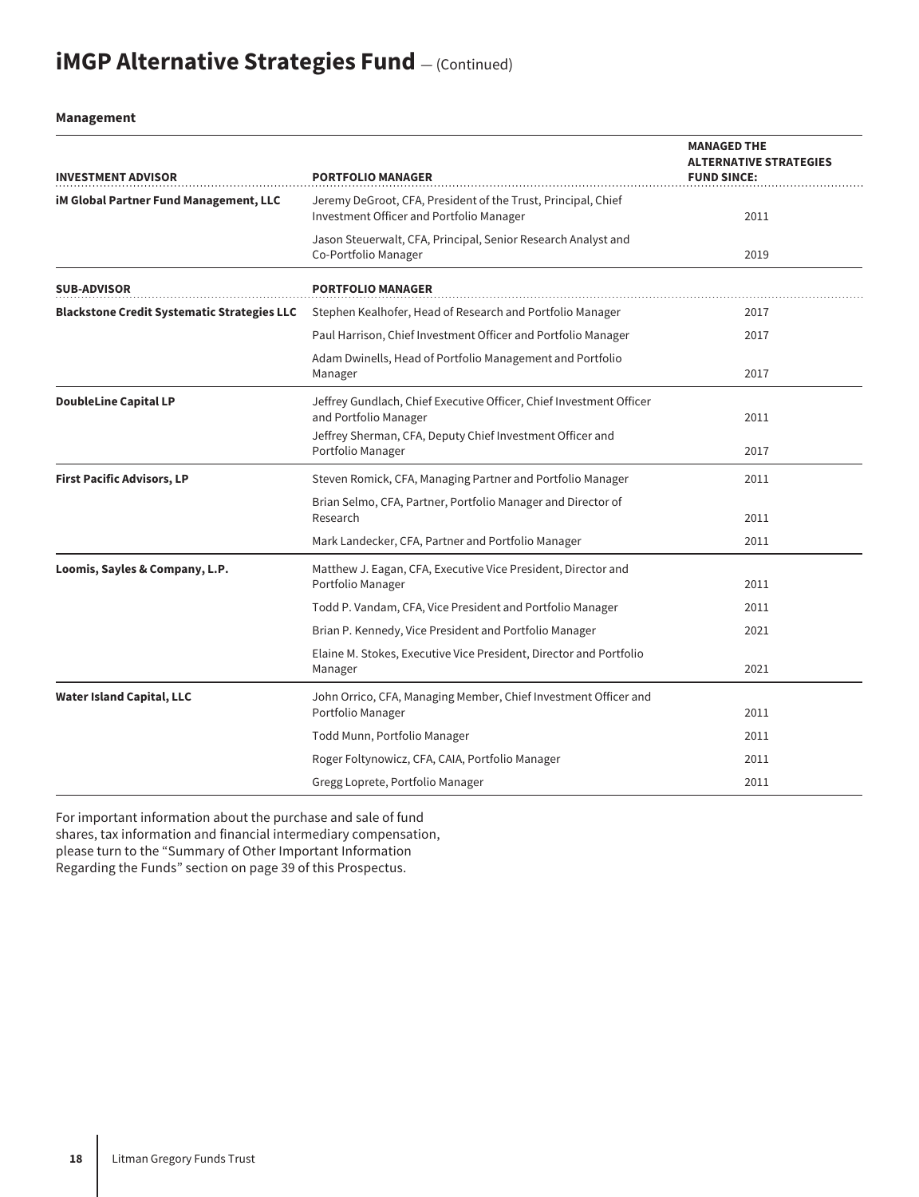# iMGP Alternative Strategies Fund — (Continued)

**Management**

| INVESTMENT ADVISOR | PORTFOLIO MANAGER | MANAGED THE ALTERNATIVE STRATEGIES FUND SINCE: |
|---|---|---|
| **iM Global Partner Fund Management, LLC** | Jeremy DeGroot, CFA, President of the Trust, Principal, Chief Investment Officer and Portfolio Manager | 2011 |
| | Jason Steuerwalt, CFA, Principal, Senior Research Analyst and Co-Portfolio Manager | 2019 |
| **SUB-ADVISOR** | **PORTFOLIO MANAGER** | |
| **Blackstone Credit Systematic Strategies LLC** | Stephen Kealhofer, Head of Research and Portfolio Manager | 2017 |
| | Paul Harrison, Chief Investment Officer and Portfolio Manager | 2017 |
| | Adam Dwinells, Head of Portfolio Management and Portfolio Manager | 2017 |
| **DoubleLine Capital LP** | Jeffrey Gundlach, Chief Executive Officer, Chief Investment Officer and Portfolio Manager | 2011 |
| | Jeffrey Sherman, CFA, Deputy Chief Investment Officer and Portfolio Manager | 2017 |
| **First Pacific Advisors, LP** | Steven Romick, CFA, Managing Partner and Portfolio Manager | 2011 |
| | Brian Selmo, CFA, Partner, Portfolio Manager and Director of Research | 2011 |
| | Mark Landecker, CFA, Partner and Portfolio Manager | 2011 |
| **Loomis, Sayles & Company, L.P.** | Matthew J. Eagan, CFA, Executive Vice President, Director and Portfolio Manager | 2011 |
| | Todd P. Vandam, CFA, Vice President and Portfolio Manager | 2011 |
| | Brian P. Kennedy, Vice President and Portfolio Manager | 2021 |
| | Elaine M. Stokes, Executive Vice President, Director and Portfolio Manager | 2021 |
| **Water Island Capital, LLC** | John Orrico, CFA, Managing Member, Chief Investment Officer and Portfolio Manager | 2011 |
| | Todd Munn, Portfolio Manager | 2011 |
| | Roger Foltynowicz, CFA, CAIA, Portfolio Manager | 2011 |
| | Gregg Loprete, Portfolio Manager | 2011 |

For important information about the purchase and sale of fund shares, tax information and financial intermediary compensation, please turn to the "Summary of Other Important Information Regarding the Funds" section on page 39 of this Prospectus.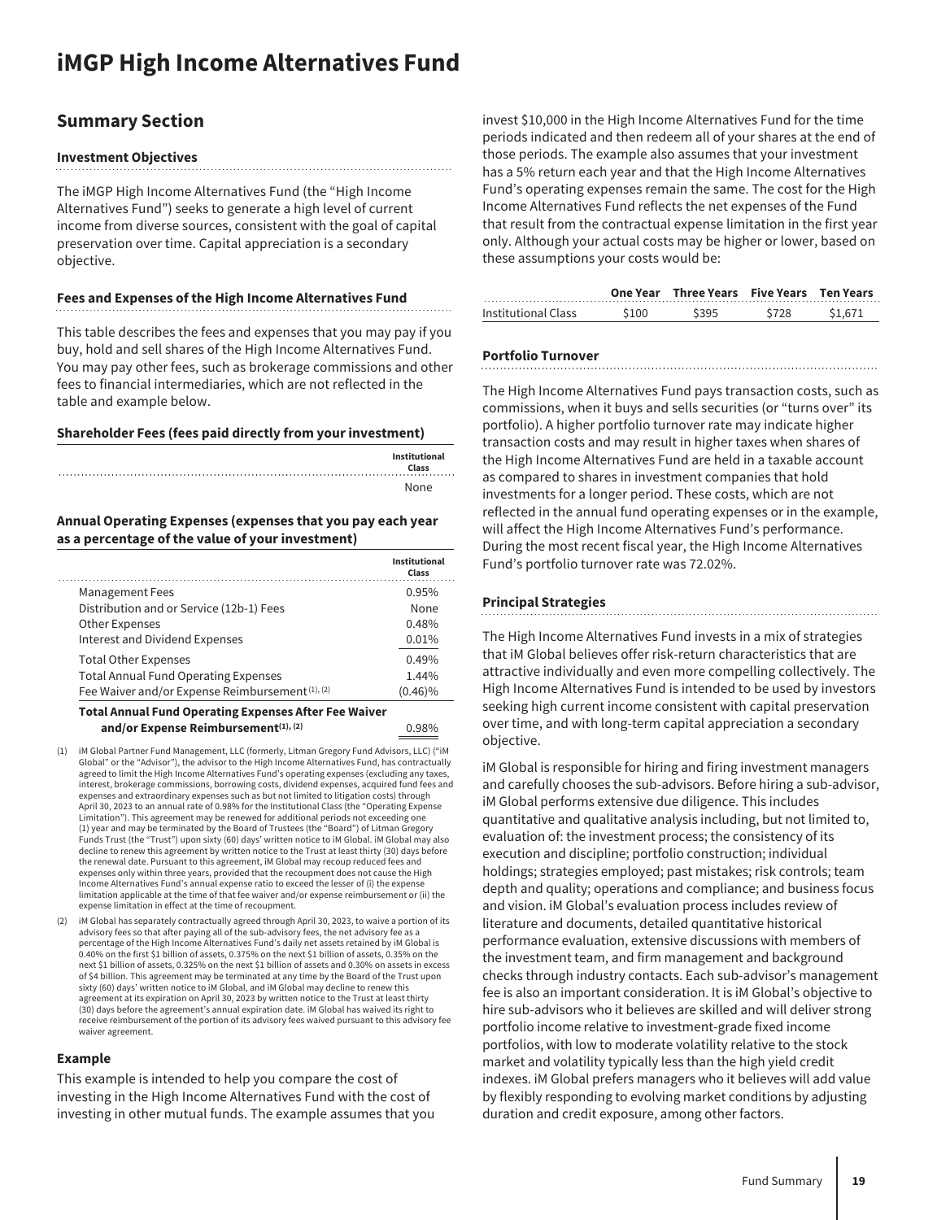# iMGP High Income Alternatives Fund

## Summary Section

### Investment Objectives

The iMGP High Income Alternatives Fund (the "High Income Alternatives Fund") seeks to generate a high level of current income from diverse sources, consistent with the goal of capital preservation over time. Capital appreciation is a secondary objective.

### Fees and Expenses of the High Income Alternatives Fund

This table describes the fees and expenses that you may pay if you buy, hold and sell shares of the High Income Alternatives Fund. You may pay other fees, such as brokerage commissions and other fees to financial intermediaries, which are not reflected in the table and example below.

**Shareholder Fees (fees paid directly from your investment)**

| | Institutional Class |
|---|---|
| | None |

**Annual Operating Expenses (expenses that you pay each year as a percentage of the value of your investment)**

| | Institutional Class |
|---|---|
| Management Fees | 0.95% |
| Distribution and or Service (12b-1) Fees | None |
| Other Expenses | 0.48% |
| Interest and Dividend Expenses | 0.01% |
| Total Other Expenses | 0.49% |
| Total Annual Fund Operating Expenses | 1.44% |
| Fee Waiver and/or Expense Reimbursement (1), (2) | (0.46)% |
| **Total Annual Fund Operating Expenses After Fee Waiver and/or Expense Reimbursement(1), (2)** | 0.98% |

(1) iM Global Partner Fund Management, LLC (formerly, Litman Gregory Fund Advisors, LLC) ("iM Global" or the "Advisor"), the advisor to the High Income Alternatives Fund, has contractually agreed to limit the High Income Alternatives Fund's operating expenses (excluding any taxes, interest, brokerage commissions, borrowing costs, dividend expenses, acquired fund fees and expenses and extraordinary expenses such as but not limited to litigation costs) through April 30, 2023 to an annual rate of 0.98% for the Institutional Class (the "Operating Expense Limitation"). This agreement may be renewed for additional periods not exceeding one (1) year and may be terminated by the Board of Trustees (the "Board") of Litman Gregory Funds Trust (the "Trust") upon sixty (60) days' written notice to iM Global. iM Global may also decline to renew this agreement by written notice to the Trust at least thirty (30) days before the renewal date. Pursuant to this agreement, iM Global may recoup reduced fees and expenses only within three years, provided that the recoupment does not cause the High Income Alternatives Fund's annual expense ratio to exceed the lesser of (i) the expense limitation applicable at the time of that fee waiver and/or expense reimbursement or (ii) the expense limitation in effect at the time of recoupment.

(2) iM Global has separately contractually agreed through April 30, 2023, to waive a portion of its advisory fees so that after paying all of the sub-advisory fees, the net advisory fee as a percentage of the High Income Alternatives Fund's daily net assets retained by iM Global is 0.40% on the first $1 billion of assets, 0.375% on the next $1 billion of assets, 0.35% on the next $1 billion of assets, 0.325% on the next $1 billion of assets and 0.30% on assets in excess of $4 billion. This agreement may be terminated at any time by the Board of the Trust upon sixty (60) days' written notice to iM Global, and iM Global may decline to renew this agreement at its expiration on April 30, 2023 by written notice to the Trust at least thirty (30) days before the agreement's annual expiration date. iM Global has waived its right to receive reimbursement of the portion of its advisory fees waived pursuant to this advisory fee waiver agreement.

### Example

This example is intended to help you compare the cost of investing in the High Income Alternatives Fund with the cost of investing in other mutual funds. The example assumes that you invest $10,000 in the High Income Alternatives Fund for the time periods indicated and then redeem all of your shares at the end of those periods. The example also assumes that your investment has a 5% return each year and that the High Income Alternatives Fund's operating expenses remain the same. The cost for the High Income Alternatives Fund reflects the net expenses of the Fund that result from the contractual expense limitation in the first year only. Although your actual costs may be higher or lower, based on these assumptions your costs would be:

| | One Year | Three Years | Five Years | Ten Years |
|---|---|---|---|---|
| Institutional Class | $100 | $395 | $728 | $1,671 |

### Portfolio Turnover

The High Income Alternatives Fund pays transaction costs, such as commissions, when it buys and sells securities (or "turns over" its portfolio). A higher portfolio turnover rate may indicate higher transaction costs and may result in higher taxes when shares of the High Income Alternatives Fund are held in a taxable account as compared to shares in investment companies that hold investments for a longer period. These costs, which are not reflected in the annual fund operating expenses or in the example, will affect the High Income Alternatives Fund's performance. During the most recent fiscal year, the High Income Alternatives Fund's portfolio turnover rate was 72.02%.

### Principal Strategies

The High Income Alternatives Fund invests in a mix of strategies that iM Global believes offer risk-return characteristics that are attractive individually and even more compelling collectively. The High Income Alternatives Fund is intended to be used by investors seeking high current income consistent with capital preservation over time, and with long-term capital appreciation a secondary objective.

iM Global is responsible for hiring and firing investment managers and carefully chooses the sub-advisors. Before hiring a sub-advisor, iM Global performs extensive due diligence. This includes quantitative and qualitative analysis including, but not limited to, evaluation of: the investment process; the consistency of its execution and discipline; portfolio construction; individual holdings; strategies employed; past mistakes; risk controls; team depth and quality; operations and compliance; and business focus and vision. iM Global's evaluation process includes review of literature and documents, detailed quantitative historical performance evaluation, extensive discussions with members of the investment team, and firm management and background checks through industry contacts. Each sub-advisor's management fee is also an important consideration. It is iM Global's objective to hire sub-advisors who it believes are skilled and will deliver strong portfolio income relative to investment-grade fixed income portfolios, with low to moderate volatility relative to the stock market and volatility typically less than the high yield credit indexes. iM Global prefers managers who it believes will add value by flexibly responding to evolving market conditions by adjusting duration and credit exposure, among other factors.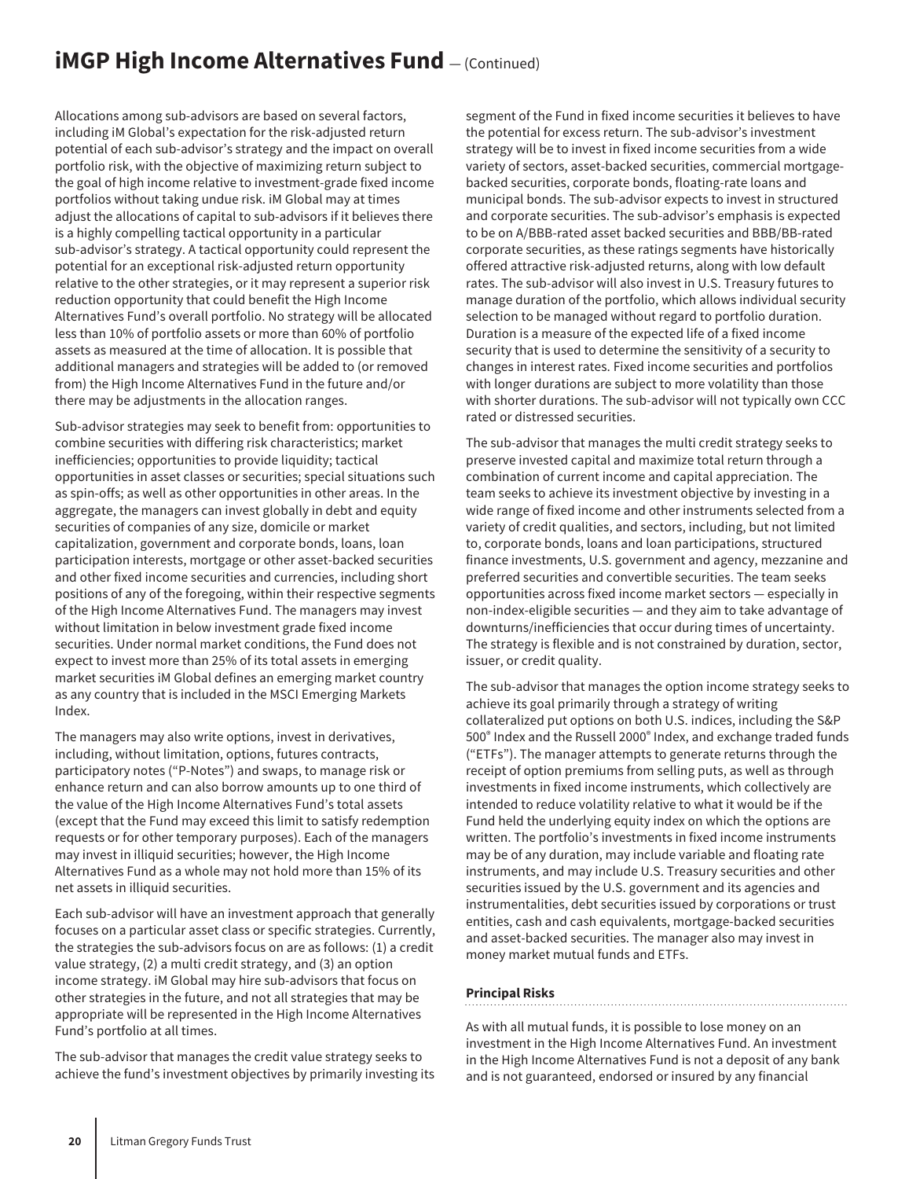Allocations among sub-advisors are based on several factors, including iM Global's expectation for the risk-adjusted return potential of each sub-advisor's strategy and the impact on overall portfolio risk, with the objective of maximizing return subject to the goal of high income relative to investment-grade fixed income portfolios without taking undue risk. iM Global may at times adjust the allocations of capital to sub-advisors if it believes there is a highly compelling tactical opportunity in a particular sub-advisor's strategy. A tactical opportunity could represent the potential for an exceptional risk-adjusted return opportunity relative to the other strategies, or it may represent a superior risk reduction opportunity that could benefit the High Income Alternatives Fund's overall portfolio. No strategy will be allocated less than 10% of portfolio assets or more than 60% of portfolio assets as measured at the time of allocation. It is possible that additional managers and strategies will be added to (or removed from) the High Income Alternatives Fund in the future and/or there may be adjustments in the allocation ranges.

Sub-advisor strategies may seek to benefit from: opportunities to combine securities with differing risk characteristics; market inefficiencies; opportunities to provide liquidity; tactical opportunities in asset classes or securities; special situations such as spin-offs; as well as other opportunities in other areas. In the aggregate, the managers can invest globally in debt and equity securities of companies of any size, domicile or market capitalization, government and corporate bonds, loans, loan participation interests, mortgage or other asset-backed securities and other fixed income securities and currencies, including short positions of any of the foregoing, within their respective segments of the High Income Alternatives Fund. The managers may invest without limitation in below investment grade fixed income securities. Under normal market conditions, the Fund does not expect to invest more than 25% of its total assets in emerging market securities iM Global defines an emerging market country as any country that is included in the MSCI Emerging Markets Index.

The managers may also write options, invest in derivatives, including, without limitation, options, futures contracts, participatory notes ("P-Notes") and swaps, to manage risk or enhance return and can also borrow amounts up to one third of the value of the High Income Alternatives Fund's total assets (except that the Fund may exceed this limit to satisfy redemption requests or for other temporary purposes). Each of the managers may invest in illiquid securities; however, the High Income Alternatives Fund as a whole may not hold more than 15% of its net assets in illiquid securities.

Each sub-advisor will have an investment approach that generally focuses on a particular asset class or specific strategies. Currently, the strategies the sub-advisors focus on are as follows: (1) a credit value strategy, (2) a multi credit strategy, and (3) an option income strategy. iM Global may hire sub-advisors that focus on other strategies in the future, and not all strategies that may be appropriate will be represented in the High Income Alternatives Fund's portfolio at all times.

The sub-advisor that manages the credit value strategy seeks to achieve the fund's investment objectives by primarily investing its segment of the Fund in fixed income securities it believes to have the potential for excess return. The sub-advisor's investment strategy will be to invest in fixed income securities from a wide variety of sectors, asset-backed securities, commercial mortgage-backed securities, corporate bonds, floating-rate loans and municipal bonds. The sub-advisor expects to invest in structured and corporate securities. The sub-advisor's emphasis is expected to be on A/BBB-rated asset backed securities and BBB/BB-rated corporate securities, as these ratings segments have historically offered attractive risk-adjusted returns, along with low default rates. The sub-advisor will also invest in U.S. Treasury futures to manage duration of the portfolio, which allows individual security selection to be managed without regard to portfolio duration. Duration is a measure of the expected life of a fixed income security that is used to determine the sensitivity of a security to changes in interest rates. Fixed income securities and portfolios with longer durations are subject to more volatility than those with shorter durations. The sub-advisor will not typically own CCC rated or distressed securities.

The sub-advisor that manages the multi credit strategy seeks to preserve invested capital and maximize total return through a combination of current income and capital appreciation. The team seeks to achieve its investment objective by investing in a wide range of fixed income and other instruments selected from a variety of credit qualities, and sectors, including, but not limited to, corporate bonds, loans and loan participations, structured finance investments, U.S. government and agency, mezzanine and preferred securities and convertible securities. The team seeks opportunities across fixed income market sectors — especially in non-index-eligible securities — and they aim to take advantage of downturns/inefficiencies that occur during times of uncertainty. The strategy is flexible and is not constrained by duration, sector, issuer, or credit quality.

The sub-advisor that manages the option income strategy seeks to achieve its goal primarily through a strategy of writing collateralized put options on both U.S. indices, including the S&P 500® Index and the Russell 2000® Index, and exchange traded funds ("ETFs"). The manager attempts to generate returns through the receipt of option premiums from selling puts, as well as through investments in fixed income instruments, which collectively are intended to reduce volatility relative to what it would be if the Fund held the underlying equity index on which the options are written. The portfolio's investments in fixed income instruments may be of any duration, may include variable and floating rate instruments, and may include U.S. Treasury securities and other securities issued by the U.S. government and its agencies and instrumentalities, debt securities issued by corporations or trust entities, cash and cash equivalents, mortgage-backed securities and asset-backed securities. The manager also may invest in money market mutual funds and ETFs.

### Principal Risks

As with all mutual funds, it is possible to lose money on an investment in the High Income Alternatives Fund. An investment in the High Income Alternatives Fund is not a deposit of any bank and is not guaranteed, endorsed or insured by any financial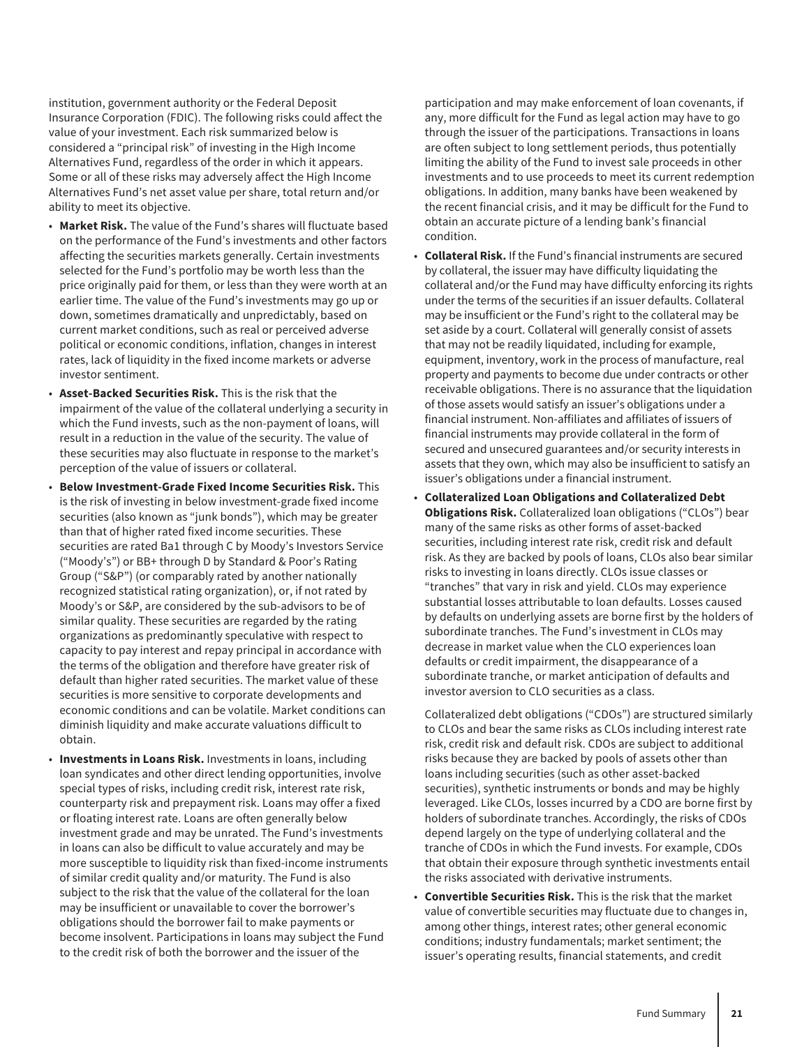institution, government authority or the Federal Deposit Insurance Corporation (FDIC). The following risks could affect the value of your investment. Each risk summarized below is considered a "principal risk" of investing in the High Income Alternatives Fund, regardless of the order in which it appears. Some or all of these risks may adversely affect the High Income Alternatives Fund's net asset value per share, total return and/or ability to meet its objective.

- **Market Risk.** The value of the Fund's shares will fluctuate based on the performance of the Fund's investments and other factors affecting the securities markets generally. Certain investments selected for the Fund's portfolio may be worth less than the price originally paid for them, or less than they were worth at an earlier time. The value of the Fund's investments may go up or down, sometimes dramatically and unpredictably, based on current market conditions, such as real or perceived adverse political or economic conditions, inflation, changes in interest rates, lack of liquidity in the fixed income markets or adverse investor sentiment.
- **Asset-Backed Securities Risk.** This is the risk that the impairment of the value of the collateral underlying a security in which the Fund invests, such as the non-payment of loans, will result in a reduction in the value of the security. The value of these securities may also fluctuate in response to the market's perception of the value of issuers or collateral.
- **Below Investment-Grade Fixed Income Securities Risk.** This is the risk of investing in below investment-grade fixed income securities (also known as "junk bonds"), which may be greater than that of higher rated fixed income securities. These securities are rated Ba1 through C by Moody's Investors Service ("Moody's") or BB+ through D by Standard & Poor's Rating Group ("S&P") (or comparably rated by another nationally recognized statistical rating organization), or, if not rated by Moody's or S&P, are considered by the sub-advisors to be of similar quality. These securities are regarded by the rating organizations as predominantly speculative with respect to capacity to pay interest and repay principal in accordance with the terms of the obligation and therefore have greater risk of default than higher rated securities. The market value of these securities is more sensitive to corporate developments and economic conditions and can be volatile. Market conditions can diminish liquidity and make accurate valuations difficult to obtain.
- **Investments in Loans Risk.** Investments in loans, including loan syndicates and other direct lending opportunities, involve special types of risks, including credit risk, interest rate risk, counterparty risk and prepayment risk. Loans may offer a fixed or floating interest rate. Loans are often generally below investment grade and may be unrated. The Fund's investments in loans can also be difficult to value accurately and may be more susceptible to liquidity risk than fixed-income instruments of similar credit quality and/or maturity. The Fund is also subject to the risk that the value of the collateral for the loan may be insufficient or unavailable to cover the borrower's obligations should the borrower fail to make payments or become insolvent. Participations in loans may subject the Fund to the credit risk of both the borrower and the issuer of the participation and may make enforcement of loan covenants, if any, more difficult for the Fund as legal action may have to go through the issuer of the participations. Transactions in loans are often subject to long settlement periods, thus potentially limiting the ability of the Fund to invest sale proceeds in other investments and to use proceeds to meet its current redemption obligations. In addition, many banks have been weakened by the recent financial crisis, and it may be difficult for the Fund to obtain an accurate picture of a lending bank's financial condition.
- **Collateral Risk.** If the Fund's financial instruments are secured by collateral, the issuer may have difficulty liquidating the collateral and/or the Fund may have difficulty enforcing its rights under the terms of the securities if an issuer defaults. Collateral may be insufficient or the Fund's right to the collateral may be set aside by a court. Collateral will generally consist of assets that may not be readily liquidated, including for example, equipment, inventory, work in the process of manufacture, real property and payments to become due under contracts or other receivable obligations. There is no assurance that the liquidation of those assets would satisfy an issuer's obligations under a financial instrument. Non-affiliates and affiliates of issuers of financial instruments may provide collateral in the form of secured and unsecured guarantees and/or security interests in assets that they own, which may also be insufficient to satisfy an issuer's obligations under a financial instrument.
- **Collateralized Loan Obligations and Collateralized Debt Obligations Risk.** Collateralized loan obligations ("CLOs") bear many of the same risks as other forms of asset-backed securities, including interest rate risk, credit risk and default risk. As they are backed by pools of loans, CLOs also bear similar risks to investing in loans directly. CLOs issue classes or "tranches" that vary in risk and yield. CLOs may experience substantial losses attributable to loan defaults. Losses caused by defaults on underlying assets are borne first by the holders of subordinate tranches. The Fund's investment in CLOs may decrease in market value when the CLO experiences loan defaults or credit impairment, the disappearance of a subordinate tranche, or market anticipation of defaults and investor aversion to CLO securities as a class.

  Collateralized debt obligations ("CDOs") are structured similarly to CLOs and bear the same risks as CLOs including interest rate risk, credit risk and default risk. CDOs are subject to additional risks because they are backed by pools of assets other than loans including securities (such as other asset-backed securities), synthetic instruments or bonds and may be highly leveraged. Like CLOs, losses incurred by a CDO are borne first by holders of subordinate tranches. Accordingly, the risks of CDOs depend largely on the type of underlying collateral and the tranche of CDOs in which the Fund invests. For example, CDOs that obtain their exposure through synthetic investments entail the risks associated with derivative instruments.
- **Convertible Securities Risk.** This is the risk that the market value of convertible securities may fluctuate due to changes in, among other things, interest rates; other general economic conditions; industry fundamentals; market sentiment; the issuer's operating results, financial statements, and credit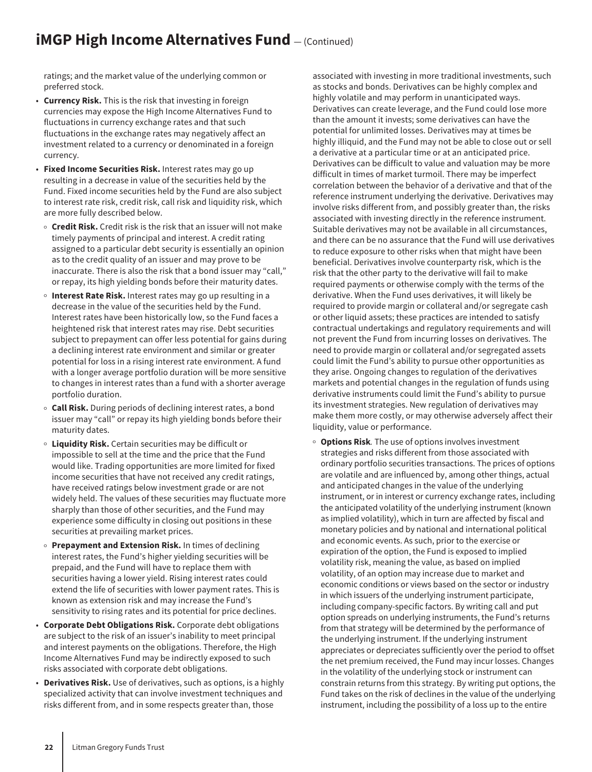ratings; and the market value of the underlying common or preferred stock.

- **Currency Risk.** This is the risk that investing in foreign currencies may expose the High Income Alternatives Fund to fluctuations in currency exchange rates and that such fluctuations in the exchange rates may negatively affect an investment related to a currency or denominated in a foreign currency.
- **Fixed Income Securities Risk.** Interest rates may go up resulting in a decrease in value of the securities held by the Fund. Fixed income securities held by the Fund are also subject to interest rate risk, credit risk, call risk and liquidity risk, which are more fully described below.
  - **Credit Risk.** Credit risk is the risk that an issuer will not make timely payments of principal and interest. A credit rating assigned to a particular debt security is essentially an opinion as to the credit quality of an issuer and may prove to be inaccurate. There is also the risk that a bond issuer may "call," or repay, its high yielding bonds before their maturity dates.
  - **Interest Rate Risk.** Interest rates may go up resulting in a decrease in the value of the securities held by the Fund. Interest rates have been historically low, so the Fund faces a heightened risk that interest rates may rise. Debt securities subject to prepayment can offer less potential for gains during a declining interest rate environment and similar or greater potential for loss in a rising interest rate environment. A fund with a longer average portfolio duration will be more sensitive to changes in interest rates than a fund with a shorter average portfolio duration.
  - **Call Risk.** During periods of declining interest rates, a bond issuer may "call" or repay its high yielding bonds before their maturity dates.
  - **Liquidity Risk.** Certain securities may be difficult or impossible to sell at the time and the price that the Fund would like. Trading opportunities are more limited for fixed income securities that have not received any credit ratings, have received ratings below investment grade or are not widely held. The values of these securities may fluctuate more sharply than those of other securities, and the Fund may experience some difficulty in closing out positions in these securities at prevailing market prices.
  - **Prepayment and Extension Risk.** In times of declining interest rates, the Fund's higher yielding securities will be prepaid, and the Fund will have to replace them with securities having a lower yield. Rising interest rates could extend the life of securities with lower payment rates. This is known as extension risk and may increase the Fund's sensitivity to rising rates and its potential for price declines.
- **Corporate Debt Obligations Risk.** Corporate debt obligations are subject to the risk of an issuer's inability to meet principal and interest payments on the obligations. Therefore, the High Income Alternatives Fund may be indirectly exposed to such risks associated with corporate debt obligations.
- **Derivatives Risk.** Use of derivatives, such as options, is a highly specialized activity that can involve investment techniques and risks different from, and in some respects greater than, those associated with investing in more traditional investments, such as stocks and bonds. Derivatives can be highly complex and highly volatile and may perform in unanticipated ways. Derivatives can create leverage, and the Fund could lose more than the amount it invests; some derivatives can have the potential for unlimited losses. Derivatives may at times be highly illiquid, and the Fund may not be able to close out or sell a derivative at a particular time or at an anticipated price. Derivatives can be difficult to value and valuation may be more difficult in times of market turmoil. There may be imperfect correlation between the behavior of a derivative and that of the reference instrument underlying the derivative. Derivatives may involve risks different from, and possibly greater than, the risks associated with investing directly in the reference instrument. Suitable derivatives may not be available in all circumstances, and there can be no assurance that the Fund will use derivatives to reduce exposure to other risks when that might have been beneficial. Derivatives involve counterparty risk, which is the risk that the other party to the derivative will fail to make required payments or otherwise comply with the terms of the derivative. When the Fund uses derivatives, it will likely be required to provide margin or collateral and/or segregate cash or other liquid assets; these practices are intended to satisfy contractual undertakings and regulatory requirements and will not prevent the Fund from incurring losses on derivatives. The need to provide margin or collateral and/or segregated assets could limit the Fund's ability to pursue other opportunities as they arise. Ongoing changes to regulation of the derivatives markets and potential changes in the regulation of funds using derivative instruments could limit the Fund's ability to pursue its investment strategies. New regulation of derivatives may make them more costly, or may otherwise adversely affect their liquidity, value or performance.
  - **Options Risk***.* The use of options involves investment strategies and risks different from those associated with ordinary portfolio securities transactions. The prices of options are volatile and are influenced by, among other things, actual and anticipated changes in the value of the underlying instrument, or in interest or currency exchange rates, including the anticipated volatility of the underlying instrument (known as implied volatility), which in turn are affected by fiscal and monetary policies and by national and international political and economic events. As such, prior to the exercise or expiration of the option, the Fund is exposed to implied volatility risk, meaning the value, as based on implied volatility, of an option may increase due to market and economic conditions or views based on the sector or industry in which issuers of the underlying instrument participate, including company-specific factors. By writing call and put option spreads on underlying instruments, the Fund's returns from that strategy will be determined by the performance of the underlying instrument. If the underlying instrument appreciates or depreciates sufficiently over the period to offset the net premium received, the Fund may incur losses. Changes in the volatility of the underlying stock or instrument can constrain returns from this strategy. By writing put options, the Fund takes on the risk of declines in the value of the underlying instrument, including the possibility of a loss up to the entire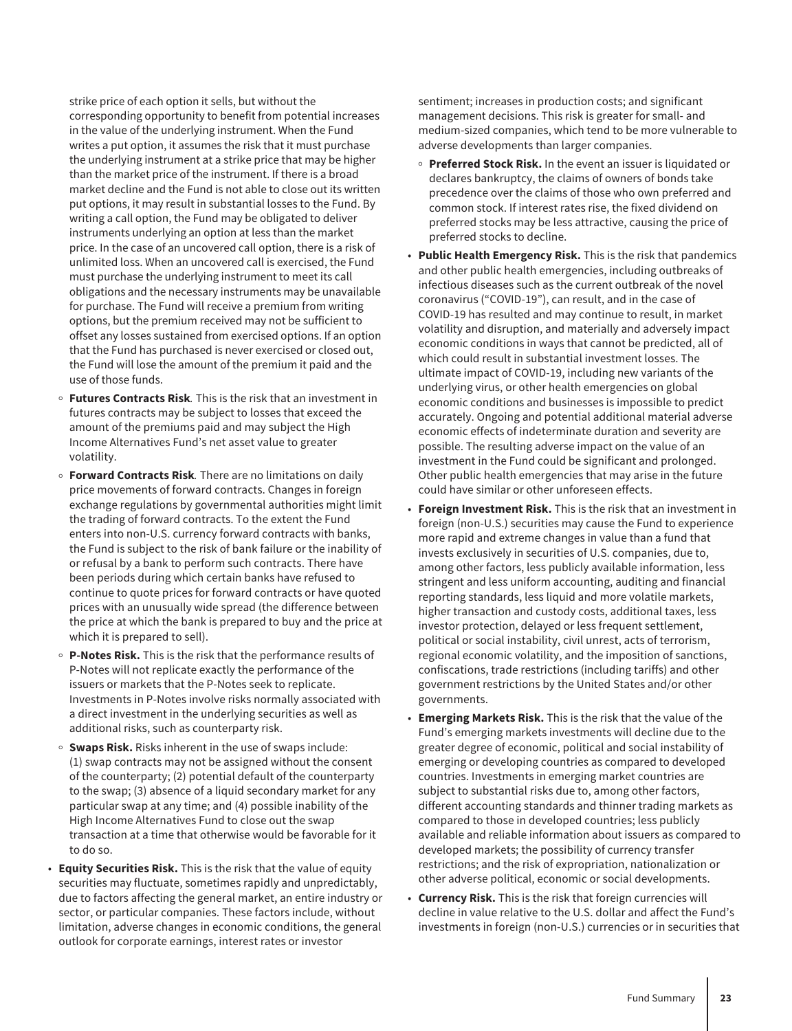strike price of each option it sells, but without the corresponding opportunity to benefit from potential increases in the value of the underlying instrument. When the Fund writes a put option, it assumes the risk that it must purchase the underlying instrument at a strike price that may be higher than the market price of the instrument. If there is a broad market decline and the Fund is not able to close out its written put options, it may result in substantial losses to the Fund. By writing a call option, the Fund may be obligated to deliver instruments underlying an option at less than the market price. In the case of an uncovered call option, there is a risk of unlimited loss. When an uncovered call is exercised, the Fund must purchase the underlying instrument to meet its call obligations and the necessary instruments may be unavailable for purchase. The Fund will receive a premium from writing options, but the premium received may not be sufficient to offset any losses sustained from exercised options. If an option that the Fund has purchased is never exercised or closed out, the Fund will lose the amount of the premium it paid and the use of those funds.

  - **Futures Contracts Risk***.* This is the risk that an investment in futures contracts may be subject to losses that exceed the amount of the premiums paid and may subject the High Income Alternatives Fund's net asset value to greater volatility.
  - **Forward Contracts Risk***.* There are no limitations on daily price movements of forward contracts. Changes in foreign exchange regulations by governmental authorities might limit the trading of forward contracts. To the extent the Fund enters into non-U.S. currency forward contracts with banks, the Fund is subject to the risk of bank failure or the inability of or refusal by a bank to perform such contracts. There have been periods during which certain banks have refused to continue to quote prices for forward contracts or have quoted prices with an unusually wide spread (the difference between the price at which the bank is prepared to buy and the price at which it is prepared to sell).
  - **P-Notes Risk.** This is the risk that the performance results of P-Notes will not replicate exactly the performance of the issuers or markets that the P-Notes seek to replicate. Investments in P-Notes involve risks normally associated with a direct investment in the underlying securities as well as additional risks, such as counterparty risk.
  - **Swaps Risk.** Risks inherent in the use of swaps include: (1) swap contracts may not be assigned without the consent of the counterparty; (2) potential default of the counterparty to the swap; (3) absence of a liquid secondary market for any particular swap at any time; and (4) possible inability of the High Income Alternatives Fund to close out the swap transaction at a time that otherwise would be favorable for it to do so.

- **Equity Securities Risk.** This is the risk that the value of equity securities may fluctuate, sometimes rapidly and unpredictably, due to factors affecting the general market, an entire industry or sector, or particular companies. These factors include, without limitation, adverse changes in economic conditions, the general outlook for corporate earnings, interest rates or investor sentiment; increases in production costs; and significant management decisions. This risk is greater for small- and medium-sized companies, which tend to be more vulnerable to adverse developments than larger companies.
  - **Preferred Stock Risk.** In the event an issuer is liquidated or declares bankruptcy, the claims of owners of bonds take precedence over the claims of those who own preferred and common stock. If interest rates rise, the fixed dividend on preferred stocks may be less attractive, causing the price of preferred stocks to decline.
- **Public Health Emergency Risk.** This is the risk that pandemics and other public health emergencies, including outbreaks of infectious diseases such as the current outbreak of the novel coronavirus ("COVID-19"), can result, and in the case of COVID-19 has resulted and may continue to result, in market volatility and disruption, and materially and adversely impact economic conditions in ways that cannot be predicted, all of which could result in substantial investment losses. The ultimate impact of COVID-19, including new variants of the underlying virus, or other health emergencies on global economic conditions and businesses is impossible to predict accurately. Ongoing and potential additional material adverse economic effects of indeterminate duration and severity are possible. The resulting adverse impact on the value of an investment in the Fund could be significant and prolonged. Other public health emergencies that may arise in the future could have similar or other unforeseen effects.
- **Foreign Investment Risk.** This is the risk that an investment in foreign (non-U.S.) securities may cause the Fund to experience more rapid and extreme changes in value than a fund that invests exclusively in securities of U.S. companies, due to, among other factors, less publicly available information, less stringent and less uniform accounting, auditing and financial reporting standards, less liquid and more volatile markets, higher transaction and custody costs, additional taxes, less investor protection, delayed or less frequent settlement, political or social instability, civil unrest, acts of terrorism, regional economic volatility, and the imposition of sanctions, confiscations, trade restrictions (including tariffs) and other government restrictions by the United States and/or other governments.
- **Emerging Markets Risk.** This is the risk that the value of the Fund's emerging markets investments will decline due to the greater degree of economic, political and social instability of emerging or developing countries as compared to developed countries. Investments in emerging market countries are subject to substantial risks due to, among other factors, different accounting standards and thinner trading markets as compared to those in developed countries; less publicly available and reliable information about issuers as compared to developed markets; the possibility of currency transfer restrictions; and the risk of expropriation, nationalization or other adverse political, economic or social developments.
- **Currency Risk.** This is the risk that foreign currencies will decline in value relative to the U.S. dollar and affect the Fund's investments in foreign (non-U.S.) currencies or in securities that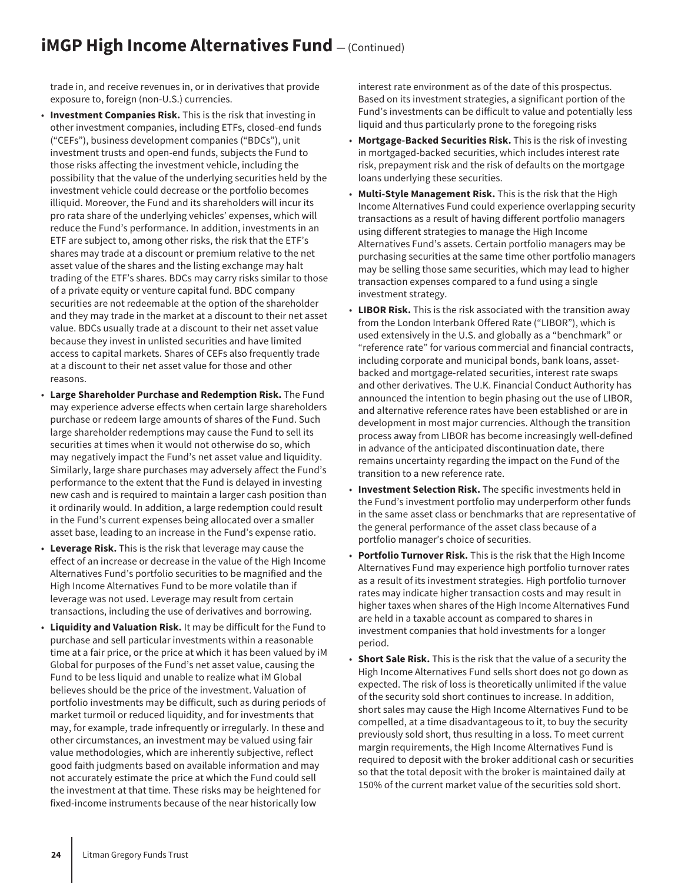trade in, and receive revenues in, or in derivatives that provide exposure to, foreign (non-U.S.) currencies.

- **Investment Companies Risk.** This is the risk that investing in other investment companies, including ETFs, closed-end funds ("CEFs"), business development companies ("BDCs"), unit investment trusts and open-end funds, subjects the Fund to those risks affecting the investment vehicle, including the possibility that the value of the underlying securities held by the investment vehicle could decrease or the portfolio becomes illiquid. Moreover, the Fund and its shareholders will incur its pro rata share of the underlying vehicles' expenses, which will reduce the Fund's performance. In addition, investments in an ETF are subject to, among other risks, the risk that the ETF's shares may trade at a discount or premium relative to the net asset value of the shares and the listing exchange may halt trading of the ETF's shares. BDCs may carry risks similar to those of a private equity or venture capital fund. BDC company securities are not redeemable at the option of the shareholder and they may trade in the market at a discount to their net asset value. BDCs usually trade at a discount to their net asset value because they invest in unlisted securities and have limited access to capital markets. Shares of CEFs also frequently trade at a discount to their net asset value for those and other reasons.
- **Large Shareholder Purchase and Redemption Risk.** The Fund may experience adverse effects when certain large shareholders purchase or redeem large amounts of shares of the Fund. Such large shareholder redemptions may cause the Fund to sell its securities at times when it would not otherwise do so, which may negatively impact the Fund's net asset value and liquidity. Similarly, large share purchases may adversely affect the Fund's performance to the extent that the Fund is delayed in investing new cash and is required to maintain a larger cash position than it ordinarily would. In addition, a large redemption could result in the Fund's current expenses being allocated over a smaller asset base, leading to an increase in the Fund's expense ratio.
- **Leverage Risk.** This is the risk that leverage may cause the effect of an increase or decrease in the value of the High Income Alternatives Fund's portfolio securities to be magnified and the High Income Alternatives Fund to be more volatile than if leverage was not used. Leverage may result from certain transactions, including the use of derivatives and borrowing.
- **Liquidity and Valuation Risk.** It may be difficult for the Fund to purchase and sell particular investments within a reasonable time at a fair price, or the price at which it has been valued by iM Global for purposes of the Fund's net asset value, causing the Fund to be less liquid and unable to realize what iM Global believes should be the price of the investment. Valuation of portfolio investments may be difficult, such as during periods of market turmoil or reduced liquidity, and for investments that may, for example, trade infrequently or irregularly. In these and other circumstances, an investment may be valued using fair value methodologies, which are inherently subjective, reflect good faith judgments based on available information and may not accurately estimate the price at which the Fund could sell the investment at that time. These risks may be heightened for fixed-income instruments because of the near historically low interest rate environment as of the date of this prospectus. Based on its investment strategies, a significant portion of the Fund's investments can be difficult to value and potentially less liquid and thus particularly prone to the foregoing risks
- **Mortgage-Backed Securities Risk.** This is the risk of investing in mortgaged-backed securities, which includes interest rate risk, prepayment risk and the risk of defaults on the mortgage loans underlying these securities.
- **Multi-Style Management Risk.** This is the risk that the High Income Alternatives Fund could experience overlapping security transactions as a result of having different portfolio managers using different strategies to manage the High Income Alternatives Fund's assets. Certain portfolio managers may be purchasing securities at the same time other portfolio managers may be selling those same securities, which may lead to higher transaction expenses compared to a fund using a single investment strategy.
- **LIBOR Risk.** This is the risk associated with the transition away from the London Interbank Offered Rate ("LIBOR"), which is used extensively in the U.S. and globally as a "benchmark" or "reference rate" for various commercial and financial contracts, including corporate and municipal bonds, bank loans, asset-backed and mortgage-related securities, interest rate swaps and other derivatives. The U.K. Financial Conduct Authority has announced the intention to begin phasing out the use of LIBOR, and alternative reference rates have been established or are in development in most major currencies. Although the transition process away from LIBOR has become increasingly well-defined in advance of the anticipated discontinuation date, there remains uncertainty regarding the impact on the Fund of the transition to a new reference rate.
- **Investment Selection Risk.** The specific investments held in the Fund's investment portfolio may underperform other funds in the same asset class or benchmarks that are representative of the general performance of the asset class because of a portfolio manager's choice of securities.
- **Portfolio Turnover Risk.** This is the risk that the High Income Alternatives Fund may experience high portfolio turnover rates as a result of its investment strategies. High portfolio turnover rates may indicate higher transaction costs and may result in higher taxes when shares of the High Income Alternatives Fund are held in a taxable account as compared to shares in investment companies that hold investments for a longer period.
- **Short Sale Risk.** This is the risk that the value of a security the High Income Alternatives Fund sells short does not go down as expected. The risk of loss is theoretically unlimited if the value of the security sold short continues to increase. In addition, short sales may cause the High Income Alternatives Fund to be compelled, at a time disadvantageous to it, to buy the security previously sold short, thus resulting in a loss. To meet current margin requirements, the High Income Alternatives Fund is required to deposit with the broker additional cash or securities so that the total deposit with the broker is maintained daily at 150% of the current market value of the securities sold short.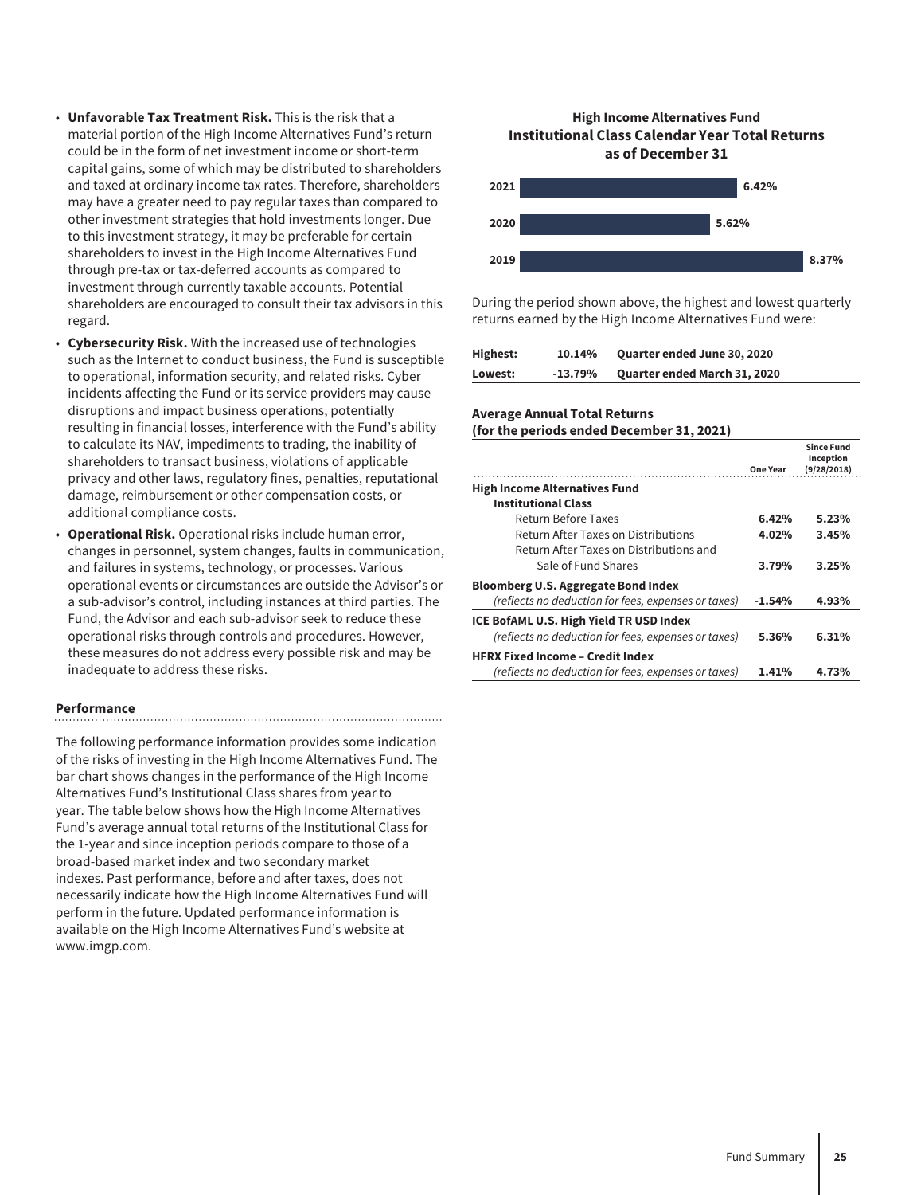- **Unfavorable Tax Treatment Risk.** This is the risk that a material portion of the High Income Alternatives Fund's return could be in the form of net investment income or short-term capital gains, some of which may be distributed to shareholders and taxed at ordinary income tax rates. Therefore, shareholders may have a greater need to pay regular taxes than compared to other investment strategies that hold investments longer. Due to this investment strategy, it may be preferable for certain shareholders to invest in the High Income Alternatives Fund through pre-tax or tax-deferred accounts as compared to investment through currently taxable accounts. Potential shareholders are encouraged to consult their tax advisors in this regard.
- **Cybersecurity Risk.** With the increased use of technologies such as the Internet to conduct business, the Fund is susceptible to operational, information security, and related risks. Cyber incidents affecting the Fund or its service providers may cause disruptions and impact business operations, potentially resulting in financial losses, interference with the Fund's ability to calculate its NAV, impediments to trading, the inability of shareholders to transact business, violations of applicable privacy and other laws, regulatory fines, penalties, reputational damage, reimbursement or other compensation costs, or additional compliance costs.
- **Operational Risk.** Operational risks include human error, changes in personnel, system changes, faults in communication, and failures in systems, technology, or processes. Various operational events or circumstances are outside the Advisor's or a sub-advisor's control, including instances at third parties. The Fund, the Advisor and each sub-advisor seek to reduce these operational risks through controls and procedures. However, these measures do not address every possible risk and may be inadequate to address these risks.

### Performance

The following performance information provides some indication of the risks of investing in the High Income Alternatives Fund. The bar chart shows changes in the performance of the High Income Alternatives Fund's Institutional Class shares from year to year. The table below shows how the High Income Alternatives Fund's average annual total returns of the Institutional Class for the 1-year and since inception periods compare to those of a broad-based market index and two secondary market indexes. Past performance, before and after taxes, does not necessarily indicate how the High Income Alternatives Fund will perform in the future. Updated performance information is available on the High Income Alternatives Fund's website at www.imgp.com.

**High Income Alternatives Fund**
**Institutional Class Calendar Year Total Returns**
**as of December 31**

| Year | Return |
|---|---|
| 2021 | 6.42% |
| 2020 | 5.62% |
| 2019 | 8.37% |

During the period shown above, the highest and lowest quarterly returns earned by the High Income Alternatives Fund were:

| | | |
|---|---|---|
| **Highest:** | **10.14%** | **Quarter ended June 30, 2020** |
| **Lowest:** | **-13.79%** | **Quarter ended March 31, 2020** |

**Average Annual Total Returns**
**(for the periods ended December 31, 2021)**

| | One Year | Since Fund Inception (9/28/2018) |
|---|---|---|
| **High Income Alternatives Fund** | | |
| **Institutional Class** | | |
| Return Before Taxes | **6.42%** | **5.23%** |
| Return After Taxes on Distributions | **4.02%** | **3.45%** |
| Return After Taxes on Distributions and Sale of Fund Shares | **3.79%** | **3.25%** |
| **Bloomberg U.S. Aggregate Bond Index** *(reflects no deduction for fees, expenses or taxes)* | **-1.54%** | **4.93%** |
| **ICE BofAML U.S. High Yield TR USD Index** *(reflects no deduction for fees, expenses or taxes)* | **5.36%** | **6.31%** |
| **HFRX Fixed Income – Credit Index** *(reflects no deduction for fees, expenses or taxes)* | **1.41%** | **4.73%** |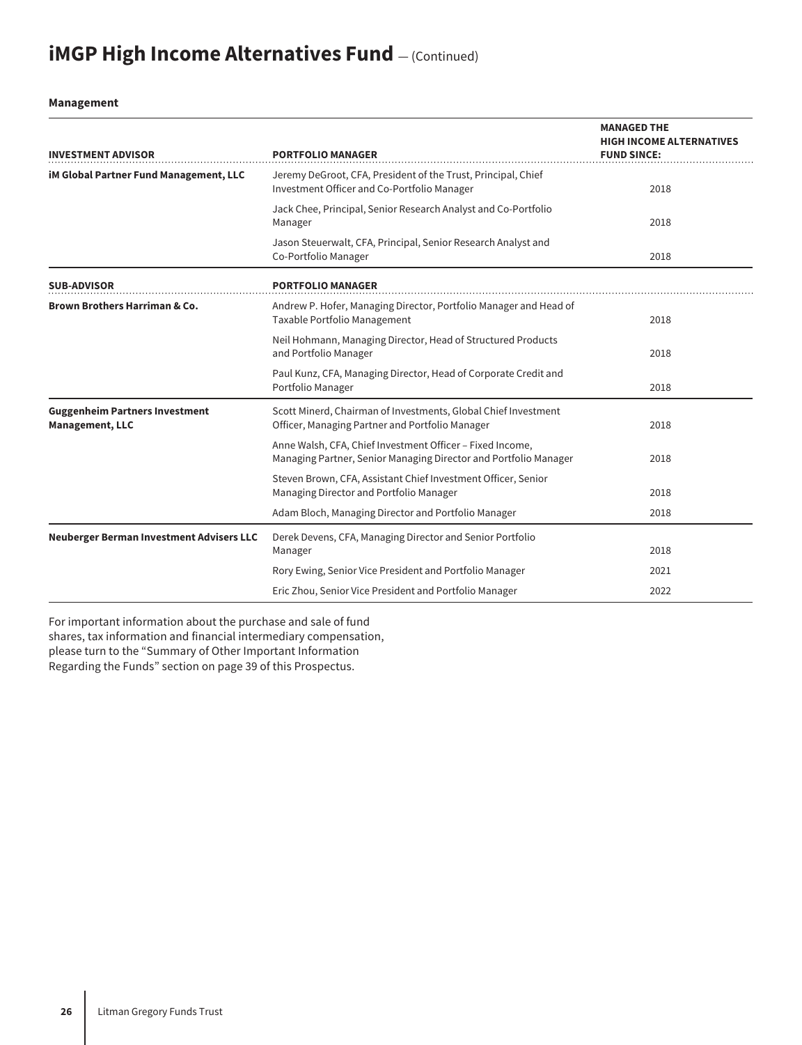# iMGP High Income Alternatives Fund — (Continued)

**Management**

| INVESTMENT ADVISOR | PORTFOLIO MANAGER | MANAGED THE HIGH INCOME ALTERNATIVES FUND SINCE: |
|---|---|---|
| **iM Global Partner Fund Management, LLC** | Jeremy DeGroot, CFA, President of the Trust, Principal, Chief Investment Officer and Co-Portfolio Manager | 2018 |
| | Jack Chee, Principal, Senior Research Analyst and Co-Portfolio Manager | 2018 |
| | Jason Steuerwalt, CFA, Principal, Senior Research Analyst and Co-Portfolio Manager | 2018 |
| **SUB-ADVISOR** | **PORTFOLIO MANAGER** | |
| **Brown Brothers Harriman & Co.** | Andrew P. Hofer, Managing Director, Portfolio Manager and Head of Taxable Portfolio Management | 2018 |
| | Neil Hohmann, Managing Director, Head of Structured Products and Portfolio Manager | 2018 |
| | Paul Kunz, CFA, Managing Director, Head of Corporate Credit and Portfolio Manager | 2018 |
| **Guggenheim Partners Investment Management, LLC** | Scott Minerd, Chairman of Investments, Global Chief Investment Officer, Managing Partner and Portfolio Manager | 2018 |
| | Anne Walsh, CFA, Chief Investment Officer – Fixed Income, Managing Partner, Senior Managing Director and Portfolio Manager | 2018 |
| | Steven Brown, CFA, Assistant Chief Investment Officer, Senior Managing Director and Portfolio Manager | 2018 |
| | Adam Bloch, Managing Director and Portfolio Manager | 2018 |
| **Neuberger Berman Investment Advisers LLC** | Derek Devens, CFA, Managing Director and Senior Portfolio Manager | 2018 |
| | Rory Ewing, Senior Vice President and Portfolio Manager | 2021 |
| | Eric Zhou, Senior Vice President and Portfolio Manager | 2022 |

For important information about the purchase and sale of fund shares, tax information and financial intermediary compensation, please turn to the "Summary of Other Important Information Regarding the Funds" section on page 39 of this Prospectus.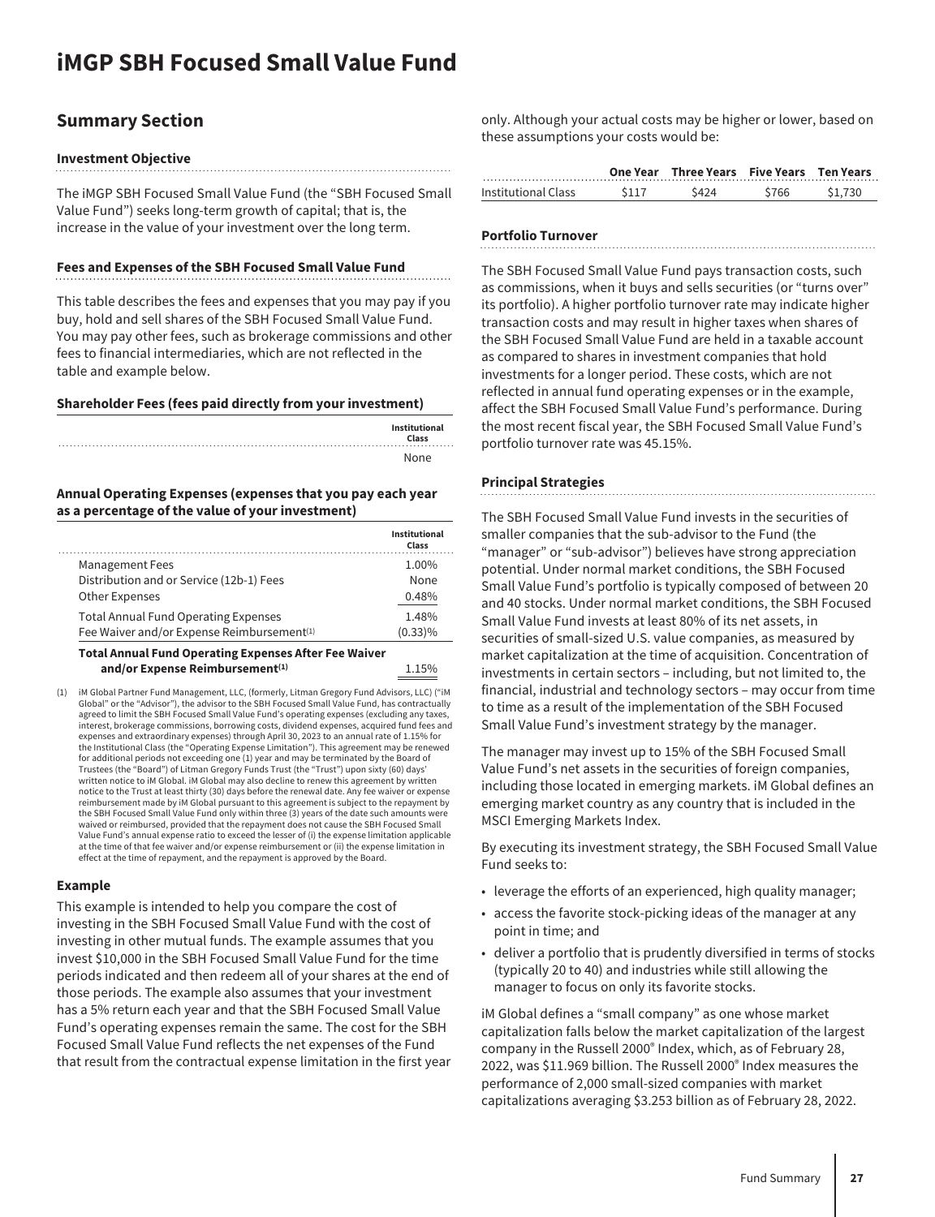# iMGP SBH Focused Small Value Fund

## Summary Section

### Investment Objective

The iMGP SBH Focused Small Value Fund (the "SBH Focused Small Value Fund") seeks long-term growth of capital; that is, the increase in the value of your investment over the long term.

### Fees and Expenses of the SBH Focused Small Value Fund

This table describes the fees and expenses that you may pay if you buy, hold and sell shares of the SBH Focused Small Value Fund. You may pay other fees, such as brokerage commissions and other fees to financial intermediaries, which are not reflected in the table and example below.

**Shareholder Fees (fees paid directly from your investment)**

| | Institutional Class |
|---|---|
| | None |

**Annual Operating Expenses (expenses that you pay each year as a percentage of the value of your investment)**

| | Institutional Class |
|---|---|
| Management Fees | 1.00% |
| Distribution and or Service (12b-1) Fees | None |
| Other Expenses | 0.48% |
| Total Annual Fund Operating Expenses | 1.48% |
| Fee Waiver and/or Expense Reimbursement[1] | (0.33)% |
| **Total Annual Fund Operating Expenses After Fee Waiver and/or Expense Reimbursement[1]** | 1.15% |

(1) iM Global Partner Fund Management, LLC, (formerly, Litman Gregory Fund Advisors, LLC) ("iM Global" or the "Advisor"), the advisor to the SBH Focused Small Value Fund, has contractually agreed to limit the SBH Focused Small Value Fund's operating expenses (excluding any taxes, interest, brokerage commissions, borrowing costs, dividend expenses, acquired fund fees and expenses and extraordinary expenses) through April 30, 2023 to an annual rate of 1.15% for the Institutional Class (the "Operating Expense Limitation"). This agreement may be renewed for additional periods not exceeding one (1) year and may be terminated by the Board of Trustees (the "Board") of Litman Gregory Funds Trust (the "Trust") upon sixty (60) days' written notice to iM Global. iM Global may also decline to renew this agreement by written notice to the Trust at least thirty (30) days before the renewal date. Any fee waiver or expense reimbursement made by iM Global pursuant to this agreement is subject to the repayment by the SBH Focused Small Value Fund only within three (3) years of the date such amounts were waived or reimbursed, provided that the repayment does not cause the SBH Focused Small Value Fund's annual expense ratio to exceed the lesser of (i) the expense limitation applicable at the time of that fee waiver and/or expense reimbursement or (ii) the expense limitation in effect at the time of repayment, and the repayment is approved by the Board.

### Example

This example is intended to help you compare the cost of investing in the SBH Focused Small Value Fund with the cost of investing in other mutual funds. The example assumes that you invest $10,000 in the SBH Focused Small Value Fund for the time periods indicated and then redeem all of your shares at the end of those periods. The example also assumes that your investment has a 5% return each year and that the SBH Focused Small Value Fund's operating expenses remain the same. The cost for the SBH Focused Small Value Fund reflects the net expenses of the Fund that result from the contractual expense limitation in the first year only. Although your actual costs may be higher or lower, based on these assumptions your costs would be:

| | One Year | Three Years | Five Years | Ten Years |
|---|---|---|---|---|
| Institutional Class | $117 | $424 | $766 | $1,730 |

### Portfolio Turnover

The SBH Focused Small Value Fund pays transaction costs, such as commissions, when it buys and sells securities (or "turns over" its portfolio). A higher portfolio turnover rate may indicate higher transaction costs and may result in higher taxes when shares of the SBH Focused Small Value Fund are held in a taxable account as compared to shares in investment companies that hold investments for a longer period. These costs, which are not reflected in annual fund operating expenses or in the example, affect the SBH Focused Small Value Fund's performance. During the most recent fiscal year, the SBH Focused Small Value Fund's portfolio turnover rate was 45.15%.

### Principal Strategies

The SBH Focused Small Value Fund invests in the securities of smaller companies that the sub-advisor to the Fund (the "manager" or "sub-advisor") believes have strong appreciation potential. Under normal market conditions, the SBH Focused Small Value Fund's portfolio is typically composed of between 20 and 40 stocks. Under normal market conditions, the SBH Focused Small Value Fund invests at least 80% of its net assets, in securities of small-sized U.S. value companies, as measured by market capitalization at the time of acquisition. Concentration of investments in certain sectors – including, but not limited to, the financial, industrial and technology sectors – may occur from time to time as a result of the implementation of the SBH Focused Small Value Fund's investment strategy by the manager.

The manager may invest up to 15% of the SBH Focused Small Value Fund's net assets in the securities of foreign companies, including those located in emerging markets. iM Global defines an emerging market country as any country that is included in the MSCI Emerging Markets Index.

By executing its investment strategy, the SBH Focused Small Value Fund seeks to:

- leverage the efforts of an experienced, high quality manager;
- access the favorite stock-picking ideas of the manager at any point in time; and
- deliver a portfolio that is prudently diversified in terms of stocks (typically 20 to 40) and industries while still allowing the manager to focus on only its favorite stocks.

iM Global defines a "small company" as one whose market capitalization falls below the market capitalization of the largest company in the Russell 2000® Index, which, as of February 28, 2022, was $11.969 billion. The Russell 2000® Index measures the performance of 2,000 small-sized companies with market capitalizations averaging $3.253 billion as of February 28, 2022.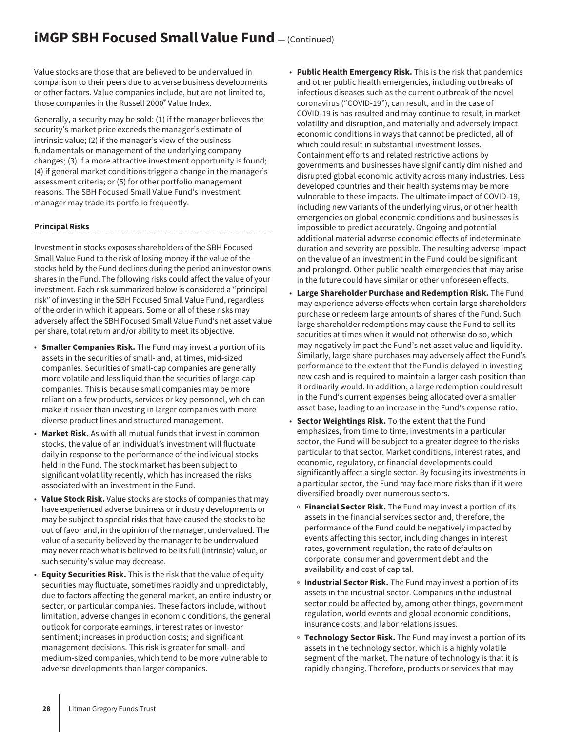Value stocks are those that are believed to be undervalued in comparison to their peers due to adverse business developments or other factors. Value companies include, but are not limited to, those companies in the Russell 2000® Value Index.

Generally, a security may be sold: (1) if the manager believes the security's market price exceeds the manager's estimate of intrinsic value; (2) if the manager's view of the business fundamentals or management of the underlying company changes; (3) if a more attractive investment opportunity is found; (4) if general market conditions trigger a change in the manager's assessment criteria; or (5) for other portfolio management reasons. The SBH Focused Small Value Fund's investment manager may trade its portfolio frequently.

#### Principal Risks

Investment in stocks exposes shareholders of the SBH Focused Small Value Fund to the risk of losing money if the value of the stocks held by the Fund declines during the period an investor owns shares in the Fund. The following risks could affect the value of your investment. Each risk summarized below is considered a "principal risk" of investing in the SBH Focused Small Value Fund, regardless of the order in which it appears. Some or all of these risks may adversely affect the SBH Focused Small Value Fund's net asset value per share, total return and/or ability to meet its objective.

- **Smaller Companies Risk.** The Fund may invest a portion of its assets in the securities of small- and, at times, mid-sized companies. Securities of small-cap companies are generally more volatile and less liquid than the securities of large-cap companies. This is because small companies may be more reliant on a few products, services or key personnel, which can make it riskier than investing in larger companies with more diverse product lines and structured management.
- **Market Risk.** As with all mutual funds that invest in common stocks, the value of an individual's investment will fluctuate daily in response to the performance of the individual stocks held in the Fund. The stock market has been subject to significant volatility recently, which has increased the risks associated with an investment in the Fund.
- **Value Stock Risk.** Value stocks are stocks of companies that may have experienced adverse business or industry developments or may be subject to special risks that have caused the stocks to be out of favor and, in the opinion of the manager, undervalued. The value of a security believed by the manager to be undervalued may never reach what is believed to be its full (intrinsic) value, or such security's value may decrease.
- **Equity Securities Risk.** This is the risk that the value of equity securities may fluctuate, sometimes rapidly and unpredictably, due to factors affecting the general market, an entire industry or sector, or particular companies. These factors include, without limitation, adverse changes in economic conditions, the general outlook for corporate earnings, interest rates or investor sentiment; increases in production costs; and significant management decisions. This risk is greater for small- and medium-sized companies, which tend to be more vulnerable to adverse developments than larger companies.
- **Public Health Emergency Risk.** This is the risk that pandemics and other public health emergencies, including outbreaks of infectious diseases such as the current outbreak of the novel coronavirus ("COVID-19"), can result, and in the case of COVID-19 is has resulted and may continue to result, in market volatility and disruption, and materially and adversely impact economic conditions in ways that cannot be predicted, all of which could result in substantial investment losses. Containment efforts and related restrictive actions by governments and businesses have significantly diminished and disrupted global economic activity across many industries. Less developed countries and their health systems may be more vulnerable to these impacts. The ultimate impact of COVID-19, including new variants of the underlying virus, or other health emergencies on global economic conditions and businesses is impossible to predict accurately. Ongoing and potential additional material adverse economic effects of indeterminate duration and severity are possible. The resulting adverse impact on the value of an investment in the Fund could be significant and prolonged. Other public health emergencies that may arise in the future could have similar or other unforeseen effects.
- **Large Shareholder Purchase and Redemption Risk.** The Fund may experience adverse effects when certain large shareholders purchase or redeem large amounts of shares of the Fund. Such large shareholder redemptions may cause the Fund to sell its securities at times when it would not otherwise do so, which may negatively impact the Fund's net asset value and liquidity. Similarly, large share purchases may adversely affect the Fund's performance to the extent that the Fund is delayed in investing new cash and is required to maintain a larger cash position than it ordinarily would. In addition, a large redemption could result in the Fund's current expenses being allocated over a smaller asset base, leading to an increase in the Fund's expense ratio.
- **Sector Weightings Risk.** To the extent that the Fund emphasizes, from time to time, investments in a particular sector, the Fund will be subject to a greater degree to the risks particular to that sector. Market conditions, interest rates, and economic, regulatory, or financial developments could significantly affect a single sector. By focusing its investments in a particular sector, the Fund may face more risks than if it were diversified broadly over numerous sectors.
  - **Financial Sector Risk.** The Fund may invest a portion of its assets in the financial services sector and, therefore, the performance of the Fund could be negatively impacted by events affecting this sector, including changes in interest rates, government regulation, the rate of defaults on corporate, consumer and government debt and the availability and cost of capital.
  - **Industrial Sector Risk.** The Fund may invest a portion of its assets in the industrial sector. Companies in the industrial sector could be affected by, among other things, government regulation, world events and global economic conditions, insurance costs, and labor relations issues.
  - **Technology Sector Risk.** The Fund may invest a portion of its assets in the technology sector, which is a highly volatile segment of the market. The nature of technology is that it is rapidly changing. Therefore, products or services that may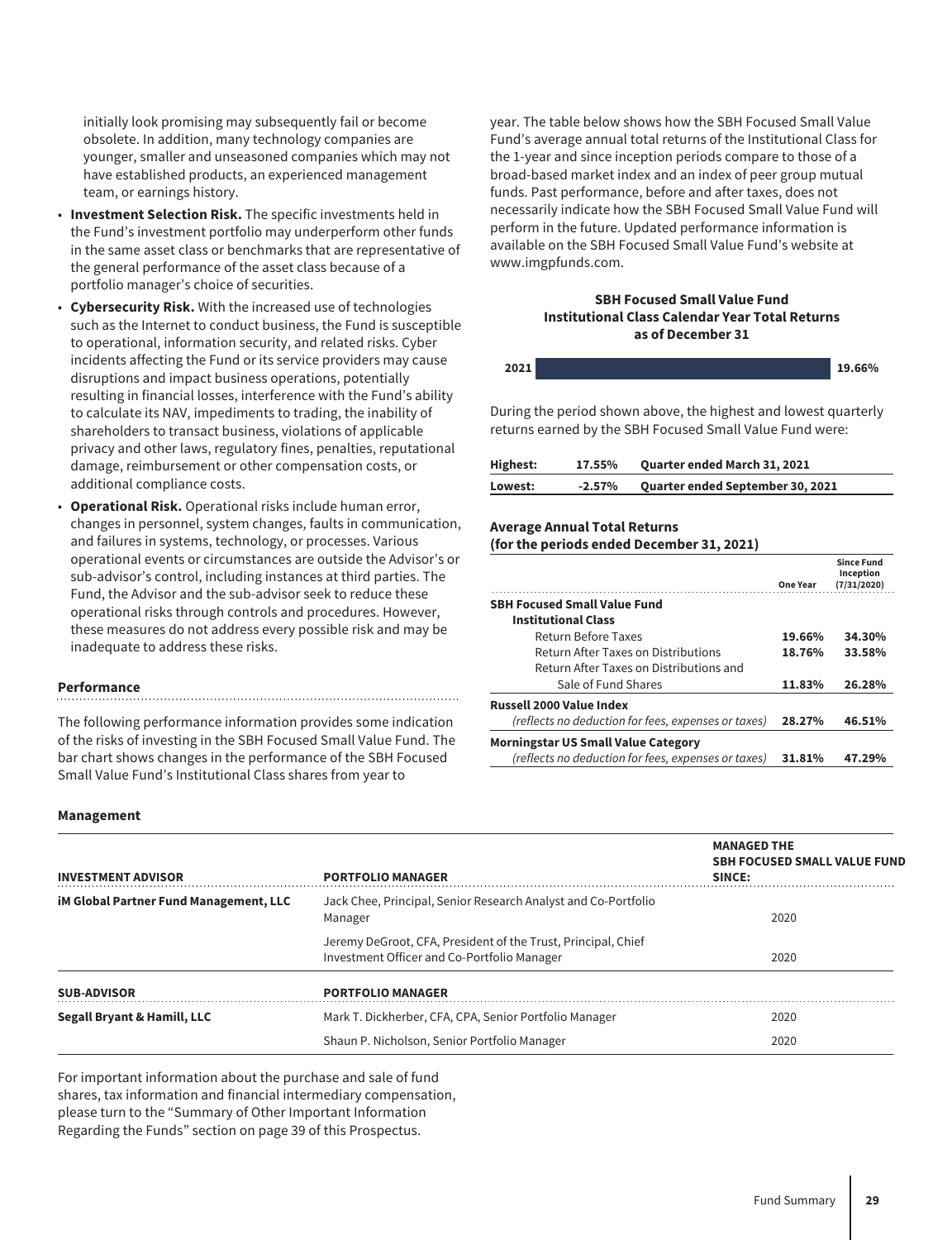initially look promising may subsequently fail or become obsolete. In addition, many technology companies are younger, smaller and unseasoned companies which may not have established products, an experienced management team, or earnings history.

- **Investment Selection Risk.** The specific investments held in the Fund's investment portfolio may underperform other funds in the same asset class or benchmarks that are representative of the general performance of the asset class because of a portfolio manager's choice of securities.
- **Cybersecurity Risk.** With the increased use of technologies such as the Internet to conduct business, the Fund is susceptible to operational, information security, and related risks. Cyber incidents affecting the Fund or its service providers may cause disruptions and impact business operations, potentially resulting in financial losses, interference with the Fund's ability to calculate its NAV, impediments to trading, the inability of shareholders to transact business, violations of applicable privacy and other laws, regulatory fines, penalties, reputational damage, reimbursement or other compensation costs, or additional compliance costs.
- **Operational Risk.** Operational risks include human error, changes in personnel, system changes, faults in communication, and failures in systems, technology, or processes. Various operational events or circumstances are outside the Advisor's or sub-advisor's control, including instances at third parties. The Fund, the Advisor and the sub-advisor seek to reduce these operational risks through controls and procedures. However, these measures do not address every possible risk and may be inadequate to address these risks.

### Performance

The following performance information provides some indication of the risks of investing in the SBH Focused Small Value Fund. The bar chart shows changes in the performance of the SBH Focused Small Value Fund's Institutional Class shares from year to year. The table below shows how the SBH Focused Small Value Fund's average annual total returns of the Institutional Class for the 1-year and since inception periods compare to those of a broad-based market index and an index of peer group mutual funds. Past performance, before and after taxes, does not necessarily indicate how the SBH Focused Small Value Fund will perform in the future. Updated performance information is available on the SBH Focused Small Value Fund's website at www.imgpfunds.com.

**SBH Focused Small Value Fund**
**Institutional Class Calendar Year Total Returns as of December 31**

| Year | Return |
|---|---|
| 2021 | 19.66% |

During the period shown above, the highest and lowest quarterly returns earned by the SBH Focused Small Value Fund were:

| | | |
|---|---|---|
| **Highest:** | **17.55%** | **Quarter ended March 31, 2021** |
| **Lowest:** | **-2.57%** | **Quarter ended September 30, 2021** |

**Average Annual Total Returns**
**(for the periods ended December 31, 2021)**

| | One Year | Since Fund Inception (7/31/2020) |
|---|---|---|
| **SBH Focused Small Value Fund** | | |
| **Institutional Class** | | |
| Return Before Taxes | **19.66%** | **34.30%** |
| Return After Taxes on Distributions | **18.76%** | **33.58%** |
| Return After Taxes on Distributions and Sale of Fund Shares | **11.83%** | **26.28%** |
| **Russell 2000 Value Index** *(reflects no deduction for fees, expenses or taxes)* | **28.27%** | **46.51%** |
| **Morningstar US Small Value Category** *(reflects no deduction for fees, expenses or taxes)* | **31.81%** | **47.29%** |

### Management

| INVESTMENT ADVISOR | PORTFOLIO MANAGER | MANAGED THE SBH FOCUSED SMALL VALUE FUND SINCE: |
|---|---|---|
| **iM Global Partner Fund Management, LLC** | Jack Chee, Principal, Senior Research Analyst and Co-Portfolio Manager | 2020 |
| | Jeremy DeGroot, CFA, President of the Trust, Principal, Chief Investment Officer and Co-Portfolio Manager | 2020 |
| **SUB-ADVISOR** | **PORTFOLIO MANAGER** | |
| **Segall Bryant & Hamill, LLC** | Mark T. Dickherber, CFA, CPA, Senior Portfolio Manager | 2020 |
| | Shaun P. Nicholson, Senior Portfolio Manager | 2020 |

For important information about the purchase and sale of fund shares, tax information and financial intermediary compensation, please turn to the "Summary of Other Important Information Regarding the Funds" section on page 39 of this Prospectus.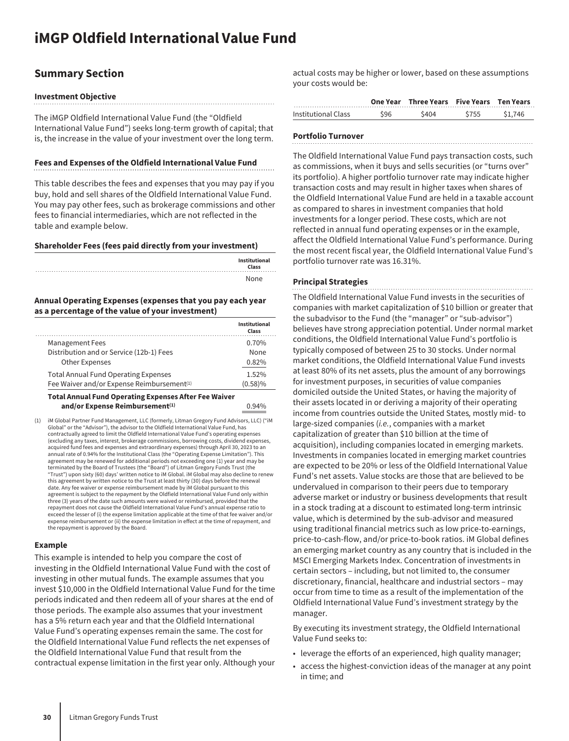# iMGP Oldfield International Value Fund

## Summary Section

### Investment Objective

The iMGP Oldfield International Value Fund (the "Oldfield International Value Fund") seeks long-term growth of capital; that is, the increase in the value of your investment over the long term.

### Fees and Expenses of the Oldfield International Value Fund

This table describes the fees and expenses that you may pay if you buy, hold and sell shares of the Oldfield International Value Fund. You may pay other fees, such as brokerage commissions and other fees to financial intermediaries, which are not reflected in the table and example below.

**Shareholder Fees (fees paid directly from your investment)**

| | Institutional Class |
|---|---|
| | None |

**Annual Operating Expenses (expenses that you pay each year as a percentage of the value of your investment)**

| | Institutional Class |
|---|---|
| Management Fees | 0.70% |
| Distribution and or Service (12b-1) Fees | None |
| Other Expenses | 0.82% |
| Total Annual Fund Operating Expenses | 1.52% |
| Fee Waiver and/or Expense Reimbursement[1] | (0.58)% |
| **Total Annual Fund Operating Expenses After Fee Waiver and/or Expense Reimbursement[1]** | 0.94% |

(1) iM Global Partner Fund Management, LLC (formerly, Litman Gregory Fund Advisors, LLC) ("iM Global" or the "Advisor"), the advisor to the Oldfield International Value Fund, has contractually agreed to limit the Oldfield International Value Fund's operating expenses (excluding any taxes, interest, brokerage commissions, borrowing costs, dividend expenses, acquired fund fees and expenses and extraordinary expenses) through April 30, 2023 to an annual rate of 0.94% for the Institutional Class (the "Operating Expense Limitation"). This agreement may be renewed for additional periods not exceeding one (1) year and may be terminated by the Board of Trustees (the "Board") of Litman Gregory Funds Trust (the "Trust") upon sixty (60) days' written notice to iM Global. iM Global may also decline to renew this agreement by written notice to the Trust at least thirty (30) days before the renewal date. Any fee waiver or expense reimbursement made by iM Global pursuant to this agreement is subject to the repayment by the Oldfield International Value Fund only within three (3) years of the date such amounts were waived or reimbursed, provided that the repayment does not cause the Oldfield International Value Fund's annual expense ratio to exceed the lesser of (i) the expense limitation applicable at the time of that fee waiver and/or expense reimbursement or (ii) the expense limitation in effect at the time of repayment, and the repayment is approved by the Board.

### Example

This example is intended to help you compare the cost of investing in the Oldfield International Value Fund with the cost of investing in other mutual funds. The example assumes that you invest $10,000 in the Oldfield International Value Fund for the time periods indicated and then redeem all of your shares at the end of those periods. The example also assumes that your investment has a 5% return each year and that the Oldfield International Value Fund's operating expenses remain the same. The cost for the Oldfield International Value Fund reflects the net expenses of the Oldfield International Value Fund that result from the contractual expense limitation in the first year only. Although your actual costs may be higher or lower, based on these assumptions your costs would be:

| | One Year | Three Years | Five Years | Ten Years |
|---|---|---|---|---|
| Institutional Class | $96 | $404 | $755 | $1,746 |

### Portfolio Turnover

The Oldfield International Value Fund pays transaction costs, such as commissions, when it buys and sells securities (or "turns over" its portfolio). A higher portfolio turnover rate may indicate higher transaction costs and may result in higher taxes when shares of the Oldfield International Value Fund are held in a taxable account as compared to shares in investment companies that hold investments for a longer period. These costs, which are not reflected in annual fund operating expenses or in the example, affect the Oldfield International Value Fund's performance. During the most recent fiscal year, the Oldfield International Value Fund's portfolio turnover rate was 16.31%.

### Principal Strategies

The Oldfield International Value Fund invests in the securities of companies with market capitalization of $10 billion or greater that the subadvisor to the Fund (the "manager" or "sub-advisor") believes have strong appreciation potential. Under normal market conditions, the Oldfield International Value Fund's portfolio is typically composed of between 25 to 30 stocks. Under normal market conditions, the Oldfield International Value Fund invests at least 80% of its net assets, plus the amount of any borrowings for investment purposes, in securities of value companies domiciled outside the United States, or having the majority of their assets located in or deriving a majority of their operating income from countries outside the United States, mostly mid- to large-sized companies (*i.e.*, companies with a market capitalization of greater than $10 billion at the time of acquisition), including companies located in emerging markets. Investments in companies located in emerging market countries are expected to be 20% or less of the Oldfield International Value Fund's net assets. Value stocks are those that are believed to be undervalued in comparison to their peers due to temporary adverse market or industry or business developments that result in a stock trading at a discount to estimated long-term intrinsic value, which is determined by the sub-advisor and measured using traditional financial metrics such as low price-to-earnings, price-to-cash-flow, and/or price-to-book ratios. iM Global defines an emerging market country as any country that is included in the MSCI Emerging Markets Index. Concentration of investments in certain sectors – including, but not limited to, the consumer discretionary, financial, healthcare and industrial sectors – may occur from time to time as a result of the implementation of the Oldfield International Value Fund's investment strategy by the manager.

By executing its investment strategy, the Oldfield International Value Fund seeks to:

- leverage the efforts of an experienced, high quality manager;
- access the highest-conviction ideas of the manager at any point in time; and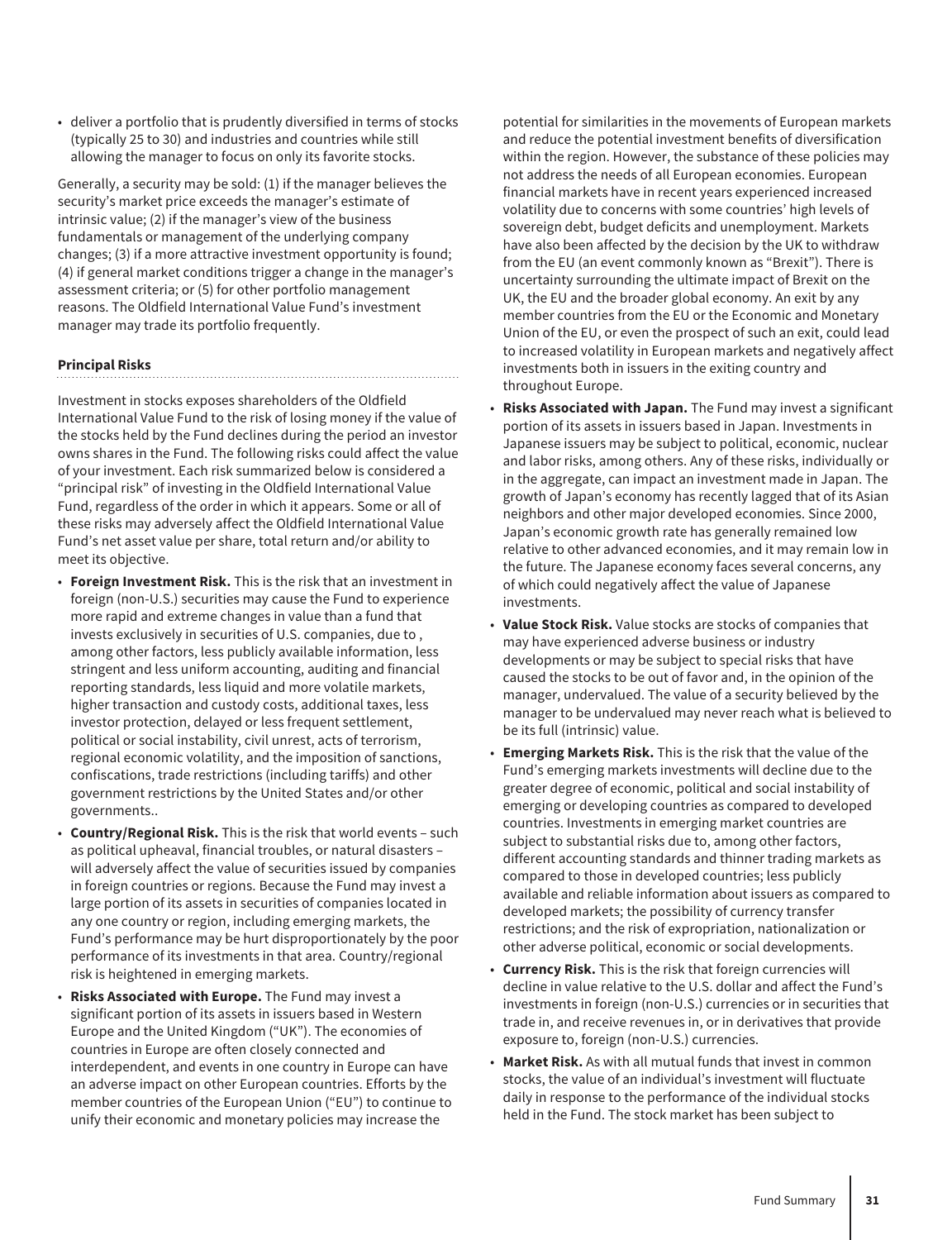- deliver a portfolio that is prudently diversified in terms of stocks (typically 25 to 30) and industries and countries while still allowing the manager to focus on only its favorite stocks.

Generally, a security may be sold: (1) if the manager believes the security's market price exceeds the manager's estimate of intrinsic value; (2) if the manager's view of the business fundamentals or management of the underlying company changes; (3) if a more attractive investment opportunity is found; (4) if general market conditions trigger a change in the manager's assessment criteria; or (5) for other portfolio management reasons. The Oldfield International Value Fund's investment manager may trade its portfolio frequently.

**Principal Risks**

Investment in stocks exposes shareholders of the Oldfield International Value Fund to the risk of losing money if the value of the stocks held by the Fund declines during the period an investor owns shares in the Fund. The following risks could affect the value of your investment. Each risk summarized below is considered a "principal risk" of investing in the Oldfield International Value Fund, regardless of the order in which it appears. Some or all of these risks may adversely affect the Oldfield International Value Fund's net asset value per share, total return and/or ability to meet its objective.

- **Foreign Investment Risk.** This is the risk that an investment in foreign (non-U.S.) securities may cause the Fund to experience more rapid and extreme changes in value than a fund that invests exclusively in securities of U.S. companies, due to , among other factors, less publicly available information, less stringent and less uniform accounting, auditing and financial reporting standards, less liquid and more volatile markets, higher transaction and custody costs, additional taxes, less investor protection, delayed or less frequent settlement, political or social instability, civil unrest, acts of terrorism, regional economic volatility, and the imposition of sanctions, confiscations, trade restrictions (including tariffs) and other government restrictions by the United States and/or other governments..
- **Country/Regional Risk.** This is the risk that world events – such as political upheaval, financial troubles, or natural disasters – will adversely affect the value of securities issued by companies in foreign countries or regions. Because the Fund may invest a large portion of its assets in securities of companies located in any one country or region, including emerging markets, the Fund's performance may be hurt disproportionately by the poor performance of its investments in that area. Country/regional risk is heightened in emerging markets.
- **Risks Associated with Europe.** The Fund may invest a significant portion of its assets in issuers based in Western Europe and the United Kingdom ("UK"). The economies of countries in Europe are often closely connected and interdependent, and events in one country in Europe can have an adverse impact on other European countries. Efforts by the member countries of the European Union ("EU") to continue to unify their economic and monetary policies may increase the potential for similarities in the movements of European markets and reduce the potential investment benefits of diversification within the region. However, the substance of these policies may not address the needs of all European economies. European financial markets have in recent years experienced increased volatility due to concerns with some countries' high levels of sovereign debt, budget deficits and unemployment. Markets have also been affected by the decision by the UK to withdraw from the EU (an event commonly known as "Brexit"). There is uncertainty surrounding the ultimate impact of Brexit on the UK, the EU and the broader global economy. An exit by any member countries from the EU or the Economic and Monetary Union of the EU, or even the prospect of such an exit, could lead to increased volatility in European markets and negatively affect investments both in issuers in the exiting country and throughout Europe.
- **Risks Associated with Japan.** The Fund may invest a significant portion of its assets in issuers based in Japan. Investments in Japanese issuers may be subject to political, economic, nuclear and labor risks, among others. Any of these risks, individually or in the aggregate, can impact an investment made in Japan. The growth of Japan's economy has recently lagged that of its Asian neighbors and other major developed economies. Since 2000, Japan's economic growth rate has generally remained low relative to other advanced economies, and it may remain low in the future. The Japanese economy faces several concerns, any of which could negatively affect the value of Japanese investments.
- **Value Stock Risk.** Value stocks are stocks of companies that may have experienced adverse business or industry developments or may be subject to special risks that have caused the stocks to be out of favor and, in the opinion of the manager, undervalued. The value of a security believed by the manager to be undervalued may never reach what is believed to be its full (intrinsic) value.
- **Emerging Markets Risk.** This is the risk that the value of the Fund's emerging markets investments will decline due to the greater degree of economic, political and social instability of emerging or developing countries as compared to developed countries. Investments in emerging market countries are subject to substantial risks due to, among other factors, different accounting standards and thinner trading markets as compared to those in developed countries; less publicly available and reliable information about issuers as compared to developed markets; the possibility of currency transfer restrictions; and the risk of expropriation, nationalization or other adverse political, economic or social developments.
- **Currency Risk.** This is the risk that foreign currencies will decline in value relative to the U.S. dollar and affect the Fund's investments in foreign (non-U.S.) currencies or in securities that trade in, and receive revenues in, or in derivatives that provide exposure to, foreign (non-U.S.) currencies.
- **Market Risk.** As with all mutual funds that invest in common stocks, the value of an individual's investment will fluctuate daily in response to the performance of the individual stocks held in the Fund. The stock market has been subject to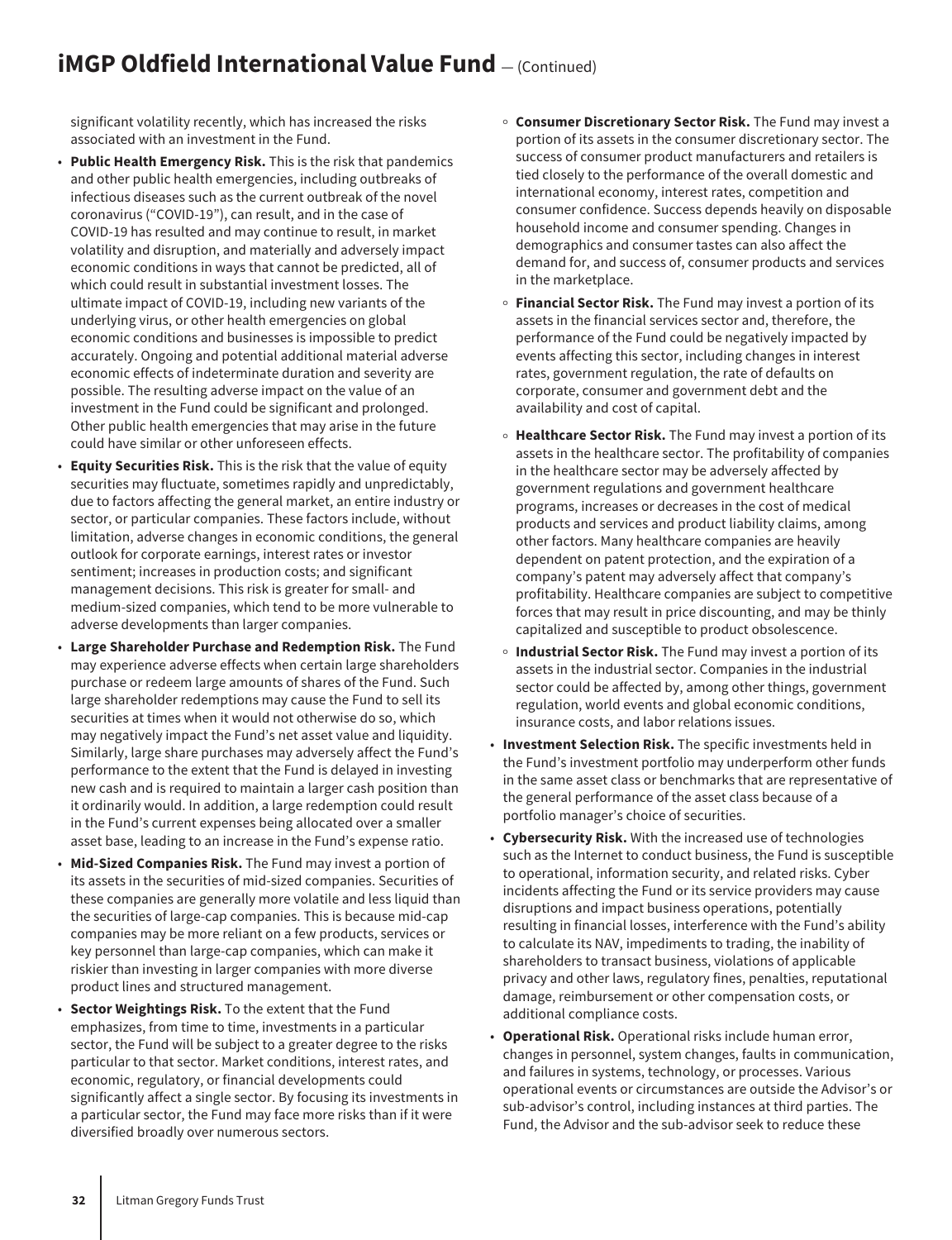significant volatility recently, which has increased the risks associated with an investment in the Fund.

- **Public Health Emergency Risk.** This is the risk that pandemics and other public health emergencies, including outbreaks of infectious diseases such as the current outbreak of the novel coronavirus ("COVID-19"), can result, and in the case of COVID-19 has resulted and may continue to result, in market volatility and disruption, and materially and adversely impact economic conditions in ways that cannot be predicted, all of which could result in substantial investment losses. The ultimate impact of COVID-19, including new variants of the underlying virus, or other health emergencies on global economic conditions and businesses is impossible to predict accurately. Ongoing and potential additional material adverse economic effects of indeterminate duration and severity are possible. The resulting adverse impact on the value of an investment in the Fund could be significant and prolonged. Other public health emergencies that may arise in the future could have similar or other unforeseen effects.
- **Equity Securities Risk.** This is the risk that the value of equity securities may fluctuate, sometimes rapidly and unpredictably, due to factors affecting the general market, an entire industry or sector, or particular companies. These factors include, without limitation, adverse changes in economic conditions, the general outlook for corporate earnings, interest rates or investor sentiment; increases in production costs; and significant management decisions. This risk is greater for small- and medium-sized companies, which tend to be more vulnerable to adverse developments than larger companies.
- **Large Shareholder Purchase and Redemption Risk.** The Fund may experience adverse effects when certain large shareholders purchase or redeem large amounts of shares of the Fund. Such large shareholder redemptions may cause the Fund to sell its securities at times when it would not otherwise do so, which may negatively impact the Fund's net asset value and liquidity. Similarly, large share purchases may adversely affect the Fund's performance to the extent that the Fund is delayed in investing new cash and is required to maintain a larger cash position than it ordinarily would. In addition, a large redemption could result in the Fund's current expenses being allocated over a smaller asset base, leading to an increase in the Fund's expense ratio.
- **Mid-Sized Companies Risk.** The Fund may invest a portion of its assets in the securities of mid-sized companies. Securities of these companies are generally more volatile and less liquid than the securities of large-cap companies. This is because mid-cap companies may be more reliant on a few products, services or key personnel than large-cap companies, which can make it riskier than investing in larger companies with more diverse product lines and structured management.
- **Sector Weightings Risk.** To the extent that the Fund emphasizes, from time to time, investments in a particular sector, the Fund will be subject to a greater degree to the risks particular to that sector. Market conditions, interest rates, and economic, regulatory, or financial developments could significantly affect a single sector. By focusing its investments in a particular sector, the Fund may face more risks than if it were diversified broadly over numerous sectors.
  - **Consumer Discretionary Sector Risk.** The Fund may invest a portion of its assets in the consumer discretionary sector. The success of consumer product manufacturers and retailers is tied closely to the performance of the overall domestic and international economy, interest rates, competition and consumer confidence. Success depends heavily on disposable household income and consumer spending. Changes in demographics and consumer tastes can also affect the demand for, and success of, consumer products and services in the marketplace.
  - **Financial Sector Risk.** The Fund may invest a portion of its assets in the financial services sector and, therefore, the performance of the Fund could be negatively impacted by events affecting this sector, including changes in interest rates, government regulation, the rate of defaults on corporate, consumer and government debt and the availability and cost of capital.
  - **Healthcare Sector Risk.** The Fund may invest a portion of its assets in the healthcare sector. The profitability of companies in the healthcare sector may be adversely affected by government regulations and government healthcare programs, increases or decreases in the cost of medical products and services and product liability claims, among other factors. Many healthcare companies are heavily dependent on patent protection, and the expiration of a company's patent may adversely affect that company's profitability. Healthcare companies are subject to competitive forces that may result in price discounting, and may be thinly capitalized and susceptible to product obsolescence.
  - **Industrial Sector Risk.** The Fund may invest a portion of its assets in the industrial sector. Companies in the industrial sector could be affected by, among other things, government regulation, world events and global economic conditions, insurance costs, and labor relations issues.
- **Investment Selection Risk.** The specific investments held in the Fund's investment portfolio may underperform other funds in the same asset class or benchmarks that are representative of the general performance of the asset class because of a portfolio manager's choice of securities.
- **Cybersecurity Risk.** With the increased use of technologies such as the Internet to conduct business, the Fund is susceptible to operational, information security, and related risks. Cyber incidents affecting the Fund or its service providers may cause disruptions and impact business operations, potentially resulting in financial losses, interference with the Fund's ability to calculate its NAV, impediments to trading, the inability of shareholders to transact business, violations of applicable privacy and other laws, regulatory fines, penalties, reputational damage, reimbursement or other compensation costs, or additional compliance costs.
- **Operational Risk.** Operational risks include human error, changes in personnel, system changes, faults in communication, and failures in systems, technology, or processes. Various operational events or circumstances are outside the Advisor's or sub-advisor's control, including instances at third parties. The Fund, the Advisor and the sub-advisor seek to reduce these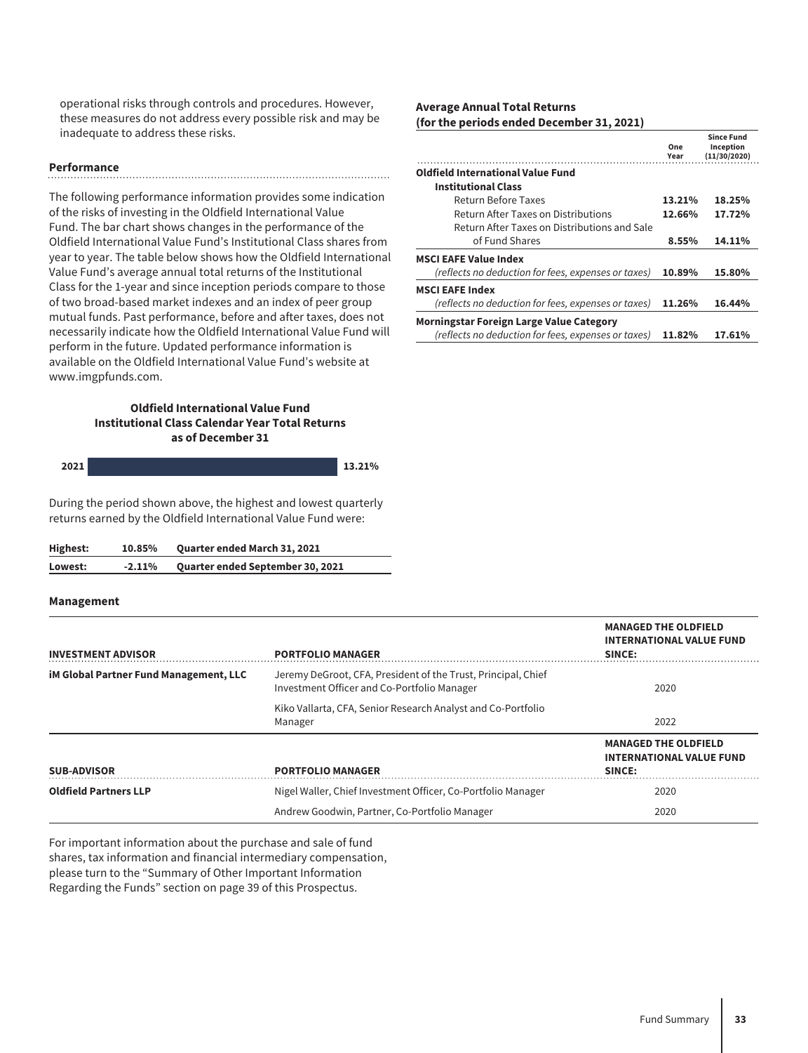operational risks through controls and procedures. However, these measures do not address every possible risk and may be inadequate to address these risks.

### Performance

The following performance information provides some indication of the risks of investing in the Oldfield International Value Fund. The bar chart shows changes in the performance of the Oldfield International Value Fund's Institutional Class shares from year to year. The table below shows how the Oldfield International Value Fund's average annual total returns of the Institutional Class for the 1-year and since inception periods compare to those of two broad-based market indexes and an index of peer group mutual funds. Past performance, before and after taxes, does not necessarily indicate how the Oldfield International Value Fund will perform in the future. Updated performance information is available on the Oldfield International Value Fund's website at www.imgpfunds.com.

**Oldfield International Value Fund**
**Institutional Class Calendar Year Total Returns**
**as of December 31**

| Year | Return |
|---|---|
| 2021 | 13.21% |

During the period shown above, the highest and lowest quarterly returns earned by the Oldfield International Value Fund were:

| | | |
|---|---|---|
| **Highest:** | **10.85%** | **Quarter ended March 31, 2021** |
| **Lowest:** | **-2.11%** | **Quarter ended September 30, 2021** |

**Average Annual Total Returns**
**(for the periods ended December 31, 2021)**

| | One Year | Since Fund Inception (11/30/2020) |
|---|---|---|
| **Oldfield International Value Fund** | | |
| **Institutional Class** | | |
| Return Before Taxes | **13.21%** | **18.25%** |
| Return After Taxes on Distributions | **12.66%** | **17.72%** |
| Return After Taxes on Distributions and Sale of Fund Shares | **8.55%** | **14.11%** |
| **MSCI EAFE Value Index** *(reflects no deduction for fees, expenses or taxes)* | **10.89%** | **15.80%** |
| **MSCI EAFE Index** *(reflects no deduction for fees, expenses or taxes)* | **11.26%** | **16.44%** |
| **Morningstar Foreign Large Value Category** *(reflects no deduction for fees, expenses or taxes)* | **11.82%** | **17.61%** |

### Management

| INVESTMENT ADVISOR | PORTFOLIO MANAGER | MANAGED THE OLDFIELD INTERNATIONAL VALUE FUND SINCE: |
|---|---|---|
| **iM Global Partner Fund Management, LLC** | Jeremy DeGroot, CFA, President of the Trust, Principal, Chief Investment Officer and Co-Portfolio Manager | 2020 |
| | Kiko Vallarta, CFA, Senior Research Analyst and Co-Portfolio Manager | 2022 |

| SUB-ADVISOR | PORTFOLIO MANAGER | MANAGED THE OLDFIELD INTERNATIONAL VALUE FUND SINCE: |
|---|---|---|
| **Oldfield Partners LLP** | Nigel Waller, Chief Investment Officer, Co-Portfolio Manager | 2020 |
| | Andrew Goodwin, Partner, Co-Portfolio Manager | 2020 |

For important information about the purchase and sale of fund shares, tax information and financial intermediary compensation, please turn to the "Summary of Other Important Information Regarding the Funds" section on page 39 of this Prospectus.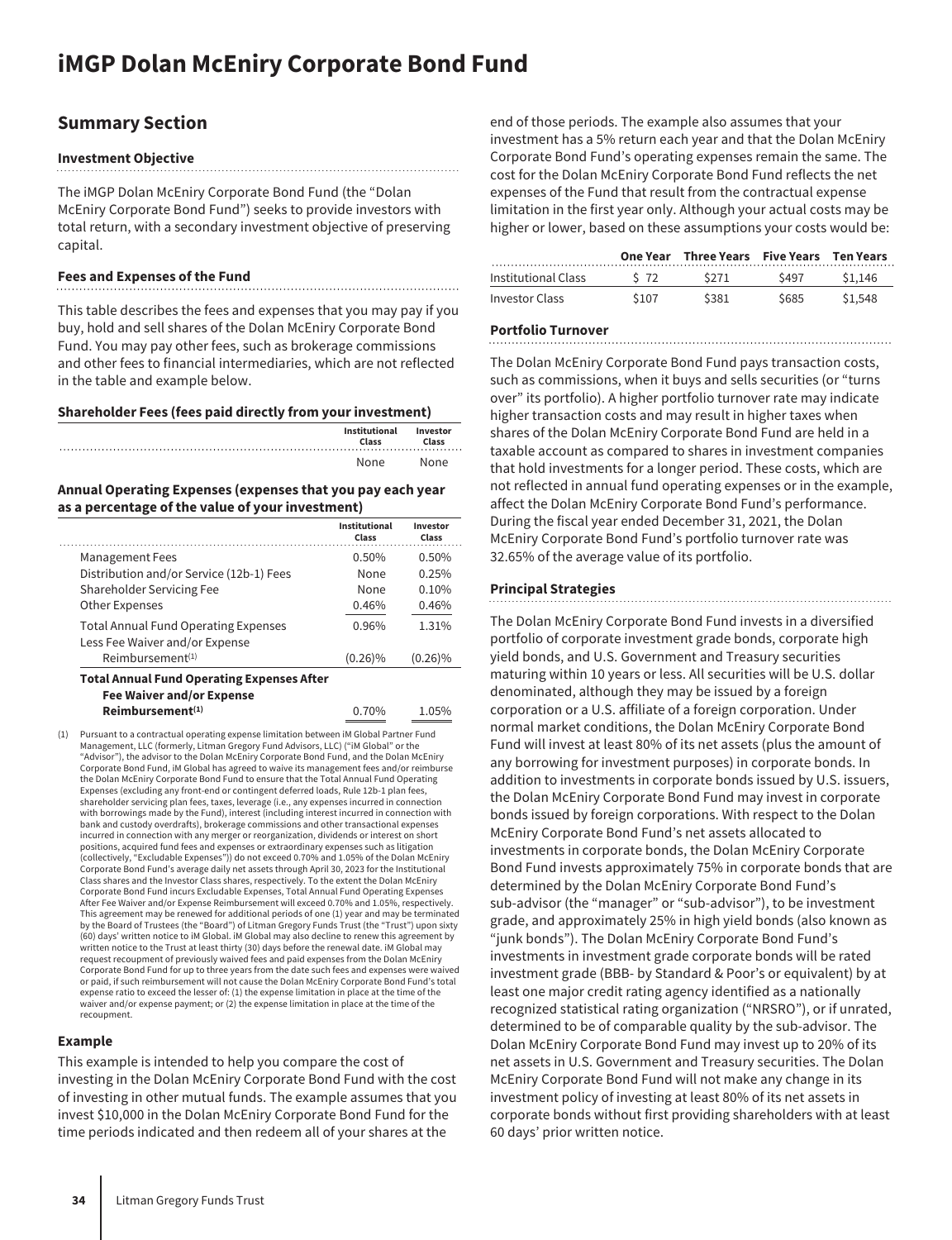# iMGP Dolan McEniry Corporate Bond Fund

## Summary Section

### Investment Objective

The iMGP Dolan McEniry Corporate Bond Fund (the "Dolan McEniry Corporate Bond Fund") seeks to provide investors with total return, with a secondary investment objective of preserving capital.

### Fees and Expenses of the Fund

This table describes the fees and expenses that you may pay if you buy, hold and sell shares of the Dolan McEniry Corporate Bond Fund. You may pay other fees, such as brokerage commissions and other fees to financial intermediaries, which are not reflected in the table and example below.

**Shareholder Fees (fees paid directly from your investment)**

| | Institutional Class | Investor Class |
|---|---|---|
| | None | None |

**Annual Operating Expenses (expenses that you pay each year as a percentage of the value of your investment)**

| | Institutional Class | Investor Class |
|---|---|---|
| Management Fees | 0.50% | 0.50% |
| Distribution and/or Service (12b-1) Fees | None | 0.25% |
| Shareholder Servicing Fee | None | 0.10% |
| Other Expenses | 0.46% | 0.46% |
| Total Annual Fund Operating Expenses | 0.96% | 1.31% |
| Less Fee Waiver and/or Expense Reimbursement[(1)] | (0.26)% | (0.26)% |
| **Total Annual Fund Operating Expenses After Fee Waiver and/or Expense Reimbursement[(1)]** | 0.70% | 1.05% |

(1) Pursuant to a contractual operating expense limitation between iM Global Partner Fund Management, LLC (formerly, Litman Gregory Fund Advisors, LLC) ("iM Global" or the "Advisor"), the advisor to the Dolan McEniry Corporate Bond Fund, and the Dolan McEniry Corporate Bond Fund, iM Global has agreed to waive its management fees and/or reimburse the Dolan McEniry Corporate Bond Fund to ensure that the Total Annual Fund Operating Expenses (excluding any front-end or contingent deferred loads, Rule 12b-1 plan fees, shareholder servicing plan fees, taxes, leverage (i.e., any expenses incurred in connection with borrowings made by the Fund), interest (including interest incurred in connection with bank and custody overdrafts), brokerage commissions and other transactional expenses incurred in connection with any merger or reorganization, dividends or interest on short positions, acquired fund fees and expenses or extraordinary expenses such as litigation (collectively, "Excludable Expenses")) do not exceed 0.70% and 1.05% of the Dolan McEniry Corporate Bond Fund's average daily net assets through April 30, 2023 for the Institutional Class shares and the Investor Class shares, respectively. To the extent the Dolan McEniry Corporate Bond Fund incurs Excludable Expenses, Total Annual Fund Operating Expenses After Fee Waiver and/or Expense Reimbursement will exceed 0.70% and 1.05%, respectively. This agreement may be renewed for additional periods of one (1) year and may be terminated by the Board of Trustees (the "Board") of Litman Gregory Funds Trust (the "Trust") upon sixty (60) days' written notice to iM Global. iM Global may also decline to renew this agreement by written notice to the Trust at least thirty (30) days before the renewal date. iM Global may request recoupment of previously waived fees and paid expenses from the Dolan McEniry Corporate Bond Fund for up to three years from the date such fees and expenses were waived or paid, if such reimbursement will not cause the Dolan McEniry Corporate Bond Fund's total expense ratio to exceed the lesser of: (1) the expense limitation in place at the time of the waiver and/or expense payment; or (2) the expense limitation in place at the time of the recoupment.

### Example

This example is intended to help you compare the cost of investing in the Dolan McEniry Corporate Bond Fund with the cost of investing in other mutual funds. The example assumes that you invest $10,000 in the Dolan McEniry Corporate Bond Fund for the time periods indicated and then redeem all of your shares at the end of those periods. The example also assumes that your investment has a 5% return each year and that the Dolan McEniry Corporate Bond Fund's operating expenses remain the same. The cost for the Dolan McEniry Corporate Bond Fund reflects the net expenses of the Fund that result from the contractual expense limitation in the first year only. Although your actual costs may be higher or lower, based on these assumptions your costs would be:

| | One Year | Three Years | Five Years | Ten Years |
|---|---|---|---|---|
| Institutional Class | $ 72 | $271 | $497 | $1,146 |
| Investor Class | $107 | $381 | $685 | $1,548 |

### Portfolio Turnover

The Dolan McEniry Corporate Bond Fund pays transaction costs, such as commissions, when it buys and sells securities (or "turns over" its portfolio). A higher portfolio turnover rate may indicate higher transaction costs and may result in higher taxes when shares of the Dolan McEniry Corporate Bond Fund are held in a taxable account as compared to shares in investment companies that hold investments for a longer period. These costs, which are not reflected in annual fund operating expenses or in the example, affect the Dolan McEniry Corporate Bond Fund's performance. During the fiscal year ended December 31, 2021, the Dolan McEniry Corporate Bond Fund's portfolio turnover rate was 32.65% of the average value of its portfolio.

### Principal Strategies

The Dolan McEniry Corporate Bond Fund invests in a diversified portfolio of corporate investment grade bonds, corporate high yield bonds, and U.S. Government and Treasury securities maturing within 10 years or less. All securities will be U.S. dollar denominated, although they may be issued by a foreign corporation or a U.S. affiliate of a foreign corporation. Under normal market conditions, the Dolan McEniry Corporate Bond Fund will invest at least 80% of its net assets (plus the amount of any borrowing for investment purposes) in corporate bonds. In addition to investments in corporate bonds issued by U.S. issuers, the Dolan McEniry Corporate Bond Fund may invest in corporate bonds issued by foreign corporations. With respect to the Dolan McEniry Corporate Bond Fund's net assets allocated to investments in corporate bonds, the Dolan McEniry Corporate Bond Fund invests approximately 75% in corporate bonds that are determined by the Dolan McEniry Corporate Bond Fund's sub-advisor (the "manager" or "sub-advisor"), to be investment grade, and approximately 25% in high yield bonds (also known as "junk bonds"). The Dolan McEniry Corporate Bond Fund's investments in investment grade corporate bonds will be rated investment grade (BBB- by Standard & Poor's or equivalent) by at least one major credit rating agency identified as a nationally recognized statistical rating organization ("NRSRO"), or if unrated, determined to be of comparable quality by the sub-advisor. The Dolan McEniry Corporate Bond Fund may invest up to 20% of its net assets in U.S. Government and Treasury securities. The Dolan McEniry Corporate Bond Fund will not make any change in its investment policy of investing at least 80% of its net assets in corporate bonds without first providing shareholders with at least 60 days' prior written notice.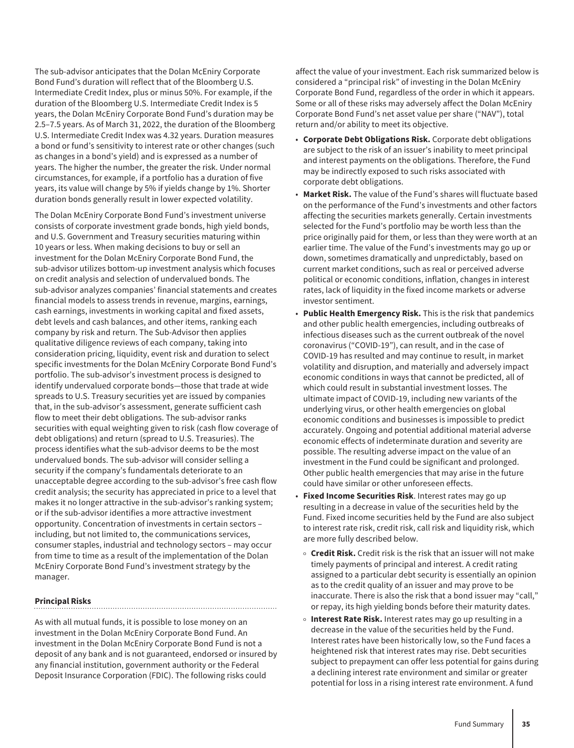The sub-advisor anticipates that the Dolan McEniry Corporate Bond Fund's duration will reflect that of the Bloomberg U.S. Intermediate Credit Index, plus or minus 50%. For example, if the duration of the Bloomberg U.S. Intermediate Credit Index is 5 years, the Dolan McEniry Corporate Bond Fund's duration may be 2.5–7.5 years. As of March 31, 2022, the duration of the Bloomberg U.S. Intermediate Credit Index was 4.32 years. Duration measures a bond or fund's sensitivity to interest rate or other changes (such as changes in a bond's yield) and is expressed as a number of years. The higher the number, the greater the risk. Under normal circumstances, for example, if a portfolio has a duration of five years, its value will change by 5% if yields change by 1%. Shorter duration bonds generally result in lower expected volatility.

The Dolan McEniry Corporate Bond Fund's investment universe consists of corporate investment grade bonds, high yield bonds, and U.S. Government and Treasury securities maturing within 10 years or less. When making decisions to buy or sell an investment for the Dolan McEniry Corporate Bond Fund, the sub-advisor utilizes bottom-up investment analysis which focuses on credit analysis and selection of undervalued bonds. The sub-advisor analyzes companies' financial statements and creates financial models to assess trends in revenue, margins, earnings, cash earnings, investments in working capital and fixed assets, debt levels and cash balances, and other items, ranking each company by risk and return. The Sub-Advisor then applies qualitative diligence reviews of each company, taking into consideration pricing, liquidity, event risk and duration to select specific investments for the Dolan McEniry Corporate Bond Fund's portfolio. The sub-advisor's investment process is designed to identify undervalued corporate bonds—those that trade at wide spreads to U.S. Treasury securities yet are issued by companies that, in the sub-advisor's assessment, generate sufficient cash flow to meet their debt obligations. The sub-advisor ranks securities with equal weighting given to risk (cash flow coverage of debt obligations) and return (spread to U.S. Treasuries). The process identifies what the sub-advisor deems to be the most undervalued bonds. The sub-advisor will consider selling a security if the company's fundamentals deteriorate to an unacceptable degree according to the sub-advisor's free cash flow credit analysis; the security has appreciated in price to a level that makes it no longer attractive in the sub-advisor's ranking system; or if the sub-advisor identifies a more attractive investment opportunity. Concentration of investments in certain sectors – including, but not limited to, the communications services, consumer staples, industrial and technology sectors – may occur from time to time as a result of the implementation of the Dolan McEniry Corporate Bond Fund's investment strategy by the manager.

#### Principal Risks

As with all mutual funds, it is possible to lose money on an investment in the Dolan McEniry Corporate Bond Fund. An investment in the Dolan McEniry Corporate Bond Fund is not a deposit of any bank and is not guaranteed, endorsed or insured by any financial institution, government authority or the Federal Deposit Insurance Corporation (FDIC). The following risks could affect the value of your investment. Each risk summarized below is considered a "principal risk" of investing in the Dolan McEniry Corporate Bond Fund, regardless of the order in which it appears. Some or all of these risks may adversely affect the Dolan McEniry Corporate Bond Fund's net asset value per share ("NAV"), total return and/or ability to meet its objective.

- **Corporate Debt Obligations Risk.** Corporate debt obligations are subject to the risk of an issuer's inability to meet principal and interest payments on the obligations. Therefore, the Fund may be indirectly exposed to such risks associated with corporate debt obligations.
- **Market Risk.** The value of the Fund's shares will fluctuate based on the performance of the Fund's investments and other factors affecting the securities markets generally. Certain investments selected for the Fund's portfolio may be worth less than the price originally paid for them, or less than they were worth at an earlier time. The value of the Fund's investments may go up or down, sometimes dramatically and unpredictably, based on current market conditions, such as real or perceived adverse political or economic conditions, inflation, changes in interest rates, lack of liquidity in the fixed income markets or adverse investor sentiment.
- **Public Health Emergency Risk.** This is the risk that pandemics and other public health emergencies, including outbreaks of infectious diseases such as the current outbreak of the novel coronavirus ("COVID-19"), can result, and in the case of COVID-19 has resulted and may continue to result, in market volatility and disruption, and materially and adversely impact economic conditions in ways that cannot be predicted, all of which could result in substantial investment losses. The ultimate impact of COVID-19, including new variants of the underlying virus, or other health emergencies on global economic conditions and businesses is impossible to predict accurately. Ongoing and potential additional material adverse economic effects of indeterminate duration and severity are possible. The resulting adverse impact on the value of an investment in the Fund could be significant and prolonged. Other public health emergencies that may arise in the future could have similar or other unforeseen effects.
- **Fixed Income Securities Risk**. Interest rates may go up resulting in a decrease in value of the securities held by the Fund. Fixed income securities held by the Fund are also subject to interest rate risk, credit risk, call risk and liquidity risk, which are more fully described below.
  - **Credit Risk.** Credit risk is the risk that an issuer will not make timely payments of principal and interest. A credit rating assigned to a particular debt security is essentially an opinion as to the credit quality of an issuer and may prove to be inaccurate. There is also the risk that a bond issuer may "call," or repay, its high yielding bonds before their maturity dates.
  - **Interest Rate Risk.** Interest rates may go up resulting in a decrease in the value of the securities held by the Fund. Interest rates have been historically low, so the Fund faces a heightened risk that interest rates may rise. Debt securities subject to prepayment can offer less potential for gains during a declining interest rate environment and similar or greater potential for loss in a rising interest rate environment. A fund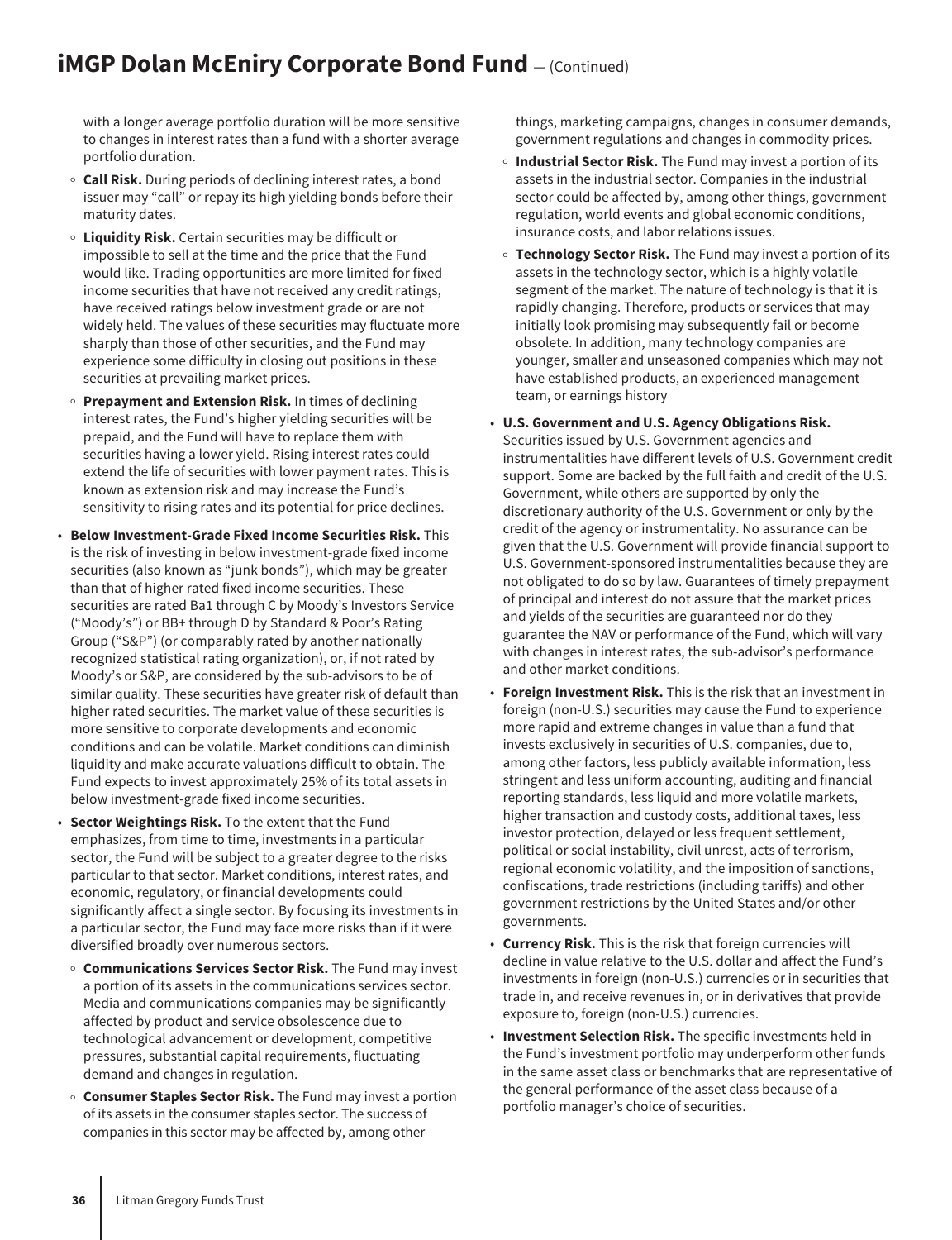with a longer average portfolio duration will be more sensitive to changes in interest rates than a fund with a shorter average portfolio duration.

- **Call Risk.** During periods of declining interest rates, a bond issuer may "call" or repay its high yielding bonds before their maturity dates.
- **Liquidity Risk.** Certain securities may be difficult or impossible to sell at the time and the price that the Fund would like. Trading opportunities are more limited for fixed income securities that have not received any credit ratings, have received ratings below investment grade or are not widely held. The values of these securities may fluctuate more sharply than those of other securities, and the Fund may experience some difficulty in closing out positions in these securities at prevailing market prices.
- **Prepayment and Extension Risk.** In times of declining interest rates, the Fund's higher yielding securities will be prepaid, and the Fund will have to replace them with securities having a lower yield. Rising interest rates could extend the life of securities with lower payment rates. This is known as extension risk and may increase the Fund's sensitivity to rising rates and its potential for price declines.

- **Below Investment-Grade Fixed Income Securities Risk.** This is the risk of investing in below investment-grade fixed income securities (also known as "junk bonds"), which may be greater than that of higher rated fixed income securities. These securities are rated Ba1 through C by Moody's Investors Service ("Moody's") or BB+ through D by Standard & Poor's Rating Group ("S&P") (or comparably rated by another nationally recognized statistical rating organization), or, if not rated by Moody's or S&P, are considered by the sub-advisors to be of similar quality. These securities have greater risk of default than higher rated securities. The market value of these securities is more sensitive to corporate developments and economic conditions and can be volatile. Market conditions can diminish liquidity and make accurate valuations difficult to obtain. The Fund expects to invest approximately 25% of its total assets in below investment-grade fixed income securities.
- **Sector Weightings Risk.** To the extent that the Fund emphasizes, from time to time, investments in a particular sector, the Fund will be subject to a greater degree to the risks particular to that sector. Market conditions, interest rates, and economic, regulatory, or financial developments could significantly affect a single sector. By focusing its investments in a particular sector, the Fund may face more risks than if it were diversified broadly over numerous sectors.
  - **Communications Services Sector Risk.** The Fund may invest a portion of its assets in the communications services sector. Media and communications companies may be significantly affected by product and service obsolescence due to technological advancement or development, competitive pressures, substantial capital requirements, fluctuating demand and changes in regulation.
  - **Consumer Staples Sector Risk.** The Fund may invest a portion of its assets in the consumer staples sector. The success of companies in this sector may be affected by, among other things, marketing campaigns, changes in consumer demands, government regulations and changes in commodity prices.
  - **Industrial Sector Risk.** The Fund may invest a portion of its assets in the industrial sector. Companies in the industrial sector could be affected by, among other things, government regulation, world events and global economic conditions, insurance costs, and labor relations issues.
  - **Technology Sector Risk.** The Fund may invest a portion of its assets in the technology sector, which is a highly volatile segment of the market. The nature of technology is that it is rapidly changing. Therefore, products or services that may initially look promising may subsequently fail or become obsolete. In addition, many technology companies are younger, smaller and unseasoned companies which may not have established products, an experienced management team, or earnings history
- **U.S. Government and U.S. Agency Obligations Risk.** Securities issued by U.S. Government agencies and instrumentalities have different levels of U.S. Government credit support. Some are backed by the full faith and credit of the U.S. Government, while others are supported by only the discretionary authority of the U.S. Government or only by the credit of the agency or instrumentality. No assurance can be given that the U.S. Government will provide financial support to U.S. Government-sponsored instrumentalities because they are not obligated to do so by law. Guarantees of timely prepayment of principal and interest do not assure that the market prices and yields of the securities are guaranteed nor do they guarantee the NAV or performance of the Fund, which will vary with changes in interest rates, the sub-advisor's performance and other market conditions.
- **Foreign Investment Risk.** This is the risk that an investment in foreign (non-U.S.) securities may cause the Fund to experience more rapid and extreme changes in value than a fund that invests exclusively in securities of U.S. companies, due to, among other factors, less publicly available information, less stringent and less uniform accounting, auditing and financial reporting standards, less liquid and more volatile markets, higher transaction and custody costs, additional taxes, less investor protection, delayed or less frequent settlement, political or social instability, civil unrest, acts of terrorism, regional economic volatility, and the imposition of sanctions, confiscations, trade restrictions (including tariffs) and other government restrictions by the United States and/or other governments.
- **Currency Risk.** This is the risk that foreign currencies will decline in value relative to the U.S. dollar and affect the Fund's investments in foreign (non-U.S.) currencies or in securities that trade in, and receive revenues in, or in derivatives that provide exposure to, foreign (non-U.S.) currencies.
- **Investment Selection Risk.** The specific investments held in the Fund's investment portfolio may underperform other funds in the same asset class or benchmarks that are representative of the general performance of the asset class because of a portfolio manager's choice of securities.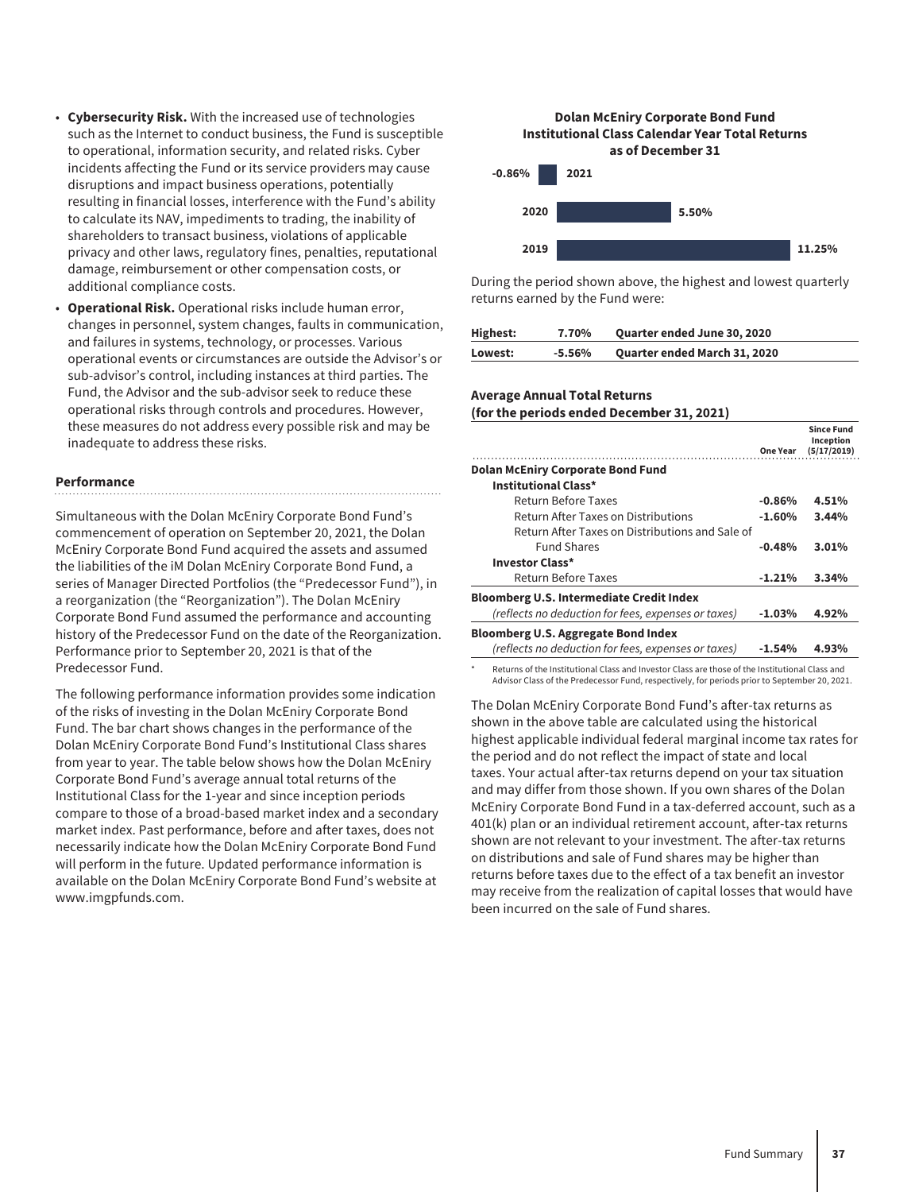- **Cybersecurity Risk.** With the increased use of technologies such as the Internet to conduct business, the Fund is susceptible to operational, information security, and related risks. Cyber incidents affecting the Fund or its service providers may cause disruptions and impact business operations, potentially resulting in financial losses, interference with the Fund's ability to calculate its NAV, impediments to trading, the inability of shareholders to transact business, violations of applicable privacy and other laws, regulatory fines, penalties, reputational damage, reimbursement or other compensation costs, or additional compliance costs.
- **Operational Risk.** Operational risks include human error, changes in personnel, system changes, faults in communication, and failures in systems, technology, or processes. Various operational events or circumstances are outside the Advisor's or sub-advisor's control, including instances at third parties. The Fund, the Advisor and the sub-advisor seek to reduce these operational risks through controls and procedures. However, these measures do not address every possible risk and may be inadequate to address these risks.

### Performance

Simultaneous with the Dolan McEniry Corporate Bond Fund's commencement of operation on September 20, 2021, the Dolan McEniry Corporate Bond Fund acquired the assets and assumed the liabilities of the iM Dolan McEniry Corporate Bond Fund, a series of Manager Directed Portfolios (the "Predecessor Fund"), in a reorganization (the "Reorganization"). The Dolan McEniry Corporate Bond Fund assumed the performance and accounting history of the Predecessor Fund on the date of the Reorganization. Performance prior to September 20, 2021 is that of the Predecessor Fund.

The following performance information provides some indication of the risks of investing in the Dolan McEniry Corporate Bond Fund. The bar chart shows changes in the performance of the Dolan McEniry Corporate Bond Fund's Institutional Class shares from year to year. The table below shows how the Dolan McEniry Corporate Bond Fund's average annual total returns of the Institutional Class for the 1-year and since inception periods compare to those of a broad-based market index and a secondary market index. Past performance, before and after taxes, does not necessarily indicate how the Dolan McEniry Corporate Bond Fund will perform in the future. Updated performance information is available on the Dolan McEniry Corporate Bond Fund's website at www.imgpfunds.com.

**Dolan McEniry Corporate Bond Fund Institutional Class Calendar Year Total Returns as of December 31**

| Year | Return |
|---|---|
| 2021 | -0.86% |
| 2020 | 5.50% |
| 2019 | 11.25% |

During the period shown above, the highest and lowest quarterly returns earned by the Fund were:

| | | |
|---|---|---|
| **Highest:** | **7.70%** | **Quarter ended June 30, 2020** |
| **Lowest:** | **-5.56%** | **Quarter ended March 31, 2020** |

**Average Annual Total Returns**
**(for the periods ended December 31, 2021)**

| | One Year | Since Fund Inception (5/17/2019) |
|---|---|---|
| **Dolan McEniry Corporate Bond Fund** | | |
| **Institutional Class*** | | |
| Return Before Taxes | **-0.86%** | **4.51%** |
| Return After Taxes on Distributions | **-1.60%** | **3.44%** |
| Return After Taxes on Distributions and Sale of Fund Shares | **-0.48%** | **3.01%** |
| **Investor Class*** | | |
| Return Before Taxes | **-1.21%** | **3.34%** |
| **Bloomberg U.S. Intermediate Credit Index** *(reflects no deduction for fees, expenses or taxes)* | **-1.03%** | **4.92%** |
| **Bloomberg U.S. Aggregate Bond Index** *(reflects no deduction for fees, expenses or taxes)* | **-1.54%** | **4.93%** |

\* Returns of the Institutional Class and Investor Class are those of the Institutional Class and Advisor Class of the Predecessor Fund, respectively, for periods prior to September 20, 2021.

The Dolan McEniry Corporate Bond Fund's after-tax returns as shown in the above table are calculated using the historical highest applicable individual federal marginal income tax rates for the period and do not reflect the impact of state and local taxes. Your actual after-tax returns depend on your tax situation and may differ from those shown. If you own shares of the Dolan McEniry Corporate Bond Fund in a tax-deferred account, such as a 401(k) plan or an individual retirement account, after-tax returns shown are not relevant to your investment. The after-tax returns on distributions and sale of Fund shares may be higher than returns before taxes due to the effect of a tax benefit an investor may receive from the realization of capital losses that would have been incurred on the sale of Fund shares.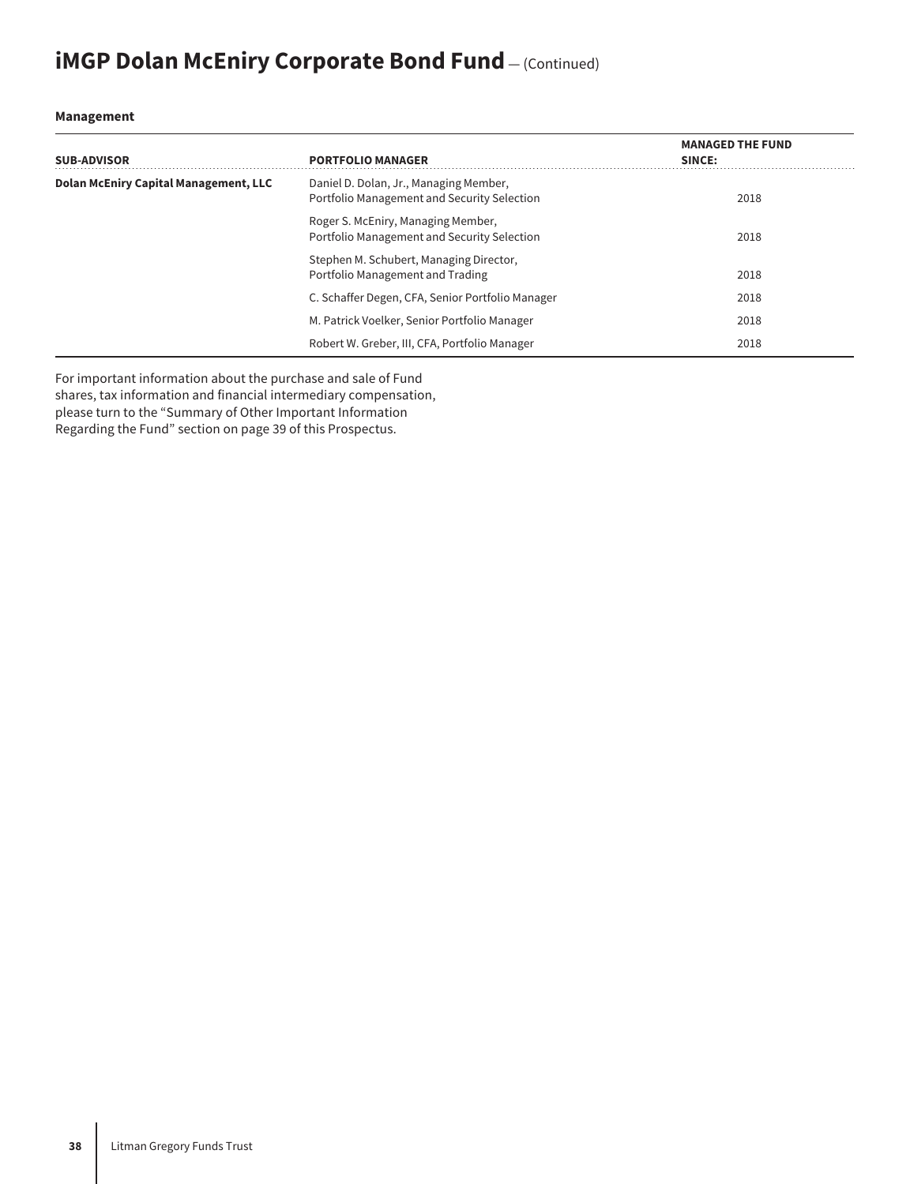# iMGP Dolan McEniry Corporate Bond Fund — (Continued)

**Management**

| SUB-ADVISOR | PORTFOLIO MANAGER | MANAGED THE FUND SINCE: |
|---|---|---|
| **Dolan McEniry Capital Management, LLC** | Daniel D. Dolan, Jr., Managing Member, Portfolio Management and Security Selection | 2018 |
| | Roger S. McEniry, Managing Member, Portfolio Management and Security Selection | 2018 |
| | Stephen M. Schubert, Managing Director, Portfolio Management and Trading | 2018 |
| | C. Schaffer Degen, CFA, Senior Portfolio Manager | 2018 |
| | M. Patrick Voelker, Senior Portfolio Manager | 2018 |
| | Robert W. Greber, III, CFA, Portfolio Manager | 2018 |

For important information about the purchase and sale of Fund shares, tax information and financial intermediary compensation, please turn to the "Summary of Other Important Information Regarding the Fund" section on page 39 of this Prospectus.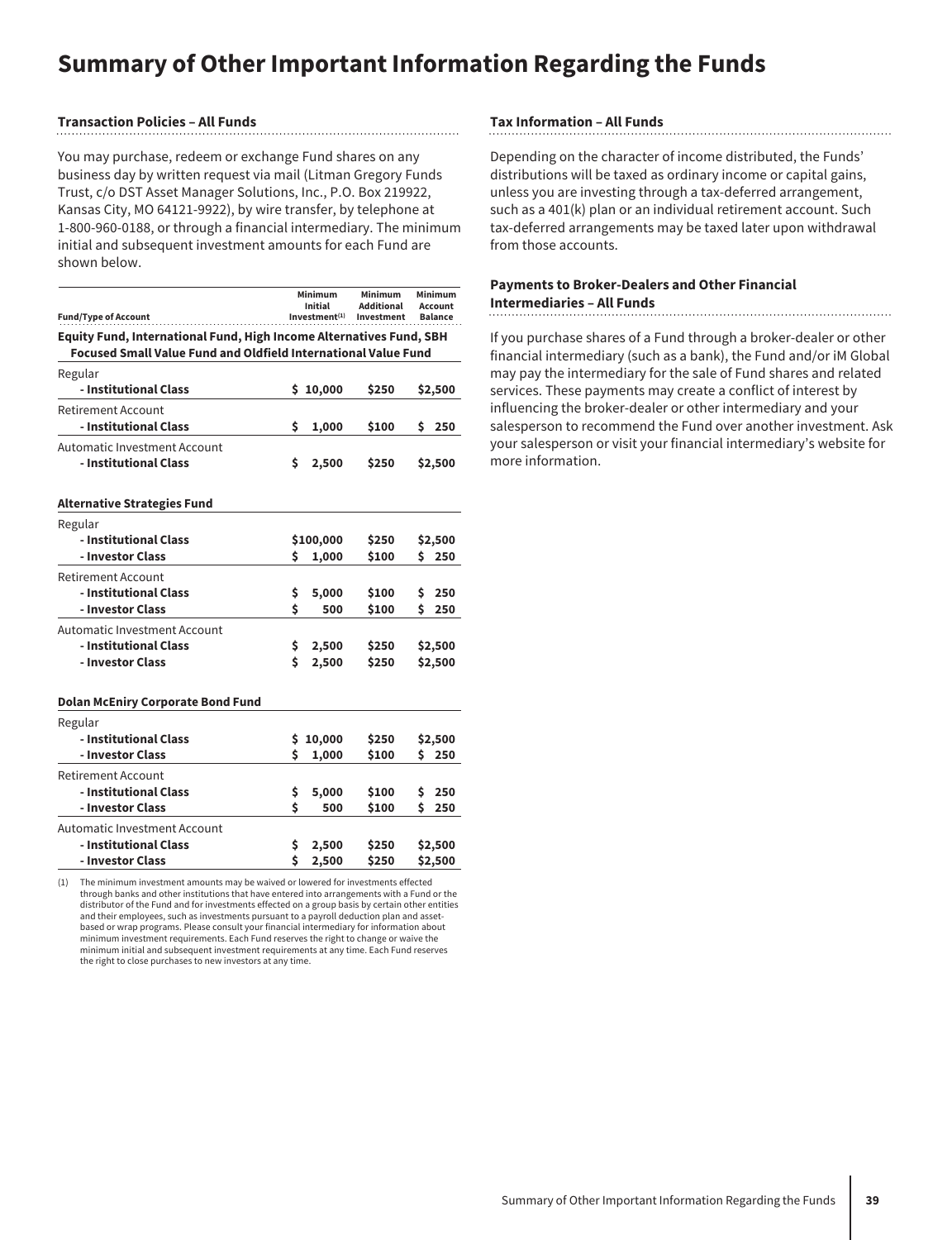# Summary of Other Important Information Regarding the Funds

### Transaction Policies – All Funds

You may purchase, redeem or exchange Fund shares on any business day by written request via mail (Litman Gregory Funds Trust, c/o DST Asset Manager Solutions, Inc., P.O. Box 219922, Kansas City, MO 64121-9922), by wire transfer, by telephone at 1-800-960-0188, or through a financial intermediary. The minimum initial and subsequent investment amounts for each Fund are shown below.

| Fund/Type of Account | Minimum Initial Investment[(1)] | Minimum Additional Investment | Minimum Account Balance |
|---|---|---|---|
| **Equity Fund, International Fund, High Income Alternatives Fund, SBH Focused Small Value Fund and Oldfield International Value Fund** | | | |
| Regular | | | |
| **- Institutional Class** | **$ 10,000** | **$250** | **$2,500** |
| Retirement Account | | | |
| **- Institutional Class** | **$ 1,000** | **$100** | **$ 250** |
| Automatic Investment Account | | | |
| **- Institutional Class** | **$ 2,500** | **$250** | **$2,500** |
| **Alternative Strategies Fund** | | | |
| Regular | | | |
| **- Institutional Class** | **$100,000** | **$250** | **$2,500** |
| **- Investor Class** | **$ 1,000** | **$100** | **$ 250** |
| Retirement Account | | | |
| **- Institutional Class** | **$ 5,000** | **$100** | **$ 250** |
| **- Investor Class** | **$ 500** | **$100** | **$ 250** |
| Automatic Investment Account | | | |
| **- Institutional Class** | **$ 2,500** | **$250** | **$2,500** |
| **- Investor Class** | **$ 2,500** | **$250** | **$2,500** |
| **Dolan McEniry Corporate Bond Fund** | | | |
| Regular | | | |
| **- Institutional Class** | **$ 10,000** | **$250** | **$2,500** |
| **- Investor Class** | **$ 1,000** | **$100** | **$ 250** |
| Retirement Account | | | |
| **- Institutional Class** | **$ 5,000** | **$100** | **$ 250** |
| **- Investor Class** | **$ 500** | **$100** | **$ 250** |
| Automatic Investment Account | | | |
| **- Institutional Class** | **$ 2,500** | **$250** | **$2,500** |
| **- Investor Class** | **$ 2,500** | **$250** | **$2,500** |

(1) The minimum investment amounts may be waived or lowered for investments effected through banks and other institutions that have entered into arrangements with a Fund or the distributor of the Fund and for investments effected on a group basis by certain other entities and their employees, such as investments pursuant to a payroll deduction plan and asset-based or wrap programs. Please consult your financial intermediary for information about minimum investment requirements. Each Fund reserves the right to change or waive the minimum initial and subsequent investment requirements at any time. Each Fund reserves the right to close purchases to new investors at any time.

### Tax Information – All Funds

Depending on the character of income distributed, the Funds' distributions will be taxed as ordinary income or capital gains, unless you are investing through a tax-deferred arrangement, such as a 401(k) plan or an individual retirement account. Such tax-deferred arrangements may be taxed later upon withdrawal from those accounts.

### Payments to Broker-Dealers and Other Financial Intermediaries – All Funds

If you purchase shares of a Fund through a broker-dealer or other financial intermediary (such as a bank), the Fund and/or iM Global may pay the intermediary for the sale of Fund shares and related services. These payments may create a conflict of interest by influencing the broker-dealer or other intermediary and your salesperson to recommend the Fund over another investment. Ask your salesperson or visit your financial intermediary's website for more information.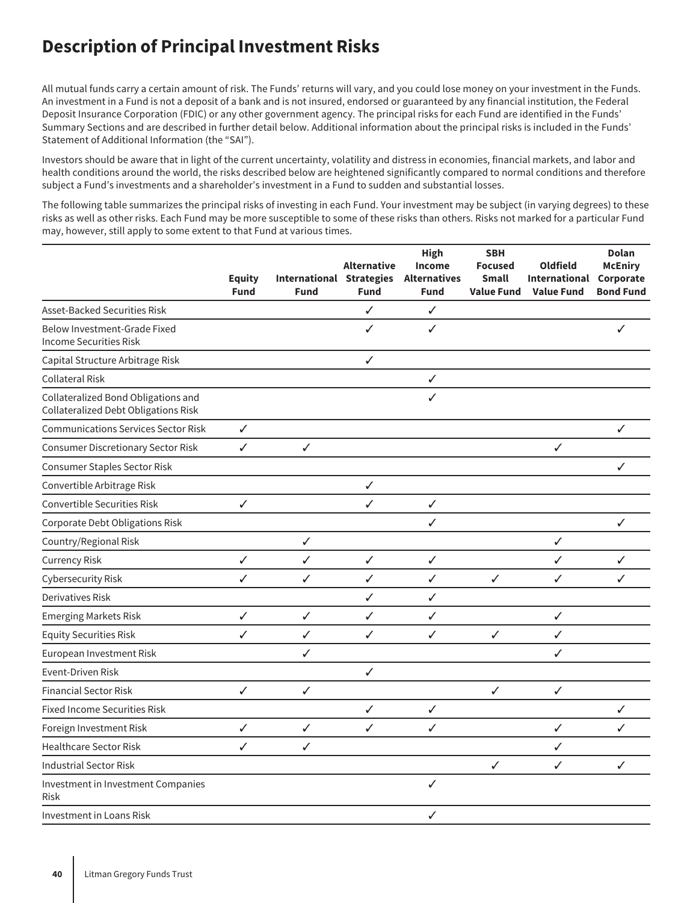# Description of Principal Investment Risks

All mutual funds carry a certain amount of risk. The Funds' returns will vary, and you could lose money on your investment in the Funds. An investment in a Fund is not a deposit of a bank and is not insured, endorsed or guaranteed by any financial institution, the Federal Deposit Insurance Corporation (FDIC) or any other government agency. The principal risks for each Fund are identified in the Funds' Summary Sections and are described in further detail below. Additional information about the principal risks is included in the Funds' Statement of Additional Information (the "SAI").

Investors should be aware that in light of the current uncertainty, volatility and distress in economies, financial markets, and labor and health conditions around the world, the risks described below are heightened significantly compared to normal conditions and therefore subject a Fund's investments and a shareholder's investment in a Fund to sudden and substantial losses.

The following table summarizes the principal risks of investing in each Fund. Your investment may be subject (in varying degrees) to these risks as well as other risks. Each Fund may be more susceptible to some of these risks than others. Risks not marked for a particular Fund may, however, still apply to some extent to that Fund at various times.

| | Equity Fund | International Fund | Alternative Strategies Fund | High Income Alternatives Fund | SBH Focused Small Value Fund | Oldfield International Value Fund | Dolan McEniry Corporate Bond Fund |
|---|---|---|---|---|---|---|---|
| Asset-Backed Securities Risk | | | ✓ | ✓ | | | |
| Below Investment-Grade Fixed Income Securities Risk | | | ✓ | ✓ | | | ✓ |
| Capital Structure Arbitrage Risk | | | ✓ | | | | |
| Collateral Risk | | | | ✓ | | | |
| Collateralized Bond Obligations and Collateralized Debt Obligations Risk | | | | ✓ | | | |
| Communications Services Sector Risk | ✓ | | | | | | ✓ |
| Consumer Discretionary Sector Risk | ✓ | ✓ | | | | ✓ | |
| Consumer Staples Sector Risk | | | | | | | ✓ |
| Convertible Arbitrage Risk | | | ✓ | | | | |
| Convertible Securities Risk | ✓ | | ✓ | ✓ | | | |
| Corporate Debt Obligations Risk | | | | ✓ | | | ✓ |
| Country/Regional Risk | | ✓ | | | | ✓ | |
| Currency Risk | ✓ | ✓ | ✓ | ✓ | | ✓ | ✓ |
| Cybersecurity Risk | ✓ | ✓ | ✓ | ✓ | ✓ | ✓ | ✓ |
| Derivatives Risk | | | ✓ | ✓ | | | |
| Emerging Markets Risk | ✓ | ✓ | ✓ | ✓ | | ✓ | |
| Equity Securities Risk | ✓ | ✓ | ✓ | ✓ | ✓ | ✓ | |
| European Investment Risk | | ✓ | | | | ✓ | |
| Event-Driven Risk | | | ✓ | | | | |
| Financial Sector Risk | ✓ | ✓ | | | ✓ | ✓ | |
| Fixed Income Securities Risk | | | ✓ | ✓ | | | ✓ |
| Foreign Investment Risk | ✓ | ✓ | ✓ | ✓ | | ✓ | ✓ |
| Healthcare Sector Risk | ✓ | ✓ | | | | ✓ | |
| Industrial Sector Risk | | | | | ✓ | ✓ | ✓ |
| Investment in Investment Companies Risk | | | | ✓ | | | |
| Investment in Loans Risk | | | | ✓ | | | |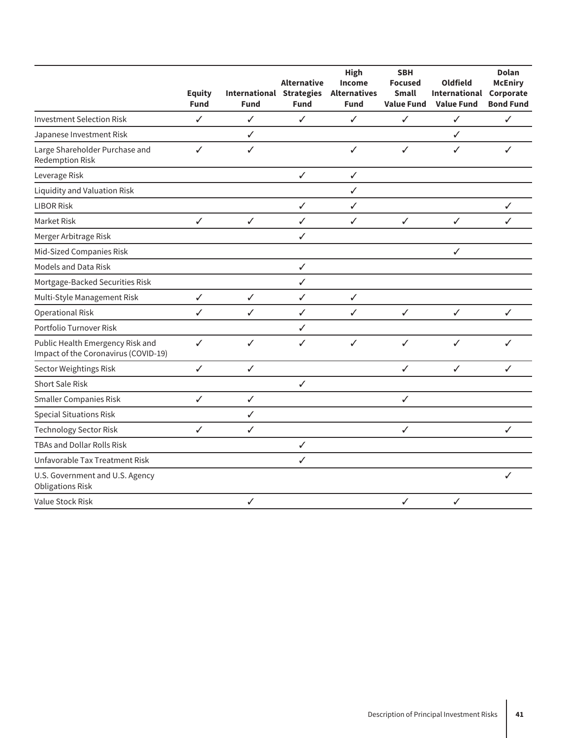| | Equity Fund | International Fund | Alternative Strategies Fund | High Income Alternatives Fund | SBH Focused Small Value Fund | Oldfield International Value Fund | Dolan McEniry Corporate Bond Fund |
|---|---|---|---|---|---|---|---|
| Investment Selection Risk | ✓ | ✓ | ✓ | ✓ | ✓ | ✓ | ✓ |
| Japanese Investment Risk | | ✓ | | | | ✓ | |
| Large Shareholder Purchase and Redemption Risk | ✓ | ✓ | | ✓ | ✓ | ✓ | ✓ |
| Leverage Risk | | | ✓ | ✓ | | | |
| Liquidity and Valuation Risk | | | | ✓ | | | |
| LIBOR Risk | | | ✓ | ✓ | | | ✓ |
| Market Risk | ✓ | ✓ | ✓ | ✓ | ✓ | ✓ | ✓ |
| Merger Arbitrage Risk | | | ✓ | | | | |
| Mid-Sized Companies Risk | | | | | | ✓ | |
| Models and Data Risk | | | ✓ | | | | |
| Mortgage-Backed Securities Risk | | | ✓ | | | | |
| Multi-Style Management Risk | ✓ | ✓ | ✓ | ✓ | | | |
| Operational Risk | ✓ | ✓ | ✓ | ✓ | ✓ | ✓ | ✓ |
| Portfolio Turnover Risk | | | ✓ | | | | |
| Public Health Emergency Risk and Impact of the Coronavirus (COVID-19) | ✓ | ✓ | ✓ | ✓ | ✓ | ✓ | ✓ |
| Sector Weightings Risk | ✓ | ✓ | | | ✓ | ✓ | ✓ |
| Short Sale Risk | | | ✓ | | | | |
| Smaller Companies Risk | ✓ | ✓ | | | ✓ | | |
| Special Situations Risk | | ✓ | | | | | |
| Technology Sector Risk | ✓ | ✓ | | | ✓ | | ✓ |
| TBAs and Dollar Rolls Risk | | | ✓ | | | | |
| Unfavorable Tax Treatment Risk | | | ✓ | | | | |
| U.S. Government and U.S. Agency Obligations Risk | | | | | | | ✓ |
| Value Stock Risk | | ✓ | | | ✓ | ✓ | |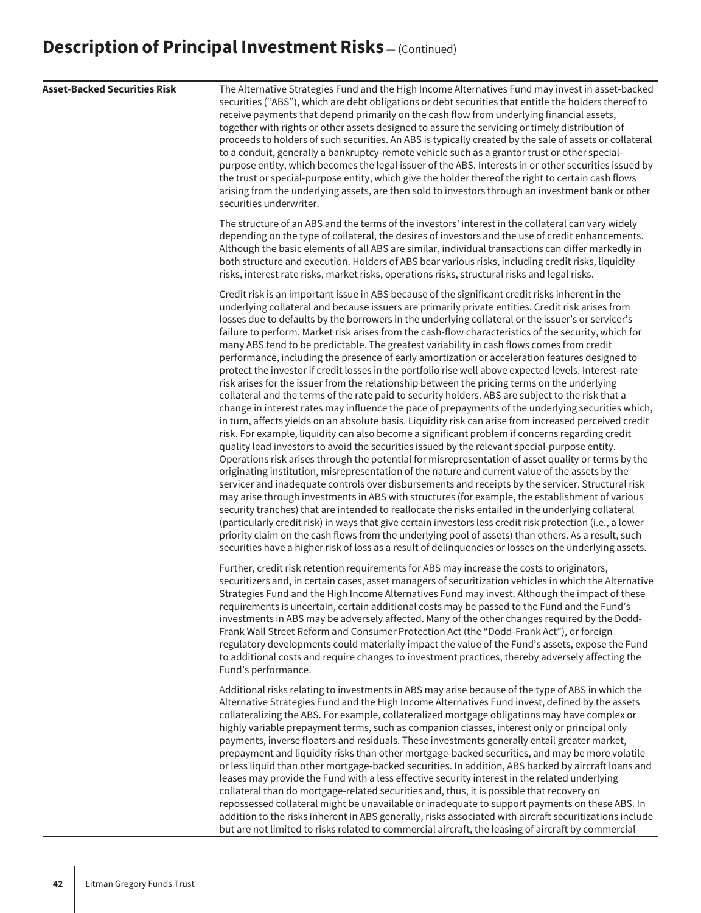# Description of Principal Investment Risks — (Continued)

**Asset-Backed Securities Risk**

The Alternative Strategies Fund and the High Income Alternatives Fund may invest in asset-backed securities ("ABS"), which are debt obligations or debt securities that entitle the holders thereof to receive payments that depend primarily on the cash flow from underlying financial assets, together with rights or other assets designed to assure the servicing or timely distribution of proceeds to holders of such securities. An ABS is typically created by the sale of assets or collateral to a conduit, generally a bankruptcy-remote vehicle such as a grantor trust or other special-purpose entity, which becomes the legal issuer of the ABS. Interests in or other securities issued by the trust or special-purpose entity, which give the holder thereof the right to certain cash flows arising from the underlying assets, are then sold to investors through an investment bank or other securities underwriter.

The structure of an ABS and the terms of the investors' interest in the collateral can vary widely depending on the type of collateral, the desires of investors and the use of credit enhancements. Although the basic elements of all ABS are similar, individual transactions can differ markedly in both structure and execution. Holders of ABS bear various risks, including credit risks, liquidity risks, interest rate risks, market risks, operations risks, structural risks and legal risks.

Credit risk is an important issue in ABS because of the significant credit risks inherent in the underlying collateral and because issuers are primarily private entities. Credit risk arises from losses due to defaults by the borrowers in the underlying collateral or the issuer's or servicer's failure to perform. Market risk arises from the cash-flow characteristics of the security, which for many ABS tend to be predictable. The greatest variability in cash flows comes from credit performance, including the presence of early amortization or acceleration features designed to protect the investor if credit losses in the portfolio rise well above expected levels. Interest-rate risk arises for the issuer from the relationship between the pricing terms on the underlying collateral and the terms of the rate paid to security holders. ABS are subject to the risk that a change in interest rates may influence the pace of prepayments of the underlying securities which, in turn, affects yields on an absolute basis. Liquidity risk can arise from increased perceived credit risk. For example, liquidity can also become a significant problem if concerns regarding credit quality lead investors to avoid the securities issued by the relevant special-purpose entity. Operations risk arises through the potential for misrepresentation of asset quality or terms by the originating institution, misrepresentation of the nature and current value of the assets by the servicer and inadequate controls over disbursements and receipts by the servicer. Structural risk may arise through investments in ABS with structures (for example, the establishment of various security tranches) that are intended to reallocate the risks entailed in the underlying collateral (particularly credit risk) in ways that give certain investors less credit risk protection (i.e., a lower priority claim on the cash flows from the underlying pool of assets) than others. As a result, such securities have a higher risk of loss as a result of delinquencies or losses on the underlying assets.

Further, credit risk retention requirements for ABS may increase the costs to originators, securitizers and, in certain cases, asset managers of securitization vehicles in which the Alternative Strategies Fund and the High Income Alternatives Fund may invest. Although the impact of these requirements is uncertain, certain additional costs may be passed to the Fund and the Fund's investments in ABS may be adversely affected. Many of the other changes required by the Dodd-Frank Wall Street Reform and Consumer Protection Act (the "Dodd-Frank Act"), or foreign regulatory developments could materially impact the value of the Fund's assets, expose the Fund to additional costs and require changes to investment practices, thereby adversely affecting the Fund's performance.

Additional risks relating to investments in ABS may arise because of the type of ABS in which the Alternative Strategies Fund and the High Income Alternatives Fund invest, defined by the assets collateralizing the ABS. For example, collateralized mortgage obligations may have complex or highly variable prepayment terms, such as companion classes, interest only or principal only payments, inverse floaters and residuals. These investments generally entail greater market, prepayment and liquidity risks than other mortgage-backed securities, and may be more volatile or less liquid than other mortgage-backed securities. In addition, ABS backed by aircraft loans and leases may provide the Fund with a less effective security interest in the related underlying collateral than do mortgage-related securities and, thus, it is possible that recovery on repossessed collateral might be unavailable or inadequate to support payments on these ABS. In addition to the risks inherent in ABS generally, risks associated with aircraft securitizations include but are not limited to risks related to commercial aircraft, the leasing of aircraft by commercial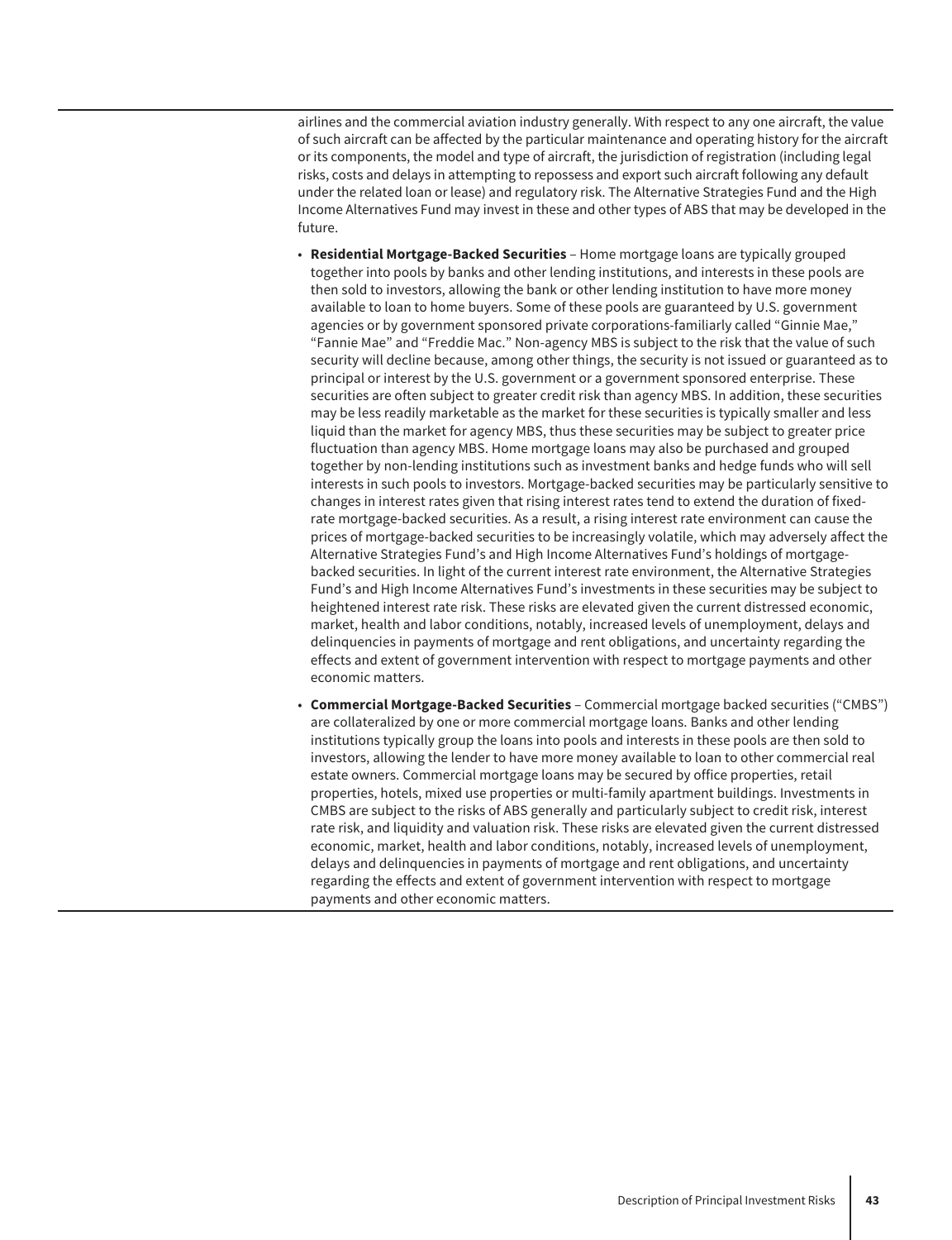airlines and the commercial aviation industry generally. With respect to any one aircraft, the value of such aircraft can be affected by the particular maintenance and operating history for the aircraft or its components, the model and type of aircraft, the jurisdiction of registration (including legal risks, costs and delays in attempting to repossess and export such aircraft following any default under the related loan or lease) and regulatory risk. The Alternative Strategies Fund and the High Income Alternatives Fund may invest in these and other types of ABS that may be developed in the future.

- **Residential Mortgage-Backed Securities** – Home mortgage loans are typically grouped together into pools by banks and other lending institutions, and interests in these pools are then sold to investors, allowing the bank or other lending institution to have more money available to loan to home buyers. Some of these pools are guaranteed by U.S. government agencies or by government sponsored private corporations-familiarly called "Ginnie Mae," "Fannie Mae" and "Freddie Mac." Non-agency MBS is subject to the risk that the value of such security will decline because, among other things, the security is not issued or guaranteed as to principal or interest by the U.S. government or a government sponsored enterprise. These securities are often subject to greater credit risk than agency MBS. In addition, these securities may be less readily marketable as the market for these securities is typically smaller and less liquid than the market for agency MBS, thus these securities may be subject to greater price fluctuation than agency MBS. Home mortgage loans may also be purchased and grouped together by non-lending institutions such as investment banks and hedge funds who will sell interests in such pools to investors. Mortgage-backed securities may be particularly sensitive to changes in interest rates given that rising interest rates tend to extend the duration of fixed-rate mortgage-backed securities. As a result, a rising interest rate environment can cause the prices of mortgage-backed securities to be increasingly volatile, which may adversely affect the Alternative Strategies Fund's and High Income Alternatives Fund's holdings of mortgage-backed securities. In light of the current interest rate environment, the Alternative Strategies Fund's and High Income Alternatives Fund's investments in these securities may be subject to heightened interest rate risk. These risks are elevated given the current distressed economic, market, health and labor conditions, notably, increased levels of unemployment, delays and delinquencies in payments of mortgage and rent obligations, and uncertainty regarding the effects and extent of government intervention with respect to mortgage payments and other economic matters.

- **Commercial Mortgage-Backed Securities** – Commercial mortgage backed securities ("CMBS") are collateralized by one or more commercial mortgage loans. Banks and other lending institutions typically group the loans into pools and interests in these pools are then sold to investors, allowing the lender to have more money available to loan to other commercial real estate owners. Commercial mortgage loans may be secured by office properties, retail properties, hotels, mixed use properties or multi-family apartment buildings. Investments in CMBS are subject to the risks of ABS generally and particularly subject to credit risk, interest rate risk, and liquidity and valuation risk. These risks are elevated given the current distressed economic, market, health and labor conditions, notably, increased levels of unemployment, delays and delinquencies in payments of mortgage and rent obligations, and uncertainty regarding the effects and extent of government intervention with respect to mortgage payments and other economic matters.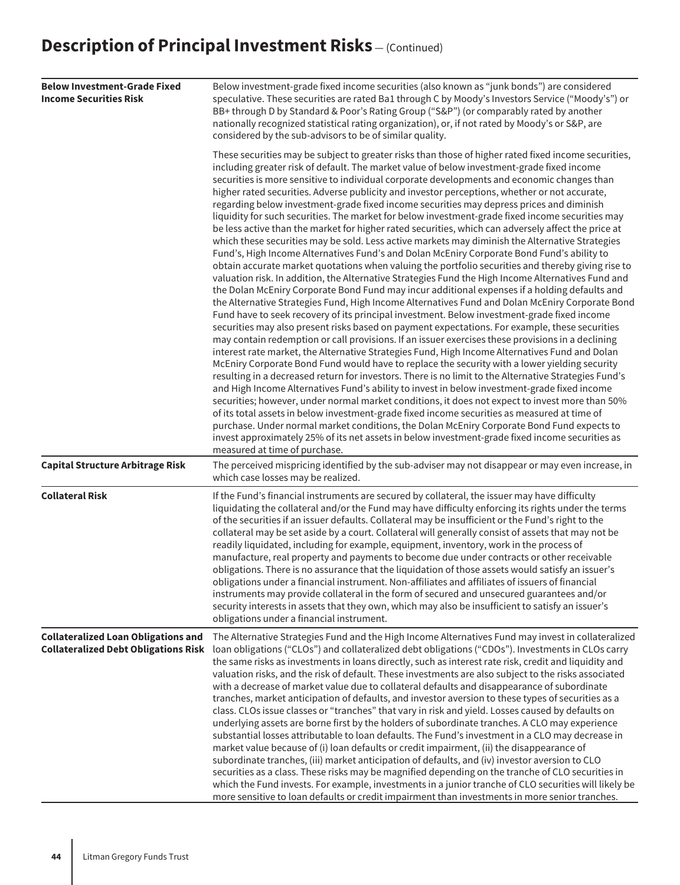## Description of Principal Investment Risks — (Continued)

| | |
|---|---|
| **Below Investment-Grade Fixed Income Securities Risk** | Below investment-grade fixed income securities (also known as "junk bonds") are considered speculative. These securities are rated Ba1 through C by Moody's Investors Service ("Moody's") or BB+ through D by Standard & Poor's Rating Group ("S&P") (or comparably rated by another nationally recognized statistical rating organization), or, if not rated by Moody's or S&P, are considered by the sub-advisors to be of similar quality.<br><br>These securities may be subject to greater risks than those of higher rated fixed income securities, including greater risk of default. The market value of below investment-grade fixed income securities is more sensitive to individual corporate developments and economic changes than higher rated securities. Adverse publicity and investor perceptions, whether or not accurate, regarding below investment-grade fixed income securities may depress prices and diminish liquidity for such securities. The market for below investment-grade fixed income securities may be less active than the market for higher rated securities, which can adversely affect the price at which these securities may be sold. Less active markets may diminish the Alternative Strategies Fund's, High Income Alternatives Fund's and Dolan McEniry Corporate Bond Fund's ability to obtain accurate market quotations when valuing the portfolio securities and thereby giving rise to valuation risk. In addition, the Alternative Strategies Fund the High Income Alternatives Fund and the Dolan McEniry Corporate Bond Fund may incur additional expenses if a holding defaults and the Alternative Strategies Fund, High Income Alternatives Fund and Dolan McEniry Corporate Bond Fund have to seek recovery of its principal investment. Below investment-grade fixed income securities may also present risks based on payment expectations. For example, these securities may contain redemption or call provisions. If an issuer exercises these provisions in a declining interest rate market, the Alternative Strategies Fund, High Income Alternatives Fund and Dolan McEniry Corporate Bond Fund would have to replace the security with a lower yielding security resulting in a decreased return for investors. There is no limit to the Alternative Strategies Fund's and High Income Alternatives Fund's ability to invest in below investment-grade fixed income securities; however, under normal market conditions, it does not expect to invest more than 50% of its total assets in below investment-grade fixed income securities as measured at time of purchase. Under normal market conditions, the Dolan McEniry Corporate Bond Fund expects to invest approximately 25% of its net assets in below investment-grade fixed income securities as measured at time of purchase. |
| **Capital Structure Arbitrage Risk** | The perceived mispricing identified by the sub-adviser may not disappear or may even increase, in which case losses may be realized. |
| **Collateral Risk** | If the Fund's financial instruments are secured by collateral, the issuer may have difficulty liquidating the collateral and/or the Fund may have difficulty enforcing its rights under the terms of the securities if an issuer defaults. Collateral may be insufficient or the Fund's right to the collateral may be set aside by a court. Collateral will generally consist of assets that may not be readily liquidated, including for example, equipment, inventory, work in the process of manufacture, real property and payments to become due under contracts or other receivable obligations. There is no assurance that the liquidation of those assets would satisfy an issuer's obligations under a financial instrument. Non-affiliates and affiliates of issuers of financial instruments may provide collateral in the form of secured and unsecured guarantees and/or security interests in assets that they own, which may also be insufficient to satisfy an issuer's obligations under a financial instrument. |
| **Collateralized Loan Obligations and Collateralized Debt Obligations Risk** | The Alternative Strategies Fund and the High Income Alternatives Fund may invest in collateralized loan obligations ("CLOs") and collateralized debt obligations ("CDOs"). Investments in CLOs carry the same risks as investments in loans directly, such as interest rate risk, credit and liquidity and valuation risks, and the risk of default. These investments are also subject to the risks associated with a decrease of market value due to collateral defaults and disappearance of subordinate tranches, market anticipation of defaults, and investor aversion to these types of securities as a class. CLOs issue classes or "tranches" that vary in risk and yield. Losses caused by defaults on underlying assets are borne first by the holders of subordinate tranches. A CLO may experience substantial losses attributable to loan defaults. The Fund's investment in a CLO may decrease in market value because of (i) loan defaults or credit impairment, (ii) the disappearance of subordinate tranches, (iii) market anticipation of defaults, and (iv) investor aversion to CLO securities as a class. These risks may be magnified depending on the tranche of CLO securities in which the Fund invests. For example, investments in a junior tranche of CLO securities will likely be more sensitive to loan defaults or credit impairment than investments in more senior tranches. |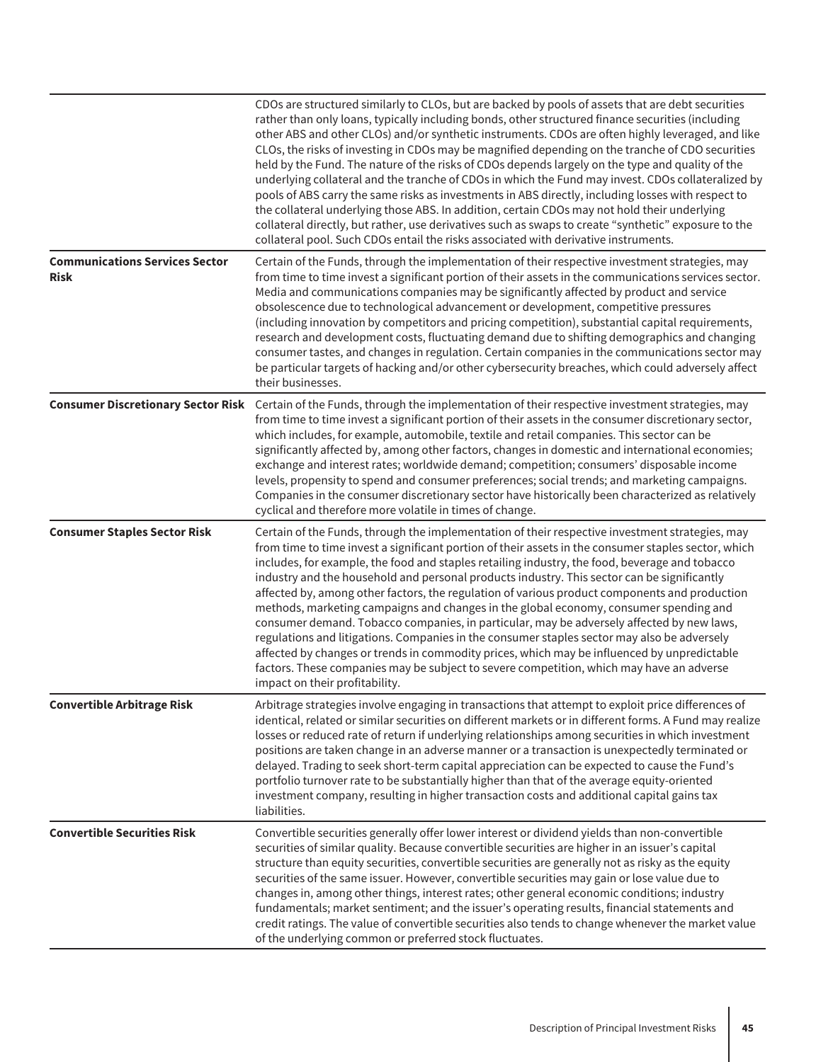| | |
|---|---|
| | CDOs are structured similarly to CLOs, but are backed by pools of assets that are debt securities rather than only loans, typically including bonds, other structured finance securities (including other ABS and other CLOs) and/or synthetic instruments. CDOs are often highly leveraged, and like CLOs, the risks of investing in CDOs may be magnified depending on the tranche of CDO securities held by the Fund. The nature of the risks of CDOs depends largely on the type and quality of the underlying collateral and the tranche of CDOs in which the Fund may invest. CDOs collateralized by pools of ABS carry the same risks as investments in ABS directly, including losses with respect to the collateral underlying those ABS. In addition, certain CDOs may not hold their underlying collateral directly, but rather, use derivatives such as swaps to create "synthetic" exposure to the collateral pool. Such CDOs entail the risks associated with derivative instruments. |
| **Communications Services Sector Risk** | Certain of the Funds, through the implementation of their respective investment strategies, may from time to time invest a significant portion of their assets in the communications services sector. Media and communications companies may be significantly affected by product and service obsolescence due to technological advancement or development, competitive pressures (including innovation by competitors and pricing competition), substantial capital requirements, research and development costs, fluctuating demand due to shifting demographics and changing consumer tastes, and changes in regulation. Certain companies in the communications sector may be particular targets of hacking and/or other cybersecurity breaches, which could adversely affect their businesses. |
| **Consumer Discretionary Sector Risk** | Certain of the Funds, through the implementation of their respective investment strategies, may from time to time invest a significant portion of their assets in the consumer discretionary sector, which includes, for example, automobile, textile and retail companies. This sector can be significantly affected by, among other factors, changes in domestic and international economies; exchange and interest rates; worldwide demand; competition; consumers' disposable income levels, propensity to spend and consumer preferences; social trends; and marketing campaigns. Companies in the consumer discretionary sector have historically been characterized as relatively cyclical and therefore more volatile in times of change. |
| **Consumer Staples Sector Risk** | Certain of the Funds, through the implementation of their respective investment strategies, may from time to time invest a significant portion of their assets in the consumer staples sector, which includes, for example, the food and staples retailing industry, the food, beverage and tobacco industry and the household and personal products industry. This sector can be significantly affected by, among other factors, the regulation of various product components and production methods, marketing campaigns and changes in the global economy, consumer spending and consumer demand. Tobacco companies, in particular, may be adversely affected by new laws, regulations and litigations. Companies in the consumer staples sector may also be adversely affected by changes or trends in commodity prices, which may be influenced by unpredictable factors. These companies may be subject to severe competition, which may have an adverse impact on their profitability. |
| **Convertible Arbitrage Risk** | Arbitrage strategies involve engaging in transactions that attempt to exploit price differences of identical, related or similar securities on different markets or in different forms. A Fund may realize losses or reduced rate of return if underlying relationships among securities in which investment positions are taken change in an adverse manner or a transaction is unexpectedly terminated or delayed. Trading to seek short-term capital appreciation can be expected to cause the Fund's portfolio turnover rate to be substantially higher than that of the average equity-oriented investment company, resulting in higher transaction costs and additional capital gains tax liabilities. |
| **Convertible Securities Risk** | Convertible securities generally offer lower interest or dividend yields than non-convertible securities of similar quality. Because convertible securities are higher in an issuer's capital structure than equity securities, convertible securities are generally not as risky as the equity securities of the same issuer. However, convertible securities may gain or lose value due to changes in, among other things, interest rates; other general economic conditions; industry fundamentals; market sentiment; and the issuer's operating results, financial statements and credit ratings. The value of convertible securities also tends to change whenever the market value of the underlying common or preferred stock fluctuates. |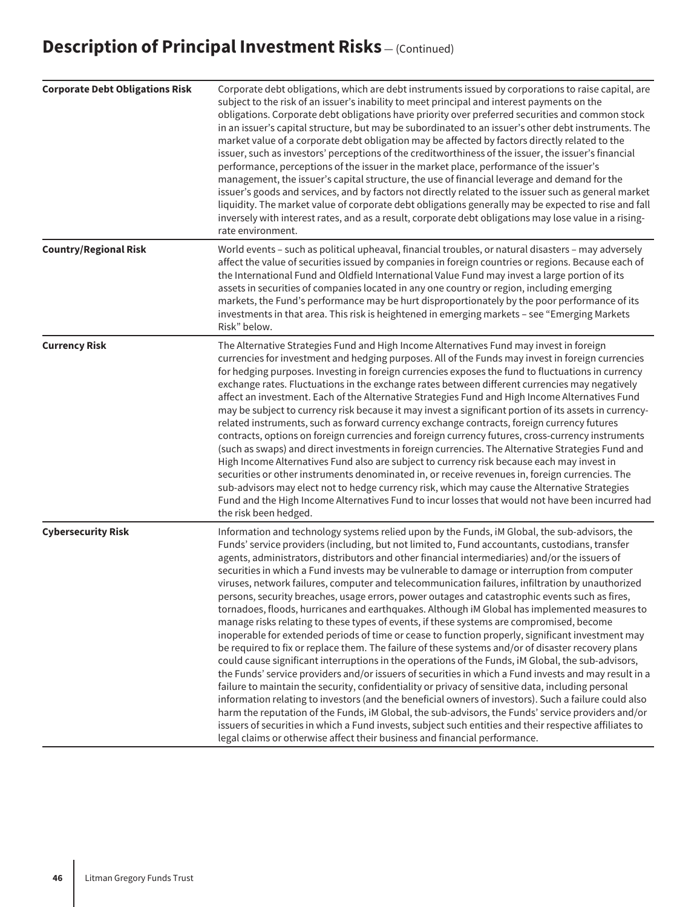## Description of Principal Investment Risks — (Continued)

| | |
|---|---|
| **Corporate Debt Obligations Risk** | Corporate debt obligations, which are debt instruments issued by corporations to raise capital, are subject to the risk of an issuer's inability to meet principal and interest payments on the obligations. Corporate debt obligations have priority over preferred securities and common stock in an issuer's capital structure, but may be subordinated to an issuer's other debt instruments. The market value of a corporate debt obligation may be affected by factors directly related to the issuer, such as investors' perceptions of the creditworthiness of the issuer, the issuer's financial performance, perceptions of the issuer in the market place, performance of the issuer's management, the issuer's capital structure, the use of financial leverage and demand for the issuer's goods and services, and by factors not directly related to the issuer such as general market liquidity. The market value of corporate debt obligations generally may be expected to rise and fall inversely with interest rates, and as a result, corporate debt obligations may lose value in a rising-rate environment. |
| **Country/Regional Risk** | World events – such as political upheaval, financial troubles, or natural disasters – may adversely affect the value of securities issued by companies in foreign countries or regions. Because each of the International Fund and Oldfield International Value Fund may invest a large portion of its assets in securities of companies located in any one country or region, including emerging markets, the Fund's performance may be hurt disproportionately by the poor performance of its investments in that area. This risk is heightened in emerging markets – see "Emerging Markets Risk" below. |
| **Currency Risk** | The Alternative Strategies Fund and High Income Alternatives Fund may invest in foreign currencies for investment and hedging purposes. All of the Funds may invest in foreign currencies for hedging purposes. Investing in foreign currencies exposes the fund to fluctuations in currency exchange rates. Fluctuations in the exchange rates between different currencies may negatively affect an investment. Each of the Alternative Strategies Fund and High Income Alternatives Fund may be subject to currency risk because it may invest a significant portion of its assets in currency-related instruments, such as forward currency exchange contracts, foreign currency futures contracts, options on foreign currencies and foreign currency futures, cross-currency instruments (such as swaps) and direct investments in foreign currencies. The Alternative Strategies Fund and High Income Alternatives Fund also are subject to currency risk because each may invest in securities or other instruments denominated in, or receive revenues in, foreign currencies. The sub-advisors may elect not to hedge currency risk, which may cause the Alternative Strategies Fund and the High Income Alternatives Fund to incur losses that would not have been incurred had the risk been hedged. |
| **Cybersecurity Risk** | Information and technology systems relied upon by the Funds, iM Global, the sub-advisors, the Funds' service providers (including, but not limited to, Fund accountants, custodians, transfer agents, administrators, distributors and other financial intermediaries) and/or the issuers of securities in which a Fund invests may be vulnerable to damage or interruption from computer viruses, network failures, computer and telecommunication failures, infiltration by unauthorized persons, security breaches, usage errors, power outages and catastrophic events such as fires, tornadoes, floods, hurricanes and earthquakes. Although iM Global has implemented measures to manage risks relating to these types of events, if these systems are compromised, become inoperable for extended periods of time or cease to function properly, significant investment may be required to fix or replace them. The failure of these systems and/or of disaster recovery plans could cause significant interruptions in the operations of the Funds, iM Global, the sub-advisors, the Funds' service providers and/or issuers of securities in which a Fund invests and may result in a failure to maintain the security, confidentiality or privacy of sensitive data, including personal information relating to investors (and the beneficial owners of investors). Such a failure could also harm the reputation of the Funds, iM Global, the sub-advisors, the Funds' service providers and/or issuers of securities in which a Fund invests, subject such entities and their respective affiliates to legal claims or otherwise affect their business and financial performance. |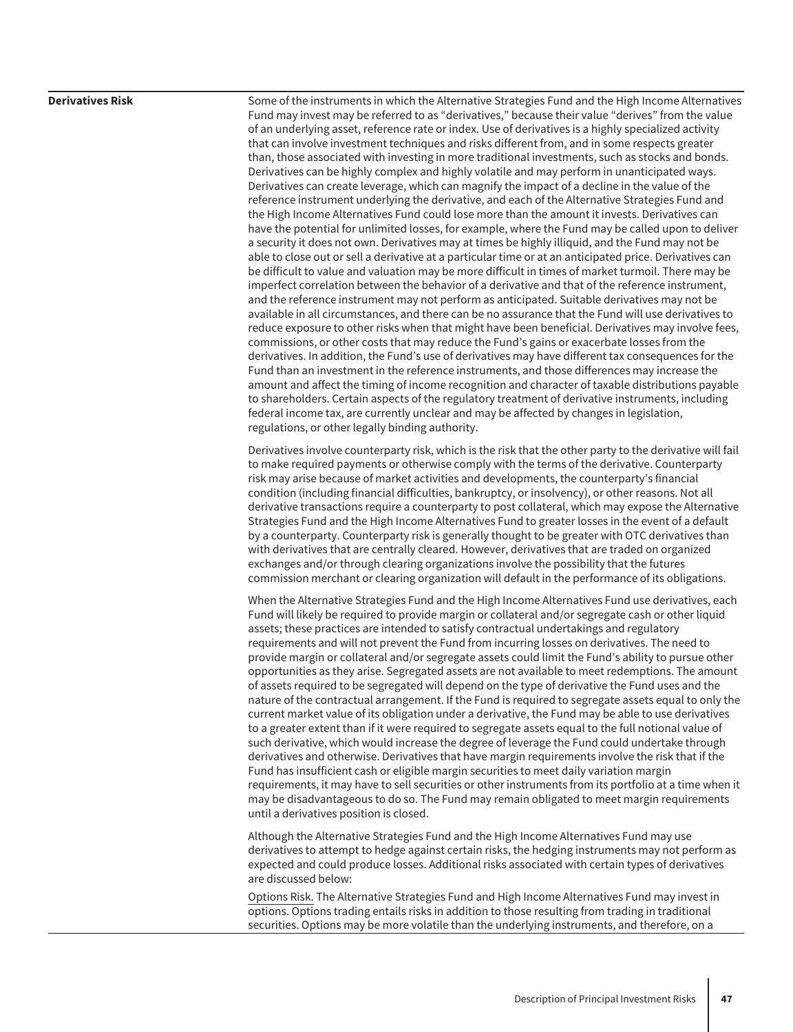**Derivatives Risk**

Some of the instruments in which the Alternative Strategies Fund and the High Income Alternatives Fund may invest may be referred to as "derivatives," because their value "derives" from the value of an underlying asset, reference rate or index. Use of derivatives is a highly specialized activity that can involve investment techniques and risks different from, and in some respects greater than, those associated with investing in more traditional investments, such as stocks and bonds. Derivatives can be highly complex and highly volatile and may perform in unanticipated ways. Derivatives can create leverage, which can magnify the impact of a decline in the value of the reference instrument underlying the derivative, and each of the Alternative Strategies Fund and the High Income Alternatives Fund could lose more than the amount it invests. Derivatives can have the potential for unlimited losses, for example, where the Fund may be called upon to deliver a security it does not own. Derivatives may at times be highly illiquid, and the Fund may not be able to close out or sell a derivative at a particular time or at an anticipated price. Derivatives can be difficult to value and valuation may be more difficult in times of market turmoil. There may be imperfect correlation between the behavior of a derivative and that of the reference instrument, and the reference instrument may not perform as anticipated. Suitable derivatives may not be available in all circumstances, and there can be no assurance that the Fund will use derivatives to reduce exposure to other risks when that might have been beneficial. Derivatives may involve fees, commissions, or other costs that may reduce the Fund's gains or exacerbate losses from the derivatives. In addition, the Fund's use of derivatives may have different tax consequences for the Fund than an investment in the reference instruments, and those differences may increase the amount and affect the timing of income recognition and character of taxable distributions payable to shareholders. Certain aspects of the regulatory treatment of derivative instruments, including federal income tax, are currently unclear and may be affected by changes in legislation, regulations, or other legally binding authority.

Derivatives involve counterparty risk, which is the risk that the other party to the derivative will fail to make required payments or otherwise comply with the terms of the derivative. Counterparty risk may arise because of market activities and developments, the counterparty's financial condition (including financial difficulties, bankruptcy, or insolvency), or other reasons. Not all derivative transactions require a counterparty to post collateral, which may expose the Alternative Strategies Fund and the High Income Alternatives Fund to greater losses in the event of a default by a counterparty. Counterparty risk is generally thought to be greater with OTC derivatives than with derivatives that are centrally cleared. However, derivatives that are traded on organized exchanges and/or through clearing organizations involve the possibility that the futures commission merchant or clearing organization will default in the performance of its obligations.

When the Alternative Strategies Fund and the High Income Alternatives Fund use derivatives, each Fund will likely be required to provide margin or collateral and/or segregate cash or other liquid assets; these practices are intended to satisfy contractual undertakings and regulatory requirements and will not prevent the Fund from incurring losses on derivatives. The need to provide margin or collateral and/or segregate assets could limit the Fund's ability to pursue other opportunities as they arise. Segregated assets are not available to meet redemptions. The amount of assets required to be segregated will depend on the type of derivative the Fund uses and the nature of the contractual arrangement. If the Fund is required to segregate assets equal to only the current market value of its obligation under a derivative, the Fund may be able to use derivatives to a greater extent than if it were required to segregate assets equal to the full notional value of such derivative, which would increase the degree of leverage the Fund could undertake through derivatives and otherwise. Derivatives that have margin requirements involve the risk that if the Fund has insufficient cash or eligible margin securities to meet daily variation margin requirements, it may have to sell securities or other instruments from its portfolio at a time when it may be disadvantageous to do so. The Fund may remain obligated to meet margin requirements until a derivatives position is closed.

Although the Alternative Strategies Fund and the High Income Alternatives Fund may use derivatives to attempt to hedge against certain risks, the hedging instruments may not perform as expected and could produce losses. Additional risks associated with certain types of derivatives are discussed below:

Options Risk. The Alternative Strategies Fund and High Income Alternatives Fund may invest in options. Options trading entails risks in addition to those resulting from trading in traditional securities. Options may be more volatile than the underlying instruments, and therefore, on a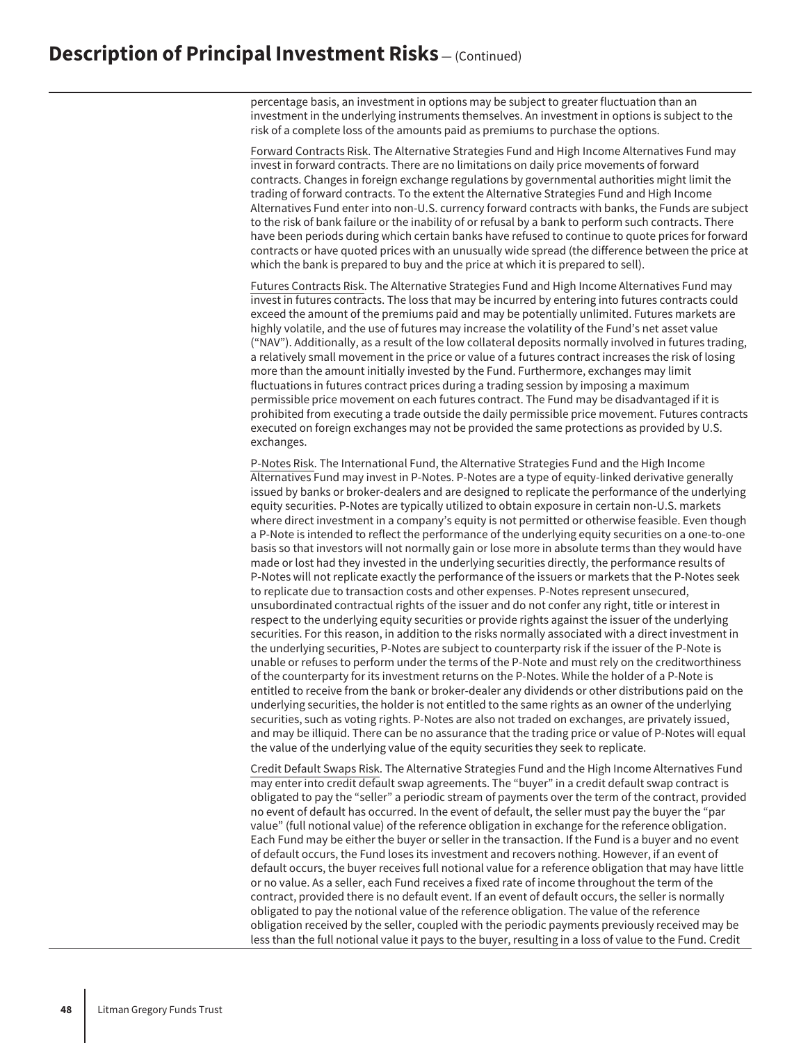percentage basis, an investment in options may be subject to greater fluctuation than an investment in the underlying instruments themselves. An investment in options is subject to the risk of a complete loss of the amounts paid as premiums to purchase the options.

Forward Contracts Risk. The Alternative Strategies Fund and High Income Alternatives Fund may invest in forward contracts. There are no limitations on daily price movements of forward contracts. Changes in foreign exchange regulations by governmental authorities might limit the trading of forward contracts. To the extent the Alternative Strategies Fund and High Income Alternatives Fund enter into non-U.S. currency forward contracts with banks, the Funds are subject to the risk of bank failure or the inability of or refusal by a bank to perform such contracts. There have been periods during which certain banks have refused to continue to quote prices for forward contracts or have quoted prices with an unusually wide spread (the difference between the price at which the bank is prepared to buy and the price at which it is prepared to sell).

Futures Contracts Risk. The Alternative Strategies Fund and High Income Alternatives Fund may invest in futures contracts. The loss that may be incurred by entering into futures contracts could exceed the amount of the premiums paid and may be potentially unlimited. Futures markets are highly volatile, and the use of futures may increase the volatility of the Fund's net asset value ("NAV"). Additionally, as a result of the low collateral deposits normally involved in futures trading, a relatively small movement in the price or value of a futures contract increases the risk of losing more than the amount initially invested by the Fund. Furthermore, exchanges may limit fluctuations in futures contract prices during a trading session by imposing a maximum permissible price movement on each futures contract. The Fund may be disadvantaged if it is prohibited from executing a trade outside the daily permissible price movement. Futures contracts executed on foreign exchanges may not be provided the same protections as provided by U.S. exchanges.

P-Notes Risk. The International Fund, the Alternative Strategies Fund and the High Income Alternatives Fund may invest in P-Notes. P-Notes are a type of equity-linked derivative generally issued by banks or broker-dealers and are designed to replicate the performance of the underlying equity securities. P-Notes are typically utilized to obtain exposure in certain non-U.S. markets where direct investment in a company's equity is not permitted or otherwise feasible. Even though a P-Note is intended to reflect the performance of the underlying equity securities on a one-to-one basis so that investors will not normally gain or lose more in absolute terms than they would have made or lost had they invested in the underlying securities directly, the performance results of P-Notes will not replicate exactly the performance of the issuers or markets that the P-Notes seek to replicate due to transaction costs and other expenses. P-Notes represent unsecured, unsubordinated contractual rights of the issuer and do not confer any right, title or interest in respect to the underlying equity securities or provide rights against the issuer of the underlying securities. For this reason, in addition to the risks normally associated with a direct investment in the underlying securities, P-Notes are subject to counterparty risk if the issuer of the P-Note is unable or refuses to perform under the terms of the P-Note and must rely on the creditworthiness of the counterparty for its investment returns on the P-Notes. While the holder of a P-Note is entitled to receive from the bank or broker-dealer any dividends or other distributions paid on the underlying securities, the holder is not entitled to the same rights as an owner of the underlying securities, such as voting rights. P-Notes are also not traded on exchanges, are privately issued, and may be illiquid. There can be no assurance that the trading price or value of P-Notes will equal the value of the underlying value of the equity securities they seek to replicate.

Credit Default Swaps Risk. The Alternative Strategies Fund and the High Income Alternatives Fund may enter into credit default swap agreements. The "buyer" in a credit default swap contract is obligated to pay the "seller" a periodic stream of payments over the term of the contract, provided no event of default has occurred. In the event of default, the seller must pay the buyer the "par value" (full notional value) of the reference obligation in exchange for the reference obligation. Each Fund may be either the buyer or seller in the transaction. If the Fund is a buyer and no event of default occurs, the Fund loses its investment and recovers nothing. However, if an event of default occurs, the buyer receives full notional value for a reference obligation that may have little or no value. As a seller, each Fund receives a fixed rate of income throughout the term of the contract, provided there is no default event. If an event of default occurs, the seller is normally obligated to pay the notional value of the reference obligation. The value of the reference obligation received by the seller, coupled with the periodic payments previously received may be less than the full notional value it pays to the buyer, resulting in a loss of value to the Fund. Credit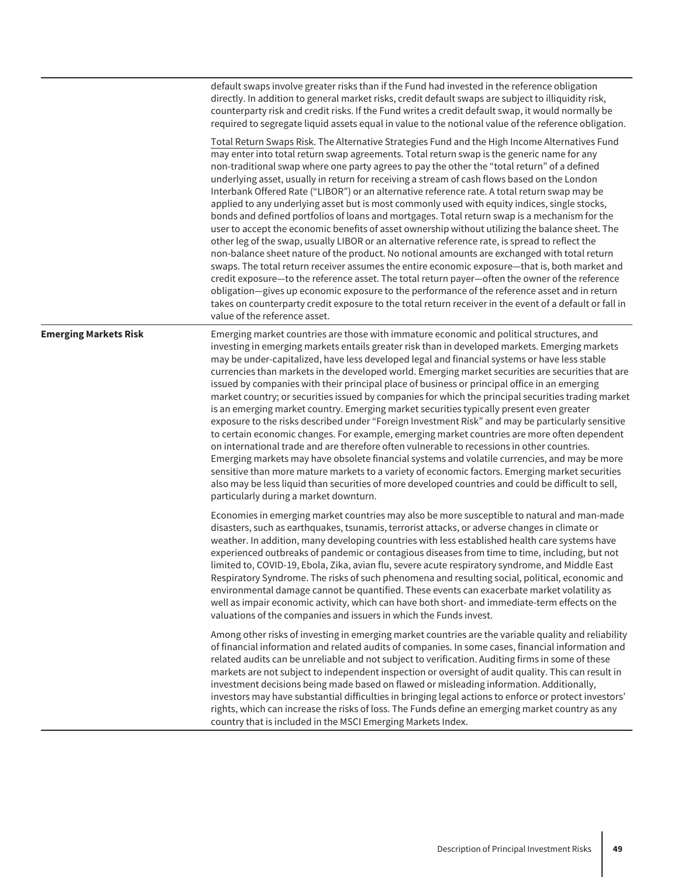default swaps involve greater risks than if the Fund had invested in the reference obligation directly. In addition to general market risks, credit default swaps are subject to illiquidity risk, counterparty risk and credit risks. If the Fund writes a credit default swap, it would normally be required to segregate liquid assets equal in value to the notional value of the reference obligation.

Total Return Swaps Risk. The Alternative Strategies Fund and the High Income Alternatives Fund may enter into total return swap agreements. Total return swap is the generic name for any non-traditional swap where one party agrees to pay the other the "total return" of a defined underlying asset, usually in return for receiving a stream of cash flows based on the London Interbank Offered Rate ("LIBOR") or an alternative reference rate. A total return swap may be applied to any underlying asset but is most commonly used with equity indices, single stocks, bonds and defined portfolios of loans and mortgages. Total return swap is a mechanism for the user to accept the economic benefits of asset ownership without utilizing the balance sheet. The other leg of the swap, usually LIBOR or an alternative reference rate, is spread to reflect the non-balance sheet nature of the product. No notional amounts are exchanged with total return swaps. The total return receiver assumes the entire economic exposure—that is, both market and credit exposure—to the reference asset. The total return payer—often the owner of the reference obligation—gives up economic exposure to the performance of the reference asset and in return takes on counterparty credit exposure to the total return receiver in the event of a default or fall in value of the reference asset.

**Emerging Markets Risk**

Emerging market countries are those with immature economic and political structures, and investing in emerging markets entails greater risk than in developed markets. Emerging markets may be under-capitalized, have less developed legal and financial systems or have less stable currencies than markets in the developed world. Emerging market securities are securities that are issued by companies with their principal place of business or principal office in an emerging market country; or securities issued by companies for which the principal securities trading market is an emerging market country. Emerging market securities typically present even greater exposure to the risks described under "Foreign Investment Risk" and may be particularly sensitive to certain economic changes. For example, emerging market countries are more often dependent on international trade and are therefore often vulnerable to recessions in other countries. Emerging markets may have obsolete financial systems and volatile currencies, and may be more sensitive than more mature markets to a variety of economic factors. Emerging market securities also may be less liquid than securities of more developed countries and could be difficult to sell, particularly during a market downturn.

Economies in emerging market countries may also be more susceptible to natural and man-made disasters, such as earthquakes, tsunamis, terrorist attacks, or adverse changes in climate or weather. In addition, many developing countries with less established health care systems have experienced outbreaks of pandemic or contagious diseases from time to time, including, but not limited to, COVID-19, Ebola, Zika, avian flu, severe acute respiratory syndrome, and Middle East Respiratory Syndrome. The risks of such phenomena and resulting social, political, economic and environmental damage cannot be quantified. These events can exacerbate market volatility as well as impair economic activity, which can have both short- and immediate-term effects on the valuations of the companies and issuers in which the Funds invest.

Among other risks of investing in emerging market countries are the variable quality and reliability of financial information and related audits of companies. In some cases, financial information and related audits can be unreliable and not subject to verification. Auditing firms in some of these markets are not subject to independent inspection or oversight of audit quality. This can result in investment decisions being made based on flawed or misleading information. Additionally, investors may have substantial difficulties in bringing legal actions to enforce or protect investors' rights, which can increase the risks of loss. The Funds define an emerging market country as any country that is included in the MSCI Emerging Markets Index.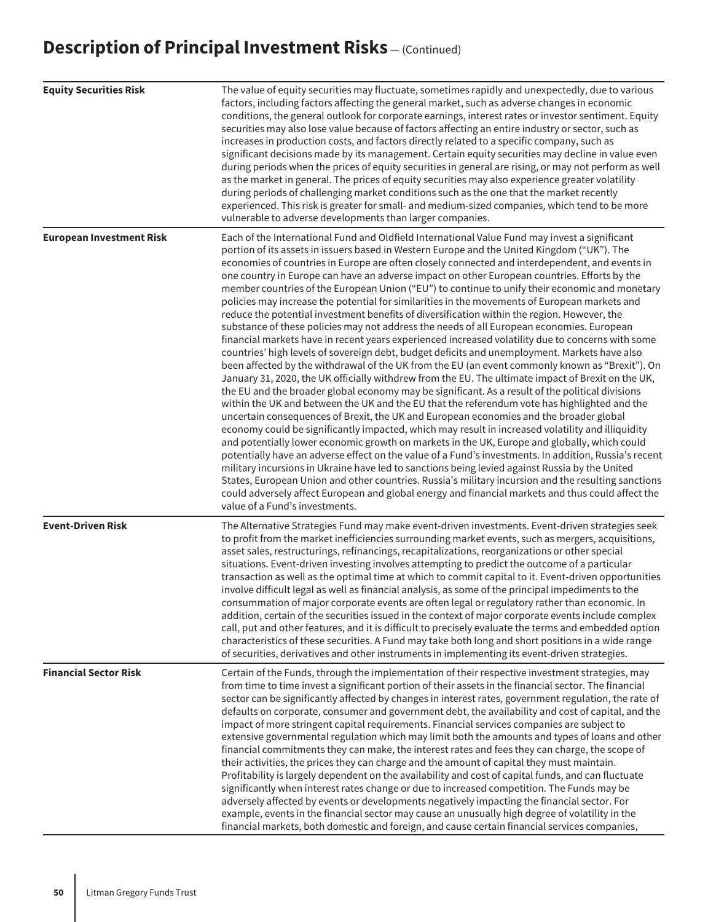## Description of Principal Investment Risks — (Continued)

| | |
|---|---|
| **Equity Securities Risk** | The value of equity securities may fluctuate, sometimes rapidly and unexpectedly, due to various factors, including factors affecting the general market, such as adverse changes in economic conditions, the general outlook for corporate earnings, interest rates or investor sentiment. Equity securities may also lose value because of factors affecting an entire industry or sector, such as increases in production costs, and factors directly related to a specific company, such as significant decisions made by its management. Certain equity securities may decline in value even during periods when the prices of equity securities in general are rising, or may not perform as well as the market in general. The prices of equity securities may also experience greater volatility during periods of challenging market conditions such as the one that the market recently experienced. This risk is greater for small- and medium-sized companies, which tend to be more vulnerable to adverse developments than larger companies. |
| **European Investment Risk** | Each of the International Fund and Oldfield International Value Fund may invest a significant portion of its assets in issuers based in Western Europe and the United Kingdom ("UK"). The economies of countries in Europe are often closely connected and interdependent, and events in one country in Europe can have an adverse impact on other European countries. Efforts by the member countries of the European Union ("EU") to continue to unify their economic and monetary policies may increase the potential for similarities in the movements of European markets and reduce the potential investment benefits of diversification within the region. However, the substance of these policies may not address the needs of all European economies. European financial markets have in recent years experienced increased volatility due to concerns with some countries' high levels of sovereign debt, budget deficits and unemployment. Markets have also been affected by the withdrawal of the UK from the EU (an event commonly known as "Brexit"). On January 31, 2020, the UK officially withdrew from the EU. The ultimate impact of Brexit on the UK, the EU and the broader global economy may be significant. As a result of the political divisions within the UK and between the UK and the EU that the referendum vote has highlighted and the uncertain consequences of Brexit, the UK and European economies and the broader global economy could be significantly impacted, which may result in increased volatility and illiquidity and potentially lower economic growth on markets in the UK, Europe and globally, which could potentially have an adverse effect on the value of a Fund's investments. In addition, Russia's recent military incursions in Ukraine have led to sanctions being levied against Russia by the United States, European Union and other countries. Russia's military incursion and the resulting sanctions could adversely affect European and global energy and financial markets and thus could affect the value of a Fund's investments. |
| **Event-Driven Risk** | The Alternative Strategies Fund may make event-driven investments. Event-driven strategies seek to profit from the market inefficiencies surrounding market events, such as mergers, acquisitions, asset sales, restructurings, refinancings, recapitalizations, reorganizations or other special situations. Event-driven investing involves attempting to predict the outcome of a particular transaction as well as the optimal time at which to commit capital to it. Event-driven opportunities involve difficult legal as well as financial analysis, as some of the principal impediments to the consummation of major corporate events are often legal or regulatory rather than economic. In addition, certain of the securities issued in the context of major corporate events include complex call, put and other features, and it is difficult to precisely evaluate the terms and embedded option characteristics of these securities. A Fund may take both long and short positions in a wide range of securities, derivatives and other instruments in implementing its event-driven strategies. |
| **Financial Sector Risk** | Certain of the Funds, through the implementation of their respective investment strategies, may from time to time invest a significant portion of their assets in the financial sector. The financial sector can be significantly affected by changes in interest rates, government regulation, the rate of defaults on corporate, consumer and government debt, the availability and cost of capital, and the impact of more stringent capital requirements. Financial services companies are subject to extensive governmental regulation which may limit both the amounts and types of loans and other financial commitments they can make, the interest rates and fees they can charge, the scope of their activities, the prices they can charge and the amount of capital they must maintain. Profitability is largely dependent on the availability and cost of capital funds, and can fluctuate significantly when interest rates change or due to increased competition. The Funds may be adversely affected by events or developments negatively impacting the financial sector. For example, events in the financial sector may cause an unusually high degree of volatility in the financial markets, both domestic and foreign, and cause certain financial services companies, |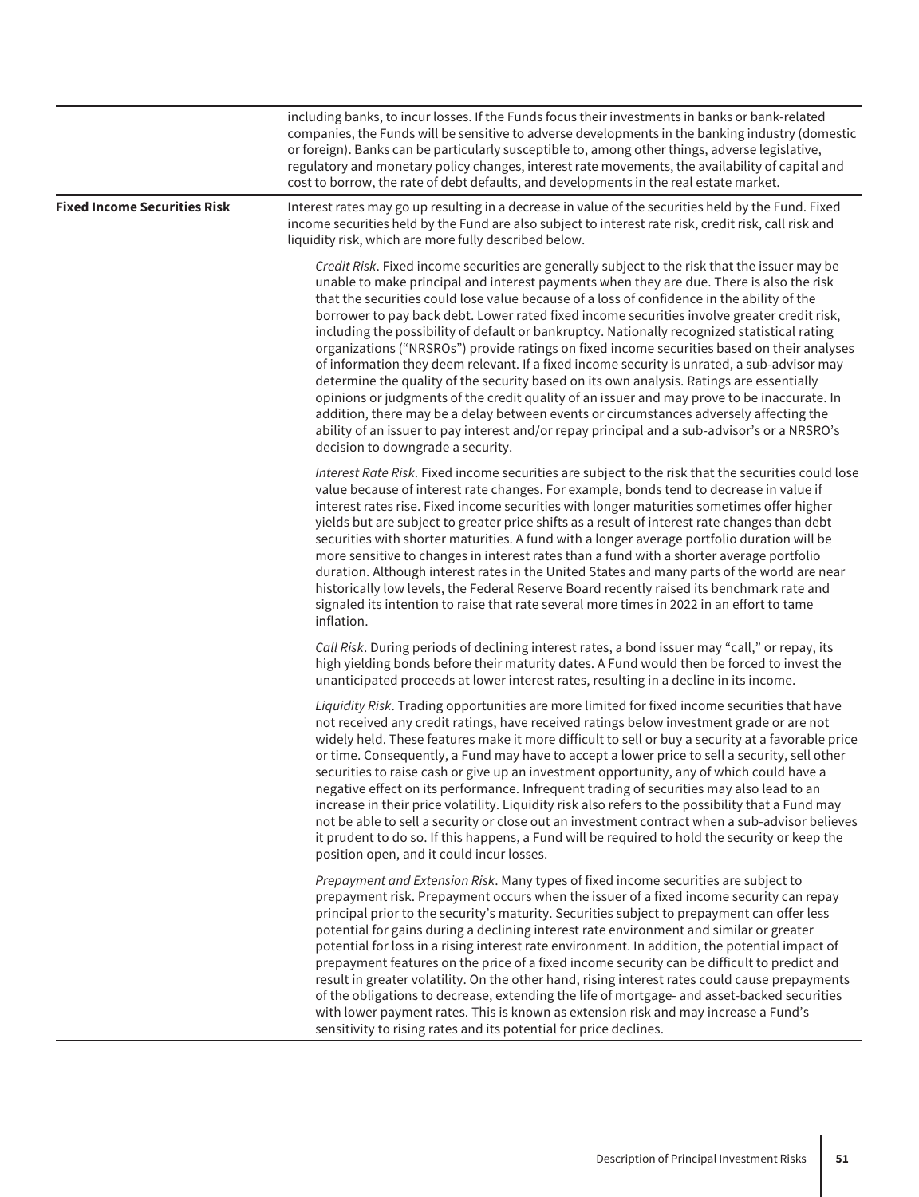| | |
|---|---|
| | including banks, to incur losses. If the Funds focus their investments in banks or bank-related companies, the Funds will be sensitive to adverse developments in the banking industry (domestic or foreign). Banks can be particularly susceptible to, among other things, adverse legislative, regulatory and monetary policy changes, interest rate movements, the availability of capital and cost to borrow, the rate of debt defaults, and developments in the real estate market. |
| **Fixed Income Securities Risk** | Interest rates may go up resulting in a decrease in value of the securities held by the Fund. Fixed income securities held by the Fund are also subject to interest rate risk, credit risk, call risk and liquidity risk, which are more fully described below.<br><br>*Credit Risk*. Fixed income securities are generally subject to the risk that the issuer may be unable to make principal and interest payments when they are due. There is also the risk that the securities could lose value because of a loss of confidence in the ability of the borrower to pay back debt. Lower rated fixed income securities involve greater credit risk, including the possibility of default or bankruptcy. Nationally recognized statistical rating organizations ("NRSROs") provide ratings on fixed income securities based on their analyses of information they deem relevant. If a fixed income security is unrated, a sub-advisor may determine the quality of the security based on its own analysis. Ratings are essentially opinions or judgments of the credit quality of an issuer and may prove to be inaccurate. In addition, there may be a delay between events or circumstances adversely affecting the ability of an issuer to pay interest and/or repay principal and a sub-advisor's or a NRSRO's decision to downgrade a security.<br><br>*Interest Rate Risk*. Fixed income securities are subject to the risk that the securities could lose value because of interest rate changes. For example, bonds tend to decrease in value if interest rates rise. Fixed income securities with longer maturities sometimes offer higher yields but are subject to greater price shifts as a result of interest rate changes than debt securities with shorter maturities. A fund with a longer average portfolio duration will be more sensitive to changes in interest rates than a fund with a shorter average portfolio duration. Although interest rates in the United States and many parts of the world are near historically low levels, the Federal Reserve Board recently raised its benchmark rate and signaled its intention to raise that rate several more times in 2022 in an effort to tame inflation.<br><br>*Call Risk*. During periods of declining interest rates, a bond issuer may "call," or repay, its high yielding bonds before their maturity dates. A Fund would then be forced to invest the unanticipated proceeds at lower interest rates, resulting in a decline in its income.<br><br>*Liquidity Risk*. Trading opportunities are more limited for fixed income securities that have not received any credit ratings, have received ratings below investment grade or are not widely held. These features make it more difficult to sell or buy a security at a favorable price or time. Consequently, a Fund may have to accept a lower price to sell a security, sell other securities to raise cash or give up an investment opportunity, any of which could have a negative effect on its performance. Infrequent trading of securities may also lead to an increase in their price volatility. Liquidity risk also refers to the possibility that a Fund may not be able to sell a security or close out an investment contract when a sub-advisor believes it prudent to do so. If this happens, a Fund will be required to hold the security or keep the position open, and it could incur losses.<br><br>*Prepayment and Extension Risk*. Many types of fixed income securities are subject to prepayment risk. Prepayment occurs when the issuer of a fixed income security can repay principal prior to the security's maturity. Securities subject to prepayment can offer less potential for gains during a declining interest rate environment and similar or greater potential for loss in a rising interest rate environment. In addition, the potential impact of prepayment features on the price of a fixed income security can be difficult to predict and result in greater volatility. On the other hand, rising interest rates could cause prepayments of the obligations to decrease, extending the life of mortgage- and asset-backed securities with lower payment rates. This is known as extension risk and may increase a Fund's sensitivity to rising rates and its potential for price declines. |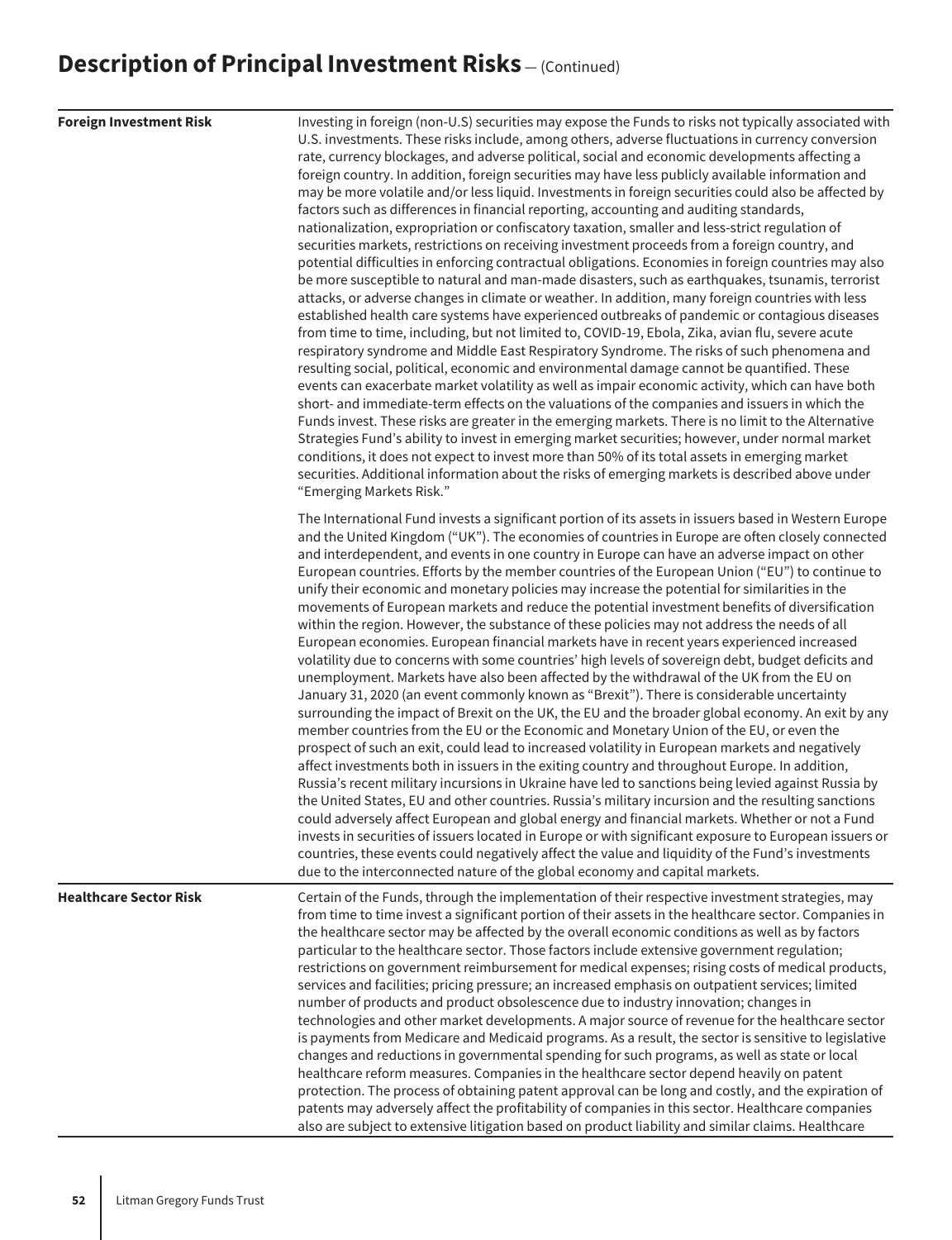## Description of Principal Investment Risks — (Continued)

**Foreign Investment Risk**

Investing in foreign (non-U.S) securities may expose the Funds to risks not typically associated with U.S. investments. These risks include, among others, adverse fluctuations in currency conversion rate, currency blockages, and adverse political, social and economic developments affecting a foreign country. In addition, foreign securities may have less publicly available information and may be more volatile and/or less liquid. Investments in foreign securities could also be affected by factors such as differences in financial reporting, accounting and auditing standards, nationalization, expropriation or confiscatory taxation, smaller and less-strict regulation of securities markets, restrictions on receiving investment proceeds from a foreign country, and potential difficulties in enforcing contractual obligations. Economies in foreign countries may also be more susceptible to natural and man-made disasters, such as earthquakes, tsunamis, terrorist attacks, or adverse changes in climate or weather. In addition, many foreign countries with less established health care systems have experienced outbreaks of pandemic or contagious diseases from time to time, including, but not limited to, COVID-19, Ebola, Zika, avian flu, severe acute respiratory syndrome and Middle East Respiratory Syndrome. The risks of such phenomena and resulting social, political, economic and environmental damage cannot be quantified. These events can exacerbate market volatility as well as impair economic activity, which can have both short- and immediate-term effects on the valuations of the companies and issuers in which the Funds invest. These risks are greater in the emerging markets. There is no limit to the Alternative Strategies Fund's ability to invest in emerging market securities; however, under normal market conditions, it does not expect to invest more than 50% of its total assets in emerging market securities. Additional information about the risks of emerging markets is described above under "Emerging Markets Risk."

The International Fund invests a significant portion of its assets in issuers based in Western Europe and the United Kingdom ("UK"). The economies of countries in Europe are often closely connected and interdependent, and events in one country in Europe can have an adverse impact on other European countries. Efforts by the member countries of the European Union ("EU") to continue to unify their economic and monetary policies may increase the potential for similarities in the movements of European markets and reduce the potential investment benefits of diversification within the region. However, the substance of these policies may not address the needs of all European economies. European financial markets have in recent years experienced increased volatility due to concerns with some countries' high levels of sovereign debt, budget deficits and unemployment. Markets have also been affected by the withdrawal of the UK from the EU on January 31, 2020 (an event commonly known as "Brexit"). There is considerable uncertainty surrounding the impact of Brexit on the UK, the EU and the broader global economy. An exit by any member countries from the EU or the Economic and Monetary Union of the EU, or even the prospect of such an exit, could lead to increased volatility in European markets and negatively affect investments both in issuers in the exiting country and throughout Europe. In addition, Russia's recent military incursions in Ukraine have led to sanctions being levied against Russia by the United States, EU and other countries. Russia's military incursion and the resulting sanctions could adversely affect European and global energy and financial markets. Whether or not a Fund invests in securities of issuers located in Europe or with significant exposure to European issuers or countries, these events could negatively affect the value and liquidity of the Fund's investments due to the interconnected nature of the global economy and capital markets.

**Healthcare Sector Risk**

Certain of the Funds, through the implementation of their respective investment strategies, may from time to time invest a significant portion of their assets in the healthcare sector. Companies in the healthcare sector may be affected by the overall economic conditions as well as by factors particular to the healthcare sector. Those factors include extensive government regulation; restrictions on government reimbursement for medical expenses; rising costs of medical products, services and facilities; pricing pressure; an increased emphasis on outpatient services; limited number of products and product obsolescence due to industry innovation; changes in technologies and other market developments. A major source of revenue for the healthcare sector is payments from Medicare and Medicaid programs. As a result, the sector is sensitive to legislative changes and reductions in governmental spending for such programs, as well as state or local healthcare reform measures. Companies in the healthcare sector depend heavily on patent protection. The process of obtaining patent approval can be long and costly, and the expiration of patents may adversely affect the profitability of companies in this sector. Healthcare companies also are subject to extensive litigation based on product liability and similar claims. Healthcare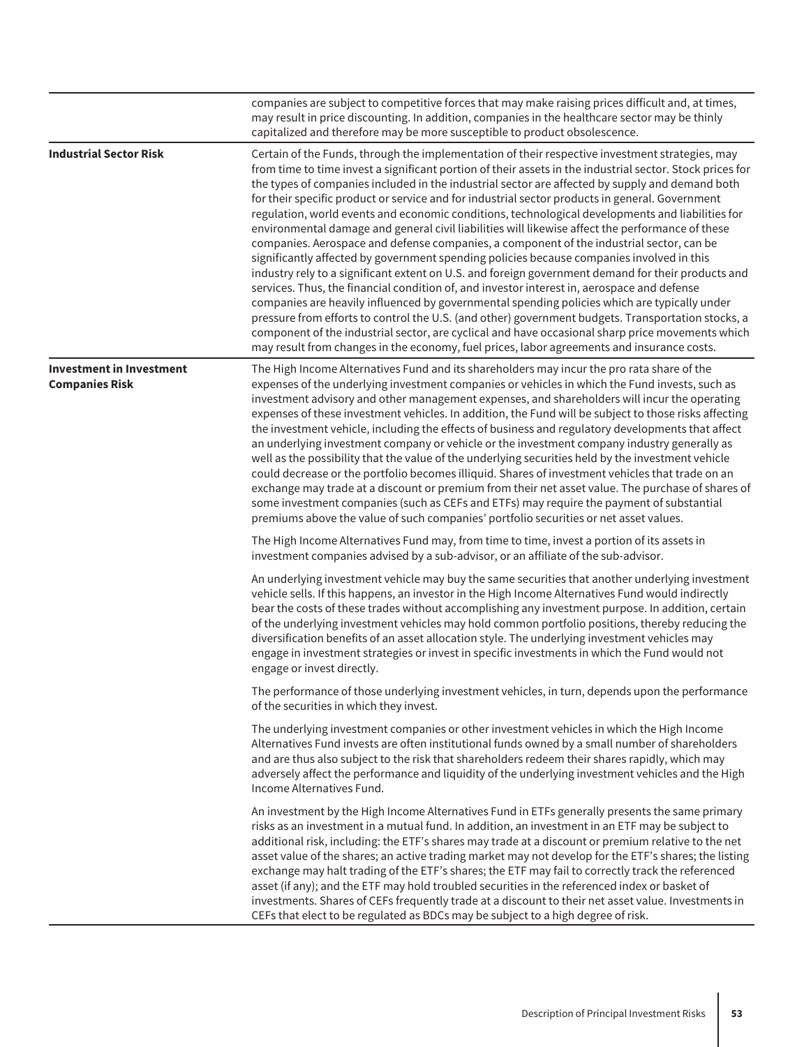| | |
|---|---|
| | companies are subject to competitive forces that may make raising prices difficult and, at times, may result in price discounting. In addition, companies in the healthcare sector may be thinly capitalized and therefore may be more susceptible to product obsolescence. |
| **Industrial Sector Risk** | Certain of the Funds, through the implementation of their respective investment strategies, may from time to time invest a significant portion of their assets in the industrial sector. Stock prices for the types of companies included in the industrial sector are affected by supply and demand both for their specific product or service and for industrial sector products in general. Government regulation, world events and economic conditions, technological developments and liabilities for environmental damage and general civil liabilities will likewise affect the performance of these companies. Aerospace and defense companies, a component of the industrial sector, can be significantly affected by government spending policies because companies involved in this industry rely to a significant extent on U.S. and foreign government demand for their products and services. Thus, the financial condition of, and investor interest in, aerospace and defense companies are heavily influenced by governmental spending policies which are typically under pressure from efforts to control the U.S. (and other) government budgets. Transportation stocks, a component of the industrial sector, are cyclical and have occasional sharp price movements which may result from changes in the economy, fuel prices, labor agreements and insurance costs. |
| **Investment in Investment Companies Risk** | The High Income Alternatives Fund and its shareholders may incur the pro rata share of the expenses of the underlying investment companies or vehicles in which the Fund invests, such as investment advisory and other management expenses, and shareholders will incur the operating expenses of these investment vehicles. In addition, the Fund will be subject to those risks affecting the investment vehicle, including the effects of business and regulatory developments that affect an underlying investment company or vehicle or the investment company industry generally as well as the possibility that the value of the underlying securities held by the investment vehicle could decrease or the portfolio becomes illiquid. Shares of investment vehicles that trade on an exchange may trade at a discount or premium from their net asset value. The purchase of shares of some investment companies (such as CEFs and ETFs) may require the payment of substantial premiums above the value of such companies' portfolio securities or net asset values.<br><br>The High Income Alternatives Fund may, from time to time, invest a portion of its assets in investment companies advised by a sub-advisor, or an affiliate of the sub-advisor.<br><br>An underlying investment vehicle may buy the same securities that another underlying investment vehicle sells. If this happens, an investor in the High Income Alternatives Fund would indirectly bear the costs of these trades without accomplishing any investment purpose. In addition, certain of the underlying investment vehicles may hold common portfolio positions, thereby reducing the diversification benefits of an asset allocation style. The underlying investment vehicles may engage in investment strategies or invest in specific investments in which the Fund would not engage or invest directly.<br><br>The performance of those underlying investment vehicles, in turn, depends upon the performance of the securities in which they invest.<br><br>The underlying investment companies or other investment vehicles in which the High Income Alternatives Fund invests are often institutional funds owned by a small number of shareholders and are thus also subject to the risk that shareholders redeem their shares rapidly, which may adversely affect the performance and liquidity of the underlying investment vehicles and the High Income Alternatives Fund.<br><br>An investment by the High Income Alternatives Fund in ETFs generally presents the same primary risks as an investment in a mutual fund. In addition, an investment in an ETF may be subject to additional risk, including: the ETF's shares may trade at a discount or premium relative to the net asset value of the shares; an active trading market may not develop for the ETF's shares; the listing exchange may halt trading of the ETF's shares; the ETF may fail to correctly track the referenced asset (if any); and the ETF may hold troubled securities in the referenced index or basket of investments. Shares of CEFs frequently trade at a discount to their net asset value. Investments in CEFs that elect to be regulated as BDCs may be subject to a high degree of risk. |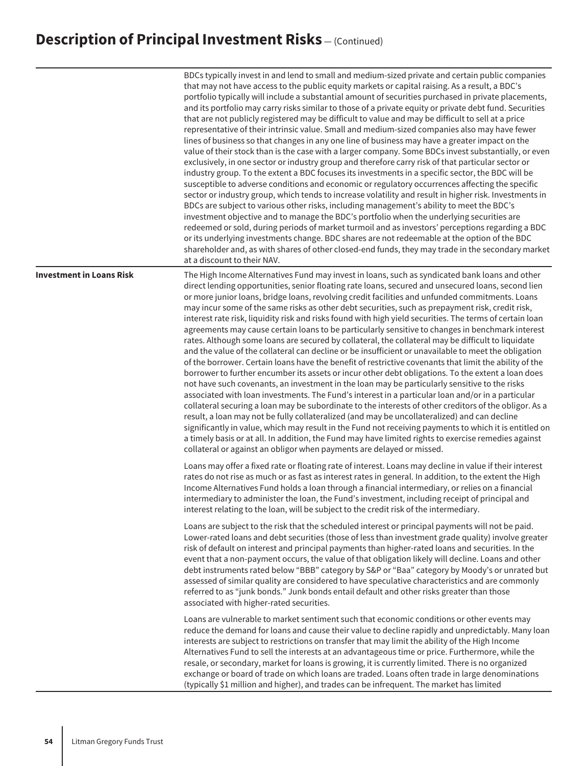## Description of Principal Investment Risks — (Continued)

| | |
|---|---|
| | BDCs typically invest in and lend to small and medium-sized private and certain public companies that may not have access to the public equity markets or capital raising. As a result, a BDC's portfolio typically will include a substantial amount of securities purchased in private placements, and its portfolio may carry risks similar to those of a private equity or private debt fund. Securities that are not publicly registered may be difficult to value and may be difficult to sell at a price representative of their intrinsic value. Small and medium-sized companies also may have fewer lines of business so that changes in any one line of business may have a greater impact on the value of their stock than is the case with a larger company. Some BDCs invest substantially, or even exclusively, in one sector or industry group and therefore carry risk of that particular sector or industry group. To the extent a BDC focuses its investments in a specific sector, the BDC will be susceptible to adverse conditions and economic or regulatory occurrences affecting the specific sector or industry group, which tends to increase volatility and result in higher risk. Investments in BDCs are subject to various other risks, including management's ability to meet the BDC's investment objective and to manage the BDC's portfolio when the underlying securities are redeemed or sold, during periods of market turmoil and as investors' perceptions regarding a BDC or its underlying investments change. BDC shares are not redeemable at the option of the BDC shareholder and, as with shares of other closed-end funds, they may trade in the secondary market at a discount to their NAV. |
| **Investment in Loans Risk** | The High Income Alternatives Fund may invest in loans, such as syndicated bank loans and other direct lending opportunities, senior floating rate loans, secured and unsecured loans, second lien or more junior loans, bridge loans, revolving credit facilities and unfunded commitments. Loans may incur some of the same risks as other debt securities, such as prepayment risk, credit risk, interest rate risk, liquidity risk and risks found with high yield securities. The terms of certain loan agreements may cause certain loans to be particularly sensitive to changes in benchmark interest rates. Although some loans are secured by collateral, the collateral may be difficult to liquidate and the value of the collateral can decline or be insufficient or unavailable to meet the obligation of the borrower. Certain loans have the benefit of restrictive covenants that limit the ability of the borrower to further encumber its assets or incur other debt obligations. To the extent a loan does not have such covenants, an investment in the loan may be particularly sensitive to the risks associated with loan investments. The Fund's interest in a particular loan and/or in a particular collateral securing a loan may be subordinate to the interests of other creditors of the obligor. As a result, a loan may not be fully collateralized (and may be uncollateralized) and can decline significantly in value, which may result in the Fund not receiving payments to which it is entitled on a timely basis or at all. In addition, the Fund may have limited rights to exercise remedies against collateral or against an obligor when payments are delayed or missed.<br><br>Loans may offer a fixed rate or floating rate of interest. Loans may decline in value if their interest rates do not rise as much or as fast as interest rates in general. In addition, to the extent the High Income Alternatives Fund holds a loan through a financial intermediary, or relies on a financial intermediary to administer the loan, the Fund's investment, including receipt of principal and interest relating to the loan, will be subject to the credit risk of the intermediary.<br><br>Loans are subject to the risk that the scheduled interest or principal payments will not be paid. Lower-rated loans and debt securities (those of less than investment grade quality) involve greater risk of default on interest and principal payments than higher-rated loans and securities. In the event that a non-payment occurs, the value of that obligation likely will decline. Loans and other debt instruments rated below "BBB" category by S&P or "Baa" category by Moody's or unrated but assessed of similar quality are considered to have speculative characteristics and are commonly referred to as "junk bonds." Junk bonds entail default and other risks greater than those associated with higher-rated securities.<br><br>Loans are vulnerable to market sentiment such that economic conditions or other events may reduce the demand for loans and cause their value to decline rapidly and unpredictably. Many loan interests are subject to restrictions on transfer that may limit the ability of the High Income Alternatives Fund to sell the interests at an advantageous time or price. Furthermore, while the resale, or secondary, market for loans is growing, it is currently limited. There is no organized exchange or board of trade on which loans are traded. Loans often trade in large denominations (typically $1 million and higher), and trades can be infrequent. The market has limited |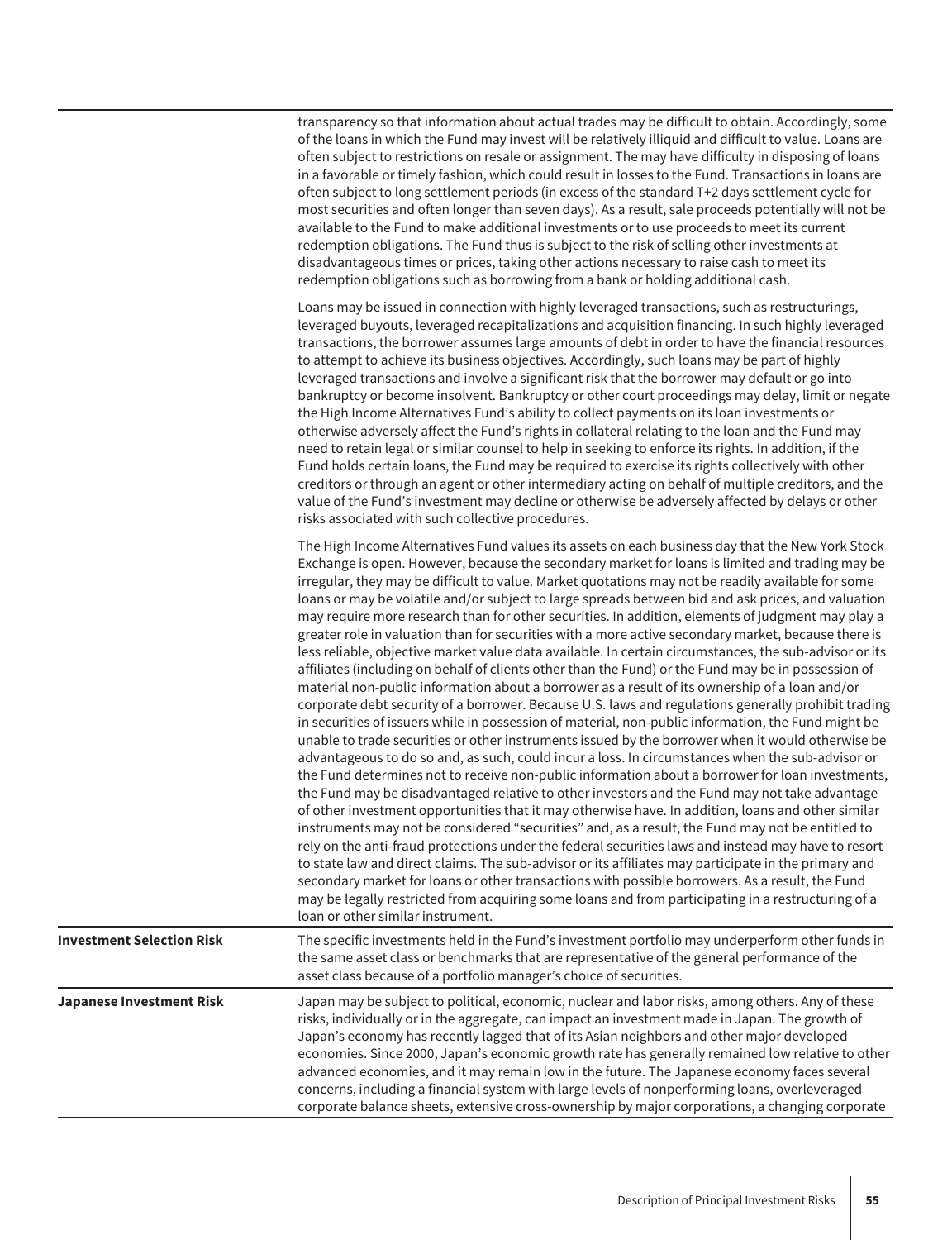| | |
|---|---|
| | transparency so that information about actual trades may be difficult to obtain. Accordingly, some of the loans in which the Fund may invest will be relatively illiquid and difficult to value. Loans are often subject to restrictions on resale or assignment. The may have difficulty in disposing of loans in a favorable or timely fashion, which could result in losses to the Fund. Transactions in loans are often subject to long settlement periods (in excess of the standard T+2 days settlement cycle for most securities and often longer than seven days). As a result, sale proceeds potentially will not be available to the Fund to make additional investments or to use proceeds to meet its current redemption obligations. The Fund thus is subject to the risk of selling other investments at disadvantageous times or prices, taking other actions necessary to raise cash to meet its redemption obligations such as borrowing from a bank or holding additional cash.<br><br>Loans may be issued in connection with highly leveraged transactions, such as restructurings, leveraged buyouts, leveraged recapitalizations and acquisition financing. In such highly leveraged transactions, the borrower assumes large amounts of debt in order to have the financial resources to attempt to achieve its business objectives. Accordingly, such loans may be part of highly leveraged transactions and involve a significant risk that the borrower may default or go into bankruptcy or become insolvent. Bankruptcy or other court proceedings may delay, limit or negate the High Income Alternatives Fund's ability to collect payments on its loan investments or otherwise adversely affect the Fund's rights in collateral relating to the loan and the Fund may need to retain legal or similar counsel to help in seeking to enforce its rights. In addition, if the Fund holds certain loans, the Fund may be required to exercise its rights collectively with other creditors or through an agent or other intermediary acting on behalf of multiple creditors, and the value of the Fund's investment may decline or otherwise be adversely affected by delays or other risks associated with such collective procedures.<br><br>The High Income Alternatives Fund values its assets on each business day that the New York Stock Exchange is open. However, because the secondary market for loans is limited and trading may be irregular, they may be difficult to value. Market quotations may not be readily available for some loans or may be volatile and/or subject to large spreads between bid and ask prices, and valuation may require more research than for other securities. In addition, elements of judgment may play a greater role in valuation than for securities with a more active secondary market, because there is less reliable, objective market value data available. In certain circumstances, the sub-advisor or its affiliates (including on behalf of clients other than the Fund) or the Fund may be in possession of material non-public information about a borrower as a result of its ownership of a loan and/or corporate debt security of a borrower. Because U.S. laws and regulations generally prohibit trading in securities of issuers while in possession of material, non-public information, the Fund might be unable to trade securities or other instruments issued by the borrower when it would otherwise be advantageous to do so and, as such, could incur a loss. In circumstances when the sub-advisor or the Fund determines not to receive non-public information about a borrower for loan investments, the Fund may be disadvantaged relative to other investors and the Fund may not take advantage of other investment opportunities that it may otherwise have. In addition, loans and other similar instruments may not be considered "securities" and, as a result, the Fund may not be entitled to rely on the anti-fraud protections under the federal securities laws and instead may have to resort to state law and direct claims. The sub-advisor or its affiliates may participate in the primary and secondary market for loans or other transactions with possible borrowers. As a result, the Fund may be legally restricted from acquiring some loans and from participating in a restructuring of a loan or other similar instrument. |
| **Investment Selection Risk** | The specific investments held in the Fund's investment portfolio may underperform other funds in the same asset class or benchmarks that are representative of the general performance of the asset class because of a portfolio manager's choice of securities. |
| **Japanese Investment Risk** | Japan may be subject to political, economic, nuclear and labor risks, among others. Any of these risks, individually or in the aggregate, can impact an investment made in Japan. The growth of Japan's economy has recently lagged that of its Asian neighbors and other major developed economies. Since 2000, Japan's economic growth rate has generally remained low relative to other advanced economies, and it may remain low in the future. The Japanese economy faces several concerns, including a financial system with large levels of nonperforming loans, overleveraged corporate balance sheets, extensive cross-ownership by major corporations, a changing corporate |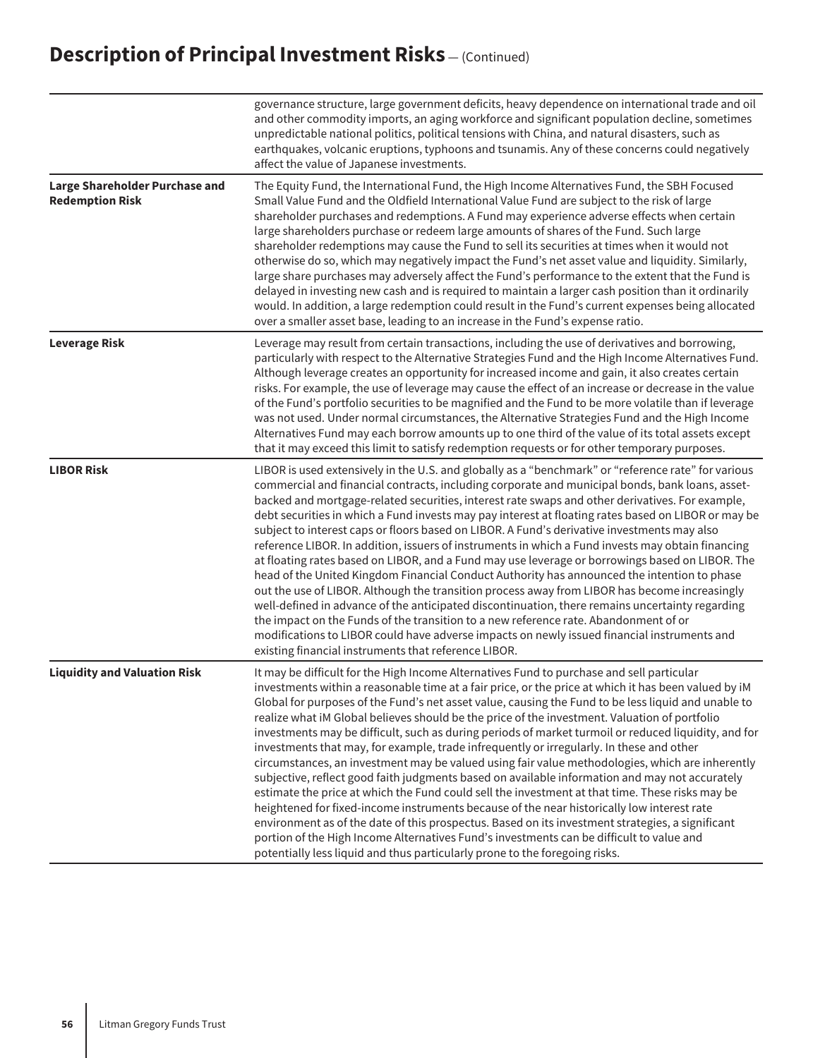## Description of Principal Investment Risks — (Continued)

| | |
|---|---|
| | governance structure, large government deficits, heavy dependence on international trade and oil and other commodity imports, an aging workforce and significant population decline, sometimes unpredictable national politics, political tensions with China, and natural disasters, such as earthquakes, volcanic eruptions, typhoons and tsunamis. Any of these concerns could negatively affect the value of Japanese investments. |
| **Large Shareholder Purchase and Redemption Risk** | The Equity Fund, the International Fund, the High Income Alternatives Fund, the SBH Focused Small Value Fund and the Oldfield International Value Fund are subject to the risk of large shareholder purchases and redemptions. A Fund may experience adverse effects when certain large shareholders purchase or redeem large amounts of shares of the Fund. Such large shareholder redemptions may cause the Fund to sell its securities at times when it would not otherwise do so, which may negatively impact the Fund's net asset value and liquidity. Similarly, large share purchases may adversely affect the Fund's performance to the extent that the Fund is delayed in investing new cash and is required to maintain a larger cash position than it ordinarily would. In addition, a large redemption could result in the Fund's current expenses being allocated over a smaller asset base, leading to an increase in the Fund's expense ratio. |
| **Leverage Risk** | Leverage may result from certain transactions, including the use of derivatives and borrowing, particularly with respect to the Alternative Strategies Fund and the High Income Alternatives Fund. Although leverage creates an opportunity for increased income and gain, it also creates certain risks. For example, the use of leverage may cause the effect of an increase or decrease in the value of the Fund's portfolio securities to be magnified and the Fund to be more volatile than if leverage was not used. Under normal circumstances, the Alternative Strategies Fund and the High Income Alternatives Fund may each borrow amounts up to one third of the value of its total assets except that it may exceed this limit to satisfy redemption requests or for other temporary purposes. |
| **LIBOR Risk** | LIBOR is used extensively in the U.S. and globally as a "benchmark" or "reference rate" for various commercial and financial contracts, including corporate and municipal bonds, bank loans, asset-backed and mortgage-related securities, interest rate swaps and other derivatives. For example, debt securities in which a Fund invests may pay interest at floating rates based on LIBOR or may be subject to interest caps or floors based on LIBOR. A Fund's derivative investments may also reference LIBOR. In addition, issuers of instruments in which a Fund invests may obtain financing at floating rates based on LIBOR, and a Fund may use leverage or borrowings based on LIBOR. The head of the United Kingdom Financial Conduct Authority has announced the intention to phase out the use of LIBOR. Although the transition process away from LIBOR has become increasingly well-defined in advance of the anticipated discontinuation, there remains uncertainty regarding the impact on the Funds of the transition to a new reference rate. Abandonment of or modifications to LIBOR could have adverse impacts on newly issued financial instruments and existing financial instruments that reference LIBOR. |
| **Liquidity and Valuation Risk** | It may be difficult for the High Income Alternatives Fund to purchase and sell particular investments within a reasonable time at a fair price, or the price at which it has been valued by iM Global for purposes of the Fund's net asset value, causing the Fund to be less liquid and unable to realize what iM Global believes should be the price of the investment. Valuation of portfolio investments may be difficult, such as during periods of market turmoil or reduced liquidity, and for investments that may, for example, trade infrequently or irregularly. In these and other circumstances, an investment may be valued using fair value methodologies, which are inherently subjective, reflect good faith judgments based on available information and may not accurately estimate the price at which the Fund could sell the investment at that time. These risks may be heightened for fixed-income instruments because of the near historically low interest rate environment as of the date of this prospectus. Based on its investment strategies, a significant portion of the High Income Alternatives Fund's investments can be difficult to value and potentially less liquid and thus particularly prone to the foregoing risks. |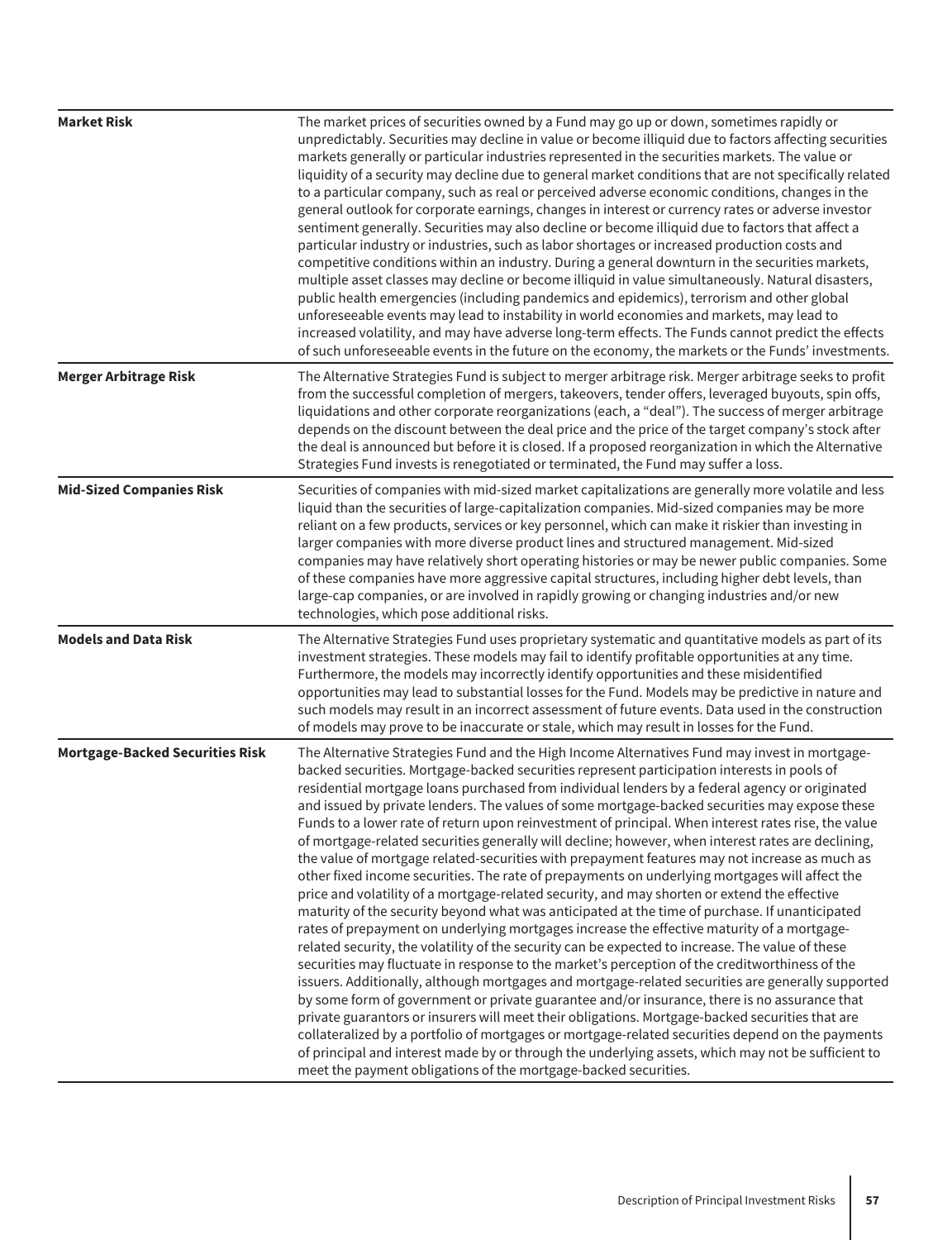| | |
|---|---|
| **Market Risk** | The market prices of securities owned by a Fund may go up or down, sometimes rapidly or unpredictably. Securities may decline in value or become illiquid due to factors affecting securities markets generally or particular industries represented in the securities markets. The value or liquidity of a security may decline due to general market conditions that are not specifically related to a particular company, such as real or perceived adverse economic conditions, changes in the general outlook for corporate earnings, changes in interest or currency rates or adverse investor sentiment generally. Securities may also decline or become illiquid due to factors that affect a particular industry or industries, such as labor shortages or increased production costs and competitive conditions within an industry. During a general downturn in the securities markets, multiple asset classes may decline or become illiquid in value simultaneously. Natural disasters, public health emergencies (including pandemics and epidemics), terrorism and other global unforeseeable events may lead to instability in world economies and markets, may lead to increased volatility, and may have adverse long-term effects. The Funds cannot predict the effects of such unforeseeable events in the future on the economy, the markets or the Funds' investments. |
| **Merger Arbitrage Risk** | The Alternative Strategies Fund is subject to merger arbitrage risk. Merger arbitrage seeks to profit from the successful completion of mergers, takeovers, tender offers, leveraged buyouts, spin offs, liquidations and other corporate reorganizations (each, a "deal"). The success of merger arbitrage depends on the discount between the deal price and the price of the target company's stock after the deal is announced but before it is closed. If a proposed reorganization in which the Alternative Strategies Fund invests is renegotiated or terminated, the Fund may suffer a loss. |
| **Mid-Sized Companies Risk** | Securities of companies with mid-sized market capitalizations are generally more volatile and less liquid than the securities of large-capitalization companies. Mid-sized companies may be more reliant on a few products, services or key personnel, which can make it riskier than investing in larger companies with more diverse product lines and structured management. Mid-sized companies may have relatively short operating histories or may be newer public companies. Some of these companies have more aggressive capital structures, including higher debt levels, than large-cap companies, or are involved in rapidly growing or changing industries and/or new technologies, which pose additional risks. |
| **Models and Data Risk** | The Alternative Strategies Fund uses proprietary systematic and quantitative models as part of its investment strategies. These models may fail to identify profitable opportunities at any time. Furthermore, the models may incorrectly identify opportunities and these misidentified opportunities may lead to substantial losses for the Fund. Models may be predictive in nature and such models may result in an incorrect assessment of future events. Data used in the construction of models may prove to be inaccurate or stale, which may result in losses for the Fund. |
| **Mortgage-Backed Securities Risk** | The Alternative Strategies Fund and the High Income Alternatives Fund may invest in mortgage-backed securities. Mortgage-backed securities represent participation interests in pools of residential mortgage loans purchased from individual lenders by a federal agency or originated and issued by private lenders. The values of some mortgage-backed securities may expose these Funds to a lower rate of return upon reinvestment of principal. When interest rates rise, the value of mortgage-related securities generally will decline; however, when interest rates are declining, the value of mortgage related-securities with prepayment features may not increase as much as other fixed income securities. The rate of prepayments on underlying mortgages will affect the price and volatility of a mortgage-related security, and may shorten or extend the effective maturity of the security beyond what was anticipated at the time of purchase. If unanticipated rates of prepayment on underlying mortgages increase the effective maturity of a mortgage-related security, the volatility of the security can be expected to increase. The value of these securities may fluctuate in response to the market's perception of the creditworthiness of the issuers. Additionally, although mortgages and mortgage-related securities are generally supported by some form of government or private guarantee and/or insurance, there is no assurance that private guarantors or insurers will meet their obligations. Mortgage-backed securities that are collateralized by a portfolio of mortgages or mortgage-related securities depend on the payments of principal and interest made by or through the underlying assets, which may not be sufficient to meet the payment obligations of the mortgage-backed securities. |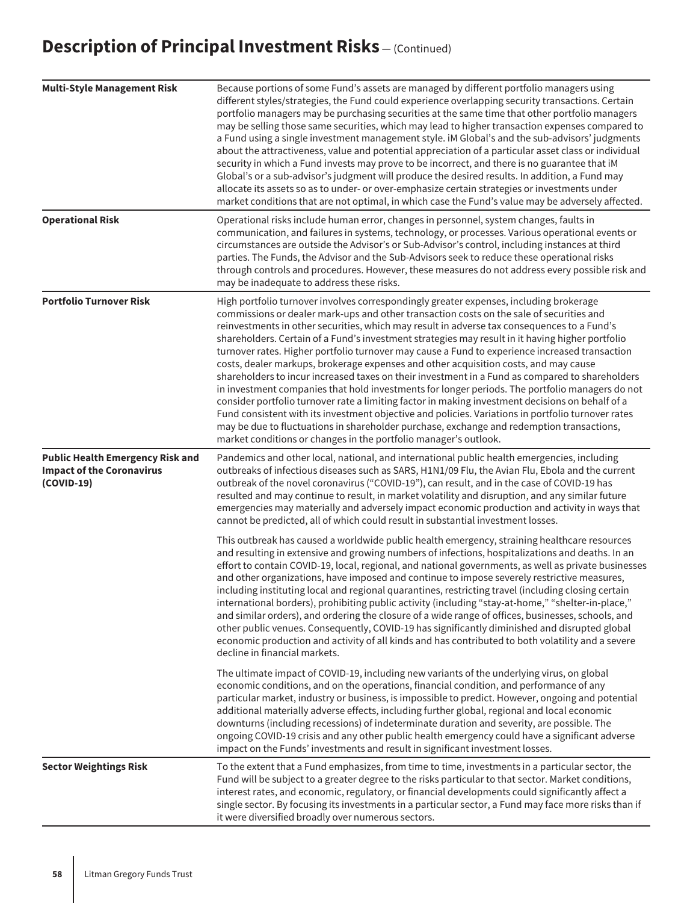## Description of Principal Investment Risks — (Continued)

| | |
|---|---|
| **Multi-Style Management Risk** | Because portions of some Fund's assets are managed by different portfolio managers using different styles/strategies, the Fund could experience overlapping security transactions. Certain portfolio managers may be purchasing securities at the same time that other portfolio managers may be selling those same securities, which may lead to higher transaction expenses compared to a Fund using a single investment management style. iM Global's and the sub-advisors' judgments about the attractiveness, value and potential appreciation of a particular asset class or individual security in which a Fund invests may prove to be incorrect, and there is no guarantee that iM Global's or a sub-advisor's judgment will produce the desired results. In addition, a Fund may allocate its assets so as to under- or over-emphasize certain strategies or investments under market conditions that are not optimal, in which case the Fund's value may be adversely affected. |
| **Operational Risk** | Operational risks include human error, changes in personnel, system changes, faults in communication, and failures in systems, technology, or processes. Various operational events or circumstances are outside the Advisor's or Sub-Advisor's control, including instances at third parties. The Funds, the Advisor and the Sub-Advisors seek to reduce these operational risks through controls and procedures. However, these measures do not address every possible risk and may be inadequate to address these risks. |
| **Portfolio Turnover Risk** | High portfolio turnover involves correspondingly greater expenses, including brokerage commissions or dealer mark-ups and other transaction costs on the sale of securities and reinvestments in other securities, which may result in adverse tax consequences to a Fund's shareholders. Certain of a Fund's investment strategies may result in it having higher portfolio turnover rates. Higher portfolio turnover may cause a Fund to experience increased transaction costs, dealer markups, brokerage expenses and other acquisition costs, and may cause shareholders to incur increased taxes on their investment in a Fund as compared to shareholders in investment companies that hold investments for longer periods. The portfolio managers do not consider portfolio turnover rate a limiting factor in making investment decisions on behalf of a Fund consistent with its investment objective and policies. Variations in portfolio turnover rates may be due to fluctuations in shareholder purchase, exchange and redemption transactions, market conditions or changes in the portfolio manager's outlook. |
| **Public Health Emergency Risk and Impact of the Coronavirus (COVID-19)** | Pandemics and other local, national, and international public health emergencies, including outbreaks of infectious diseases such as SARS, H1N1/09 Flu, the Avian Flu, Ebola and the current outbreak of the novel coronavirus ("COVID-19"), can result, and in the case of COVID-19 has resulted and may continue to result, in market volatility and disruption, and any similar future emergencies may materially and adversely impact economic production and activity in ways that cannot be predicted, all of which could result in substantial investment losses.<br><br>This outbreak has caused a worldwide public health emergency, straining healthcare resources and resulting in extensive and growing numbers of infections, hospitalizations and deaths. In an effort to contain COVID-19, local, regional, and national governments, as well as private businesses and other organizations, have imposed and continue to impose severely restrictive measures, including instituting local and regional quarantines, restricting travel (including closing certain international borders), prohibiting public activity (including "stay-at-home," "shelter-in-place," and similar orders), and ordering the closure of a wide range of offices, businesses, schools, and other public venues. Consequently, COVID-19 has significantly diminished and disrupted global economic production and activity of all kinds and has contributed to both volatility and a severe decline in financial markets.<br><br>The ultimate impact of COVID-19, including new variants of the underlying virus, on global economic conditions, and on the operations, financial condition, and performance of any particular market, industry or business, is impossible to predict. However, ongoing and potential additional materially adverse effects, including further global, regional and local economic downturns (including recessions) of indeterminate duration and severity, are possible. The ongoing COVID-19 crisis and any other public health emergency could have a significant adverse impact on the Funds' investments and result in significant investment losses. |
| **Sector Weightings Risk** | To the extent that a Fund emphasizes, from time to time, investments in a particular sector, the Fund will be subject to a greater degree to the risks particular to that sector. Market conditions, interest rates, and economic, regulatory, or financial developments could significantly affect a single sector. By focusing its investments in a particular sector, a Fund may face more risks than if it were diversified broadly over numerous sectors. |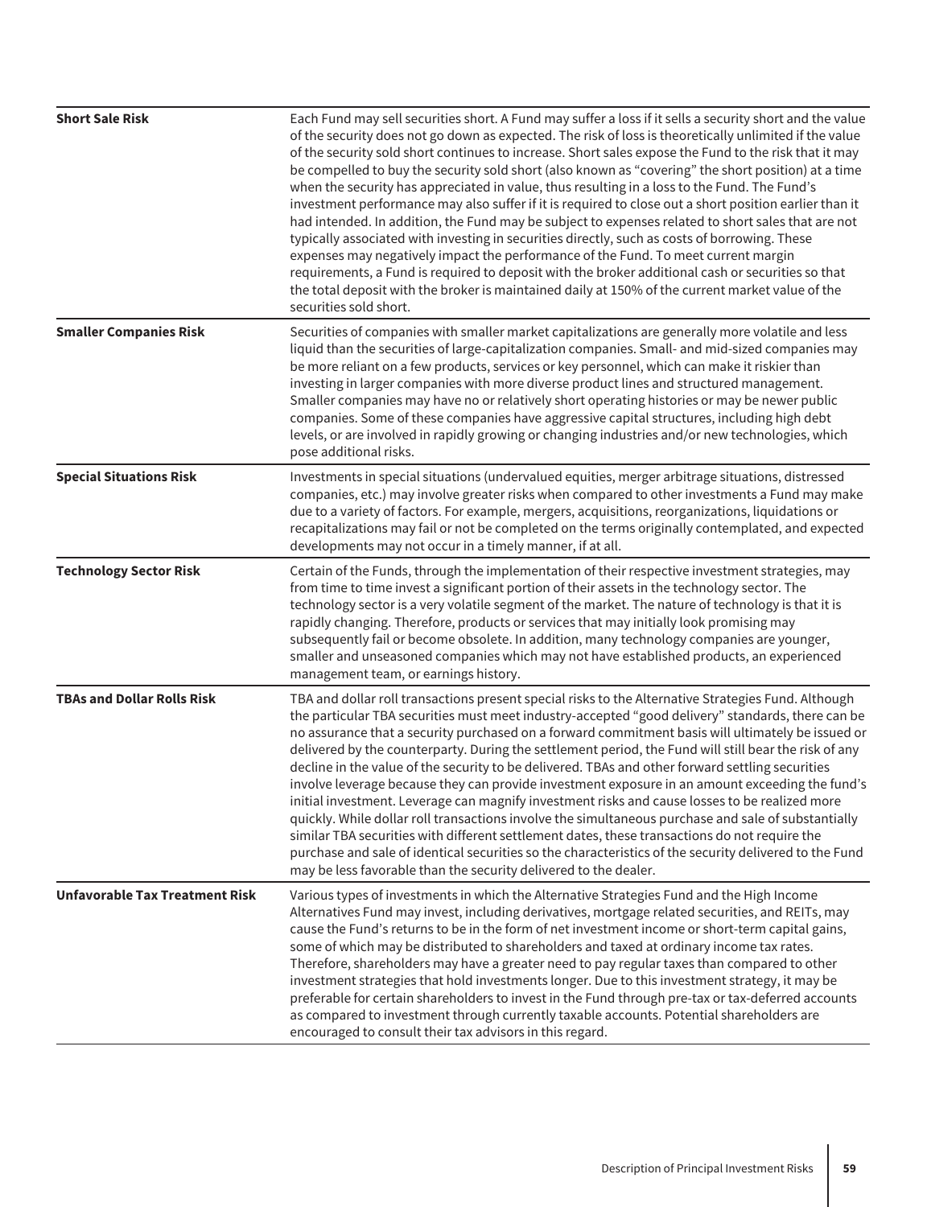| | |
|---|---|
| **Short Sale Risk** | Each Fund may sell securities short. A Fund may suffer a loss if it sells a security short and the value of the security does not go down as expected. The risk of loss is theoretically unlimited if the value of the security sold short continues to increase. Short sales expose the Fund to the risk that it may be compelled to buy the security sold short (also known as "covering" the short position) at a time when the security has appreciated in value, thus resulting in a loss to the Fund. The Fund's investment performance may also suffer if it is required to close out a short position earlier than it had intended. In addition, the Fund may be subject to expenses related to short sales that are not typically associated with investing in securities directly, such as costs of borrowing. These expenses may negatively impact the performance of the Fund. To meet current margin requirements, a Fund is required to deposit with the broker additional cash or securities so that the total deposit with the broker is maintained daily at 150% of the current market value of the securities sold short. |
| **Smaller Companies Risk** | Securities of companies with smaller market capitalizations are generally more volatile and less liquid than the securities of large-capitalization companies. Small- and mid-sized companies may be more reliant on a few products, services or key personnel, which can make it riskier than investing in larger companies with more diverse product lines and structured management. Smaller companies may have no or relatively short operating histories or may be newer public companies. Some of these companies have aggressive capital structures, including high debt levels, or are involved in rapidly growing or changing industries and/or new technologies, which pose additional risks. |
| **Special Situations Risk** | Investments in special situations (undervalued equities, merger arbitrage situations, distressed companies, etc.) may involve greater risks when compared to other investments a Fund may make due to a variety of factors. For example, mergers, acquisitions, reorganizations, liquidations or recapitalizations may fail or not be completed on the terms originally contemplated, and expected developments may not occur in a timely manner, if at all. |
| **Technology Sector Risk** | Certain of the Funds, through the implementation of their respective investment strategies, may from time to time invest a significant portion of their assets in the technology sector. The technology sector is a very volatile segment of the market. The nature of technology is that it is rapidly changing. Therefore, products or services that may initially look promising may subsequently fail or become obsolete. In addition, many technology companies are younger, smaller and unseasoned companies which may not have established products, an experienced management team, or earnings history. |
| **TBAs and Dollar Rolls Risk** | TBA and dollar roll transactions present special risks to the Alternative Strategies Fund. Although the particular TBA securities must meet industry-accepted "good delivery" standards, there can be no assurance that a security purchased on a forward commitment basis will ultimately be issued or delivered by the counterparty. During the settlement period, the Fund will still bear the risk of any decline in the value of the security to be delivered. TBAs and other forward settling securities involve leverage because they can provide investment exposure in an amount exceeding the fund's initial investment. Leverage can magnify investment risks and cause losses to be realized more quickly. While dollar roll transactions involve the simultaneous purchase and sale of substantially similar TBA securities with different settlement dates, these transactions do not require the purchase and sale of identical securities so the characteristics of the security delivered to the Fund may be less favorable than the security delivered to the dealer. |
| **Unfavorable Tax Treatment Risk** | Various types of investments in which the Alternative Strategies Fund and the High Income Alternatives Fund may invest, including derivatives, mortgage related securities, and REITs, may cause the Fund's returns to be in the form of net investment income or short-term capital gains, some of which may be distributed to shareholders and taxed at ordinary income tax rates. Therefore, shareholders may have a greater need to pay regular taxes than compared to other investment strategies that hold investments longer. Due to this investment strategy, it may be preferable for certain shareholders to invest in the Fund through pre-tax or tax-deferred accounts as compared to investment through currently taxable accounts. Potential shareholders are encouraged to consult their tax advisors in this regard. |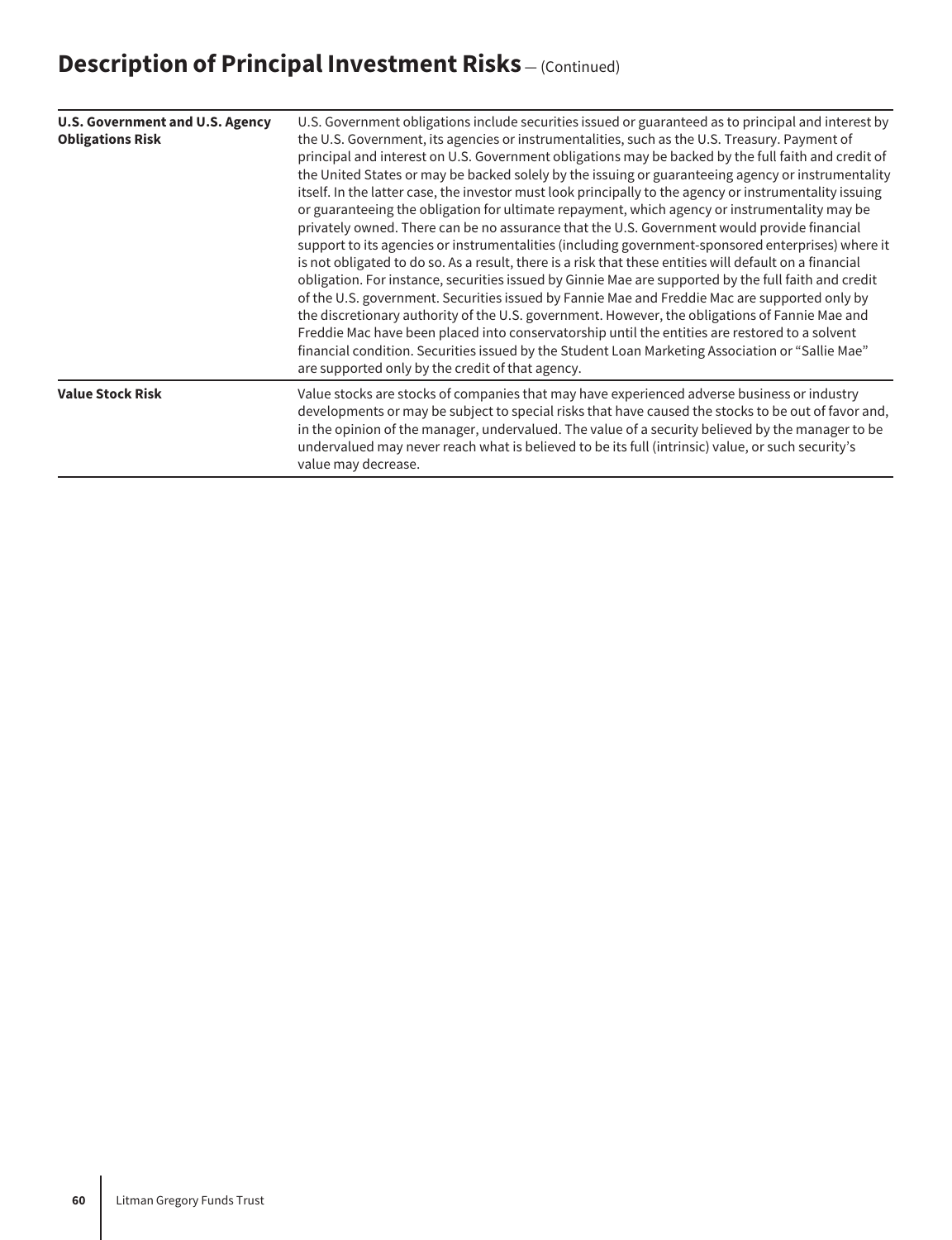## Description of Principal Investment Risks — (Continued)

| | |
|---|---|
| **U.S. Government and U.S. Agency Obligations Risk** | U.S. Government obligations include securities issued or guaranteed as to principal and interest by the U.S. Government, its agencies or instrumentalities, such as the U.S. Treasury. Payment of principal and interest on U.S. Government obligations may be backed by the full faith and credit of the United States or may be backed solely by the issuing or guaranteeing agency or instrumentality itself. In the latter case, the investor must look principally to the agency or instrumentality issuing or guaranteeing the obligation for ultimate repayment, which agency or instrumentality may be privately owned. There can be no assurance that the U.S. Government would provide financial support to its agencies or instrumentalities (including government-sponsored enterprises) where it is not obligated to do so. As a result, there is a risk that these entities will default on a financial obligation. For instance, securities issued by Ginnie Mae are supported by the full faith and credit of the U.S. government. Securities issued by Fannie Mae and Freddie Mac are supported only by the discretionary authority of the U.S. government. However, the obligations of Fannie Mae and Freddie Mac have been placed into conservatorship until the entities are restored to a solvent financial condition. Securities issued by the Student Loan Marketing Association or "Sallie Mae" are supported only by the credit of that agency. |
| **Value Stock Risk** | Value stocks are stocks of companies that may have experienced adverse business or industry developments or may be subject to special risks that have caused the stocks to be out of favor and, in the opinion of the manager, undervalued. The value of a security believed by the manager to be undervalued may never reach what is believed to be its full (intrinsic) value, or such security's value may decrease. |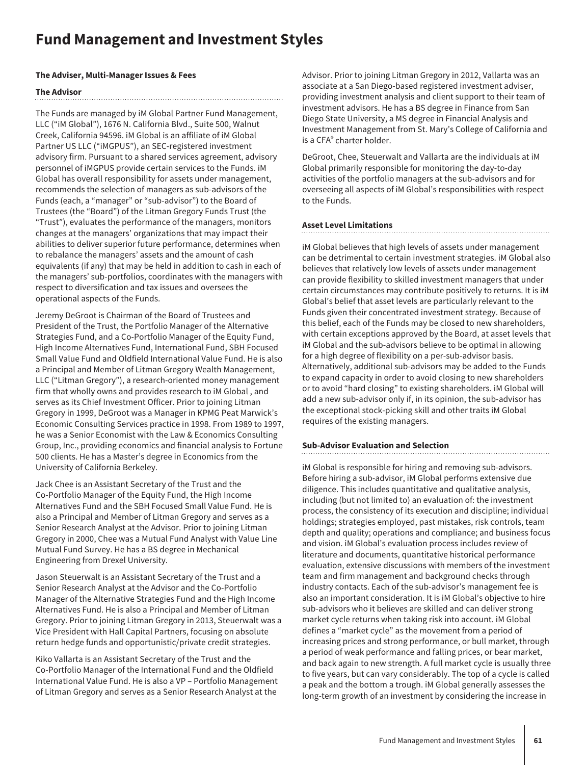# Fund Management and Investment Styles

**The Adviser, Multi-Manager Issues & Fees**

**The Advisor**

The Funds are managed by iM Global Partner Fund Management, LLC ("iM Global"), 1676 N. California Blvd., Suite 500, Walnut Creek, California 94596. iM Global is an affiliate of iM Global Partner US LLC ("iMGPUS"), an SEC-registered investment advisory firm. Pursuant to a shared services agreement, advisory personnel of iMGPUS provide certain services to the Funds. iM Global has overall responsibility for assets under management, recommends the selection of managers as sub-advisors of the Funds (each, a "manager" or "sub-advisor") to the Board of Trustees (the "Board") of the Litman Gregory Funds Trust (the "Trust"), evaluates the performance of the managers, monitors changes at the managers' organizations that may impact their abilities to deliver superior future performance, determines when to rebalance the managers' assets and the amount of cash equivalents (if any) that may be held in addition to cash in each of the managers' sub-portfolios, coordinates with the managers with respect to diversification and tax issues and oversees the operational aspects of the Funds.

Jeremy DeGroot is Chairman of the Board of Trustees and President of the Trust, the Portfolio Manager of the Alternative Strategies Fund, and a Co-Portfolio Manager of the Equity Fund, High Income Alternatives Fund, International Fund, SBH Focused Small Value Fund and Oldfield International Value Fund. He is also a Principal and Member of Litman Gregory Wealth Management, LLC ("Litman Gregory"), a research-oriented money management firm that wholly owns and provides research to iM Global , and serves as its Chief Investment Officer. Prior to joining Litman Gregory in 1999, DeGroot was a Manager in KPMG Peat Marwick's Economic Consulting Services practice in 1998. From 1989 to 1997, he was a Senior Economist with the Law & Economics Consulting Group, Inc., providing economics and financial analysis to Fortune 500 clients. He has a Master's degree in Economics from the University of California Berkeley.

Jack Chee is an Assistant Secretary of the Trust and the Co-Portfolio Manager of the Equity Fund, the High Income Alternatives Fund and the SBH Focused Small Value Fund. He is also a Principal and Member of Litman Gregory and serves as a Senior Research Analyst at the Advisor. Prior to joining Litman Gregory in 2000, Chee was a Mutual Fund Analyst with Value Line Mutual Fund Survey. He has a BS degree in Mechanical Engineering from Drexel University.

Jason Steuerwalt is an Assistant Secretary of the Trust and a Senior Research Analyst at the Advisor and the Co-Portfolio Manager of the Alternative Strategies Fund and the High Income Alternatives Fund. He is also a Principal and Member of Litman Gregory. Prior to joining Litman Gregory in 2013, Steuerwalt was a Vice President with Hall Capital Partners, focusing on absolute return hedge funds and opportunistic/private credit strategies.

Kiko Vallarta is an Assistant Secretary of the Trust and the Co-Portfolio Manager of the International Fund and the Oldfield International Value Fund. He is also a VP – Portfolio Management of Litman Gregory and serves as a Senior Research Analyst at the Advisor. Prior to joining Litman Gregory in 2012, Vallarta was an associate at a San Diego-based registered investment adviser, providing investment analysis and client support to their team of investment advisors. He has a BS degree in Finance from San Diego State University, a MS degree in Financial Analysis and Investment Management from St. Mary's College of California and is a CFA® charter holder.

DeGroot, Chee, Steuerwalt and Vallarta are the individuals at iM Global primarily responsible for monitoring the day-to-day activities of the portfolio managers at the sub-advisors and for overseeing all aspects of iM Global's responsibilities with respect to the Funds.

**Asset Level Limitations**

iM Global believes that high levels of assets under management can be detrimental to certain investment strategies. iM Global also believes that relatively low levels of assets under management can provide flexibility to skilled investment managers that under certain circumstances may contribute positively to returns. It is iM Global's belief that asset levels are particularly relevant to the Funds given their concentrated investment strategy. Because of this belief, each of the Funds may be closed to new shareholders, with certain exceptions approved by the Board, at asset levels that iM Global and the sub-advisors believe to be optimal in allowing for a high degree of flexibility on a per-sub-advisor basis. Alternatively, additional sub-advisors may be added to the Funds to expand capacity in order to avoid closing to new shareholders or to avoid "hard closing" to existing shareholders. iM Global will add a new sub-advisor only if, in its opinion, the sub-advisor has the exceptional stock-picking skill and other traits iM Global requires of the existing managers.

**Sub-Advisor Evaluation and Selection**

iM Global is responsible for hiring and removing sub-advisors. Before hiring a sub-advisor, iM Global performs extensive due diligence. This includes quantitative and qualitative analysis, including (but not limited to) an evaluation of: the investment process, the consistency of its execution and discipline; individual holdings; strategies employed, past mistakes, risk controls, team depth and quality; operations and compliance; and business focus and vision. iM Global's evaluation process includes review of literature and documents, quantitative historical performance evaluation, extensive discussions with members of the investment team and firm management and background checks through industry contacts. Each of the sub-advisor's management fee is also an important consideration. It is iM Global's objective to hire sub-advisors who it believes are skilled and can deliver strong market cycle returns when taking risk into account. iM Global defines a "market cycle" as the movement from a period of increasing prices and strong performance, or bull market, through a period of weak performance and falling prices, or bear market, and back again to new strength. A full market cycle is usually three to five years, but can vary considerably. The top of a cycle is called a peak and the bottom a trough. iM Global generally assesses the long-term growth of an investment by considering the increase in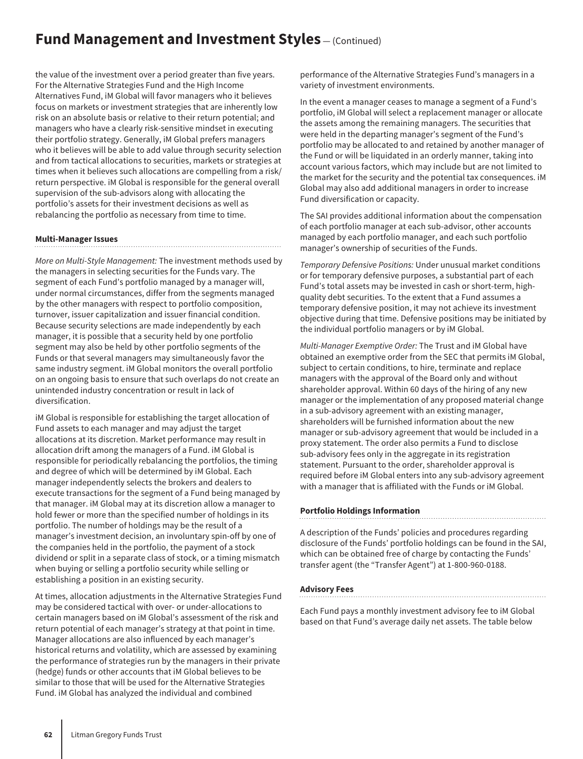the value of the investment over a period greater than five years. For the Alternative Strategies Fund and the High Income Alternatives Fund, iM Global will favor managers who it believes focus on markets or investment strategies that are inherently low risk on an absolute basis or relative to their return potential; and managers who have a clearly risk-sensitive mindset in executing their portfolio strategy. Generally, iM Global prefers managers who it believes will be able to add value through security selection and from tactical allocations to securities, markets or strategies at times when it believes such allocations are compelling from a risk/return perspective. iM Global is responsible for the general overall supervision of the sub-advisors along with allocating the portfolio's assets for their investment decisions as well as rebalancing the portfolio as necessary from time to time.

### Multi-Manager Issues

*More on Multi-Style Management:* The investment methods used by the managers in selecting securities for the Funds vary. The segment of each Fund's portfolio managed by a manager will, under normal circumstances, differ from the segments managed by the other managers with respect to portfolio composition, turnover, issuer capitalization and issuer financial condition. Because security selections are made independently by each manager, it is possible that a security held by one portfolio segment may also be held by other portfolio segments of the Funds or that several managers may simultaneously favor the same industry segment. iM Global monitors the overall portfolio on an ongoing basis to ensure that such overlaps do not create an unintended industry concentration or result in lack of diversification.

iM Global is responsible for establishing the target allocation of Fund assets to each manager and may adjust the target allocations at its discretion. Market performance may result in allocation drift among the managers of a Fund. iM Global is responsible for periodically rebalancing the portfolios, the timing and degree of which will be determined by iM Global. Each manager independently selects the brokers and dealers to execute transactions for the segment of a Fund being managed by that manager. iM Global may at its discretion allow a manager to hold fewer or more than the specified number of holdings in its portfolio. The number of holdings may be the result of a manager's investment decision, an involuntary spin-off by one of the companies held in the portfolio, the payment of a stock dividend or split in a separate class of stock, or a timing mismatch when buying or selling a portfolio security while selling or establishing a position in an existing security.

At times, allocation adjustments in the Alternative Strategies Fund may be considered tactical with over- or under-allocations to certain managers based on iM Global's assessment of the risk and return potential of each manager's strategy at that point in time. Manager allocations are also influenced by each manager's historical returns and volatility, which are assessed by examining the performance of strategies run by the managers in their private (hedge) funds or other accounts that iM Global believes to be similar to those that will be used for the Alternative Strategies Fund. iM Global has analyzed the individual and combined performance of the Alternative Strategies Fund's managers in a variety of investment environments.

In the event a manager ceases to manage a segment of a Fund's portfolio, iM Global will select a replacement manager or allocate the assets among the remaining managers. The securities that were held in the departing manager's segment of the Fund's portfolio may be allocated to and retained by another manager of the Fund or will be liquidated in an orderly manner, taking into account various factors, which may include but are not limited to the market for the security and the potential tax consequences. iM Global may also add additional managers in order to increase Fund diversification or capacity.

The SAI provides additional information about the compensation of each portfolio manager at each sub-advisor, other accounts managed by each portfolio manager, and each such portfolio manager's ownership of securities of the Funds.

*Temporary Defensive Positions:* Under unusual market conditions or for temporary defensive purposes, a substantial part of each Fund's total assets may be invested in cash or short-term, high-quality debt securities. To the extent that a Fund assumes a temporary defensive position, it may not achieve its investment objective during that time. Defensive positions may be initiated by the individual portfolio managers or by iM Global.

*Multi-Manager Exemptive Order:* The Trust and iM Global have obtained an exemptive order from the SEC that permits iM Global, subject to certain conditions, to hire, terminate and replace managers with the approval of the Board only and without shareholder approval. Within 60 days of the hiring of any new manager or the implementation of any proposed material change in a sub-advisory agreement with an existing manager, shareholders will be furnished information about the new manager or sub-advisory agreement that would be included in a proxy statement. The order also permits a Fund to disclose sub-advisory fees only in the aggregate in its registration statement. Pursuant to the order, shareholder approval is required before iM Global enters into any sub-advisory agreement with a manager that is affiliated with the Funds or iM Global.

### Portfolio Holdings Information

A description of the Funds' policies and procedures regarding disclosure of the Funds' portfolio holdings can be found in the SAI, which can be obtained free of charge by contacting the Funds' transfer agent (the "Transfer Agent") at 1-800-960-0188.

### Advisory Fees

Each Fund pays a monthly investment advisory fee to iM Global based on that Fund's average daily net assets. The table below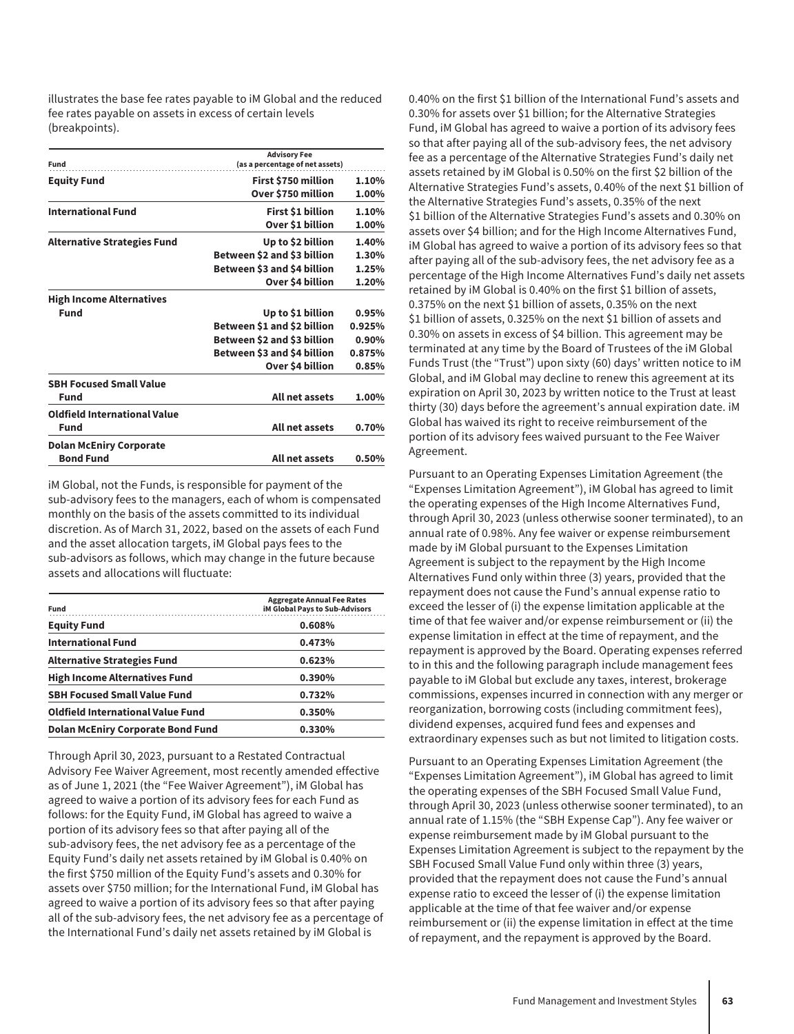illustrates the base fee rates payable to iM Global and the reduced fee rates payable on assets in excess of certain levels (breakpoints).

| Fund | Advisory Fee (as a percentage of net assets) | |
|---|---|---|
| **Equity Fund** | **First $750 million** | **1.10%** |
| | **Over $750 million** | **1.00%** |
| **International Fund** | **First $1 billion** | **1.10%** |
| | **Over $1 billion** | **1.00%** |
| **Alternative Strategies Fund** | **Up to $2 billion** | **1.40%** |
| | **Between $2 and $3 billion** | **1.30%** |
| | **Between $3 and $4 billion** | **1.25%** |
| | **Over $4 billion** | **1.20%** |
| **High Income Alternatives Fund** | **Up to $1 billion** | **0.95%** |
| | **Between $1 and $2 billion** | **0.925%** |
| | **Between $2 and $3 billion** | **0.90%** |
| | **Between $3 and $4 billion** | **0.875%** |
| | **Over $4 billion** | **0.85%** |
| **SBH Focused Small Value Fund** | **All net assets** | **1.00%** |
| **Oldfield International Value Fund** | **All net assets** | **0.70%** |
| **Dolan McEniry Corporate Bond Fund** | **All net assets** | **0.50%** |

iM Global, not the Funds, is responsible for payment of the sub-advisory fees to the managers, each of whom is compensated monthly on the basis of the assets committed to its individual discretion. As of March 31, 2022, based on the assets of each Fund and the asset allocation targets, iM Global pays fees to the sub-advisors as follows, which may change in the future because assets and allocations will fluctuate:

| Fund | Aggregate Annual Fee Rates iM Global Pays to Sub-Advisors |
|---|---|
| **Equity Fund** | **0.608%** |
| **International Fund** | **0.473%** |
| **Alternative Strategies Fund** | **0.623%** |
| **High Income Alternatives Fund** | **0.390%** |
| **SBH Focused Small Value Fund** | **0.732%** |
| **Oldfield International Value Fund** | **0.350%** |
| **Dolan McEniry Corporate Bond Fund** | **0.330%** |

Through April 30, 2023, pursuant to a Restated Contractual Advisory Fee Waiver Agreement, most recently amended effective as of June 1, 2021 (the "Fee Waiver Agreement"), iM Global has agreed to waive a portion of its advisory fees for each Fund as follows: for the Equity Fund, iM Global has agreed to waive a portion of its advisory fees so that after paying all of the sub-advisory fees, the net advisory fee as a percentage of the Equity Fund's daily net assets retained by iM Global is 0.40% on the first $750 million of the Equity Fund's assets and 0.30% for assets over $750 million; for the International Fund, iM Global has agreed to waive a portion of its advisory fees so that after paying all of the sub-advisory fees, the net advisory fee as a percentage of the International Fund's daily net assets retained by iM Global is 0.40% on the first $1 billion of the International Fund's assets and 0.30% for assets over $1 billion; for the Alternative Strategies Fund, iM Global has agreed to waive a portion of its advisory fees so that after paying all of the sub-advisory fees, the net advisory fee as a percentage of the Alternative Strategies Fund's daily net assets retained by iM Global is 0.50% on the first $2 billion of the Alternative Strategies Fund's assets, 0.40% of the next $1 billion of the Alternative Strategies Fund's assets, 0.35% of the next $1 billion of the Alternative Strategies Fund's assets and 0.30% on assets over $4 billion; and for the High Income Alternatives Fund, iM Global has agreed to waive a portion of its advisory fees so that after paying all of the sub-advisory fees, the net advisory fee as a percentage of the High Income Alternatives Fund's daily net assets retained by iM Global is 0.40% on the first $1 billion of assets, 0.375% on the next $1 billion of assets, 0.35% on the next $1 billion of assets, 0.325% on the next $1 billion of assets and 0.30% on assets in excess of $4 billion. This agreement may be terminated at any time by the Board of Trustees of the iM Global Funds Trust (the "Trust") upon sixty (60) days' written notice to iM Global, and iM Global may decline to renew this agreement at its expiration on April 30, 2023 by written notice to the Trust at least thirty (30) days before the agreement's annual expiration date. iM Global has waived its right to receive reimbursement of the portion of its advisory fees waived pursuant to the Fee Waiver Agreement.

Pursuant to an Operating Expenses Limitation Agreement (the "Expenses Limitation Agreement"), iM Global has agreed to limit the operating expenses of the High Income Alternatives Fund, through April 30, 2023 (unless otherwise sooner terminated), to an annual rate of 0.98%. Any fee waiver or expense reimbursement made by iM Global pursuant to the Expenses Limitation Agreement is subject to the repayment by the High Income Alternatives Fund only within three (3) years, provided that the repayment does not cause the Fund's annual expense ratio to exceed the lesser of (i) the expense limitation applicable at the time of that fee waiver and/or expense reimbursement or (ii) the expense limitation in effect at the time of repayment, and the repayment is approved by the Board. Operating expenses referred to in this and the following paragraph include management fees payable to iM Global but exclude any taxes, interest, brokerage commissions, expenses incurred in connection with any merger or reorganization, borrowing costs (including commitment fees), dividend expenses, acquired fund fees and expenses and extraordinary expenses such as but not limited to litigation costs.

Pursuant to an Operating Expenses Limitation Agreement (the "Expenses Limitation Agreement"), iM Global has agreed to limit the operating expenses of the SBH Focused Small Value Fund, through April 30, 2023 (unless otherwise sooner terminated), to an annual rate of 1.15% (the "SBH Expense Cap"). Any fee waiver or expense reimbursement made by iM Global pursuant to the Expenses Limitation Agreement is subject to the repayment by the SBH Focused Small Value Fund only within three (3) years, provided that the repayment does not cause the Fund's annual expense ratio to exceed the lesser of (i) the expense limitation applicable at the time of that fee waiver and/or expense reimbursement or (ii) the expense limitation in effect at the time of repayment, and the repayment is approved by the Board.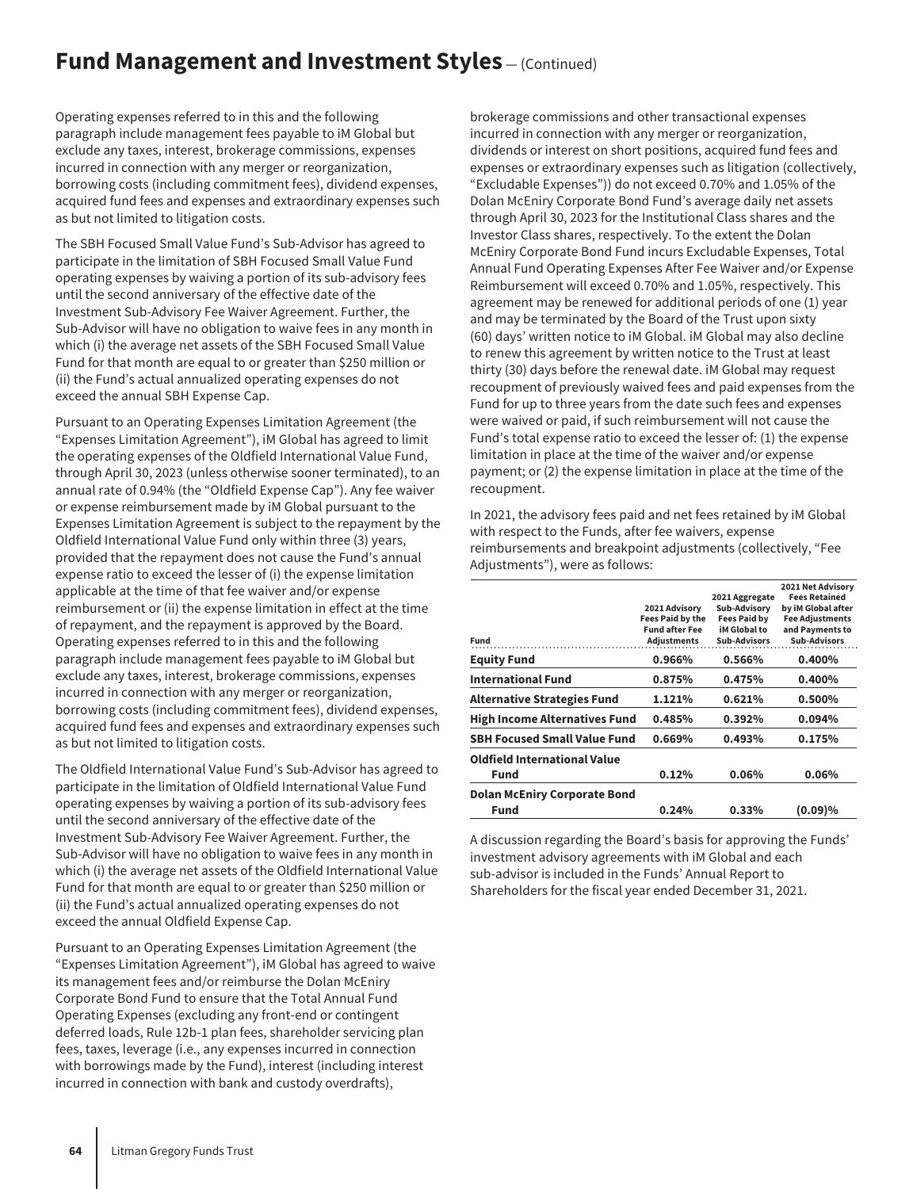## Fund Management and Investment Styles — (Continued)

Operating expenses referred to in this and the following paragraph include management fees payable to iM Global but exclude any taxes, interest, brokerage commissions, expenses incurred in connection with any merger or reorganization, borrowing costs (including commitment fees), dividend expenses, acquired fund fees and expenses and extraordinary expenses such as but not limited to litigation costs.

The SBH Focused Small Value Fund's Sub-Advisor has agreed to participate in the limitation of SBH Focused Small Value Fund operating expenses by waiving a portion of its sub-advisory fees until the second anniversary of the effective date of the Investment Sub-Advisory Fee Waiver Agreement. Further, the Sub-Advisor will have no obligation to waive fees in any month in which (i) the average net assets of the SBH Focused Small Value Fund for that month are equal to or greater than $250 million or (ii) the Fund's actual annualized operating expenses do not exceed the annual SBH Expense Cap.

Pursuant to an Operating Expenses Limitation Agreement (the "Expenses Limitation Agreement"), iM Global has agreed to limit the operating expenses of the Oldfield International Value Fund, through April 30, 2023 (unless otherwise sooner terminated), to an annual rate of 0.94% (the "Oldfield Expense Cap"). Any fee waiver or expense reimbursement made by iM Global pursuant to the Expenses Limitation Agreement is subject to the repayment by the Oldfield International Value Fund only within three (3) years, provided that the repayment does not cause the Fund's annual expense ratio to exceed the lesser of (i) the expense limitation applicable at the time of that fee waiver and/or expense reimbursement or (ii) the expense limitation in effect at the time of repayment, and the repayment is approved by the Board. Operating expenses referred to in this and the following paragraph include management fees payable to iM Global but exclude any taxes, interest, brokerage commissions, expenses incurred in connection with any merger or reorganization, borrowing costs (including commitment fees), dividend expenses, acquired fund fees and expenses and extraordinary expenses such as but not limited to litigation costs.

The Oldfield International Value Fund's Sub-Advisor has agreed to participate in the limitation of Oldfield International Value Fund operating expenses by waiving a portion of its sub-advisory fees until the second anniversary of the effective date of the Investment Sub-Advisory Fee Waiver Agreement. Further, the Sub-Advisor will have no obligation to waive fees in any month in which (i) the average net assets of the Oldfield International Value Fund for that month are equal to or greater than $250 million or (ii) the Fund's actual annualized operating expenses do not exceed the annual Oldfield Expense Cap.

Pursuant to an Operating Expenses Limitation Agreement (the "Expenses Limitation Agreement"), iM Global has agreed to waive its management fees and/or reimburse the Dolan McEniry Corporate Bond Fund to ensure that the Total Annual Fund Operating Expenses (excluding any front-end or contingent deferred loads, Rule 12b-1 plan fees, shareholder servicing plan fees, taxes, leverage (i.e., any expenses incurred in connection with borrowings made by the Fund), interest (including interest incurred in connection with bank and custody overdrafts), brokerage commissions and other transactional expenses incurred in connection with any merger or reorganization, dividends or interest on short positions, acquired fund fees and expenses or extraordinary expenses such as litigation (collectively, "Excludable Expenses")) do not exceed 0.70% and 1.05% of the Dolan McEniry Corporate Bond Fund's average daily net assets through April 30, 2023 for the Institutional Class shares and the Investor Class shares, respectively. To the extent the Dolan McEniry Corporate Bond Fund incurs Excludable Expenses, Total Annual Fund Operating Expenses After Fee Waiver and/or Expense Reimbursement will exceed 0.70% and 1.05%, respectively. This agreement may be renewed for additional periods of one (1) year and may be terminated by the Board of the Trust upon sixty (60) days' written notice to iM Global. iM Global may also decline to renew this agreement by written notice to the Trust at least thirty (30) days before the renewal date. iM Global may request recoupment of previously waived fees and paid expenses from the Fund for up to three years from the date such fees and expenses were waived or paid, if such reimbursement will not cause the Fund's total expense ratio to exceed the lesser of: (1) the expense limitation in place at the time of the waiver and/or expense payment; or (2) the expense limitation in place at the time of the recoupment.

In 2021, the advisory fees paid and net fees retained by iM Global with respect to the Funds, after fee waivers, expense reimbursements and breakpoint adjustments (collectively, "Fee Adjustments"), were as follows:

| Fund | 2021 Advisory Fees Paid by the Fund after Fee Adjustments | 2021 Aggregate Sub-Advisory Fees Paid by iM Global to Sub-Advisors | 2021 Net Advisory Fees Retained by iM Global after Fee Adjustments and Payments to Sub-Advisors |
|---|---|---|---|
| **Equity Fund** | **0.966%** | **0.566%** | **0.400%** |
| **International Fund** | **0.875%** | **0.475%** | **0.400%** |
| **Alternative Strategies Fund** | **1.121%** | **0.621%** | **0.500%** |
| **High Income Alternatives Fund** | **0.485%** | **0.392%** | **0.094%** |
| **SBH Focused Small Value Fund** | **0.669%** | **0.493%** | **0.175%** |
| **Oldfield International Value Fund** | **0.12%** | **0.06%** | **0.06%** |
| **Dolan McEniry Corporate Bond Fund** | **0.24%** | **0.33%** | **(0.09)%** |

A discussion regarding the Board's basis for approving the Funds' investment advisory agreements with iM Global and each sub-advisor is included in the Funds' Annual Report to Shareholders for the fiscal year ended December 31, 2021.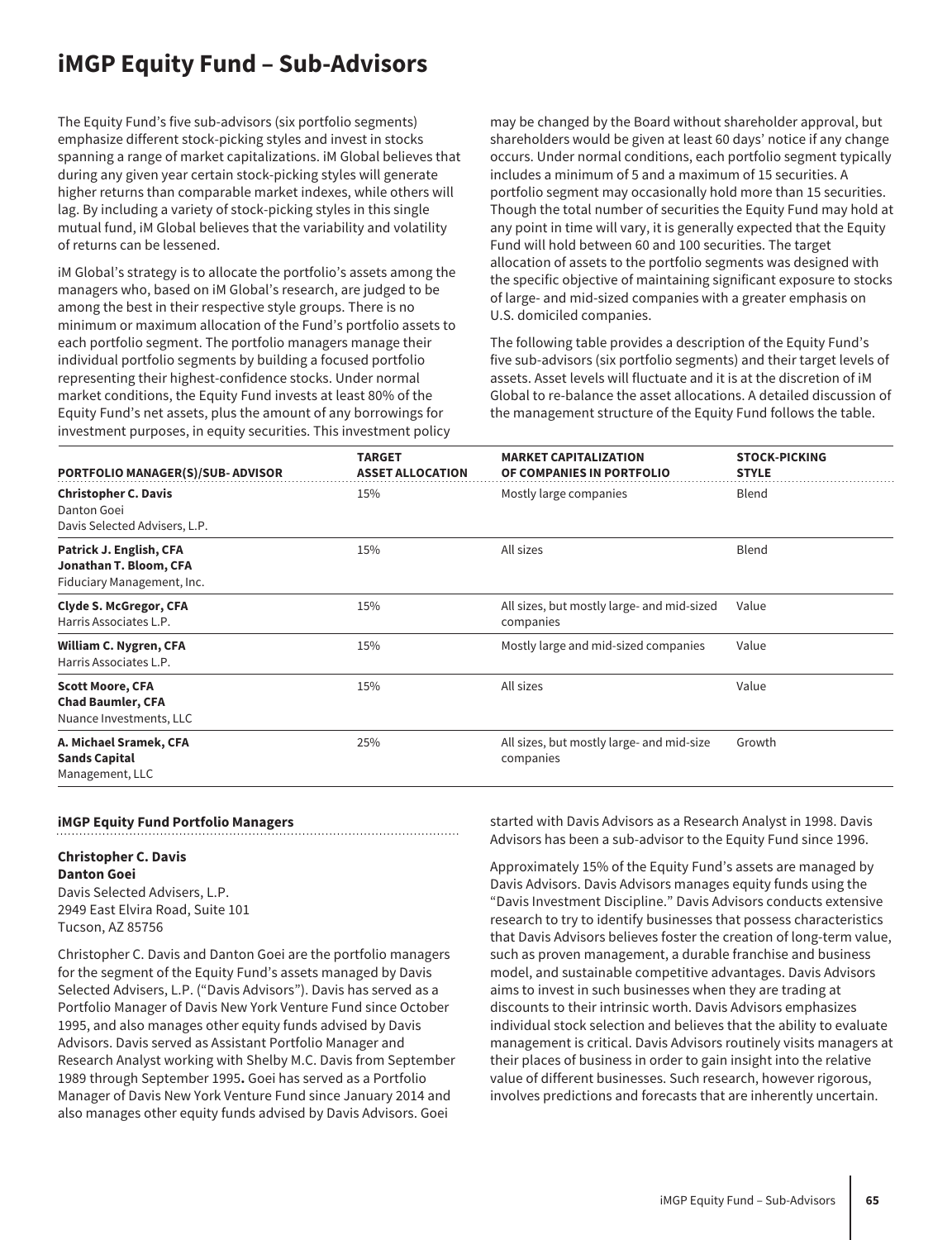# iMGP Equity Fund – Sub-Advisors

The Equity Fund's five sub-advisors (six portfolio segments) emphasize different stock-picking styles and invest in stocks spanning a range of market capitalizations. iM Global believes that during any given year certain stock-picking styles will generate higher returns than comparable market indexes, while others will lag. By including a variety of stock-picking styles in this single mutual fund, iM Global believes that the variability and volatility of returns can be lessened.

iM Global's strategy is to allocate the portfolio's assets among the managers who, based on iM Global's research, are judged to be among the best in their respective style groups. There is no minimum or maximum allocation of the Fund's portfolio assets to each portfolio segment. The portfolio managers manage their individual portfolio segments by building a focused portfolio representing their highest-confidence stocks. Under normal market conditions, the Equity Fund invests at least 80% of the Equity Fund's net assets, plus the amount of any borrowings for investment purposes, in equity securities. This investment policy may be changed by the Board without shareholder approval, but shareholders would be given at least 60 days' notice if any change occurs. Under normal conditions, each portfolio segment typically includes a minimum of 5 and a maximum of 15 securities. A portfolio segment may occasionally hold more than 15 securities. Though the total number of securities the Equity Fund may hold at any point in time will vary, it is generally expected that the Equity Fund will hold between 60 and 100 securities. The target allocation of assets to the portfolio segments was designed with the specific objective of maintaining significant exposure to stocks of large- and mid-sized companies with a greater emphasis on U.S. domiciled companies.

The following table provides a description of the Equity Fund's five sub-advisors (six portfolio segments) and their target levels of assets. Asset levels will fluctuate and it is at the discretion of iM Global to re-balance the asset allocations. A detailed discussion of the management structure of the Equity Fund follows the table.

| PORTFOLIO MANAGER(S)/SUB- ADVISOR | TARGET ASSET ALLOCATION | MARKET CAPITALIZATION OF COMPANIES IN PORTFOLIO | STOCK-PICKING STYLE |
|---|---|---|---|
| **Christopher C. Davis**<br>Danton Goei<br>Davis Selected Advisers, L.P. | 15% | Mostly large companies | Blend |
| **Patrick J. English, CFA**<br>**Jonathan T. Bloom, CFA**<br>Fiduciary Management, Inc. | 15% | All sizes | Blend |
| **Clyde S. McGregor, CFA**<br>Harris Associates L.P. | 15% | All sizes, but mostly large- and mid-sized companies | Value |
| **William C. Nygren, CFA**<br>Harris Associates L.P. | 15% | Mostly large and mid-sized companies | Value |
| **Scott Moore, CFA**<br>**Chad Baumler, CFA**<br>Nuance Investments, LLC | 15% | All sizes | Value |
| **A. Michael Sramek, CFA**<br>**Sands Capital**<br>Management, LLC | 25% | All sizes, but mostly large- and mid-size companies | Growth |

### iMGP Equity Fund Portfolio Managers

**Christopher C. Davis**
**Danton Goei**
Davis Selected Advisers, L.P.
2949 East Elvira Road, Suite 101
Tucson, AZ 85756

Christopher C. Davis and Danton Goei are the portfolio managers for the segment of the Equity Fund's assets managed by Davis Selected Advisers, L.P. ("Davis Advisors"). Davis has served as a Portfolio Manager of Davis New York Venture Fund since October 1995, and also manages other equity funds advised by Davis Advisors. Davis served as Assistant Portfolio Manager and Research Analyst working with Shelby M.C. Davis from September 1989 through September 1995**.** Goei has served as a Portfolio Manager of Davis New York Venture Fund since January 2014 and also manages other equity funds advised by Davis Advisors. Goei started with Davis Advisors as a Research Analyst in 1998. Davis Advisors has been a sub-advisor to the Equity Fund since 1996.

Approximately 15% of the Equity Fund's assets are managed by Davis Advisors. Davis Advisors manages equity funds using the "Davis Investment Discipline." Davis Advisors conducts extensive research to try to identify businesses that possess characteristics that Davis Advisors believes foster the creation of long-term value, such as proven management, a durable franchise and business model, and sustainable competitive advantages. Davis Advisors aims to invest in such businesses when they are trading at discounts to their intrinsic worth. Davis Advisors emphasizes individual stock selection and believes that the ability to evaluate management is critical. Davis Advisors routinely visits managers at their places of business in order to gain insight into the relative value of different businesses. Such research, however rigorous, involves predictions and forecasts that are inherently uncertain.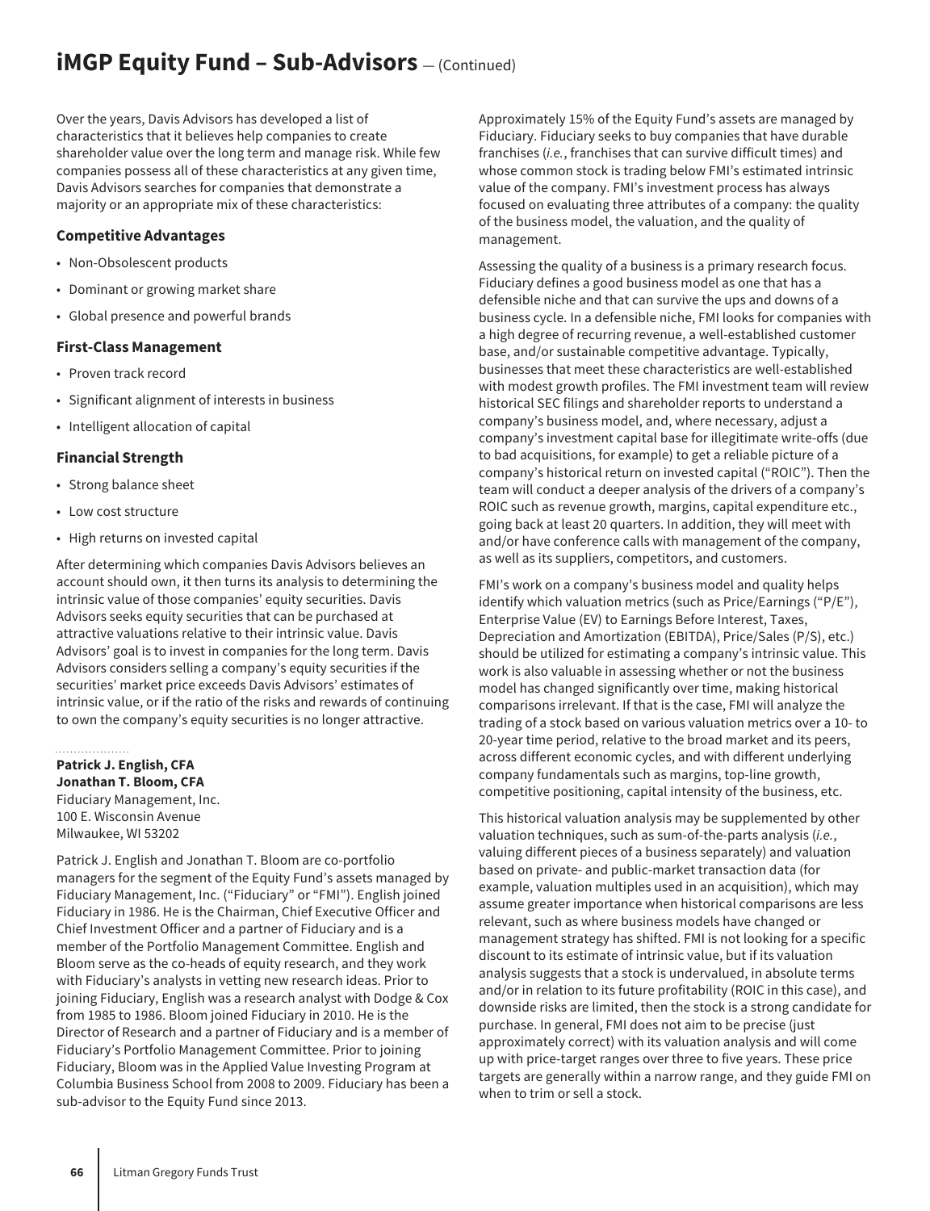# iMGP Equity Fund – Sub-Advisors — (Continued)

Over the years, Davis Advisors has developed a list of characteristics that it believes help companies to create shareholder value over the long term and manage risk. While few companies possess all of these characteristics at any given time, Davis Advisors searches for companies that demonstrate a majority or an appropriate mix of these characteristics:

### Competitive Advantages

- Non-Obsolescent products
- Dominant or growing market share
- Global presence and powerful brands

### First-Class Management

- Proven track record
- Significant alignment of interests in business
- Intelligent allocation of capital

### Financial Strength

- Strong balance sheet
- Low cost structure
- High returns on invested capital

After determining which companies Davis Advisors believes an account should own, it then turns its analysis to determining the intrinsic value of those companies' equity securities. Davis Advisors seeks equity securities that can be purchased at attractive valuations relative to their intrinsic value. Davis Advisors' goal is to invest in companies for the long term. Davis Advisors considers selling a company's equity securities if the securities' market price exceeds Davis Advisors' estimates of intrinsic value, or if the ratio of the risks and rewards of continuing to own the company's equity securities is no longer attractive.

**Patrick J. English, CFA**
**Jonathan T. Bloom, CFA**
Fiduciary Management, Inc.
100 E. Wisconsin Avenue
Milwaukee, WI 53202

Patrick J. English and Jonathan T. Bloom are co-portfolio managers for the segment of the Equity Fund's assets managed by Fiduciary Management, Inc. ("Fiduciary" or "FMI"). English joined Fiduciary in 1986. He is the Chairman, Chief Executive Officer and Chief Investment Officer and a partner of Fiduciary and is a member of the Portfolio Management Committee. English and Bloom serve as the co-heads of equity research, and they work with Fiduciary's analysts in vetting new research ideas. Prior to joining Fiduciary, English was a research analyst with Dodge & Cox from 1985 to 1986. Bloom joined Fiduciary in 2010. He is the Director of Research and a partner of Fiduciary and is a member of Fiduciary's Portfolio Management Committee. Prior to joining Fiduciary, Bloom was in the Applied Value Investing Program at Columbia Business School from 2008 to 2009. Fiduciary has been a sub-advisor to the Equity Fund since 2013.

Approximately 15% of the Equity Fund's assets are managed by Fiduciary. Fiduciary seeks to buy companies that have durable franchises (*i.e.*, franchises that can survive difficult times) and whose common stock is trading below FMI's estimated intrinsic value of the company. FMI's investment process has always focused on evaluating three attributes of a company: the quality of the business model, the valuation, and the quality of management.

Assessing the quality of a business is a primary research focus. Fiduciary defines a good business model as one that has a defensible niche and that can survive the ups and downs of a business cycle. In a defensible niche, FMI looks for companies with a high degree of recurring revenue, a well-established customer base, and/or sustainable competitive advantage. Typically, businesses that meet these characteristics are well-established with modest growth profiles. The FMI investment team will review historical SEC filings and shareholder reports to understand a company's business model, and, where necessary, adjust a company's investment capital base for illegitimate write-offs (due to bad acquisitions, for example) to get a reliable picture of a company's historical return on invested capital ("ROIC"). Then the team will conduct a deeper analysis of the drivers of a company's ROIC such as revenue growth, margins, capital expenditure etc., going back at least 20 quarters. In addition, they will meet with and/or have conference calls with management of the company, as well as its suppliers, competitors, and customers.

FMI's work on a company's business model and quality helps identify which valuation metrics (such as Price/Earnings ("P/E"), Enterprise Value (EV) to Earnings Before Interest, Taxes, Depreciation and Amortization (EBITDA), Price/Sales (P/S), etc.) should be utilized for estimating a company's intrinsic value. This work is also valuable in assessing whether or not the business model has changed significantly over time, making historical comparisons irrelevant. If that is the case, FMI will analyze the trading of a stock based on various valuation metrics over a 10- to 20-year time period, relative to the broad market and its peers, across different economic cycles, and with different underlying company fundamentals such as margins, top-line growth, competitive positioning, capital intensity of the business, etc.

This historical valuation analysis may be supplemented by other valuation techniques, such as sum-of-the-parts analysis (*i.e.*, valuing different pieces of a business separately) and valuation based on private- and public-market transaction data (for example, valuation multiples used in an acquisition), which may assume greater importance when historical comparisons are less relevant, such as where business models have changed or management strategy has shifted. FMI is not looking for a specific discount to its estimate of intrinsic value, but if its valuation analysis suggests that a stock is undervalued, in absolute terms and/or in relation to its future profitability (ROIC in this case), and downside risks are limited, then the stock is a strong candidate for purchase. In general, FMI does not aim to be precise (just approximately correct) with its valuation analysis and will come up with price-target ranges over three to five years. These price targets are generally within a narrow range, and they guide FMI on when to trim or sell a stock.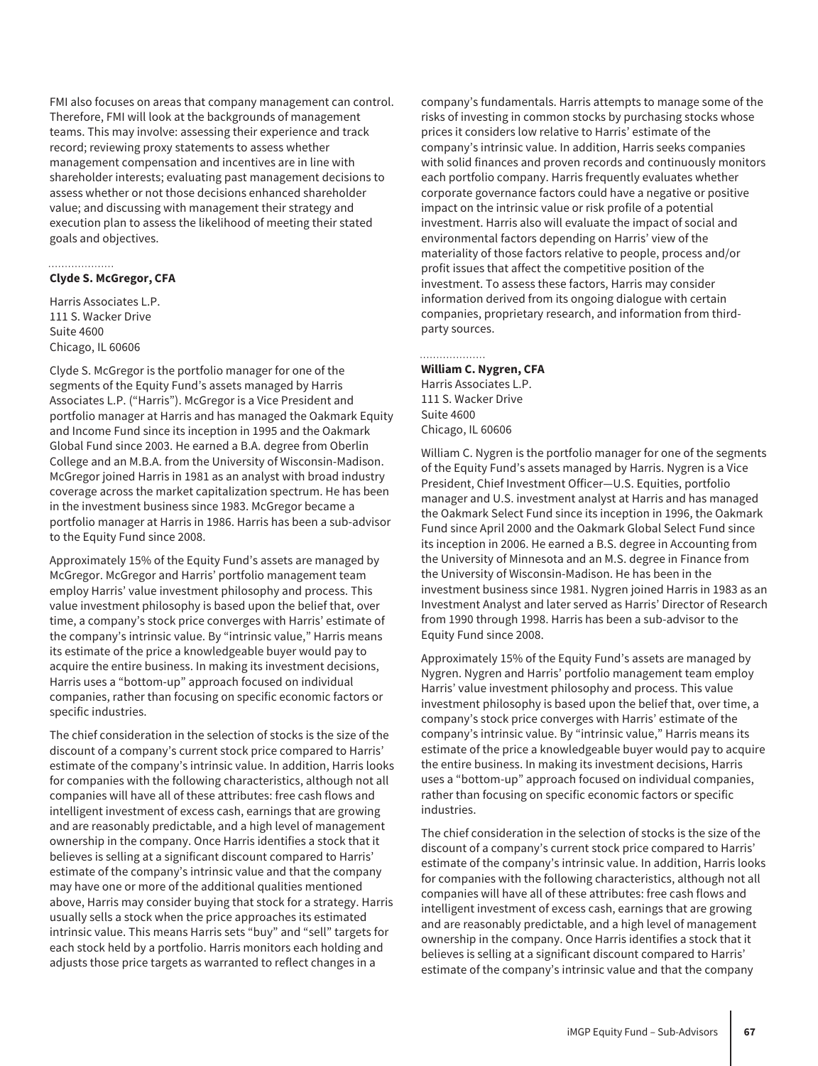FMI also focuses on areas that company management can control. Therefore, FMI will look at the backgrounds of management teams. This may involve: assessing their experience and track record; reviewing proxy statements to assess whether management compensation and incentives are in line with shareholder interests; evaluating past management decisions to assess whether or not those decisions enhanced shareholder value; and discussing with management their strategy and execution plan to assess the likelihood of meeting their stated goals and objectives.

**Clyde S. McGregor, CFA**

Harris Associates L.P.
111 S. Wacker Drive
Suite 4600
Chicago, IL 60606

Clyde S. McGregor is the portfolio manager for one of the segments of the Equity Fund's assets managed by Harris Associates L.P. ("Harris"). McGregor is a Vice President and portfolio manager at Harris and has managed the Oakmark Equity and Income Fund since its inception in 1995 and the Oakmark Global Fund since 2003. He earned a B.A. degree from Oberlin College and an M.B.A. from the University of Wisconsin-Madison. McGregor joined Harris in 1981 as an analyst with broad industry coverage across the market capitalization spectrum. He has been in the investment business since 1983. McGregor became a portfolio manager at Harris in 1986. Harris has been a sub-advisor to the Equity Fund since 2008.

Approximately 15% of the Equity Fund's assets are managed by McGregor. McGregor and Harris' portfolio management team employ Harris' value investment philosophy and process. This value investment philosophy is based upon the belief that, over time, a company's stock price converges with Harris' estimate of the company's intrinsic value. By "intrinsic value," Harris means its estimate of the price a knowledgeable buyer would pay to acquire the entire business. In making its investment decisions, Harris uses a "bottom-up" approach focused on individual companies, rather than focusing on specific economic factors or specific industries.

The chief consideration in the selection of stocks is the size of the discount of a company's current stock price compared to Harris' estimate of the company's intrinsic value. In addition, Harris looks for companies with the following characteristics, although not all companies will have all of these attributes: free cash flows and intelligent investment of excess cash, earnings that are growing and are reasonably predictable, and a high level of management ownership in the company. Once Harris identifies a stock that it believes is selling at a significant discount compared to Harris' estimate of the company's intrinsic value and that the company may have one or more of the additional qualities mentioned above, Harris may consider buying that stock for a strategy. Harris usually sells a stock when the price approaches its estimated intrinsic value. This means Harris sets "buy" and "sell" targets for each stock held by a portfolio. Harris monitors each holding and adjusts those price targets as warranted to reflect changes in a company's fundamentals. Harris attempts to manage some of the risks of investing in common stocks by purchasing stocks whose prices it considers low relative to Harris' estimate of the company's intrinsic value. In addition, Harris seeks companies with solid finances and proven records and continuously monitors each portfolio company. Harris frequently evaluates whether corporate governance factors could have a negative or positive impact on the intrinsic value or risk profile of a potential investment. Harris also will evaluate the impact of social and environmental factors depending on Harris' view of the materiality of those factors relative to people, process and/or profit issues that affect the competitive position of the investment. To assess these factors, Harris may consider information derived from its ongoing dialogue with certain companies, proprietary research, and information from third-party sources.

**William C. Nygren, CFA**

Harris Associates L.P.
111 S. Wacker Drive
Suite 4600
Chicago, IL 60606

William C. Nygren is the portfolio manager for one of the segments of the Equity Fund's assets managed by Harris. Nygren is a Vice President, Chief Investment Officer—U.S. Equities, portfolio manager and U.S. investment analyst at Harris and has managed the Oakmark Select Fund since its inception in 1996, the Oakmark Fund since April 2000 and the Oakmark Global Select Fund since its inception in 2006. He earned a B.S. degree in Accounting from the University of Minnesota and an M.S. degree in Finance from the University of Wisconsin-Madison. He has been in the investment business since 1981. Nygren joined Harris in 1983 as an Investment Analyst and later served as Harris' Director of Research from 1990 through 1998. Harris has been a sub-advisor to the Equity Fund since 2008.

Approximately 15% of the Equity Fund's assets are managed by Nygren. Nygren and Harris' portfolio management team employ Harris' value investment philosophy and process. This value investment philosophy is based upon the belief that, over time, a company's stock price converges with Harris' estimate of the company's intrinsic value. By "intrinsic value," Harris means its estimate of the price a knowledgeable buyer would pay to acquire the entire business. In making its investment decisions, Harris uses a "bottom-up" approach focused on individual companies, rather than focusing on specific economic factors or specific industries.

The chief consideration in the selection of stocks is the size of the discount of a company's current stock price compared to Harris' estimate of the company's intrinsic value. In addition, Harris looks for companies with the following characteristics, although not all companies will have all of these attributes: free cash flows and intelligent investment of excess cash, earnings that are growing and are reasonably predictable, and a high level of management ownership in the company. Once Harris identifies a stock that it believes is selling at a significant discount compared to Harris' estimate of the company's intrinsic value and that the company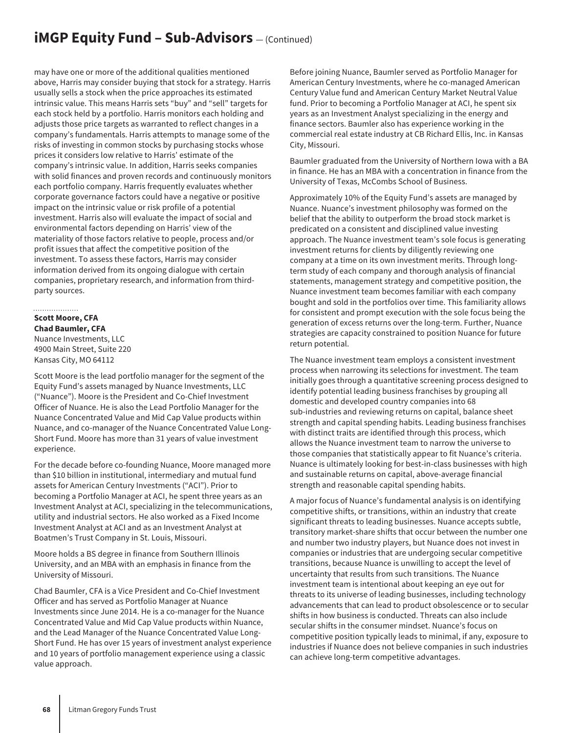may have one or more of the additional qualities mentioned above, Harris may consider buying that stock for a strategy. Harris usually sells a stock when the price approaches its estimated intrinsic value. This means Harris sets "buy" and "sell" targets for each stock held by a portfolio. Harris monitors each holding and adjusts those price targets as warranted to reflect changes in a company's fundamentals. Harris attempts to manage some of the risks of investing in common stocks by purchasing stocks whose prices it considers low relative to Harris' estimate of the company's intrinsic value. In addition, Harris seeks companies with solid finances and proven records and continuously monitors each portfolio company. Harris frequently evaluates whether corporate governance factors could have a negative or positive impact on the intrinsic value or risk profile of a potential investment. Harris also will evaluate the impact of social and environmental factors depending on Harris' view of the materiality of those factors relative to people, process and/or profit issues that affect the competitive position of the investment. To assess these factors, Harris may consider information derived from its ongoing dialogue with certain companies, proprietary research, and information from third-party sources.

**Scott Moore, CFA**
**Chad Baumler, CFA**
Nuance Investments, LLC
4900 Main Street, Suite 220
Kansas City, MO 64112

Scott Moore is the lead portfolio manager for the segment of the Equity Fund's assets managed by Nuance Investments, LLC ("Nuance"). Moore is the President and Co-Chief Investment Officer of Nuance. He is also the Lead Portfolio Manager for the Nuance Concentrated Value and Mid Cap Value products within Nuance, and co-manager of the Nuance Concentrated Value Long-Short Fund. Moore has more than 31 years of value investment experience.

For the decade before co-founding Nuance, Moore managed more than $10 billion in institutional, intermediary and mutual fund assets for American Century Investments ("ACI"). Prior to becoming a Portfolio Manager at ACI, he spent three years as an Investment Analyst at ACI, specializing in the telecommunications, utility and industrial sectors. He also worked as a Fixed Income Investment Analyst at ACI and as an Investment Analyst at Boatmen's Trust Company in St. Louis, Missouri.

Moore holds a BS degree in finance from Southern Illinois University, and an MBA with an emphasis in finance from the University of Missouri.

Chad Baumler, CFA is a Vice President and Co-Chief Investment Officer and has served as Portfolio Manager at Nuance Investments since June 2014. He is a co-manager for the Nuance Concentrated Value and Mid Cap Value products within Nuance, and the Lead Manager of the Nuance Concentrated Value Long-Short Fund. He has over 15 years of investment analyst experience and 10 years of portfolio management experience using a classic value approach.

Before joining Nuance, Baumler served as Portfolio Manager for American Century Investments, where he co-managed American Century Value fund and American Century Market Neutral Value fund. Prior to becoming a Portfolio Manager at ACI, he spent six years as an Investment Analyst specializing in the energy and finance sectors. Baumler also has experience working in the commercial real estate industry at CB Richard Ellis, Inc. in Kansas City, Missouri.

Baumler graduated from the University of Northern Iowa with a BA in finance. He has an MBA with a concentration in finance from the University of Texas, McCombs School of Business.

Approximately 10% of the Equity Fund's assets are managed by Nuance. Nuance's investment philosophy was formed on the belief that the ability to outperform the broad stock market is predicated on a consistent and disciplined value investing approach. The Nuance investment team's sole focus is generating investment returns for clients by diligently reviewing one company at a time on its own investment merits. Through long-term study of each company and thorough analysis of financial statements, management strategy and competitive position, the Nuance investment team becomes familiar with each company bought and sold in the portfolios over time. This familiarity allows for consistent and prompt execution with the sole focus being the generation of excess returns over the long-term. Further, Nuance strategies are capacity constrained to position Nuance for future return potential.

The Nuance investment team employs a consistent investment process when narrowing its selections for investment. The team initially goes through a quantitative screening process designed to identify potential leading business franchises by grouping all domestic and developed country companies into 68 sub-industries and reviewing returns on capital, balance sheet strength and capital spending habits. Leading business franchises with distinct traits are identified through this process, which allows the Nuance investment team to narrow the universe to those companies that statistically appear to fit Nuance's criteria. Nuance is ultimately looking for best-in-class businesses with high and sustainable returns on capital, above-average financial strength and reasonable capital spending habits.

A major focus of Nuance's fundamental analysis is on identifying competitive shifts, or transitions, within an industry that create significant threats to leading businesses. Nuance accepts subtle, transitory market-share shifts that occur between the number one and number two industry players, but Nuance does not invest in companies or industries that are undergoing secular competitive transitions, because Nuance is unwilling to accept the level of uncertainty that results from such transitions. The Nuance investment team is intentional about keeping an eye out for threats to its universe of leading businesses, including technology advancements that can lead to product obsolescence or to secular shifts in how business is conducted. Threats can also include secular shifts in the consumer mindset. Nuance's focus on competitive position typically leads to minimal, if any, exposure to industries if Nuance does not believe companies in such industries can achieve long-term competitive advantages.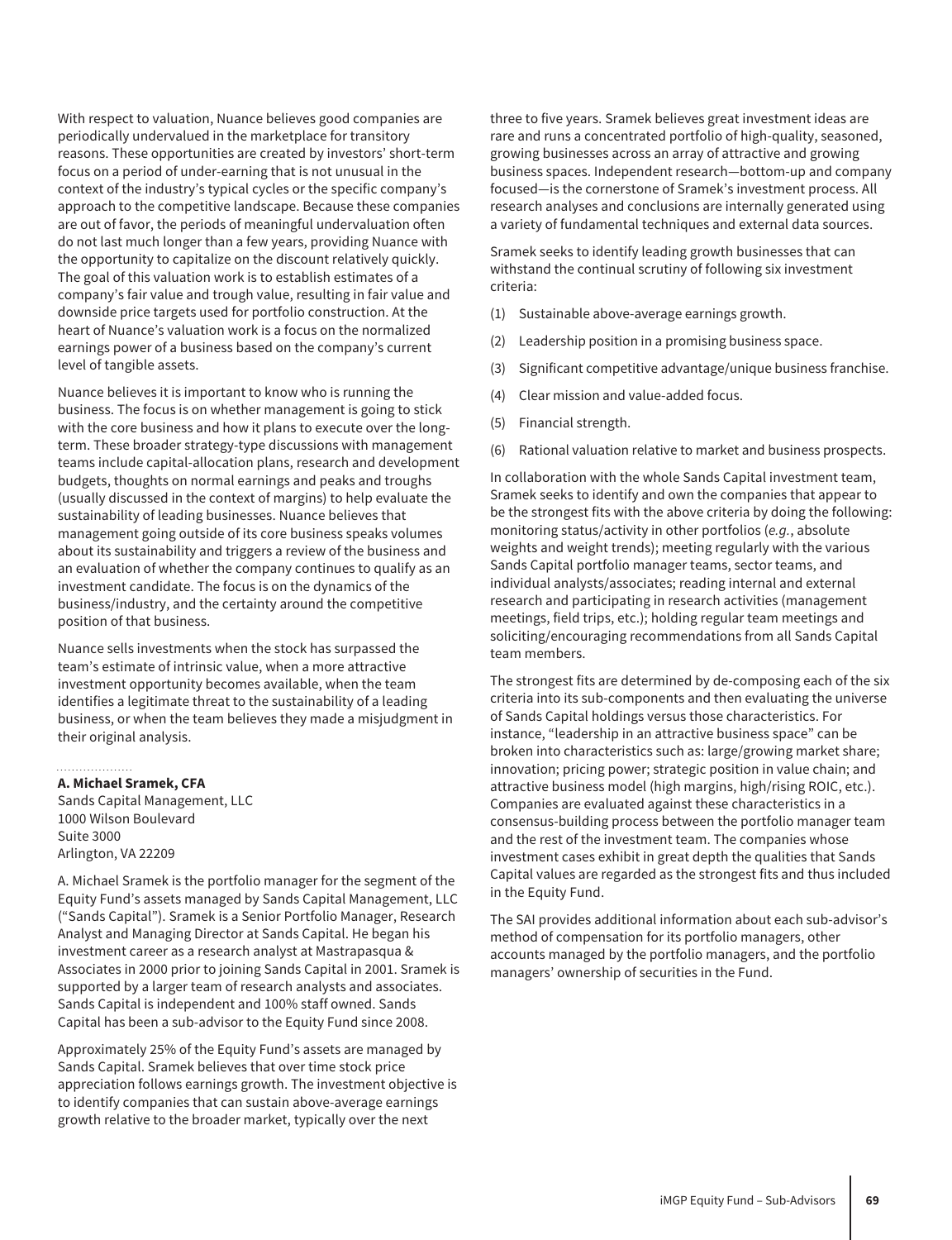With respect to valuation, Nuance believes good companies are periodically undervalued in the marketplace for transitory reasons. These opportunities are created by investors' short-term focus on a period of under-earning that is not unusual in the context of the industry's typical cycles or the specific company's approach to the competitive landscape. Because these companies are out of favor, the periods of meaningful undervaluation often do not last much longer than a few years, providing Nuance with the opportunity to capitalize on the discount relatively quickly. The goal of this valuation work is to establish estimates of a company's fair value and trough value, resulting in fair value and downside price targets used for portfolio construction. At the heart of Nuance's valuation work is a focus on the normalized earnings power of a business based on the company's current level of tangible assets.

Nuance believes it is important to know who is running the business. The focus is on whether management is going to stick with the core business and how it plans to execute over the long-term. These broader strategy-type discussions with management teams include capital-allocation plans, research and development budgets, thoughts on normal earnings and peaks and troughs (usually discussed in the context of margins) to help evaluate the sustainability of leading businesses. Nuance believes that management going outside of its core business speaks volumes about its sustainability and triggers a review of the business and an evaluation of whether the company continues to qualify as an investment candidate. The focus is on the dynamics of the business/industry, and the certainty around the competitive position of that business.

Nuance sells investments when the stock has surpassed the team's estimate of intrinsic value, when a more attractive investment opportunity becomes available, when the team identifies a legitimate threat to the sustainability of a leading business, or when the team believes they made a misjudgment in their original analysis.

**A. Michael Sramek, CFA**
Sands Capital Management, LLC
1000 Wilson Boulevard
Suite 3000
Arlington, VA 22209

A. Michael Sramek is the portfolio manager for the segment of the Equity Fund's assets managed by Sands Capital Management, LLC ("Sands Capital"). Sramek is a Senior Portfolio Manager, Research Analyst and Managing Director at Sands Capital. He began his investment career as a research analyst at Mastrapasqua & Associates in 2000 prior to joining Sands Capital in 2001. Sramek is supported by a larger team of research analysts and associates. Sands Capital is independent and 100% staff owned. Sands Capital has been a sub-advisor to the Equity Fund since 2008.

Approximately 25% of the Equity Fund's assets are managed by Sands Capital. Sramek believes that over time stock price appreciation follows earnings growth. The investment objective is to identify companies that can sustain above-average earnings growth relative to the broader market, typically over the next three to five years. Sramek believes great investment ideas are rare and runs a concentrated portfolio of high-quality, seasoned, growing businesses across an array of attractive and growing business spaces. Independent research—bottom-up and company focused—is the cornerstone of Sramek's investment process. All research analyses and conclusions are internally generated using a variety of fundamental techniques and external data sources.

Sramek seeks to identify leading growth businesses that can withstand the continual scrutiny of following six investment criteria:

(1) Sustainable above-average earnings growth.

(2) Leadership position in a promising business space.

(3) Significant competitive advantage/unique business franchise.

(4) Clear mission and value-added focus.

(5) Financial strength.

(6) Rational valuation relative to market and business prospects.

In collaboration with the whole Sands Capital investment team, Sramek seeks to identify and own the companies that appear to be the strongest fits with the above criteria by doing the following: monitoring status/activity in other portfolios (*e.g.*, absolute weights and weight trends); meeting regularly with the various Sands Capital portfolio manager teams, sector teams, and individual analysts/associates; reading internal and external research and participating in research activities (management meetings, field trips, etc.); holding regular team meetings and soliciting/encouraging recommendations from all Sands Capital team members.

The strongest fits are determined by de-composing each of the six criteria into its sub-components and then evaluating the universe of Sands Capital holdings versus those characteristics. For instance, "leadership in an attractive business space" can be broken into characteristics such as: large/growing market share; innovation; pricing power; strategic position in value chain; and attractive business model (high margins, high/rising ROIC, etc.). Companies are evaluated against these characteristics in a consensus-building process between the portfolio manager team and the rest of the investment team. The companies whose investment cases exhibit in great depth the qualities that Sands Capital values are regarded as the strongest fits and thus included in the Equity Fund.

The SAI provides additional information about each sub-advisor's method of compensation for its portfolio managers, other accounts managed by the portfolio managers, and the portfolio managers' ownership of securities in the Fund.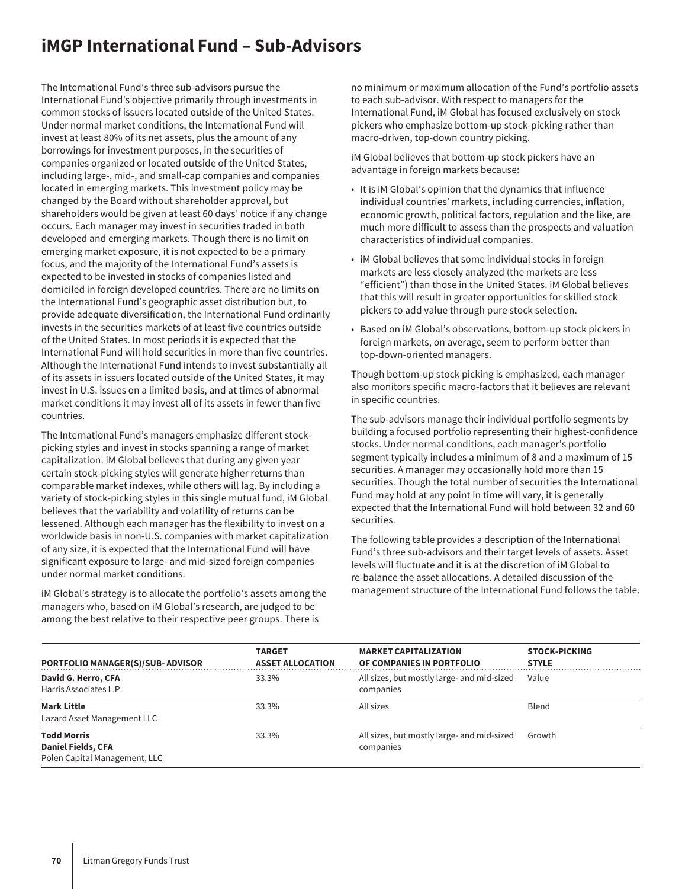# iMGP International Fund – Sub-Advisors

The International Fund's three sub-advisors pursue the International Fund's objective primarily through investments in common stocks of issuers located outside of the United States. Under normal market conditions, the International Fund will invest at least 80% of its net assets, plus the amount of any borrowings for investment purposes, in the securities of companies organized or located outside of the United States, including large-, mid-, and small-cap companies and companies located in emerging markets. This investment policy may be changed by the Board without shareholder approval, but shareholders would be given at least 60 days' notice if any change occurs. Each manager may invest in securities traded in both developed and emerging markets. Though there is no limit on emerging market exposure, it is not expected to be a primary focus, and the majority of the International Fund's assets is expected to be invested in stocks of companies listed and domiciled in foreign developed countries. There are no limits on the International Fund's geographic asset distribution but, to provide adequate diversification, the International Fund ordinarily invests in the securities markets of at least five countries outside of the United States. In most periods it is expected that the International Fund will hold securities in more than five countries. Although the International Fund intends to invest substantially all of its assets in issuers located outside of the United States, it may invest in U.S. issues on a limited basis, and at times of abnormal market conditions it may invest all of its assets in fewer than five countries.

The International Fund's managers emphasize different stock-picking styles and invest in stocks spanning a range of market capitalization. iM Global believes that during any given year certain stock-picking styles will generate higher returns than comparable market indexes, while others will lag. By including a variety of stock-picking styles in this single mutual fund, iM Global believes that the variability and volatility of returns can be lessened. Although each manager has the flexibility to invest on a worldwide basis in non-U.S. companies with market capitalization of any size, it is expected that the International Fund will have significant exposure to large- and mid-sized foreign companies under normal market conditions.

iM Global's strategy is to allocate the portfolio's assets among the managers who, based on iM Global's research, are judged to be among the best relative to their respective peer groups. There is no minimum or maximum allocation of the Fund's portfolio assets to each sub-advisor. With respect to managers for the International Fund, iM Global has focused exclusively on stock pickers who emphasize bottom-up stock-picking rather than macro-driven, top-down country picking.

iM Global believes that bottom-up stock pickers have an advantage in foreign markets because:

- It is iM Global's opinion that the dynamics that influence individual countries' markets, including currencies, inflation, economic growth, political factors, regulation and the like, are much more difficult to assess than the prospects and valuation characteristics of individual companies.
- iM Global believes that some individual stocks in foreign markets are less closely analyzed (the markets are less "efficient") than those in the United States. iM Global believes that this will result in greater opportunities for skilled stock pickers to add value through pure stock selection.
- Based on iM Global's observations, bottom-up stock pickers in foreign markets, on average, seem to perform better than top-down-oriented managers.

Though bottom-up stock picking is emphasized, each manager also monitors specific macro-factors that it believes are relevant in specific countries.

The sub-advisors manage their individual portfolio segments by building a focused portfolio representing their highest-confidence stocks. Under normal conditions, each manager's portfolio segment typically includes a minimum of 8 and a maximum of 15 securities. A manager may occasionally hold more than 15 securities. Though the total number of securities the International Fund may hold at any point in time will vary, it is generally expected that the International Fund will hold between 32 and 60 securities.

The following table provides a description of the International Fund's three sub-advisors and their target levels of assets. Asset levels will fluctuate and it is at the discretion of iM Global to re-balance the asset allocations. A detailed discussion of the management structure of the International Fund follows the table.

| PORTFOLIO MANAGER(S)/SUB- ADVISOR | TARGET ASSET ALLOCATION | MARKET CAPITALIZATION OF COMPANIES IN PORTFOLIO | STOCK-PICKING STYLE |
|---|---|---|---|
| **David G. Herro, CFA**<br>Harris Associates L.P. | 33.3% | All sizes, but mostly large- and mid-sized companies | Value |
| **Mark Little**<br>Lazard Asset Management LLC | 33.3% | All sizes | Blend |
| **Todd Morris**<br>**Daniel Fields, CFA**<br>Polen Capital Management, LLC | 33.3% | All sizes, but mostly large- and mid-sized companies | Growth |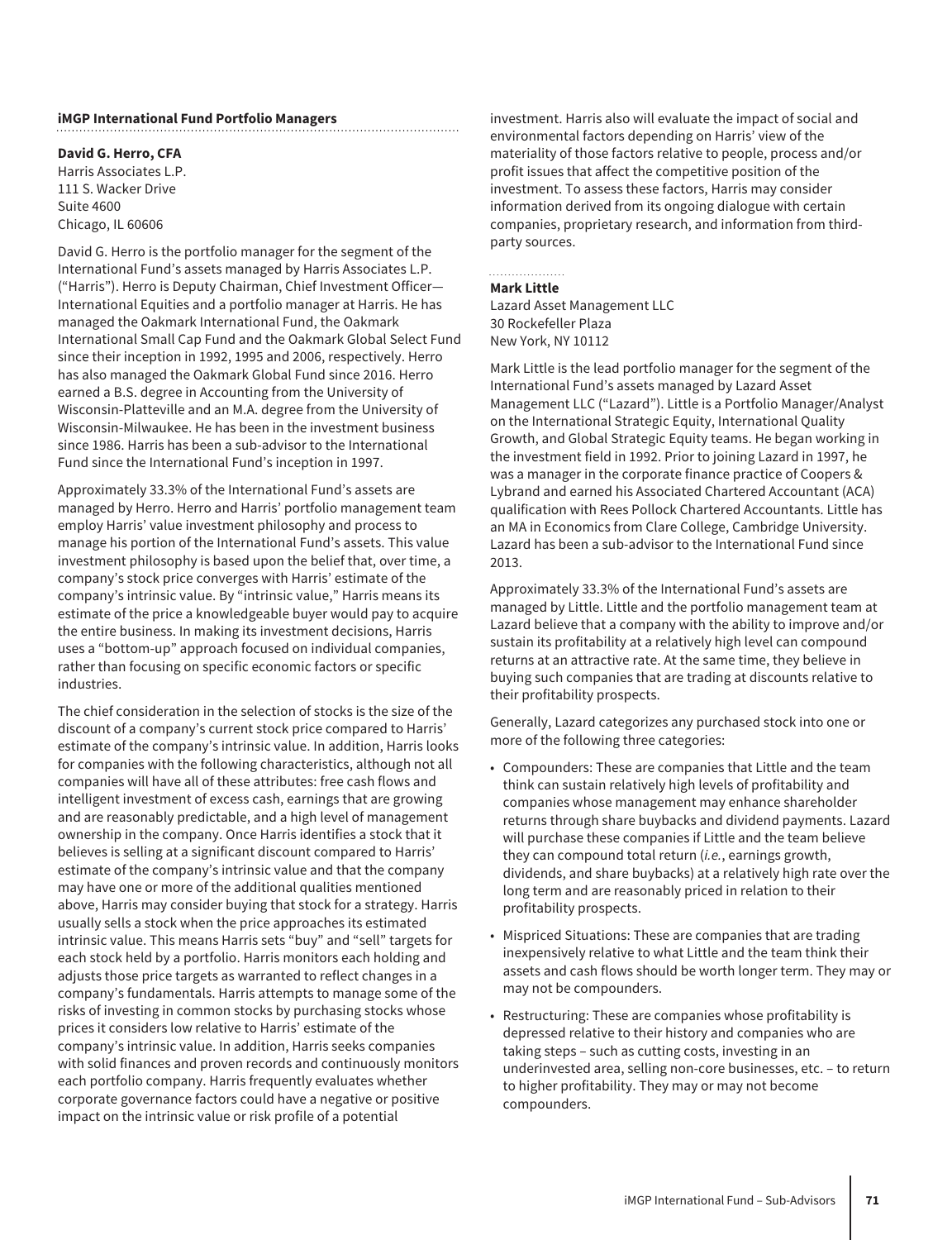### iMGP International Fund Portfolio Managers

**David G. Herro, CFA**
Harris Associates L.P.
111 S. Wacker Drive
Suite 4600
Chicago, IL 60606

David G. Herro is the portfolio manager for the segment of the International Fund's assets managed by Harris Associates L.P. ("Harris"). Herro is Deputy Chairman, Chief Investment Officer—International Equities and a portfolio manager at Harris. He has managed the Oakmark International Fund, the Oakmark International Small Cap Fund and the Oakmark Global Select Fund since their inception in 1992, 1995 and 2006, respectively. Herro has also managed the Oakmark Global Fund since 2016. Herro earned a B.S. degree in Accounting from the University of Wisconsin-Platteville and an M.A. degree from the University of Wisconsin-Milwaukee. He has been in the investment business since 1986. Harris has been a sub-advisor to the International Fund since the International Fund's inception in 1997.

Approximately 33.3% of the International Fund's assets are managed by Herro. Herro and Harris' portfolio management team employ Harris' value investment philosophy and process to manage his portion of the International Fund's assets. This value investment philosophy is based upon the belief that, over time, a company's stock price converges with Harris' estimate of the company's intrinsic value. By "intrinsic value," Harris means its estimate of the price a knowledgeable buyer would pay to acquire the entire business. In making its investment decisions, Harris uses a "bottom-up" approach focused on individual companies, rather than focusing on specific economic factors or specific industries.

The chief consideration in the selection of stocks is the size of the discount of a company's current stock price compared to Harris' estimate of the company's intrinsic value. In addition, Harris looks for companies with the following characteristics, although not all companies will have all of these attributes: free cash flows and intelligent investment of excess cash, earnings that are growing and are reasonably predictable, and a high level of management ownership in the company. Once Harris identifies a stock that it believes is selling at a significant discount compared to Harris' estimate of the company's intrinsic value and that the company may have one or more of the additional qualities mentioned above, Harris may consider buying that stock for a strategy. Harris usually sells a stock when the price approaches its estimated intrinsic value. This means Harris sets "buy" and "sell" targets for each stock held by a portfolio. Harris monitors each holding and adjusts those price targets as warranted to reflect changes in a company's fundamentals. Harris attempts to manage some of the risks of investing in common stocks by purchasing stocks whose prices it considers low relative to Harris' estimate of the company's intrinsic value. In addition, Harris seeks companies with solid finances and proven records and continuously monitors each portfolio company. Harris frequently evaluates whether corporate governance factors could have a negative or positive impact on the intrinsic value or risk profile of a potential investment. Harris also will evaluate the impact of social and environmental factors depending on Harris' view of the materiality of those factors relative to people, process and/or profit issues that affect the competitive position of the investment. To assess these factors, Harris may consider information derived from its ongoing dialogue with certain companies, proprietary research, and information from third-party sources.

**Mark Little**
Lazard Asset Management LLC
30 Rockefeller Plaza
New York, NY 10112

Mark Little is the lead portfolio manager for the segment of the International Fund's assets managed by Lazard Asset Management LLC ("Lazard"). Little is a Portfolio Manager/Analyst on the International Strategic Equity, International Quality Growth, and Global Strategic Equity teams. He began working in the investment field in 1992. Prior to joining Lazard in 1997, he was a manager in the corporate finance practice of Coopers & Lybrand and earned his Associated Chartered Accountant (ACA) qualification with Rees Pollock Chartered Accountants. Little has an MA in Economics from Clare College, Cambridge University. Lazard has been a sub-advisor to the International Fund since 2013.

Approximately 33.3% of the International Fund's assets are managed by Little. Little and the portfolio management team at Lazard believe that a company with the ability to improve and/or sustain its profitability at a relatively high level can compound returns at an attractive rate. At the same time, they believe in buying such companies that are trading at discounts relative to their profitability prospects.

Generally, Lazard categorizes any purchased stock into one or more of the following three categories:

- Compounders: These are companies that Little and the team think can sustain relatively high levels of profitability and companies whose management may enhance shareholder returns through share buybacks and dividend payments. Lazard will purchase these companies if Little and the team believe they can compound total return (*i.e.*, earnings growth, dividends, and share buybacks) at a relatively high rate over the long term and are reasonably priced in relation to their profitability prospects.
- Mispriced Situations: These are companies that are trading inexpensively relative to what Little and the team think their assets and cash flows should be worth longer term. They may or may not be compounders.
- Restructuring: These are companies whose profitability is depressed relative to their history and companies who are taking steps – such as cutting costs, investing in an underinvested area, selling non-core businesses, etc. – to return to higher profitability. They may or may not become compounders.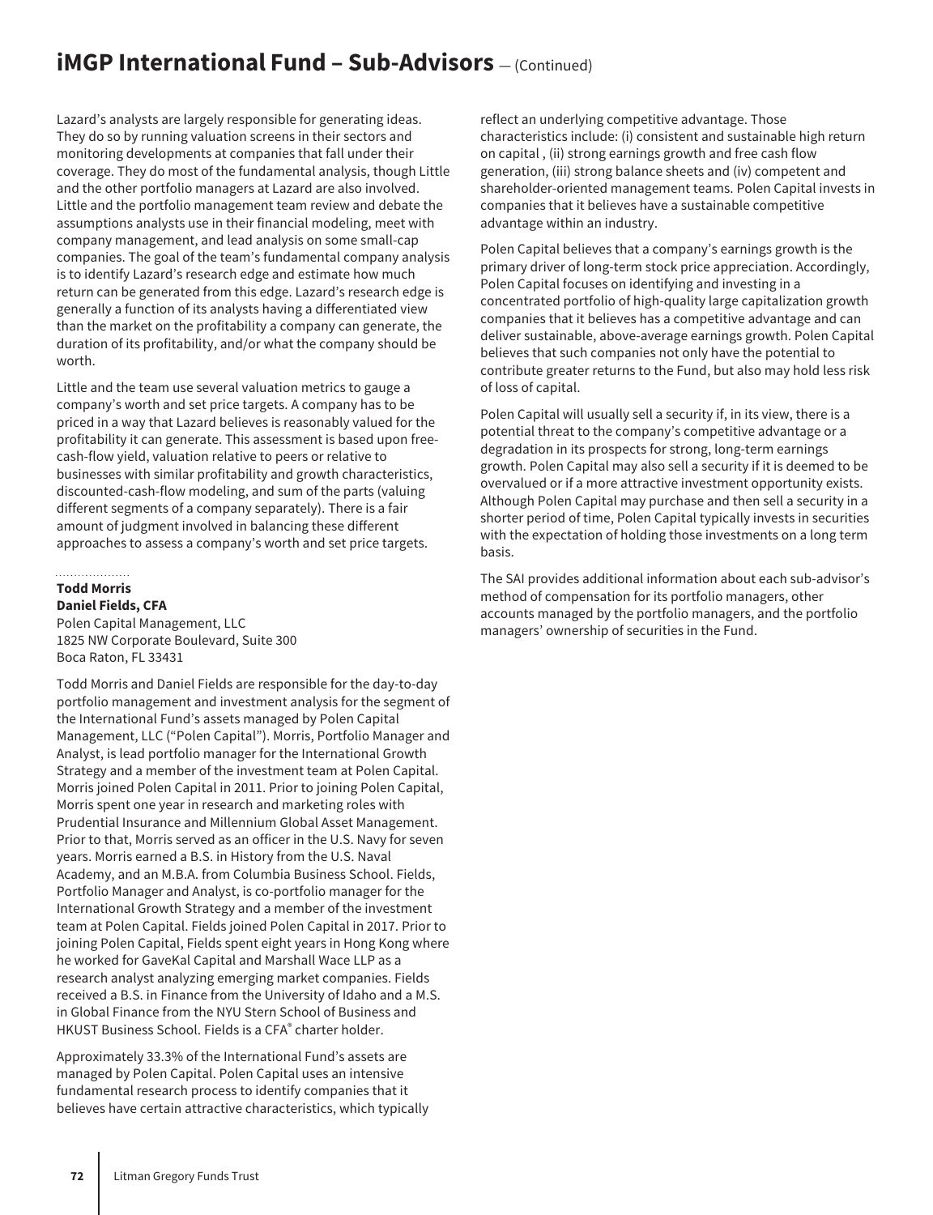# iMGP International Fund – Sub-Advisors — (Continued)

Lazard's analysts are largely responsible for generating ideas. They do so by running valuation screens in their sectors and monitoring developments at companies that fall under their coverage. They do most of the fundamental analysis, though Little and the other portfolio managers at Lazard are also involved. Little and the portfolio management team review and debate the assumptions analysts use in their financial modeling, meet with company management, and lead analysis on some small-cap companies. The goal of the team's fundamental company analysis is to identify Lazard's research edge and estimate how much return can be generated from this edge. Lazard's research edge is generally a function of its analysts having a differentiated view than the market on the profitability a company can generate, the duration of its profitability, and/or what the company should be worth.

Little and the team use several valuation metrics to gauge a company's worth and set price targets. A company has to be priced in a way that Lazard believes is reasonably valued for the profitability it can generate. This assessment is based upon free-cash-flow yield, valuation relative to peers or relative to businesses with similar profitability and growth characteristics, discounted-cash-flow modeling, and sum of the parts (valuing different segments of a company separately). There is a fair amount of judgment involved in balancing these different approaches to assess a company's worth and set price targets.

**Todd Morris**
**Daniel Fields, CFA**
Polen Capital Management, LLC
1825 NW Corporate Boulevard, Suite 300
Boca Raton, FL 33431

Todd Morris and Daniel Fields are responsible for the day-to-day portfolio management and investment analysis for the segment of the International Fund's assets managed by Polen Capital Management, LLC ("Polen Capital"). Morris, Portfolio Manager and Analyst, is lead portfolio manager for the International Growth Strategy and a member of the investment team at Polen Capital. Morris joined Polen Capital in 2011. Prior to joining Polen Capital, Morris spent one year in research and marketing roles with Prudential Insurance and Millennium Global Asset Management. Prior to that, Morris served as an officer in the U.S. Navy for seven years. Morris earned a B.S. in History from the U.S. Naval Academy, and an M.B.A. from Columbia Business School. Fields, Portfolio Manager and Analyst, is co-portfolio manager for the International Growth Strategy and a member of the investment team at Polen Capital. Fields joined Polen Capital in 2017. Prior to joining Polen Capital, Fields spent eight years in Hong Kong where he worked for GaveKal Capital and Marshall Wace LLP as a research analyst analyzing emerging market companies. Fields received a B.S. in Finance from the University of Idaho and a M.S. in Global Finance from the NYU Stern School of Business and HKUST Business School. Fields is a CFA® charter holder.

Approximately 33.3% of the International Fund's assets are managed by Polen Capital. Polen Capital uses an intensive fundamental research process to identify companies that it believes have certain attractive characteristics, which typically reflect an underlying competitive advantage. Those characteristics include: (i) consistent and sustainable high return on capital , (ii) strong earnings growth and free cash flow generation, (iii) strong balance sheets and (iv) competent and shareholder-oriented management teams. Polen Capital invests in companies that it believes have a sustainable competitive advantage within an industry.

Polen Capital believes that a company's earnings growth is the primary driver of long-term stock price appreciation. Accordingly, Polen Capital focuses on identifying and investing in a concentrated portfolio of high-quality large capitalization growth companies that it believes has a competitive advantage and can deliver sustainable, above-average earnings growth. Polen Capital believes that such companies not only have the potential to contribute greater returns to the Fund, but also may hold less risk of loss of capital.

Polen Capital will usually sell a security if, in its view, there is a potential threat to the company's competitive advantage or a degradation in its prospects for strong, long-term earnings growth. Polen Capital may also sell a security if it is deemed to be overvalued or if a more attractive investment opportunity exists. Although Polen Capital may purchase and then sell a security in a shorter period of time, Polen Capital typically invests in securities with the expectation of holding those investments on a long term basis.

The SAI provides additional information about each sub-advisor's method of compensation for its portfolio managers, other accounts managed by the portfolio managers, and the portfolio managers' ownership of securities in the Fund.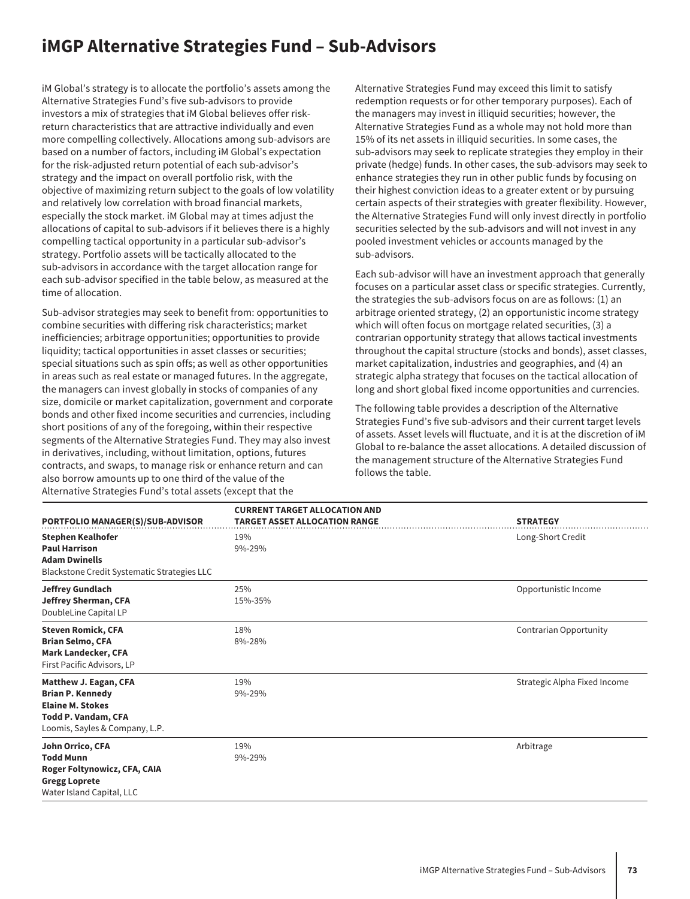# iMGP Alternative Strategies Fund – Sub-Advisors

iM Global's strategy is to allocate the portfolio's assets among the Alternative Strategies Fund's five sub-advisors to provide investors a mix of strategies that iM Global believes offer risk-return characteristics that are attractive individually and even more compelling collectively. Allocations among sub-advisors are based on a number of factors, including iM Global's expectation for the risk-adjusted return potential of each sub-advisor's strategy and the impact on overall portfolio risk, with the objective of maximizing return subject to the goals of low volatility and relatively low correlation with broad financial markets, especially the stock market. iM Global may at times adjust the allocations of capital to sub-advisors if it believes there is a highly compelling tactical opportunity in a particular sub-advisor's strategy. Portfolio assets will be tactically allocated to the sub-advisors in accordance with the target allocation range for each sub-advisor specified in the table below, as measured at the time of allocation.

Sub-advisor strategies may seek to benefit from: opportunities to combine securities with differing risk characteristics; market inefficiencies; arbitrage opportunities; opportunities to provide liquidity; tactical opportunities in asset classes or securities; special situations such as spin offs; as well as other opportunities in areas such as real estate or managed futures. In the aggregate, the managers can invest globally in stocks of companies of any size, domicile or market capitalization, government and corporate bonds and other fixed income securities and currencies, including short positions of any of the foregoing, within their respective segments of the Alternative Strategies Fund. They may also invest in derivatives, including, without limitation, options, futures contracts, and swaps, to manage risk or enhance return and can also borrow amounts up to one third of the value of the Alternative Strategies Fund's total assets (except that the Alternative Strategies Fund may exceed this limit to satisfy redemption requests or for other temporary purposes). Each of the managers may invest in illiquid securities; however, the Alternative Strategies Fund as a whole may not hold more than 15% of its net assets in illiquid securities. In some cases, the sub-advisors may seek to replicate strategies they employ in their private (hedge) funds. In other cases, the sub-advisors may seek to enhance strategies they run in other public funds by focusing on their highest conviction ideas to a greater extent or by pursuing certain aspects of their strategies with greater flexibility. However, the Alternative Strategies Fund will only invest directly in portfolio securities selected by the sub-advisors and will not invest in any pooled investment vehicles or accounts managed by the sub-advisors.

Each sub-advisor will have an investment approach that generally focuses on a particular asset class or specific strategies. Currently, the strategies the sub-advisors focus on are as follows: (1) an arbitrage oriented strategy, (2) an opportunistic income strategy which will often focus on mortgage related securities, (3) a contrarian opportunity strategy that allows tactical investments throughout the capital structure (stocks and bonds), asset classes, market capitalization, industries and geographies, and (4) an strategic alpha strategy that focuses on the tactical allocation of long and short global fixed income opportunities and currencies.

The following table provides a description of the Alternative Strategies Fund's five sub-advisors and their current target levels of assets. Asset levels will fluctuate, and it is at the discretion of iM Global to re-balance the asset allocations. A detailed discussion of the management structure of the Alternative Strategies Fund follows the table.

| PORTFOLIO MANAGER(S)/SUB-ADVISOR | CURRENT TARGET ALLOCATION AND TARGET ASSET ALLOCATION RANGE | STRATEGY |
|---|---|---|
| **Stephen Kealhofer**<br>**Paul Harrison**<br>**Adam Dwinells**<br>Blackstone Credit Systematic Strategies LLC | 19%<br>9%-29% | Long-Short Credit |
| **Jeffrey Gundlach**<br>**Jeffrey Sherman, CFA**<br>DoubleLine Capital LP | 25%<br>15%-35% | Opportunistic Income |
| **Steven Romick, CFA**<br>**Brian Selmo, CFA**<br>**Mark Landecker, CFA**<br>First Pacific Advisors, LP | 18%<br>8%-28% | Contrarian Opportunity |
| **Matthew J. Eagan, CFA**<br>**Brian P. Kennedy**<br>**Elaine M. Stokes**<br>**Todd P. Vandam, CFA**<br>Loomis, Sayles & Company, L.P. | 19%<br>9%-29% | Strategic Alpha Fixed Income |
| **John Orrico, CFA**<br>**Todd Munn**<br>**Roger Foltynowicz, CFA, CAIA**<br>**Gregg Loprete**<br>Water Island Capital, LLC | 19%<br>9%-29% | Arbitrage |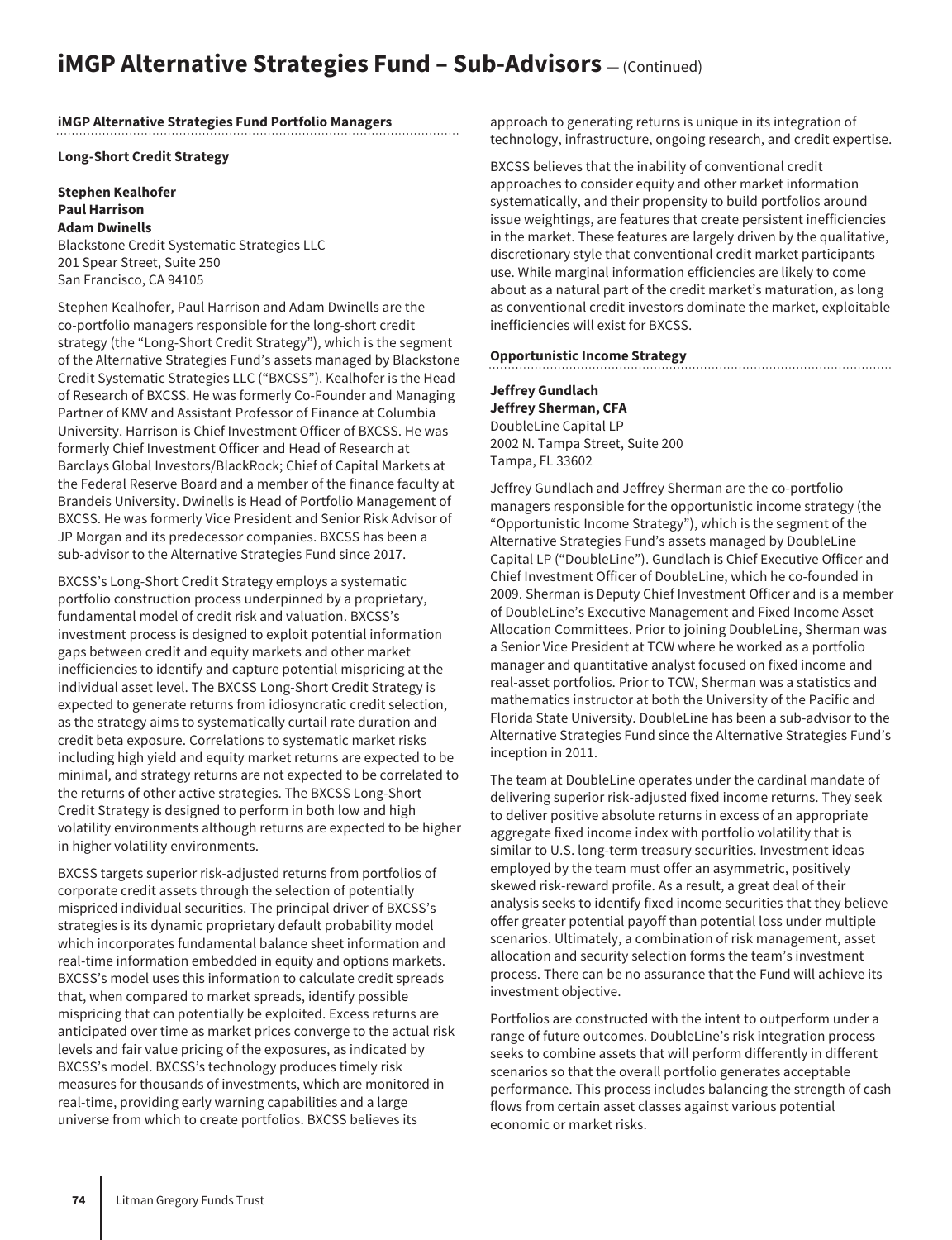# iMGP Alternative Strategies Fund – Sub-Advisors — (Continued)

**iMGP Alternative Strategies Fund Portfolio Managers**

**Long-Short Credit Strategy**

**Stephen Kealhofer**
**Paul Harrison**
**Adam Dwinells**
Blackstone Credit Systematic Strategies LLC
201 Spear Street, Suite 250
San Francisco, CA 94105

Stephen Kealhofer, Paul Harrison and Adam Dwinells are the co-portfolio managers responsible for the long-short credit strategy (the "Long-Short Credit Strategy"), which is the segment of the Alternative Strategies Fund's assets managed by Blackstone Credit Systematic Strategies LLC ("BXCSS"). Kealhofer is the Head of Research of BXCSS. He was formerly Co-Founder and Managing Partner of KMV and Assistant Professor of Finance at Columbia University. Harrison is Chief Investment Officer of BXCSS. He was formerly Chief Investment Officer and Head of Research at Barclays Global Investors/BlackRock; Chief of Capital Markets at the Federal Reserve Board and a member of the finance faculty at Brandeis University. Dwinells is Head of Portfolio Management of BXCSS. He was formerly Vice President and Senior Risk Advisor of JP Morgan and its predecessor companies. BXCSS has been a sub-advisor to the Alternative Strategies Fund since 2017.

BXCSS's Long-Short Credit Strategy employs a systematic portfolio construction process underpinned by a proprietary, fundamental model of credit risk and valuation. BXCSS's investment process is designed to exploit potential information gaps between credit and equity markets and other market inefficiencies to identify and capture potential mispricing at the individual asset level. The BXCSS Long-Short Credit Strategy is expected to generate returns from idiosyncratic credit selection, as the strategy aims to systematically curtail rate duration and credit beta exposure. Correlations to systematic market risks including high yield and equity market returns are expected to be minimal, and strategy returns are not expected to be correlated to the returns of other active strategies. The BXCSS Long-Short Credit Strategy is designed to perform in both low and high volatility environments although returns are expected to be higher in higher volatility environments.

BXCSS targets superior risk-adjusted returns from portfolios of corporate credit assets through the selection of potentially mispriced individual securities. The principal driver of BXCSS's strategies is its dynamic proprietary default probability model which incorporates fundamental balance sheet information and real-time information embedded in equity and options markets. BXCSS's model uses this information to calculate credit spreads that, when compared to market spreads, identify possible mispricing that can potentially be exploited. Excess returns are anticipated over time as market prices converge to the actual risk levels and fair value pricing of the exposures, as indicated by BXCSS's model. BXCSS's technology produces timely risk measures for thousands of investments, which are monitored in real-time, providing early warning capabilities and a large universe from which to create portfolios. BXCSS believes its approach to generating returns is unique in its integration of technology, infrastructure, ongoing research, and credit expertise.

BXCSS believes that the inability of conventional credit approaches to consider equity and other market information systematically, and their propensity to build portfolios around issue weightings, are features that create persistent inefficiencies in the market. These features are largely driven by the qualitative, discretionary style that conventional credit market participants use. While marginal information efficiencies are likely to come about as a natural part of the credit market's maturation, as long as conventional credit investors dominate the market, exploitable inefficiencies will exist for BXCSS.

**Opportunistic Income Strategy**

**Jeffrey Gundlach**
**Jeffrey Sherman, CFA**
DoubleLine Capital LP
2002 N. Tampa Street, Suite 200
Tampa, FL 33602

Jeffrey Gundlach and Jeffrey Sherman are the co-portfolio managers responsible for the opportunistic income strategy (the "Opportunistic Income Strategy"), which is the segment of the Alternative Strategies Fund's assets managed by DoubleLine Capital LP ("DoubleLine"). Gundlach is Chief Executive Officer and Chief Investment Officer of DoubleLine, which he co-founded in 2009. Sherman is Deputy Chief Investment Officer and is a member of DoubleLine's Executive Management and Fixed Income Asset Allocation Committees. Prior to joining DoubleLine, Sherman was a Senior Vice President at TCW where he worked as a portfolio manager and quantitative analyst focused on fixed income and real-asset portfolios. Prior to TCW, Sherman was a statistics and mathematics instructor at both the University of the Pacific and Florida State University. DoubleLine has been a sub-advisor to the Alternative Strategies Fund since the Alternative Strategies Fund's inception in 2011.

The team at DoubleLine operates under the cardinal mandate of delivering superior risk-adjusted fixed income returns. They seek to deliver positive absolute returns in excess of an appropriate aggregate fixed income index with portfolio volatility that is similar to U.S. long-term treasury securities. Investment ideas employed by the team must offer an asymmetric, positively skewed risk-reward profile. As a result, a great deal of their analysis seeks to identify fixed income securities that they believe offer greater potential payoff than potential loss under multiple scenarios. Ultimately, a combination of risk management, asset allocation and security selection forms the team's investment process. There can be no assurance that the Fund will achieve its investment objective.

Portfolios are constructed with the intent to outperform under a range of future outcomes. DoubleLine's risk integration process seeks to combine assets that will perform differently in different scenarios so that the overall portfolio generates acceptable performance. This process includes balancing the strength of cash flows from certain asset classes against various potential economic or market risks.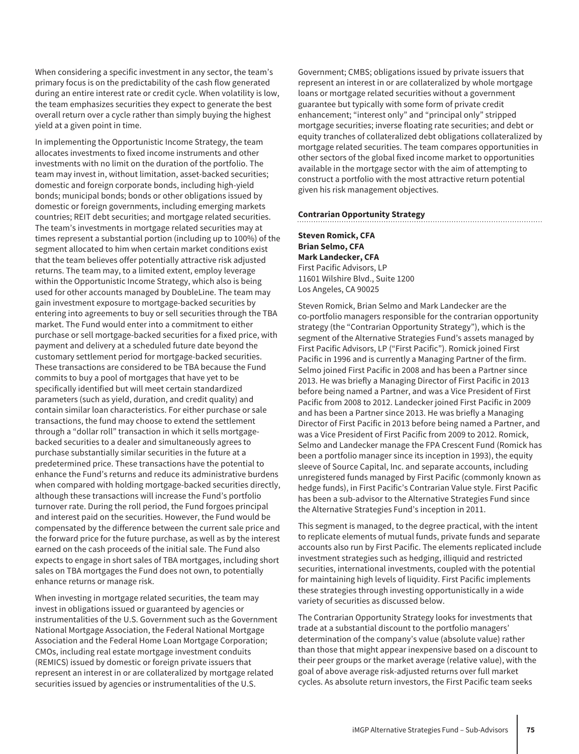When considering a specific investment in any sector, the team's primary focus is on the predictability of the cash flow generated during an entire interest rate or credit cycle. When volatility is low, the team emphasizes securities they expect to generate the best overall return over a cycle rather than simply buying the highest yield at a given point in time.

In implementing the Opportunistic Income Strategy, the team allocates investments to fixed income instruments and other investments with no limit on the duration of the portfolio. The team may invest in, without limitation, asset-backed securities; domestic and foreign corporate bonds, including high-yield bonds; municipal bonds; bonds or other obligations issued by domestic or foreign governments, including emerging markets countries; REIT debt securities; and mortgage related securities. The team's investments in mortgage related securities may at times represent a substantial portion (including up to 100%) of the segment allocated to him when certain market conditions exist that the team believes offer potentially attractive risk adjusted returns. The team may, to a limited extent, employ leverage within the Opportunistic Income Strategy, which also is being used for other accounts managed by DoubleLine. The team may gain investment exposure to mortgage-backed securities by entering into agreements to buy or sell securities through the TBA market. The Fund would enter into a commitment to either purchase or sell mortgage-backed securities for a fixed price, with payment and delivery at a scheduled future date beyond the customary settlement period for mortgage-backed securities. These transactions are considered to be TBA because the Fund commits to buy a pool of mortgages that have yet to be specifically identified but will meet certain standardized parameters (such as yield, duration, and credit quality) and contain similar loan characteristics. For either purchase or sale transactions, the fund may choose to extend the settlement through a "dollar roll" transaction in which it sells mortgage-backed securities to a dealer and simultaneously agrees to purchase substantially similar securities in the future at a predetermined price. These transactions have the potential to enhance the Fund's returns and reduce its administrative burdens when compared with holding mortgage-backed securities directly, although these transactions will increase the Fund's portfolio turnover rate. During the roll period, the Fund forgoes principal and interest paid on the securities. However, the Fund would be compensated by the difference between the current sale price and the forward price for the future purchase, as well as by the interest earned on the cash proceeds of the initial sale. The Fund also expects to engage in short sales of TBA mortgages, including short sales on TBA mortgages the Fund does not own, to potentially enhance returns or manage risk.

When investing in mortgage related securities, the team may invest in obligations issued or guaranteed by agencies or instrumentalities of the U.S. Government such as the Government National Mortgage Association, the Federal National Mortgage Association and the Federal Home Loan Mortgage Corporation; CMOs, including real estate mortgage investment conduits (REMICS) issued by domestic or foreign private issuers that represent an interest in or are collateralized by mortgage related securities issued by agencies or instrumentalities of the U.S. Government; CMBS; obligations issued by private issuers that represent an interest in or are collateralized by whole mortgage loans or mortgage related securities without a government guarantee but typically with some form of private credit enhancement; "interest only" and "principal only" stripped mortgage securities; inverse floating rate securities; and debt or equity tranches of collateralized debt obligations collateralized by mortgage related securities. The team compares opportunities in other sectors of the global fixed income market to opportunities available in the mortgage sector with the aim of attempting to construct a portfolio with the most attractive return potential given his risk management objectives.

## Contrarian Opportunity Strategy

**Steven Romick, CFA**
**Brian Selmo, CFA**
**Mark Landecker, CFA**
First Pacific Advisors, LP
11601 Wilshire Blvd., Suite 1200
Los Angeles, CA 90025

Steven Romick, Brian Selmo and Mark Landecker are the co-portfolio managers responsible for the contrarian opportunity strategy (the "Contrarian Opportunity Strategy"), which is the segment of the Alternative Strategies Fund's assets managed by First Pacific Advisors, LP ("First Pacific"). Romick joined First Pacific in 1996 and is currently a Managing Partner of the firm. Selmo joined First Pacific in 2008 and has been a Partner since 2013. He was briefly a Managing Director of First Pacific in 2013 before being named a Partner, and was a Vice President of First Pacific from 2008 to 2012. Landecker joined First Pacific in 2009 and has been a Partner since 2013. He was briefly a Managing Director of First Pacific in 2013 before being named a Partner, and was a Vice President of First Pacific from 2009 to 2012. Romick, Selmo and Landecker manage the FPA Crescent Fund (Romick has been a portfolio manager since its inception in 1993), the equity sleeve of Source Capital, Inc. and separate accounts, including unregistered funds managed by First Pacific (commonly known as hedge funds), in First Pacific's Contrarian Value style. First Pacific has been a sub-advisor to the Alternative Strategies Fund since the Alternative Strategies Fund's inception in 2011.

This segment is managed, to the degree practical, with the intent to replicate elements of mutual funds, private funds and separate accounts also run by First Pacific. The elements replicated include investment strategies such as hedging, illiquid and restricted securities, international investments, coupled with the potential for maintaining high levels of liquidity. First Pacific implements these strategies through investing opportunistically in a wide variety of securities as discussed below.

The Contrarian Opportunity Strategy looks for investments that trade at a substantial discount to the portfolio managers' determination of the company's value (absolute value) rather than those that might appear inexpensive based on a discount to their peer groups or the market average (relative value), with the goal of above average risk-adjusted returns over full market cycles. As absolute return investors, the First Pacific team seeks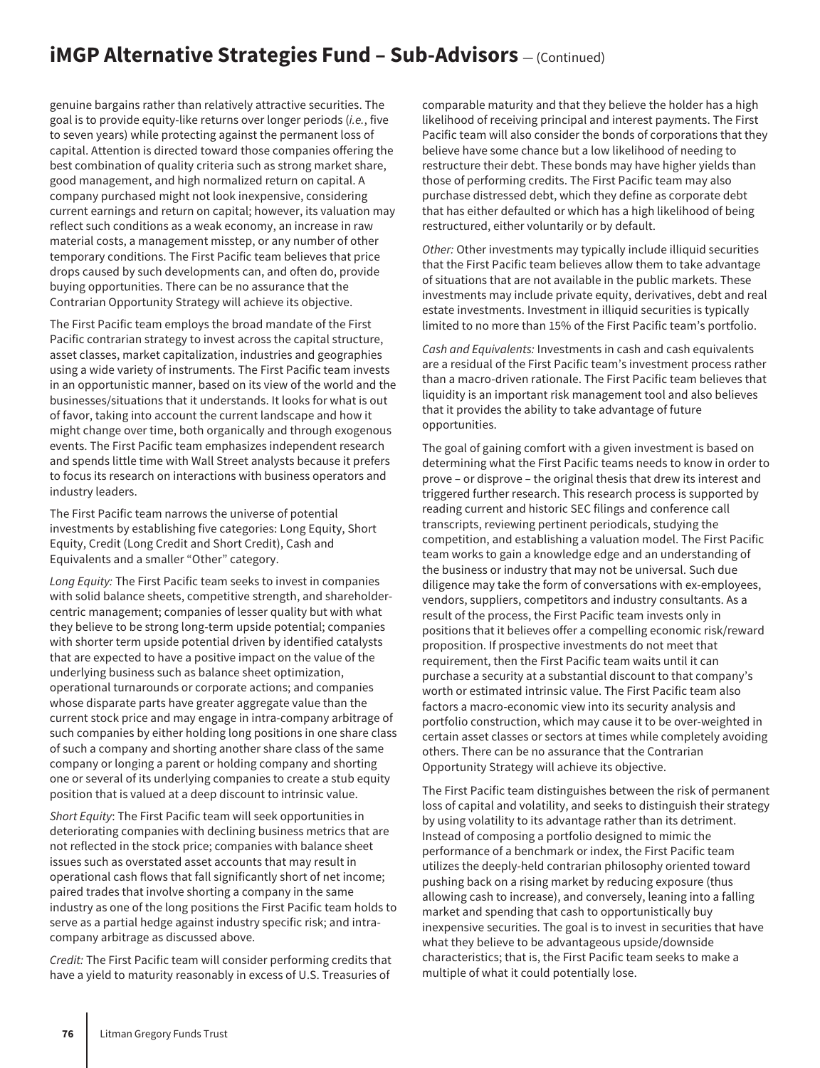genuine bargains rather than relatively attractive securities. The goal is to provide equity-like returns over longer periods (*i.e.*, five to seven years) while protecting against the permanent loss of capital. Attention is directed toward those companies offering the best combination of quality criteria such as strong market share, good management, and high normalized return on capital. A company purchased might not look inexpensive, considering current earnings and return on capital; however, its valuation may reflect such conditions as a weak economy, an increase in raw material costs, a management misstep, or any number of other temporary conditions. The First Pacific team believes that price drops caused by such developments can, and often do, provide buying opportunities. There can be no assurance that the Contrarian Opportunity Strategy will achieve its objective.

The First Pacific team employs the broad mandate of the First Pacific contrarian strategy to invest across the capital structure, asset classes, market capitalization, industries and geographies using a wide variety of instruments. The First Pacific team invests in an opportunistic manner, based on its view of the world and the businesses/situations that it understands. It looks for what is out of favor, taking into account the current landscape and how it might change over time, both organically and through exogenous events. The First Pacific team emphasizes independent research and spends little time with Wall Street analysts because it prefers to focus its research on interactions with business operators and industry leaders.

The First Pacific team narrows the universe of potential investments by establishing five categories: Long Equity, Short Equity, Credit (Long Credit and Short Credit), Cash and Equivalents and a smaller “Other” category.

*Long Equity:* The First Pacific team seeks to invest in companies with solid balance sheets, competitive strength, and shareholder-centric management; companies of lesser quality but with what they believe to be strong long-term upside potential; companies with shorter term upside potential driven by identified catalysts that are expected to have a positive impact on the value of the underlying business such as balance sheet optimization, operational turnarounds or corporate actions; and companies whose disparate parts have greater aggregate value than the current stock price and may engage in intra-company arbitrage of such companies by either holding long positions in one share class of such a company and shorting another share class of the same company or longing a parent or holding company and shorting one or several of its underlying companies to create a stub equity position that is valued at a deep discount to intrinsic value.

*Short Equity*: The First Pacific team will seek opportunities in deteriorating companies with declining business metrics that are not reflected in the stock price; companies with balance sheet issues such as overstated asset accounts that may result in operational cash flows that fall significantly short of net income; paired trades that involve shorting a company in the same industry as one of the long positions the First Pacific team holds to serve as a partial hedge against industry specific risk; and intra-company arbitrage as discussed above.

*Credit:* The First Pacific team will consider performing credits that have a yield to maturity reasonably in excess of U.S. Treasuries of comparable maturity and that they believe the holder has a high likelihood of receiving principal and interest payments. The First Pacific team will also consider the bonds of corporations that they believe have some chance but a low likelihood of needing to restructure their debt. These bonds may have higher yields than those of performing credits. The First Pacific team may also purchase distressed debt, which they define as corporate debt that has either defaulted or which has a high likelihood of being restructured, either voluntarily or by default.

*Other:* Other investments may typically include illiquid securities that the First Pacific team believes allow them to take advantage of situations that are not available in the public markets. These investments may include private equity, derivatives, debt and real estate investments. Investment in illiquid securities is typically limited to no more than 15% of the First Pacific team’s portfolio.

*Cash and Equivalents:* Investments in cash and cash equivalents are a residual of the First Pacific team’s investment process rather than a macro-driven rationale. The First Pacific team believes that liquidity is an important risk management tool and also believes that it provides the ability to take advantage of future opportunities.

The goal of gaining comfort with a given investment is based on determining what the First Pacific teams needs to know in order to prove – or disprove – the original thesis that drew its interest and triggered further research. This research process is supported by reading current and historic SEC filings and conference call transcripts, reviewing pertinent periodicals, studying the competition, and establishing a valuation model. The First Pacific team works to gain a knowledge edge and an understanding of the business or industry that may not be universal. Such due diligence may take the form of conversations with ex-employees, vendors, suppliers, competitors and industry consultants. As a result of the process, the First Pacific team invests only in positions that it believes offer a compelling economic risk/reward proposition. If prospective investments do not meet that requirement, then the First Pacific team waits until it can purchase a security at a substantial discount to that company’s worth or estimated intrinsic value. The First Pacific team also factors a macro-economic view into its security analysis and portfolio construction, which may cause it to be over-weighted in certain asset classes or sectors at times while completely avoiding others. There can be no assurance that the Contrarian Opportunity Strategy will achieve its objective.

The First Pacific team distinguishes between the risk of permanent loss of capital and volatility, and seeks to distinguish their strategy by using volatility to its advantage rather than its detriment. Instead of composing a portfolio designed to mimic the performance of a benchmark or index, the First Pacific team utilizes the deeply-held contrarian philosophy oriented toward pushing back on a rising market by reducing exposure (thus allowing cash to increase), and conversely, leaning into a falling market and spending that cash to opportunistically buy inexpensive securities. The goal is to invest in securities that have what they believe to be advantageous upside/downside characteristics; that is, the First Pacific team seeks to make a multiple of what it could potentially lose.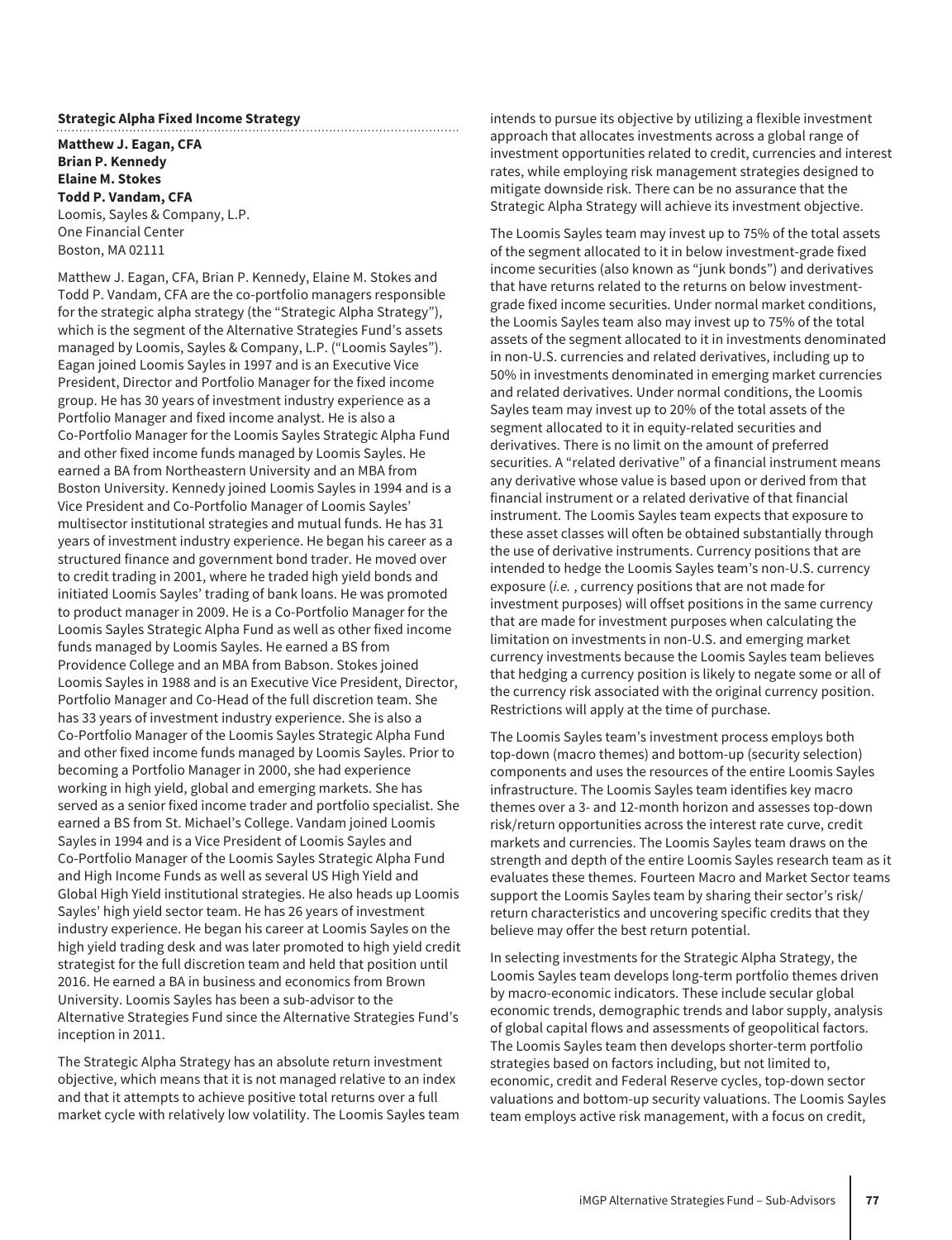**Strategic Alpha Fixed Income Strategy**

**Matthew J. Eagan, CFA**
**Brian P. Kennedy**
**Elaine M. Stokes**
**Todd P. Vandam, CFA**
Loomis, Sayles & Company, L.P.
One Financial Center
Boston, MA 02111

Matthew J. Eagan, CFA, Brian P. Kennedy, Elaine M. Stokes and Todd P. Vandam, CFA are the co-portfolio managers responsible for the strategic alpha strategy (the "Strategic Alpha Strategy"), which is the segment of the Alternative Strategies Fund's assets managed by Loomis, Sayles & Company, L.P. ("Loomis Sayles"). Eagan joined Loomis Sayles in 1997 and is an Executive Vice President, Director and Portfolio Manager for the fixed income group. He has 30 years of investment industry experience as a Portfolio Manager and fixed income analyst. He is also a Co-Portfolio Manager for the Loomis Sayles Strategic Alpha Fund and other fixed income funds managed by Loomis Sayles. He earned a BA from Northeastern University and an MBA from Boston University. Kennedy joined Loomis Sayles in 1994 and is a Vice President and Co-Portfolio Manager of Loomis Sayles' multisector institutional strategies and mutual funds. He has 31 years of investment industry experience. He began his career as a structured finance and government bond trader. He moved over to credit trading in 2001, where he traded high yield bonds and initiated Loomis Sayles' trading of bank loans. He was promoted to product manager in 2009. He is a Co-Portfolio Manager for the Loomis Sayles Strategic Alpha Fund as well as other fixed income funds managed by Loomis Sayles. He earned a BS from Providence College and an MBA from Babson. Stokes joined Loomis Sayles in 1988 and is an Executive Vice President, Director, Portfolio Manager and Co-Head of the full discretion team. She has 33 years of investment industry experience. She is also a Co-Portfolio Manager of the Loomis Sayles Strategic Alpha Fund and other fixed income funds managed by Loomis Sayles. Prior to becoming a Portfolio Manager in 2000, she had experience working in high yield, global and emerging markets. She has served as a senior fixed income trader and portfolio specialist. She earned a BS from St. Michael's College. Vandam joined Loomis Sayles in 1994 and is a Vice President of Loomis Sayles and Co-Portfolio Manager of the Loomis Sayles Strategic Alpha Fund and High Income Funds as well as several US High Yield and Global High Yield institutional strategies. He also heads up Loomis Sayles' high yield sector team. He has 26 years of investment industry experience. He began his career at Loomis Sayles on the high yield trading desk and was later promoted to high yield credit strategist for the full discretion team and held that position until 2016. He earned a BA in business and economics from Brown University. Loomis Sayles has been a sub-advisor to the Alternative Strategies Fund since the Alternative Strategies Fund's inception in 2011.

The Strategic Alpha Strategy has an absolute return investment objective, which means that it is not managed relative to an index and that it attempts to achieve positive total returns over a full market cycle with relatively low volatility. The Loomis Sayles team intends to pursue its objective by utilizing a flexible investment approach that allocates investments across a global range of investment opportunities related to credit, currencies and interest rates, while employing risk management strategies designed to mitigate downside risk. There can be no assurance that the Strategic Alpha Strategy will achieve its investment objective.

The Loomis Sayles team may invest up to 75% of the total assets of the segment allocated to it in below investment-grade fixed income securities (also known as "junk bonds") and derivatives that have returns related to the returns on below investment-grade fixed income securities. Under normal market conditions, the Loomis Sayles team also may invest up to 75% of the total assets of the segment allocated to it in investments denominated in non-U.S. currencies and related derivatives, including up to 50% in investments denominated in emerging market currencies and related derivatives. Under normal conditions, the Loomis Sayles team may invest up to 20% of the total assets of the segment allocated to it in equity-related securities and derivatives. There is no limit on the amount of preferred securities. A "related derivative" of a financial instrument means any derivative whose value is based upon or derived from that financial instrument or a related derivative of that financial instrument. The Loomis Sayles team expects that exposure to these asset classes will often be obtained substantially through the use of derivative instruments. Currency positions that are intended to hedge the Loomis Sayles team's non-U.S. currency exposure (*i.e.* , currency positions that are not made for investment purposes) will offset positions in the same currency that are made for investment purposes when calculating the limitation on investments in non-U.S. and emerging market currency investments because the Loomis Sayles team believes that hedging a currency position is likely to negate some or all of the currency risk associated with the original currency position. Restrictions will apply at the time of purchase.

The Loomis Sayles team's investment process employs both top-down (macro themes) and bottom-up (security selection) components and uses the resources of the entire Loomis Sayles infrastructure. The Loomis Sayles team identifies key macro themes over a 3- and 12-month horizon and assesses top-down risk/return opportunities across the interest rate curve, credit markets and currencies. The Loomis Sayles team draws on the strength and depth of the entire Loomis Sayles research team as it evaluates these themes. Fourteen Macro and Market Sector teams support the Loomis Sayles team by sharing their sector's risk/return characteristics and uncovering specific credits that they believe may offer the best return potential.

In selecting investments for the Strategic Alpha Strategy, the Loomis Sayles team develops long-term portfolio themes driven by macro-economic indicators. These include secular global economic trends, demographic trends and labor supply, analysis of global capital flows and assessments of geopolitical factors. The Loomis Sayles team then develops shorter-term portfolio strategies based on factors including, but not limited to, economic, credit and Federal Reserve cycles, top-down sector valuations and bottom-up security valuations. The Loomis Sayles team employs active risk management, with a focus on credit,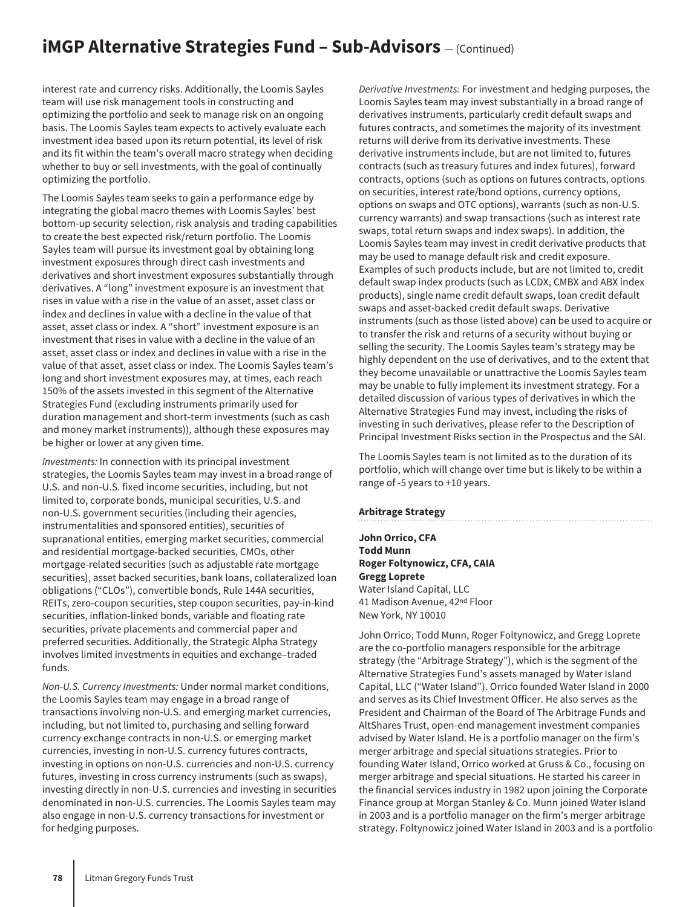interest rate and currency risks. Additionally, the Loomis Sayles team will use risk management tools in constructing and optimizing the portfolio and seek to manage risk on an ongoing basis. The Loomis Sayles team expects to actively evaluate each investment idea based upon its return potential, its level of risk and its fit within the team's overall macro strategy when deciding whether to buy or sell investments, with the goal of continually optimizing the portfolio.

The Loomis Sayles team seeks to gain a performance edge by integrating the global macro themes with Loomis Sayles' best bottom-up security selection, risk analysis and trading capabilities to create the best expected risk/return portfolio. The Loomis Sayles team will pursue its investment goal by obtaining long investment exposures through direct cash investments and derivatives and short investment exposures substantially through derivatives. A "long" investment exposure is an investment that rises in value with a rise in the value of an asset, asset class or index and declines in value with a decline in the value of that asset, asset class or index. A "short" investment exposure is an investment that rises in value with a decline in the value of an asset, asset class or index and declines in value with a rise in the value of that asset, asset class or index. The Loomis Sayles team's long and short investment exposures may, at times, each reach 150% of the assets invested in this segment of the Alternative Strategies Fund (excluding instruments primarily used for duration management and short-term investments (such as cash and money market instruments)), although these exposures may be higher or lower at any given time.

*Investments:* In connection with its principal investment strategies, the Loomis Sayles team may invest in a broad range of U.S. and non-U.S. fixed income securities, including, but not limited to, corporate bonds, municipal securities, U.S. and non-U.S. government securities (including their agencies, instrumentalities and sponsored entities), securities of supranational entities, emerging market securities, commercial and residential mortgage-backed securities, CMOs, other mortgage-related securities (such as adjustable rate mortgage securities), asset backed securities, bank loans, collateralized loan obligations ("CLOs"), convertible bonds, Rule 144A securities, REITs, zero-coupon securities, step coupon securities, pay-in-kind securities, inflation-linked bonds, variable and floating rate securities, private placements and commercial paper and preferred securities. Additionally, the Strategic Alpha Strategy involves limited investments in equities and exchange–traded funds.

*Non-U.S. Currency Investments:* Under normal market conditions, the Loomis Sayles team may engage in a broad range of transactions involving non-U.S. and emerging market currencies, including, but not limited to, purchasing and selling forward currency exchange contracts in non-U.S. or emerging market currencies, investing in non-U.S. currency futures contracts, investing in options on non-U.S. currencies and non-U.S. currency futures, investing in cross currency instruments (such as swaps), investing directly in non-U.S. currencies and investing in securities denominated in non-U.S. currencies. The Loomis Sayles team may also engage in non-U.S. currency transactions for investment or for hedging purposes.

*Derivative Investments:* For investment and hedging purposes, the Loomis Sayles team may invest substantially in a broad range of derivatives instruments, particularly credit default swaps and futures contracts, and sometimes the majority of its investment returns will derive from its derivative investments. These derivative instruments include, but are not limited to, futures contracts (such as treasury futures and index futures), forward contracts, options (such as options on futures contracts, options on securities, interest rate/bond options, currency options, options on swaps and OTC options), warrants (such as non-U.S. currency warrants) and swap transactions (such as interest rate swaps, total return swaps and index swaps). In addition, the Loomis Sayles team may invest in credit derivative products that may be used to manage default risk and credit exposure. Examples of such products include, but are not limited to, credit default swap index products (such as LCDX, CMBX and ABX index products), single name credit default swaps, loan credit default swaps and asset-backed credit default swaps. Derivative instruments (such as those listed above) can be used to acquire or to transfer the risk and returns of a security without buying or selling the security. The Loomis Sayles team's strategy may be highly dependent on the use of derivatives, and to the extent that they become unavailable or unattractive the Loomis Sayles team may be unable to fully implement its investment strategy. For a detailed discussion of various types of derivatives in which the Alternative Strategies Fund may invest, including the risks of investing in such derivatives, please refer to the Description of Principal Investment Risks section in the Prospectus and the SAI.

The Loomis Sayles team is not limited as to the duration of its portfolio, which will change over time but is likely to be within a range of -5 years to +10 years.

**Arbitrage Strategy**

**John Orrico, CFA**
**Todd Munn**
**Roger Foltynowicz, CFA, CAIA**
**Gregg Loprete**
Water Island Capital, LLC
41 Madison Avenue, 42nd Floor
New York, NY 10010

John Orrico, Todd Munn, Roger Foltynowicz, and Gregg Loprete are the co-portfolio managers responsible for the arbitrage strategy (the "Arbitrage Strategy"), which is the segment of the Alternative Strategies Fund's assets managed by Water Island Capital, LLC ("Water Island"). Orrico founded Water Island in 2000 and serves as its Chief Investment Officer. He also serves as the President and Chairman of the Board of The Arbitrage Funds and AltShares Trust, open-end management investment companies advised by Water Island. He is a portfolio manager on the firm's merger arbitrage and special situations strategies. Prior to founding Water Island, Orrico worked at Gruss & Co., focusing on merger arbitrage and special situations. He started his career in the financial services industry in 1982 upon joining the Corporate Finance group at Morgan Stanley & Co. Munn joined Water Island in 2003 and is a portfolio manager on the firm's merger arbitrage strategy. Foltynowicz joined Water Island in 2003 and is a portfolio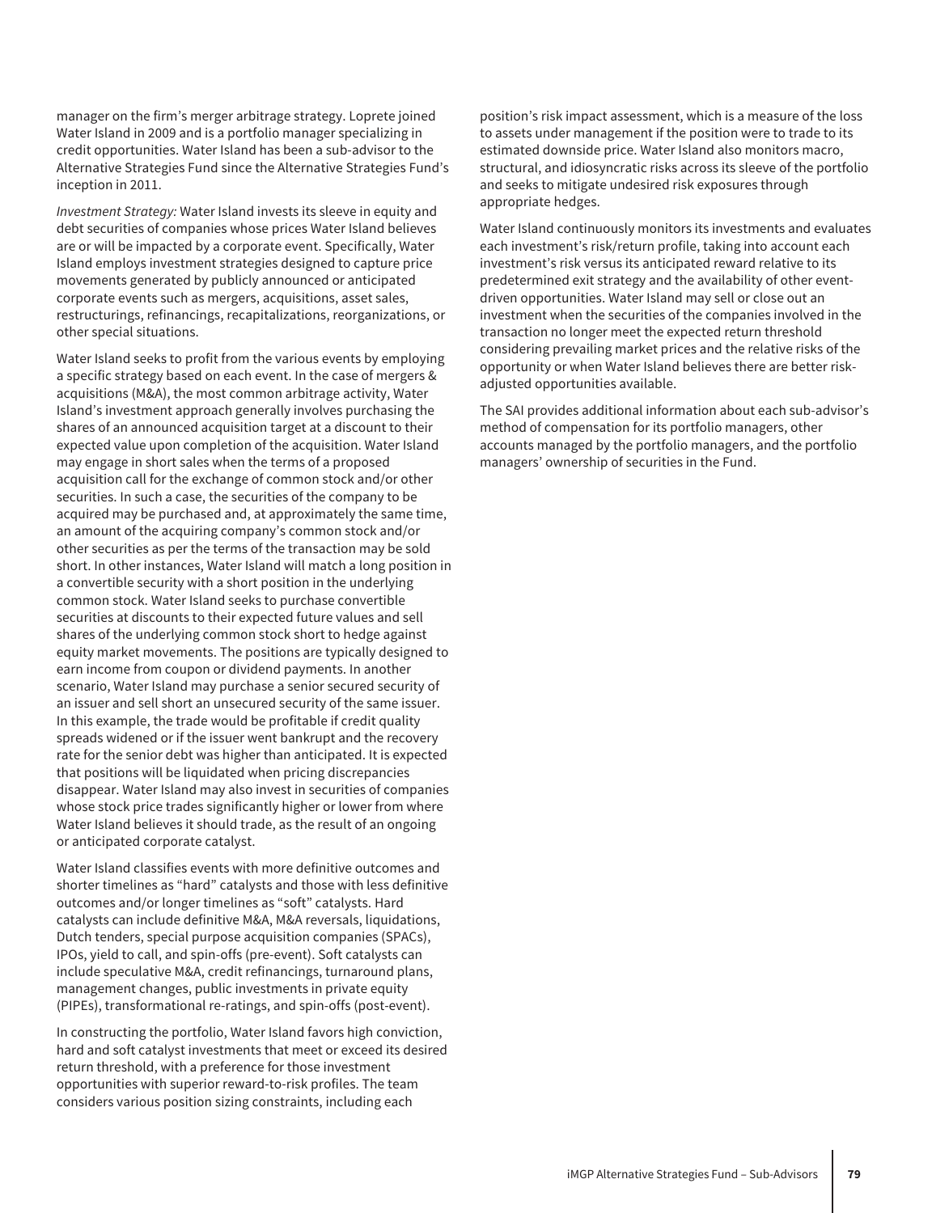manager on the firm's merger arbitrage strategy. Loprete joined Water Island in 2009 and is a portfolio manager specializing in credit opportunities. Water Island has been a sub-advisor to the Alternative Strategies Fund since the Alternative Strategies Fund's inception in 2011.

*Investment Strategy:* Water Island invests its sleeve in equity and debt securities of companies whose prices Water Island believes are or will be impacted by a corporate event. Specifically, Water Island employs investment strategies designed to capture price movements generated by publicly announced or anticipated corporate events such as mergers, acquisitions, asset sales, restructurings, refinancings, recapitalizations, reorganizations, or other special situations.

Water Island seeks to profit from the various events by employing a specific strategy based on each event. In the case of mergers & acquisitions (M&A), the most common arbitrage activity, Water Island's investment approach generally involves purchasing the shares of an announced acquisition target at a discount to their expected value upon completion of the acquisition. Water Island may engage in short sales when the terms of a proposed acquisition call for the exchange of common stock and/or other securities. In such a case, the securities of the company to be acquired may be purchased and, at approximately the same time, an amount of the acquiring company's common stock and/or other securities as per the terms of the transaction may be sold short. In other instances, Water Island will match a long position in a convertible security with a short position in the underlying common stock. Water Island seeks to purchase convertible securities at discounts to their expected future values and sell shares of the underlying common stock short to hedge against equity market movements. The positions are typically designed to earn income from coupon or dividend payments. In another scenario, Water Island may purchase a senior secured security of an issuer and sell short an unsecured security of the same issuer. In this example, the trade would be profitable if credit quality spreads widened or if the issuer went bankrupt and the recovery rate for the senior debt was higher than anticipated. It is expected that positions will be liquidated when pricing discrepancies disappear. Water Island may also invest in securities of companies whose stock price trades significantly higher or lower from where Water Island believes it should trade, as the result of an ongoing or anticipated corporate catalyst.

Water Island classifies events with more definitive outcomes and shorter timelines as "hard" catalysts and those with less definitive outcomes and/or longer timelines as "soft" catalysts. Hard catalysts can include definitive M&A, M&A reversals, liquidations, Dutch tenders, special purpose acquisition companies (SPACs), IPOs, yield to call, and spin-offs (pre-event). Soft catalysts can include speculative M&A, credit refinancings, turnaround plans, management changes, public investments in private equity (PIPEs), transformational re-ratings, and spin-offs (post-event).

In constructing the portfolio, Water Island favors high conviction, hard and soft catalyst investments that meet or exceed its desired return threshold, with a preference for those investment opportunities with superior reward-to-risk profiles. The team considers various position sizing constraints, including each position's risk impact assessment, which is a measure of the loss to assets under management if the position were to trade to its estimated downside price. Water Island also monitors macro, structural, and idiosyncratic risks across its sleeve of the portfolio and seeks to mitigate undesired risk exposures through appropriate hedges.

Water Island continuously monitors its investments and evaluates each investment's risk/return profile, taking into account each investment's risk versus its anticipated reward relative to its predetermined exit strategy and the availability of other event-driven opportunities. Water Island may sell or close out an investment when the securities of the companies involved in the transaction no longer meet the expected return threshold considering prevailing market prices and the relative risks of the opportunity or when Water Island believes there are better risk-adjusted opportunities available.

The SAI provides additional information about each sub-advisor's method of compensation for its portfolio managers, other accounts managed by the portfolio managers, and the portfolio managers' ownership of securities in the Fund.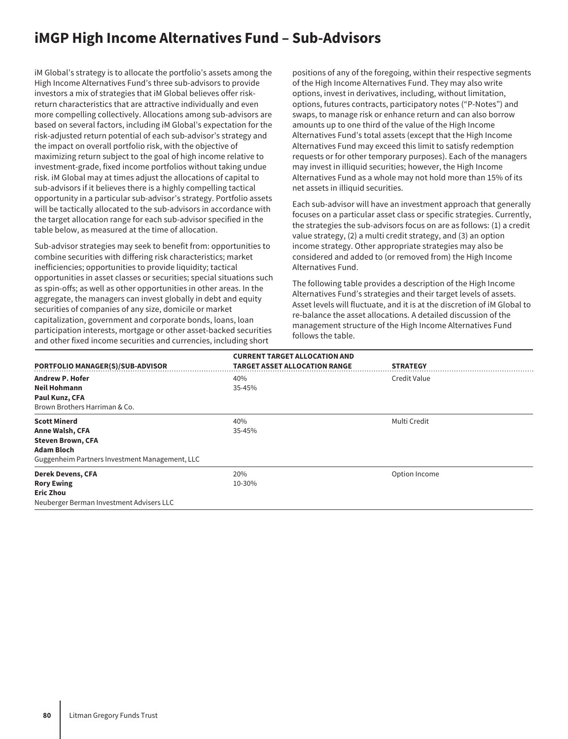# iMGP High Income Alternatives Fund – Sub-Advisors

iM Global's strategy is to allocate the portfolio's assets among the High Income Alternatives Fund's three sub-advisors to provide investors a mix of strategies that iM Global believes offer risk-return characteristics that are attractive individually and even more compelling collectively. Allocations among sub-advisors are based on several factors, including iM Global's expectation for the risk-adjusted return potential of each sub-advisor's strategy and the impact on overall portfolio risk, with the objective of maximizing return subject to the goal of high income relative to investment-grade, fixed income portfolios without taking undue risk. iM Global may at times adjust the allocations of capital to sub-advisors if it believes there is a highly compelling tactical opportunity in a particular sub-advisor's strategy. Portfolio assets will be tactically allocated to the sub-advisors in accordance with the target allocation range for each sub-advisor specified in the table below, as measured at the time of allocation.

Sub-advisor strategies may seek to benefit from: opportunities to combine securities with differing risk characteristics; market inefficiencies; opportunities to provide liquidity; tactical opportunities in asset classes or securities; special situations such as spin-offs; as well as other opportunities in other areas. In the aggregate, the managers can invest globally in debt and equity securities of companies of any size, domicile or market capitalization, government and corporate bonds, loans, loan participation interests, mortgage or other asset-backed securities and other fixed income securities and currencies, including short positions of any of the foregoing, within their respective segments of the High Income Alternatives Fund. They may also write options, invest in derivatives, including, without limitation, options, futures contracts, participatory notes ("P-Notes") and swaps, to manage risk or enhance return and can also borrow amounts up to one third of the value of the High Income Alternatives Fund's total assets (except that the High Income Alternatives Fund may exceed this limit to satisfy redemption requests or for other temporary purposes). Each of the managers may invest in illiquid securities; however, the High Income Alternatives Fund as a whole may not hold more than 15% of its net assets in illiquid securities.

Each sub-advisor will have an investment approach that generally focuses on a particular asset class or specific strategies. Currently, the strategies the sub-advisors focus on are as follows: (1) a credit value strategy, (2) a multi credit strategy, and (3) an option income strategy. Other appropriate strategies may also be considered and added to (or removed from) the High Income Alternatives Fund.

The following table provides a description of the High Income Alternatives Fund's strategies and their target levels of assets. Asset levels will fluctuate, and it is at the discretion of iM Global to re-balance the asset allocations. A detailed discussion of the management structure of the High Income Alternatives Fund follows the table.

| PORTFOLIO MANAGER(S)/SUB-ADVISOR | CURRENT TARGET ALLOCATION AND TARGET ASSET ALLOCATION RANGE | STRATEGY |
|---|---|---|
| **Andrew P. Hofer**<br>**Neil Hohmann**<br>**Paul Kunz, CFA**<br>Brown Brothers Harriman & Co. | 40%<br>35-45% | Credit Value |
| **Scott Minerd**<br>**Anne Walsh, CFA**<br>**Steven Brown, CFA**<br>**Adam Bloch**<br>Guggenheim Partners Investment Management, LLC | 40%<br>35-45% | Multi Credit |
| **Derek Devens, CFA**<br>**Rory Ewing**<br>**Eric Zhou**<br>Neuberger Berman Investment Advisers LLC | 20%<br>10-30% | Option Income |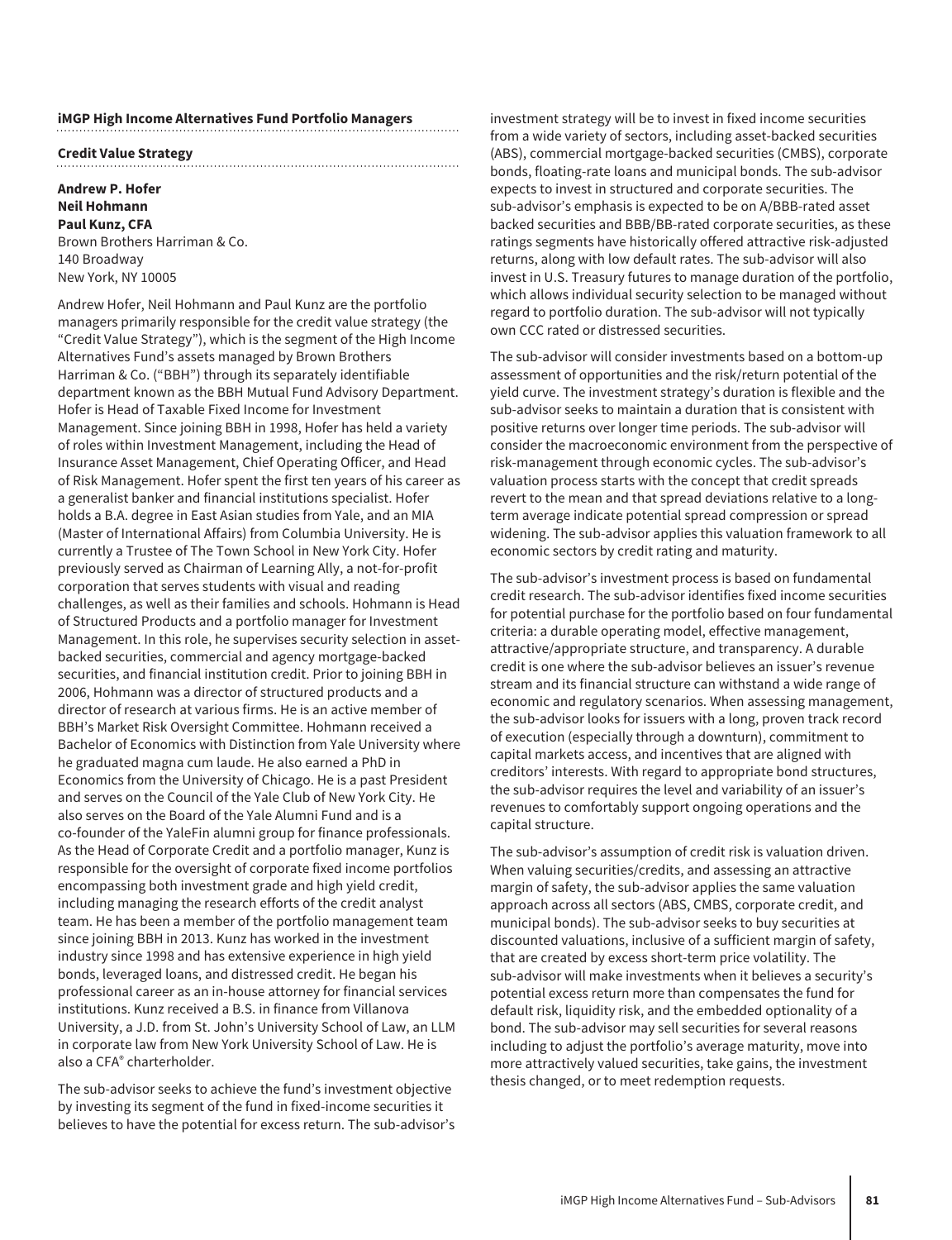**iMGP High Income Alternatives Fund Portfolio Managers**

**Credit Value Strategy**

**Andrew P. Hofer**
**Neil Hohmann**
**Paul Kunz, CFA**
Brown Brothers Harriman & Co.
140 Broadway
New York, NY 10005

Andrew Hofer, Neil Hohmann and Paul Kunz are the portfolio managers primarily responsible for the credit value strategy (the "Credit Value Strategy"), which is the segment of the High Income Alternatives Fund's assets managed by Brown Brothers Harriman & Co. ("BBH") through its separately identifiable department known as the BBH Mutual Fund Advisory Department. Hofer is Head of Taxable Fixed Income for Investment Management. Since joining BBH in 1998, Hofer has held a variety of roles within Investment Management, including the Head of Insurance Asset Management, Chief Operating Officer, and Head of Risk Management. Hofer spent the first ten years of his career as a generalist banker and financial institutions specialist. Hofer holds a B.A. degree in East Asian studies from Yale, and an MIA (Master of International Affairs) from Columbia University. He is currently a Trustee of The Town School in New York City. Hofer previously served as Chairman of Learning Ally, a not-for-profit corporation that serves students with visual and reading challenges, as well as their families and schools. Hohmann is Head of Structured Products and a portfolio manager for Investment Management. In this role, he supervises security selection in asset-backed securities, commercial and agency mortgage-backed securities, and financial institution credit. Prior to joining BBH in 2006, Hohmann was a director of structured products and a director of research at various firms. He is an active member of BBH's Market Risk Oversight Committee. Hohmann received a Bachelor of Economics with Distinction from Yale University where he graduated magna cum laude. He also earned a PhD in Economics from the University of Chicago. He is a past President and serves on the Council of the Yale Club of New York City. He also serves on the Board of the Yale Alumni Fund and is a co-founder of the YaleFin alumni group for finance professionals. As the Head of Corporate Credit and a portfolio manager, Kunz is responsible for the oversight of corporate fixed income portfolios encompassing both investment grade and high yield credit, including managing the research efforts of the credit analyst team. He has been a member of the portfolio management team since joining BBH in 2013. Kunz has worked in the investment industry since 1998 and has extensive experience in high yield bonds, leveraged loans, and distressed credit. He began his professional career as an in-house attorney for financial services institutions. Kunz received a B.S. in finance from Villanova University, a J.D. from St. John's University School of Law, an LLM in corporate law from New York University School of Law. He is also a CFA® charterholder.

The sub-advisor seeks to achieve the fund's investment objective by investing its segment of the fund in fixed-income securities it believes to have the potential for excess return. The sub-advisor's investment strategy will be to invest in fixed income securities from a wide variety of sectors, including asset-backed securities (ABS), commercial mortgage-backed securities (CMBS), corporate bonds, floating-rate loans and municipal bonds. The sub-advisor expects to invest in structured and corporate securities. The sub-advisor's emphasis is expected to be on A/BBB-rated asset backed securities and BBB/BB-rated corporate securities, as these ratings segments have historically offered attractive risk-adjusted returns, along with low default rates. The sub-advisor will also invest in U.S. Treasury futures to manage duration of the portfolio, which allows individual security selection to be managed without regard to portfolio duration. The sub-advisor will not typically own CCC rated or distressed securities.

The sub-advisor will consider investments based on a bottom-up assessment of opportunities and the risk/return potential of the yield curve. The investment strategy's duration is flexible and the sub-advisor seeks to maintain a duration that is consistent with positive returns over longer time periods. The sub-advisor will consider the macroeconomic environment from the perspective of risk-management through economic cycles. The sub-advisor's valuation process starts with the concept that credit spreads revert to the mean and that spread deviations relative to a long-term average indicate potential spread compression or spread widening. The sub-advisor applies this valuation framework to all economic sectors by credit rating and maturity.

The sub-advisor's investment process is based on fundamental credit research. The sub-advisor identifies fixed income securities for potential purchase for the portfolio based on four fundamental criteria: a durable operating model, effective management, attractive/appropriate structure, and transparency. A durable credit is one where the sub-advisor believes an issuer's revenue stream and its financial structure can withstand a wide range of economic and regulatory scenarios. When assessing management, the sub-advisor looks for issuers with a long, proven track record of execution (especially through a downturn), commitment to capital markets access, and incentives that are aligned with creditors' interests. With regard to appropriate bond structures, the sub-advisor requires the level and variability of an issuer's revenues to comfortably support ongoing operations and the capital structure.

The sub-advisor's assumption of credit risk is valuation driven. When valuing securities/credits, and assessing an attractive margin of safety, the sub-advisor applies the same valuation approach across all sectors (ABS, CMBS, corporate credit, and municipal bonds). The sub-advisor seeks to buy securities at discounted valuations, inclusive of a sufficient margin of safety, that are created by excess short-term price volatility. The sub-advisor will make investments when it believes a security's potential excess return more than compensates the fund for default risk, liquidity risk, and the embedded optionality of a bond. The sub-advisor may sell securities for several reasons including to adjust the portfolio's average maturity, move into more attractively valued securities, take gains, the investment thesis changed, or to meet redemption requests.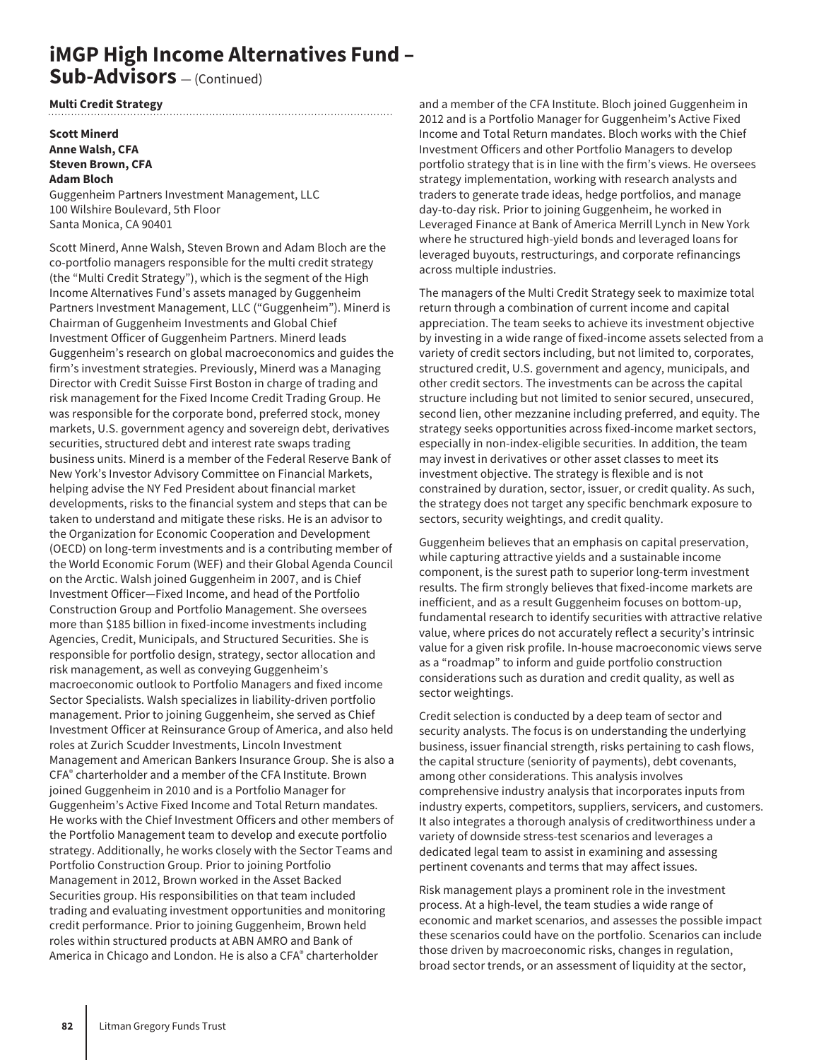# iMGP High Income Alternatives Fund – Sub-Advisors — (Continued)

**Multi Credit Strategy**

**Scott Minerd**
**Anne Walsh, CFA**
**Steven Brown, CFA**
**Adam Bloch**
Guggenheim Partners Investment Management, LLC
100 Wilshire Boulevard, 5th Floor
Santa Monica, CA 90401

Scott Minerd, Anne Walsh, Steven Brown and Adam Bloch are the co-portfolio managers responsible for the multi credit strategy (the "Multi Credit Strategy"), which is the segment of the High Income Alternatives Fund's assets managed by Guggenheim Partners Investment Management, LLC ("Guggenheim"). Minerd is Chairman of Guggenheim Investments and Global Chief Investment Officer of Guggenheim Partners. Minerd leads Guggenheim's research on global macroeconomics and guides the firm's investment strategies. Previously, Minerd was a Managing Director with Credit Suisse First Boston in charge of trading and risk management for the Fixed Income Credit Trading Group. He was responsible for the corporate bond, preferred stock, money markets, U.S. government agency and sovereign debt, derivatives securities, structured debt and interest rate swaps trading business units. Minerd is a member of the Federal Reserve Bank of New York's Investor Advisory Committee on Financial Markets, helping advise the NY Fed President about financial market developments, risks to the financial system and steps that can be taken to understand and mitigate these risks. He is an advisor to the Organization for Economic Cooperation and Development (OECD) on long-term investments and is a contributing member of the World Economic Forum (WEF) and their Global Agenda Council on the Arctic. Walsh joined Guggenheim in 2007, and is Chief Investment Officer—Fixed Income, and head of the Portfolio Construction Group and Portfolio Management. She oversees more than $185 billion in fixed-income investments including Agencies, Credit, Municipals, and Structured Securities. She is responsible for portfolio design, strategy, sector allocation and risk management, as well as conveying Guggenheim's macroeconomic outlook to Portfolio Managers and fixed income Sector Specialists. Walsh specializes in liability-driven portfolio management. Prior to joining Guggenheim, she served as Chief Investment Officer at Reinsurance Group of America, and also held roles at Zurich Scudder Investments, Lincoln Investment Management and American Bankers Insurance Group. She is also a CFA® charterholder and a member of the CFA Institute. Brown joined Guggenheim in 2010 and is a Portfolio Manager for Guggenheim's Active Fixed Income and Total Return mandates. He works with the Chief Investment Officers and other members of the Portfolio Management team to develop and execute portfolio strategy. Additionally, he works closely with the Sector Teams and Portfolio Construction Group. Prior to joining Portfolio Management in 2012, Brown worked in the Asset Backed Securities group. His responsibilities on that team included trading and evaluating investment opportunities and monitoring credit performance. Prior to joining Guggenheim, Brown held roles within structured products at ABN AMRO and Bank of America in Chicago and London. He is also a CFA® charterholder and a member of the CFA Institute. Bloch joined Guggenheim in 2012 and is a Portfolio Manager for Guggenheim's Active Fixed Income and Total Return mandates. Bloch works with the Chief Investment Officers and other Portfolio Managers to develop portfolio strategy that is in line with the firm's views. He oversees strategy implementation, working with research analysts and traders to generate trade ideas, hedge portfolios, and manage day-to-day risk. Prior to joining Guggenheim, he worked in Leveraged Finance at Bank of America Merrill Lynch in New York where he structured high-yield bonds and leveraged loans for leveraged buyouts, restructurings, and corporate refinancings across multiple industries.

The managers of the Multi Credit Strategy seek to maximize total return through a combination of current income and capital appreciation. The team seeks to achieve its investment objective by investing in a wide range of fixed-income assets selected from a variety of credit sectors including, but not limited to, corporates, structured credit, U.S. government and agency, municipals, and other credit sectors. The investments can be across the capital structure including but not limited to senior secured, unsecured, second lien, other mezzanine including preferred, and equity. The strategy seeks opportunities across fixed-income market sectors, especially in non-index-eligible securities. In addition, the team may invest in derivatives or other asset classes to meet its investment objective. The strategy is flexible and is not constrained by duration, sector, issuer, or credit quality. As such, the strategy does not target any specific benchmark exposure to sectors, security weightings, and credit quality.

Guggenheim believes that an emphasis on capital preservation, while capturing attractive yields and a sustainable income component, is the surest path to superior long-term investment results. The firm strongly believes that fixed-income markets are inefficient, and as a result Guggenheim focuses on bottom-up, fundamental research to identify securities with attractive relative value, where prices do not accurately reflect a security's intrinsic value for a given risk profile. In-house macroeconomic views serve as a "roadmap" to inform and guide portfolio construction considerations such as duration and credit quality, as well as sector weightings.

Credit selection is conducted by a deep team of sector and security analysts. The focus is on understanding the underlying business, issuer financial strength, risks pertaining to cash flows, the capital structure (seniority of payments), debt covenants, among other considerations. This analysis involves comprehensive industry analysis that incorporates inputs from industry experts, competitors, suppliers, servicers, and customers. It also integrates a thorough analysis of creditworthiness under a variety of downside stress-test scenarios and leverages a dedicated legal team to assist in examining and assessing pertinent covenants and terms that may affect issues.

Risk management plays a prominent role in the investment process. At a high-level, the team studies a wide range of economic and market scenarios, and assesses the possible impact these scenarios could have on the portfolio. Scenarios can include those driven by macroeconomic risks, changes in regulation, broad sector trends, or an assessment of liquidity at the sector,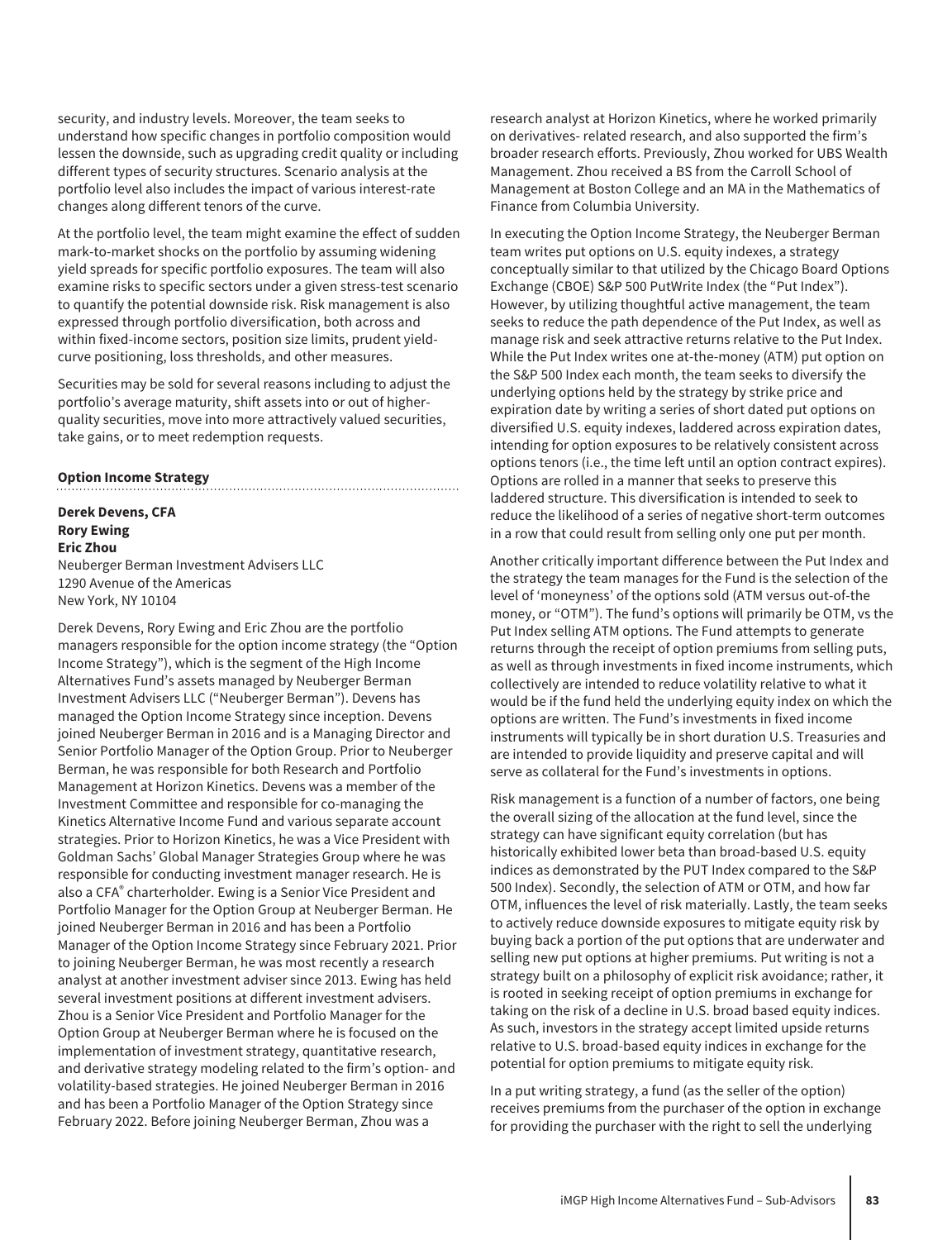security, and industry levels. Moreover, the team seeks to understand how specific changes in portfolio composition would lessen the downside, such as upgrading credit quality or including different types of security structures. Scenario analysis at the portfolio level also includes the impact of various interest-rate changes along different tenors of the curve.

At the portfolio level, the team might examine the effect of sudden mark-to-market shocks on the portfolio by assuming widening yield spreads for specific portfolio exposures. The team will also examine risks to specific sectors under a given stress-test scenario to quantify the potential downside risk. Risk management is also expressed through portfolio diversification, both across and within fixed-income sectors, position size limits, prudent yield-curve positioning, loss thresholds, and other measures.

Securities may be sold for several reasons including to adjust the portfolio's average maturity, shift assets into or out of higher-quality securities, move into more attractively valued securities, take gains, or to meet redemption requests.

**Option Income Strategy**

**Derek Devens, CFA**
**Rory Ewing**
**Eric Zhou**
Neuberger Berman Investment Advisers LLC
1290 Avenue of the Americas
New York, NY 10104

Derek Devens, Rory Ewing and Eric Zhou are the portfolio managers responsible for the option income strategy (the "Option Income Strategy"), which is the segment of the High Income Alternatives Fund's assets managed by Neuberger Berman Investment Advisers LLC ("Neuberger Berman"). Devens has managed the Option Income Strategy since inception. Devens joined Neuberger Berman in 2016 and is a Managing Director and Senior Portfolio Manager of the Option Group. Prior to Neuberger Berman, he was responsible for both Research and Portfolio Management at Horizon Kinetics. Devens was a member of the Investment Committee and responsible for co-managing the Kinetics Alternative Income Fund and various separate account strategies. Prior to Horizon Kinetics, he was a Vice President with Goldman Sachs' Global Manager Strategies Group where he was responsible for conducting investment manager research. He is also a CFA® charterholder. Ewing is a Senior Vice President and Portfolio Manager for the Option Group at Neuberger Berman. He joined Neuberger Berman in 2016 and has been a Portfolio Manager of the Option Income Strategy since February 2021. Prior to joining Neuberger Berman, he was most recently a research analyst at another investment adviser since 2013. Ewing has held several investment positions at different investment advisers. Zhou is a Senior Vice President and Portfolio Manager for the Option Group at Neuberger Berman where he is focused on the implementation of investment strategy, quantitative research, and derivative strategy modeling related to the firm's option- and volatility-based strategies. He joined Neuberger Berman in 2016 and has been a Portfolio Manager of the Option Strategy since February 2022. Before joining Neuberger Berman, Zhou was a research analyst at Horizon Kinetics, where he worked primarily on derivatives- related research, and also supported the firm's broader research efforts. Previously, Zhou worked for UBS Wealth Management. Zhou received a BS from the Carroll School of Management at Boston College and an MA in the Mathematics of Finance from Columbia University.

In executing the Option Income Strategy, the Neuberger Berman team writes put options on U.S. equity indexes, a strategy conceptually similar to that utilized by the Chicago Board Options Exchange (CBOE) S&P 500 PutWrite Index (the "Put Index"). However, by utilizing thoughtful active management, the team seeks to reduce the path dependence of the Put Index, as well as manage risk and seek attractive returns relative to the Put Index. While the Put Index writes one at-the-money (ATM) put option on the S&P 500 Index each month, the team seeks to diversify the underlying options held by the strategy by strike price and expiration date by writing a series of short dated put options on diversified U.S. equity indexes, laddered across expiration dates, intending for option exposures to be relatively consistent across options tenors (i.e., the time left until an option contract expires). Options are rolled in a manner that seeks to preserve this laddered structure. This diversification is intended to seek to reduce the likelihood of a series of negative short-term outcomes in a row that could result from selling only one put per month.

Another critically important difference between the Put Index and the strategy the team manages for the Fund is the selection of the level of 'moneyness' of the options sold (ATM versus out-of-the money, or "OTM"). The fund's options will primarily be OTM, vs the Put Index selling ATM options. The Fund attempts to generate returns through the receipt of option premiums from selling puts, as well as through investments in fixed income instruments, which collectively are intended to reduce volatility relative to what it would be if the fund held the underlying equity index on which the options are written. The Fund's investments in fixed income instruments will typically be in short duration U.S. Treasuries and are intended to provide liquidity and preserve capital and will serve as collateral for the Fund's investments in options.

Risk management is a function of a number of factors, one being the overall sizing of the allocation at the fund level, since the strategy can have significant equity correlation (but has historically exhibited lower beta than broad-based U.S. equity indices as demonstrated by the PUT Index compared to the S&P 500 Index). Secondly, the selection of ATM or OTM, and how far OTM, influences the level of risk materially. Lastly, the team seeks to actively reduce downside exposures to mitigate equity risk by buying back a portion of the put options that are underwater and selling new put options at higher premiums. Put writing is not a strategy built on a philosophy of explicit risk avoidance; rather, it is rooted in seeking receipt of option premiums in exchange for taking on the risk of a decline in U.S. broad based equity indices. As such, investors in the strategy accept limited upside returns relative to U.S. broad-based equity indices in exchange for the potential for option premiums to mitigate equity risk.

In a put writing strategy, a fund (as the seller of the option) receives premiums from the purchaser of the option in exchange for providing the purchaser with the right to sell the underlying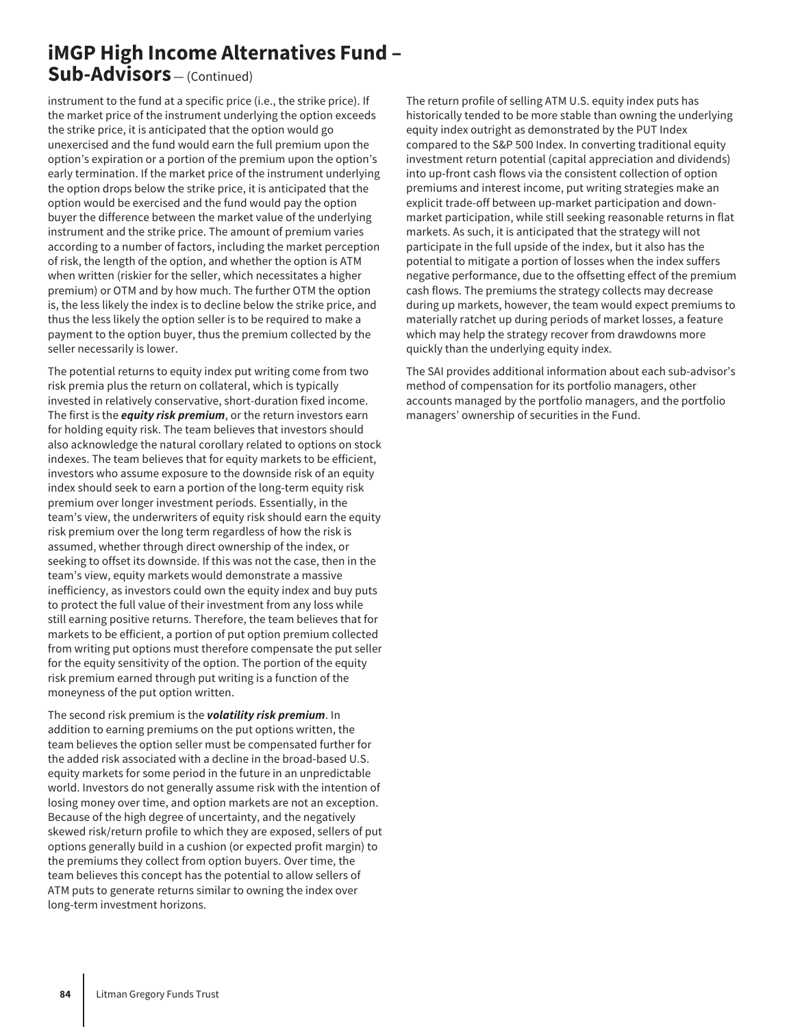# iMGP High Income Alternatives Fund – Sub-Advisors — (Continued)

instrument to the fund at a specific price (i.e., the strike price). If the market price of the instrument underlying the option exceeds the strike price, it is anticipated that the option would go unexercised and the fund would earn the full premium upon the option's expiration or a portion of the premium upon the option's early termination. If the market price of the instrument underlying the option drops below the strike price, it is anticipated that the option would be exercised and the fund would pay the option buyer the difference between the market value of the underlying instrument and the strike price. The amount of premium varies according to a number of factors, including the market perception of risk, the length of the option, and whether the option is ATM when written (riskier for the seller, which necessitates a higher premium) or OTM and by how much. The further OTM the option is, the less likely the index is to decline below the strike price, and thus the less likely the option seller is to be required to make a payment to the option buyer, thus the premium collected by the seller necessarily is lower.

The potential returns to equity index put writing come from two risk premia plus the return on collateral, which is typically invested in relatively conservative, short-duration fixed income. The first is the ***equity risk premium***, or the return investors earn for holding equity risk. The team believes that investors should also acknowledge the natural corollary related to options on stock indexes. The team believes that for equity markets to be efficient, investors who assume exposure to the downside risk of an equity index should seek to earn a portion of the long-term equity risk premium over longer investment periods. Essentially, in the team's view, the underwriters of equity risk should earn the equity risk premium over the long term regardless of how the risk is assumed, whether through direct ownership of the index, or seeking to offset its downside. If this was not the case, then in the team's view, equity markets would demonstrate a massive inefficiency, as investors could own the equity index and buy puts to protect the full value of their investment from any loss while still earning positive returns. Therefore, the team believes that for markets to be efficient, a portion of put option premium collected from writing put options must therefore compensate the put seller for the equity sensitivity of the option. The portion of the equity risk premium earned through put writing is a function of the moneyness of the put option written.

The second risk premium is the ***volatility risk premium***. In addition to earning premiums on the put options written, the team believes the option seller must be compensated further for the added risk associated with a decline in the broad-based U.S. equity markets for some period in the future in an unpredictable world. Investors do not generally assume risk with the intention of losing money over time, and option markets are not an exception. Because of the high degree of uncertainty, and the negatively skewed risk/return profile to which they are exposed, sellers of put options generally build in a cushion (or expected profit margin) to the premiums they collect from option buyers. Over time, the team believes this concept has the potential to allow sellers of ATM puts to generate returns similar to owning the index over long-term investment horizons.

The return profile of selling ATM U.S. equity index puts has historically tended to be more stable than owning the underlying equity index outright as demonstrated by the PUT Index compared to the S&P 500 Index. In converting traditional equity investment return potential (capital appreciation and dividends) into up-front cash flows via the consistent collection of option premiums and interest income, put writing strategies make an explicit trade-off between up-market participation and down-market participation, while still seeking reasonable returns in flat markets. As such, it is anticipated that the strategy will not participate in the full upside of the index, but it also has the potential to mitigate a portion of losses when the index suffers negative performance, due to the offsetting effect of the premium cash flows. The premiums the strategy collects may decrease during up markets, however, the team would expect premiums to materially ratchet up during periods of market losses, a feature which may help the strategy recover from drawdowns more quickly than the underlying equity index.

The SAI provides additional information about each sub-advisor's method of compensation for its portfolio managers, other accounts managed by the portfolio managers, and the portfolio managers' ownership of securities in the Fund.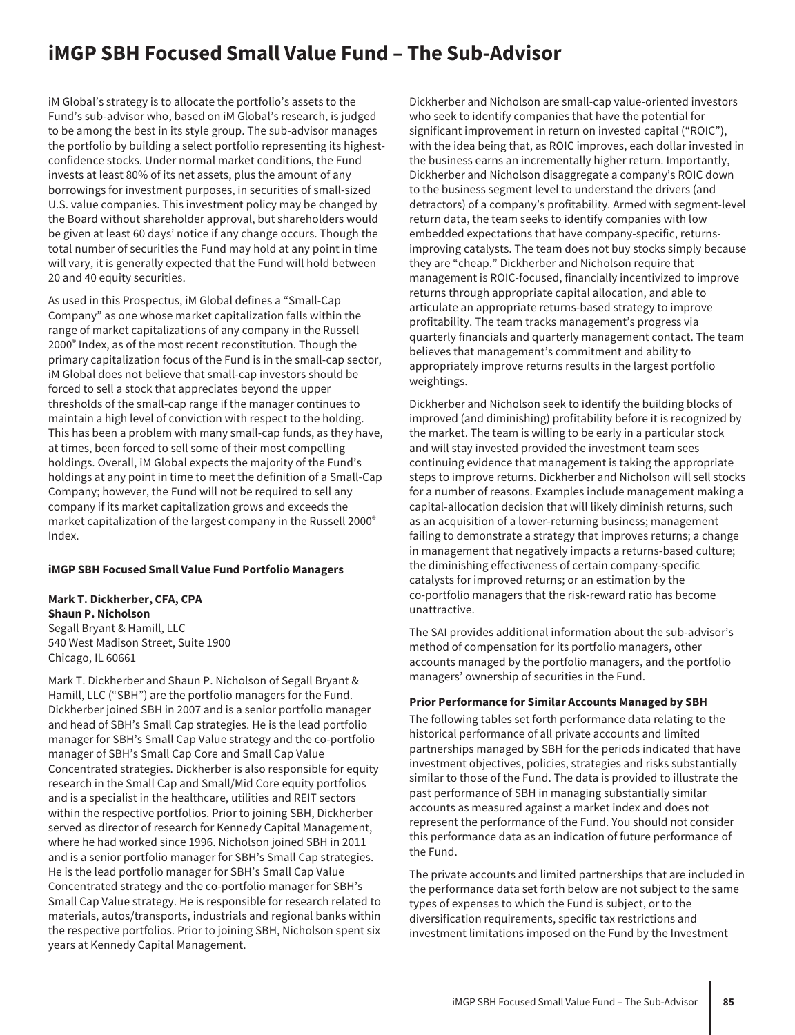# iMGP SBH Focused Small Value Fund – The Sub-Advisor

iM Global's strategy is to allocate the portfolio's assets to the Fund's sub-advisor who, based on iM Global's research, is judged to be among the best in its style group. The sub-advisor manages the portfolio by building a select portfolio representing its highest-confidence stocks. Under normal market conditions, the Fund invests at least 80% of its net assets, plus the amount of any borrowings for investment purposes, in securities of small-sized U.S. value companies. This investment policy may be changed by the Board without shareholder approval, but shareholders would be given at least 60 days' notice if any change occurs. Though the total number of securities the Fund may hold at any point in time will vary, it is generally expected that the Fund will hold between 20 and 40 equity securities.

As used in this Prospectus, iM Global defines a "Small-Cap Company" as one whose market capitalization falls within the range of market capitalizations of any company in the Russell 2000® Index, as of the most recent reconstitution. Though the primary capitalization focus of the Fund is in the small-cap sector, iM Global does not believe that small-cap investors should be forced to sell a stock that appreciates beyond the upper thresholds of the small-cap range if the manager continues to maintain a high level of conviction with respect to the holding. This has been a problem with many small-cap funds, as they have, at times, been forced to sell some of their most compelling holdings. Overall, iM Global expects the majority of the Fund's holdings at any point in time to meet the definition of a Small-Cap Company; however, the Fund will not be required to sell any company if its market capitalization grows and exceeds the market capitalization of the largest company in the Russell 2000® Index.

### iMGP SBH Focused Small Value Fund Portfolio Managers

**Mark T. Dickherber, CFA, CPA**
**Shaun P. Nicholson**
Segall Bryant & Hamill, LLC
540 West Madison Street, Suite 1900
Chicago, IL 60661

Mark T. Dickherber and Shaun P. Nicholson of Segall Bryant & Hamill, LLC ("SBH") are the portfolio managers for the Fund. Dickherber joined SBH in 2007 and is a senior portfolio manager and head of SBH's Small Cap strategies. He is the lead portfolio manager for SBH's Small Cap Value strategy and the co-portfolio manager of SBH's Small Cap Core and Small Cap Value Concentrated strategies. Dickherber is also responsible for equity research in the Small Cap and Small/Mid Core equity portfolios and is a specialist in the healthcare, utilities and REIT sectors within the respective portfolios. Prior to joining SBH, Dickherber served as director of research for Kennedy Capital Management, where he had worked since 1996. Nicholson joined SBH in 2011 and is a senior portfolio manager for SBH's Small Cap strategies. He is the lead portfolio manager for SBH's Small Cap Value Concentrated strategy and the co-portfolio manager for SBH's Small Cap Value strategy. He is responsible for research related to materials, autos/transports, industrials and regional banks within the respective portfolios. Prior to joining SBH, Nicholson spent six years at Kennedy Capital Management.

Dickherber and Nicholson are small-cap value-oriented investors who seek to identify companies that have the potential for significant improvement in return on invested capital ("ROIC"), with the idea being that, as ROIC improves, each dollar invested in the business earns an incrementally higher return. Importantly, Dickherber and Nicholson disaggregate a company's ROIC down to the business segment level to understand the drivers (and detractors) of a company's profitability. Armed with segment-level return data, the team seeks to identify companies with low embedded expectations that have company-specific, returns-improving catalysts. The team does not buy stocks simply because they are "cheap." Dickherber and Nicholson require that management is ROIC-focused, financially incentivized to improve returns through appropriate capital allocation, and able to articulate an appropriate returns-based strategy to improve profitability. The team tracks management's progress via quarterly financials and quarterly management contact. The team believes that management's commitment and ability to appropriately improve returns results in the largest portfolio weightings.

Dickherber and Nicholson seek to identify the building blocks of improved (and diminishing) profitability before it is recognized by the market. The team is willing to be early in a particular stock and will stay invested provided the investment team sees continuing evidence that management is taking the appropriate steps to improve returns. Dickherber and Nicholson will sell stocks for a number of reasons. Examples include management making a capital-allocation decision that will likely diminish returns, such as an acquisition of a lower-returning business; management failing to demonstrate a strategy that improves returns; a change in management that negatively impacts a returns-based culture; the diminishing effectiveness of certain company-specific catalysts for improved returns; or an estimation by the co-portfolio managers that the risk-reward ratio has become unattractive.

The SAI provides additional information about the sub-advisor's method of compensation for its portfolio managers, other accounts managed by the portfolio managers, and the portfolio managers' ownership of securities in the Fund.

### Prior Performance for Similar Accounts Managed by SBH

The following tables set forth performance data relating to the historical performance of all private accounts and limited partnerships managed by SBH for the periods indicated that have investment objectives, policies, strategies and risks substantially similar to those of the Fund. The data is provided to illustrate the past performance of SBH in managing substantially similar accounts as measured against a market index and does not represent the performance of the Fund. You should not consider this performance data as an indication of future performance of the Fund.

The private accounts and limited partnerships that are included in the performance data set forth below are not subject to the same types of expenses to which the Fund is subject, or to the diversification requirements, specific tax restrictions and investment limitations imposed on the Fund by the Investment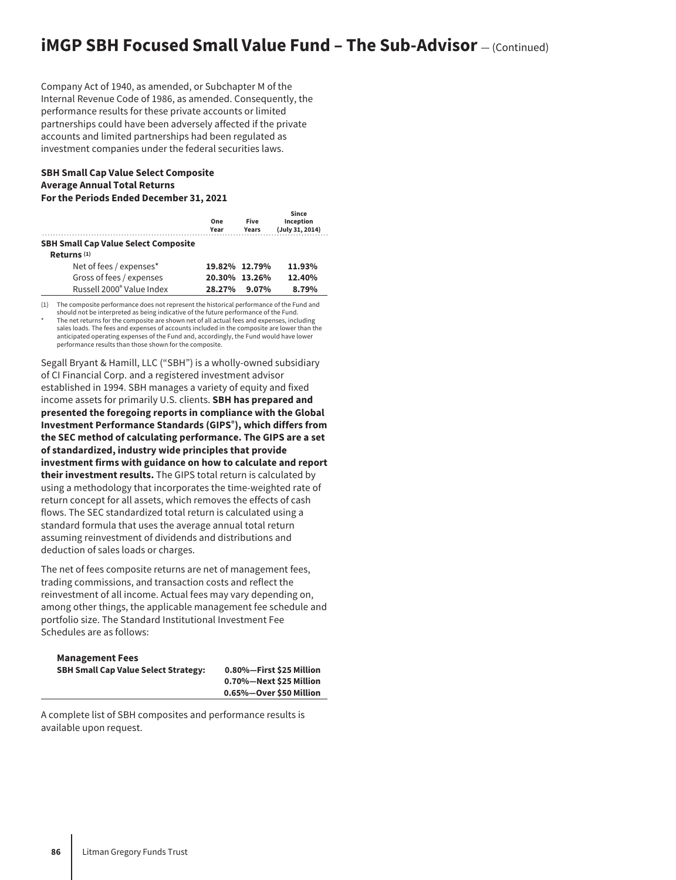# iMGP SBH Focused Small Value Fund – The Sub-Advisor — (Continued)

Company Act of 1940, as amended, or Subchapter M of the Internal Revenue Code of 1986, as amended. Consequently, the performance results for these private accounts or limited partnerships could have been adversely affected if the private accounts and limited partnerships had been regulated as investment companies under the federal securities laws.

**SBH Small Cap Value Select Composite**
**Average Annual Total Returns**
**For the Periods Ended December 31, 2021**

| | One Year | Five Years | Since Inception (July 31, 2014) |
|---|---|---|---|
| **SBH Small Cap Value Select Composite Returns (1)** | | | |
| Net of fees / expenses* | 19.82% | 12.79% | 11.93% |
| Gross of fees / expenses | 20.30% | 13.26% | 12.40% |
| Russell 2000® Value Index | 28.27% | 9.07% | 8.79% |

(1) The composite performance does not represent the historical performance of the Fund and should not be interpreted as being indicative of the future performance of the Fund.

\* The net returns for the composite are shown net of all actual fees and expenses, including sales loads. The fees and expenses of accounts included in the composite are lower than the anticipated operating expenses of the Fund and, accordingly, the Fund would have lower performance results than those shown for the composite.

Segall Bryant & Hamill, LLC ("SBH") is a wholly-owned subsidiary of CI Financial Corp. and a registered investment advisor established in 1994. SBH manages a variety of equity and fixed income assets for primarily U.S. clients. **SBH has prepared and presented the foregoing reports in compliance with the Global Investment Performance Standards (GIPS®), which differs from the SEC method of calculating performance. The GIPS are a set of standardized, industry wide principles that provide investment firms with guidance on how to calculate and report their investment results.** The GIPS total return is calculated by using a methodology that incorporates the time-weighted rate of return concept for all assets, which removes the effects of cash flows. The SEC standardized total return is calculated using a standard formula that uses the average annual total return assuming reinvestment of dividends and distributions and deduction of sales loads or charges.

The net of fees composite returns are net of management fees, trading commissions, and transaction costs and reflect the reinvestment of all income. Actual fees may vary depending on, among other things, the applicable management fee schedule and portfolio size. The Standard Institutional Investment Fee Schedules are as follows:

| **Management Fees** | |
|---|---|
| **SBH Small Cap Value Select Strategy:** | **0.80%—First $25 Million** |
| | **0.70%—Next $25 Million** |
| | **0.65%—Over $50 Million** |

A complete list of SBH composites and performance results is available upon request.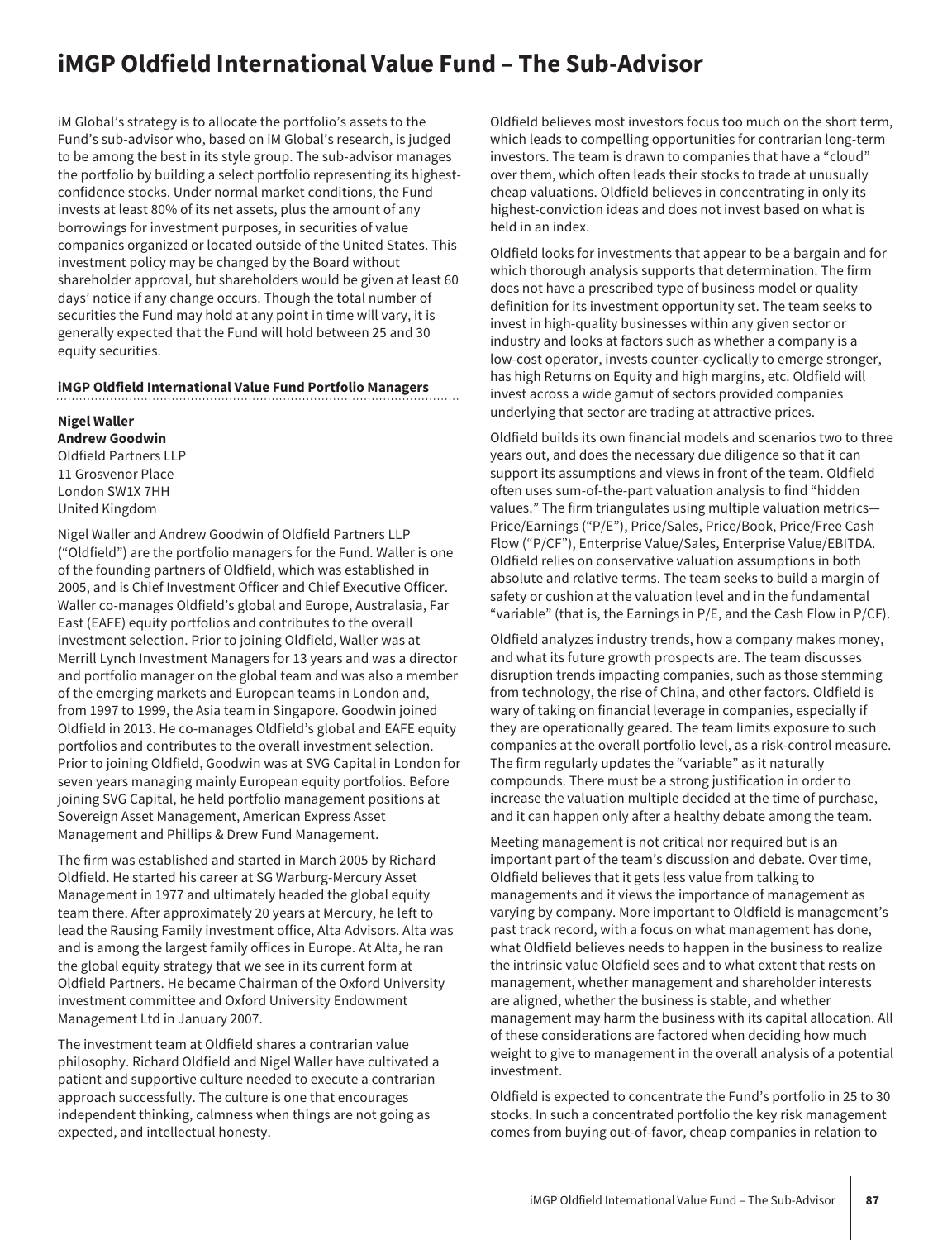# iMGP Oldfield International Value Fund – The Sub-Advisor

iM Global's strategy is to allocate the portfolio's assets to the Fund's sub-advisor who, based on iM Global's research, is judged to be among the best in its style group. The sub-advisor manages the portfolio by building a select portfolio representing its highest-confidence stocks. Under normal market conditions, the Fund invests at least 80% of its net assets, plus the amount of any borrowings for investment purposes, in securities of value companies organized or located outside of the United States. This investment policy may be changed by the Board without shareholder approval, but shareholders would be given at least 60 days' notice if any change occurs. Though the total number of securities the Fund may hold at any point in time will vary, it is generally expected that the Fund will hold between 25 and 30 equity securities.

### iMGP Oldfield International Value Fund Portfolio Managers

**Nigel Waller**
**Andrew Goodwin**
Oldfield Partners LLP
11 Grosvenor Place
London SW1X 7HH
United Kingdom

Nigel Waller and Andrew Goodwin of Oldfield Partners LLP ("Oldfield") are the portfolio managers for the Fund. Waller is one of the founding partners of Oldfield, which was established in 2005, and is Chief Investment Officer and Chief Executive Officer. Waller co-manages Oldfield's global and Europe, Australasia, Far East (EAFE) equity portfolios and contributes to the overall investment selection. Prior to joining Oldfield, Waller was at Merrill Lynch Investment Managers for 13 years and was a director and portfolio manager on the global team and was also a member of the emerging markets and European teams in London and, from 1997 to 1999, the Asia team in Singapore. Goodwin joined Oldfield in 2013. He co-manages Oldfield's global and EAFE equity portfolios and contributes to the overall investment selection. Prior to joining Oldfield, Goodwin was at SVG Capital in London for seven years managing mainly European equity portfolios. Before joining SVG Capital, he held portfolio management positions at Sovereign Asset Management, American Express Asset Management and Phillips & Drew Fund Management.

The firm was established and started in March 2005 by Richard Oldfield. He started his career at SG Warburg-Mercury Asset Management in 1977 and ultimately headed the global equity team there. After approximately 20 years at Mercury, he left to lead the Rausing Family investment office, Alta Advisors. Alta was and is among the largest family offices in Europe. At Alta, he ran the global equity strategy that we see in its current form at Oldfield Partners. He became Chairman of the Oxford University investment committee and Oxford University Endowment Management Ltd in January 2007.

The investment team at Oldfield shares a contrarian value philosophy. Richard Oldfield and Nigel Waller have cultivated a patient and supportive culture needed to execute a contrarian approach successfully. The culture is one that encourages independent thinking, calmness when things are not going as expected, and intellectual honesty.

Oldfield believes most investors focus too much on the short term, which leads to compelling opportunities for contrarian long-term investors. The team is drawn to companies that have a "cloud" over them, which often leads their stocks to trade at unusually cheap valuations. Oldfield believes in concentrating in only its highest-conviction ideas and does not invest based on what is held in an index.

Oldfield looks for investments that appear to be a bargain and for which thorough analysis supports that determination. The firm does not have a prescribed type of business model or quality definition for its investment opportunity set. The team seeks to invest in high-quality businesses within any given sector or industry and looks at factors such as whether a company is a low-cost operator, invests counter-cyclically to emerge stronger, has high Returns on Equity and high margins, etc. Oldfield will invest across a wide gamut of sectors provided companies underlying that sector are trading at attractive prices.

Oldfield builds its own financial models and scenarios two to three years out, and does the necessary due diligence so that it can support its assumptions and views in front of the team. Oldfield often uses sum-of-the-part valuation analysis to find "hidden values." The firm triangulates using multiple valuation metrics—Price/Earnings ("P/E"), Price/Sales, Price/Book, Price/Free Cash Flow ("P/CF"), Enterprise Value/Sales, Enterprise Value/EBITDA. Oldfield relies on conservative valuation assumptions in both absolute and relative terms. The team seeks to build a margin of safety or cushion at the valuation level and in the fundamental "variable" (that is, the Earnings in P/E, and the Cash Flow in P/CF).

Oldfield analyzes industry trends, how a company makes money, and what its future growth prospects are. The team discusses disruption trends impacting companies, such as those stemming from technology, the rise of China, and other factors. Oldfield is wary of taking on financial leverage in companies, especially if they are operationally geared. The team limits exposure to such companies at the overall portfolio level, as a risk-control measure. The firm regularly updates the "variable" as it naturally compounds. There must be a strong justification in order to increase the valuation multiple decided at the time of purchase, and it can happen only after a healthy debate among the team.

Meeting management is not critical nor required but is an important part of the team's discussion and debate. Over time, Oldfield believes that it gets less value from talking to managements and it views the importance of management as varying by company. More important to Oldfield is management's past track record, with a focus on what management has done, what Oldfield believes needs to happen in the business to realize the intrinsic value Oldfield sees and to what extent that rests on management, whether management and shareholder interests are aligned, whether the business is stable, and whether management may harm the business with its capital allocation. All of these considerations are factored when deciding how much weight to give to management in the overall analysis of a potential investment.

Oldfield is expected to concentrate the Fund's portfolio in 25 to 30 stocks. In such a concentrated portfolio the key risk management comes from buying out-of-favor, cheap companies in relation to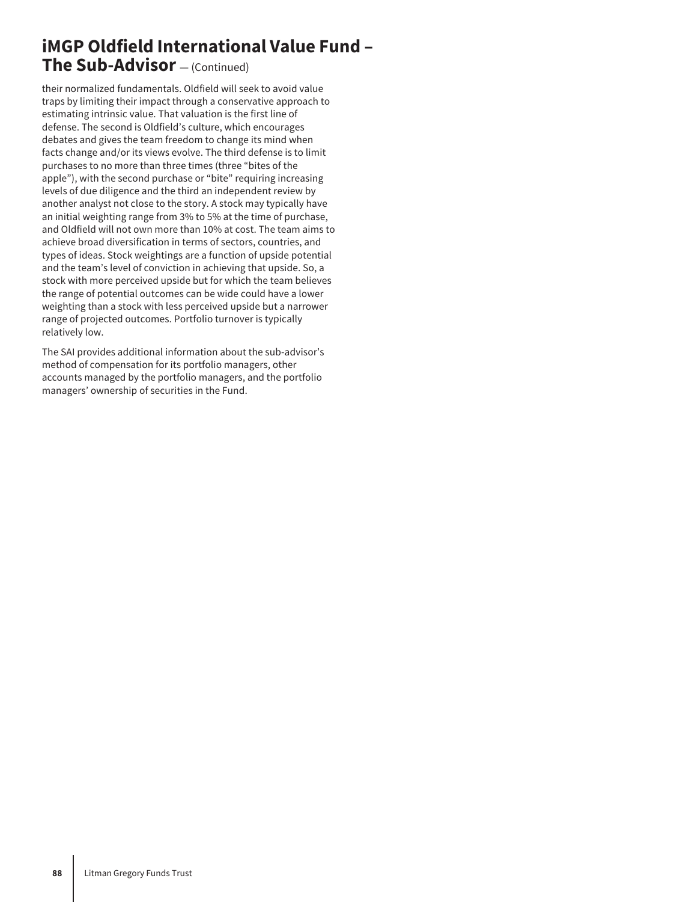## iMGP Oldfield International Value Fund – The Sub-Advisor — (Continued)

their normalized fundamentals. Oldfield will seek to avoid value traps by limiting their impact through a conservative approach to estimating intrinsic value. That valuation is the first line of defense. The second is Oldfield's culture, which encourages debates and gives the team freedom to change its mind when facts change and/or its views evolve. The third defense is to limit purchases to no more than three times (three "bites of the apple"), with the second purchase or "bite" requiring increasing levels of due diligence and the third an independent review by another analyst not close to the story. A stock may typically have an initial weighting range from 3% to 5% at the time of purchase, and Oldfield will not own more than 10% at cost. The team aims to achieve broad diversification in terms of sectors, countries, and types of ideas. Stock weightings are a function of upside potential and the team's level of conviction in achieving that upside. So, a stock with more perceived upside but for which the team believes the range of potential outcomes can be wide could have a lower weighting than a stock with less perceived upside but a narrower range of projected outcomes. Portfolio turnover is typically relatively low.

The SAI provides additional information about the sub-advisor's method of compensation for its portfolio managers, other accounts managed by the portfolio managers, and the portfolio managers' ownership of securities in the Fund.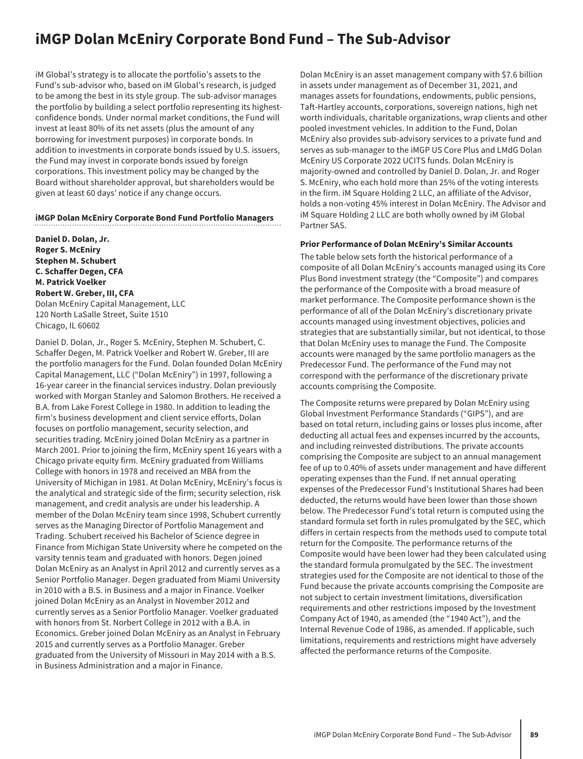# iMGP Dolan McEniry Corporate Bond Fund – The Sub-Advisor

iM Global's strategy is to allocate the portfolio's assets to the Fund's sub-advisor who, based on iM Global's research, is judged to be among the best in its style group. The sub-advisor manages the portfolio by building a select portfolio representing its highest-confidence bonds. Under normal market conditions, the Fund will invest at least 80% of its net assets (plus the amount of any borrowing for investment purposes) in corporate bonds. In addition to investments in corporate bonds issued by U.S. issuers, the Fund may invest in corporate bonds issued by foreign corporations. This investment policy may be changed by the Board without shareholder approval, but shareholders would be given at least 60 days' notice if any change occurs.

#### iMGP Dolan McEniry Corporate Bond Fund Portfolio Managers

**Daniel D. Dolan, Jr.**
**Roger S. McEniry**
**Stephen M. Schubert**
**C. Schaffer Degen, CFA**
**M. Patrick Voelker**
**Robert W. Greber, III, CFA**
Dolan McEniry Capital Management, LLC
120 North LaSalle Street, Suite 1510
Chicago, IL 60602

Daniel D. Dolan, Jr., Roger S. McEniry, Stephen M. Schubert, C. Schaffer Degen, M. Patrick Voelker and Robert W. Greber, III are the portfolio managers for the Fund. Dolan founded Dolan McEniry Capital Management, LLC ("Dolan McEniry") in 1997, following a 16-year career in the financial services industry. Dolan previously worked with Morgan Stanley and Salomon Brothers. He received a B.A. from Lake Forest College in 1980. In addition to leading the firm's business development and client service efforts, Dolan focuses on portfolio management, security selection, and securities trading. McEniry joined Dolan McEniry as a partner in March 2001. Prior to joining the firm, McEniry spent 16 years with a Chicago private equity firm. McEniry graduated from Williams College with honors in 1978 and received an MBA from the University of Michigan in 1981. At Dolan McEniry, McEniry's focus is the analytical and strategic side of the firm; security selection, risk management, and credit analysis are under his leadership. A member of the Dolan McEniry team since 1998, Schubert currently serves as the Managing Director of Portfolio Management and Trading. Schubert received his Bachelor of Science degree in Finance from Michigan State University where he competed on the varsity tennis team and graduated with honors. Degen joined Dolan McEniry as an Analyst in April 2012 and currently serves as a Senior Portfolio Manager. Degen graduated from Miami University in 2010 with a B.S. in Business and a major in Finance. Voelker joined Dolan McEniry as an Analyst in November 2012 and currently serves as a Senior Portfolio Manager. Voelker graduated with honors from St. Norbert College in 2012 with a B.A. in Economics. Greber joined Dolan McEniry as an Analyst in February 2015 and currently serves as a Portfolio Manager. Greber graduated from the University of Missouri in May 2014 with a B.S. in Business Administration and a major in Finance.

Dolan McEniry is an asset management company with $7.6 billion in assets under management as of December 31, 2021, and manages assets for foundations, endowments, public pensions, Taft-Hartley accounts, corporations, sovereign nations, high net worth individuals, charitable organizations, wrap clients and other pooled investment vehicles. In addition to the Fund, Dolan McEniry also provides sub-advisory services to a private fund and serves as sub-manager to the iMGP US Core Plus and LMdG Dolan McEniry US Corporate 2022 UCITS funds. Dolan McEniry is majority-owned and controlled by Daniel D. Dolan, Jr. and Roger S. McEniry, who each hold more than 25% of the voting interests in the firm. iM Square Holding 2 LLC, an affiliate of the Advisor, holds a non-voting 45% interest in Dolan McEniry. The Advisor and iM Square Holding 2 LLC are both wholly owned by iM Global Partner SAS.

#### Prior Performance of Dolan McEniry's Similar Accounts

The table below sets forth the historical performance of a composite of all Dolan McEniry's accounts managed using its Core Plus Bond investment strategy (the "Composite") and compares the performance of the Composite with a broad measure of market performance. The Composite performance shown is the performance of all of the Dolan McEniry's discretionary private accounts managed using investment objectives, policies and strategies that are substantially similar, but not identical, to those that Dolan McEniry uses to manage the Fund. The Composite accounts were managed by the same portfolio managers as the Predecessor Fund. The performance of the Fund may not correspond with the performance of the discretionary private accounts comprising the Composite.

The Composite returns were prepared by Dolan McEniry using Global Investment Performance Standards ("GIPS"), and are based on total return, including gains or losses plus income, after deducting all actual fees and expenses incurred by the accounts, and including reinvested distributions. The private accounts comprising the Composite are subject to an annual management fee of up to 0.40% of assets under management and have different operating expenses than the Fund. If net annual operating expenses of the Predecessor Fund's Institutional Shares had been deducted, the returns would have been lower than those shown below. The Predecessor Fund's total return is computed using the standard formula set forth in rules promulgated by the SEC, which differs in certain respects from the methods used to compute total return for the Composite. The performance returns of the Composite would have been lower had they been calculated using the standard formula promulgated by the SEC. The investment strategies used for the Composite are not identical to those of the Fund because the private accounts comprising the Composite are not subject to certain investment limitations, diversification requirements and other restrictions imposed by the Investment Company Act of 1940, as amended (the "1940 Act"), and the Internal Revenue Code of 1986, as amended. If applicable, such limitations, requirements and restrictions might have adversely affected the performance returns of the Composite.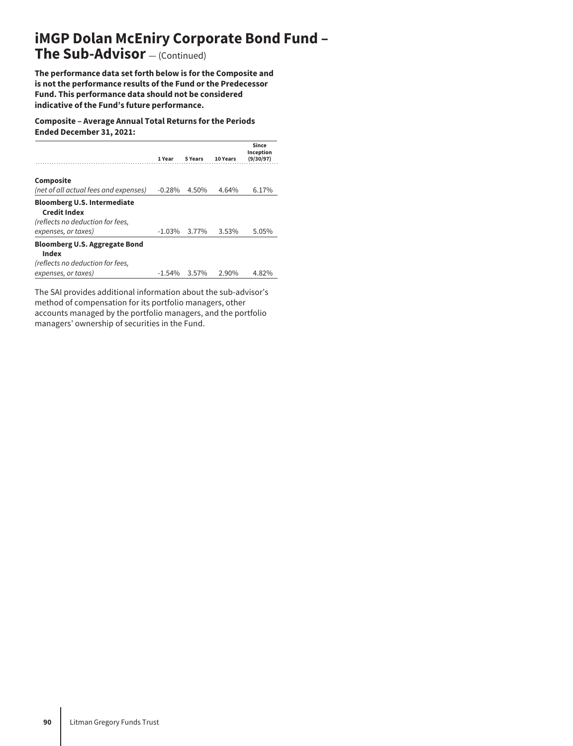# iMGP Dolan McEniry Corporate Bond Fund – The Sub-Advisor — (Continued)

**The performance data set forth below is for the Composite and is not the performance results of the Fund or the Predecessor Fund. This performance data should not be considered indicative of the Fund's future performance.**

**Composite – Average Annual Total Returns for the Periods Ended December 31, 2021:**

| | 1 Year | 5 Years | 10 Years | Since Inception (9/30/97) |
|---|---|---|---|---|
| **Composite** *(net of all actual fees and expenses)* | -0.28% | 4.50% | 4.64% | 6.17% |
| **Bloomberg U.S. Intermediate Credit Index** *(reflects no deduction for fees, expenses, or taxes)* | -1.03% | 3.77% | 3.53% | 5.05% |
| **Bloomberg U.S. Aggregate Bond Index** *(reflects no deduction for fees, expenses, or taxes)* | -1.54% | 3.57% | 2.90% | 4.82% |

The SAI provides additional information about the sub-advisor's method of compensation for its portfolio managers, other accounts managed by the portfolio managers, and the portfolio managers' ownership of securities in the Fund.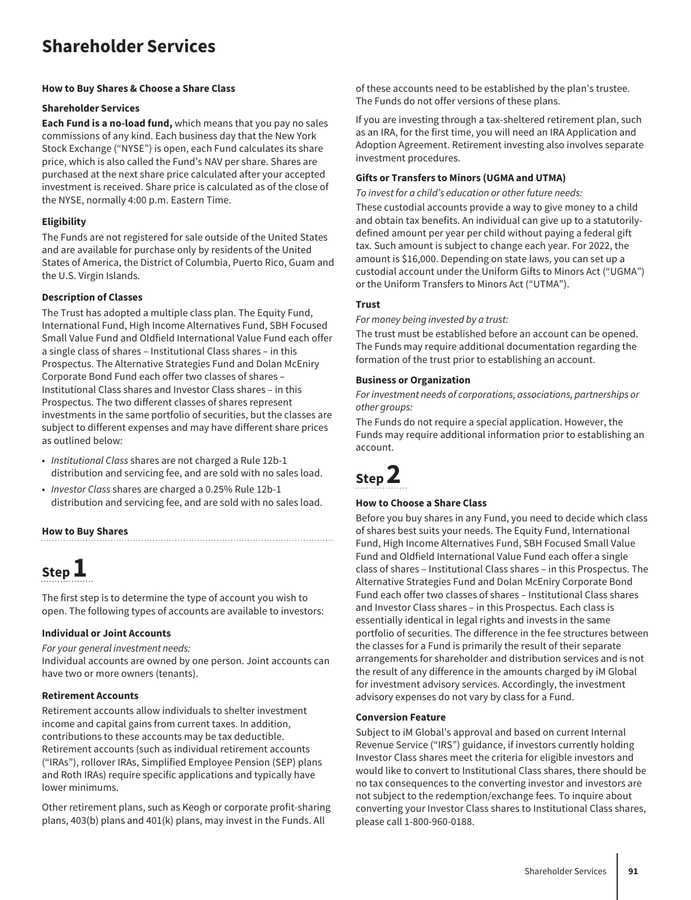# Shareholder Services

**How to Buy Shares & Choose a Share Class**

**Shareholder Services**

**Each Fund is a no-load fund,** which means that you pay no sales commissions of any kind. Each business day that the New York Stock Exchange ("NYSE") is open, each Fund calculates its share price, which is also called the Fund's NAV per share. Shares are purchased at the next share price calculated after your accepted investment is received. Share price is calculated as of the close of the NYSE, normally 4:00 p.m. Eastern Time.

**Eligibility**

The Funds are not registered for sale outside of the United States and are available for purchase only by residents of the United States of America, the District of Columbia, Puerto Rico, Guam and the U.S. Virgin Islands.

**Description of Classes**

The Trust has adopted a multiple class plan. The Equity Fund, International Fund, High Income Alternatives Fund, SBH Focused Small Value Fund and Oldfield International Value Fund each offer a single class of shares – Institutional Class shares – in this Prospectus. The Alternative Strategies Fund and Dolan McEniry Corporate Bond Fund each offer two classes of shares – Institutional Class shares and Investor Class shares – in this Prospectus. The two different classes of shares represent investments in the same portfolio of securities, but the classes are subject to different expenses and may have different share prices as outlined below:

- *Institutional Class* shares are not charged a Rule 12b-1 distribution and servicing fee, and are sold with no sales load.
- *Investor Class* shares are charged a 0.25% Rule 12b-1 distribution and servicing fee, and are sold with no sales load.

**How to Buy Shares**

## Step 1

The first step is to determine the type of account you wish to open. The following types of accounts are available to investors:

**Individual or Joint Accounts**

*For your general investment needs:*
Individual accounts are owned by one person. Joint accounts can have two or more owners (tenants).

**Retirement Accounts**

Retirement accounts allow individuals to shelter investment income and capital gains from current taxes. In addition, contributions to these accounts may be tax deductible. Retirement accounts (such as individual retirement accounts ("IRAs"), rollover IRAs, Simplified Employee Pension (SEP) plans and Roth IRAs) require specific applications and typically have lower minimums.

Other retirement plans, such as Keogh or corporate profit-sharing plans, 403(b) plans and 401(k) plans, may invest in the Funds. All of these accounts need to be established by the plan's trustee. The Funds do not offer versions of these plans.

If you are investing through a tax-sheltered retirement plan, such as an IRA, for the first time, you will need an IRA Application and Adoption Agreement. Retirement investing also involves separate investment procedures.

**Gifts or Transfers to Minors (UGMA and UTMA)**

*To invest for a child's education or other future needs:*
These custodial accounts provide a way to give money to a child and obtain tax benefits. An individual can give up to a statutorily-defined amount per year per child without paying a federal gift tax. Such amount is subject to change each year. For 2022, the amount is $16,000. Depending on state laws, you can set up a custodial account under the Uniform Gifts to Minors Act ("UGMA") or the Uniform Transfers to Minors Act ("UTMA").

**Trust**

*For money being invested by a trust:*
The trust must be established before an account can be opened. The Funds may require additional documentation regarding the formation of the trust prior to establishing an account.

**Business or Organization**

*For investment needs of corporations, associations, partnerships or other groups:*
The Funds do not require a special application. However, the Funds may require additional information prior to establishing an account.

## Step 2

**How to Choose a Share Class**

Before you buy shares in any Fund, you need to decide which class of shares best suits your needs. The Equity Fund, International Fund, High Income Alternatives Fund, SBH Focused Small Value Fund and Oldfield International Value Fund each offer a single class of shares – Institutional Class shares – in this Prospectus. The Alternative Strategies Fund and Dolan McEniry Corporate Bond Fund each offer two classes of shares – Institutional Class shares and Investor Class shares – in this Prospectus. Each class is essentially identical in legal rights and invests in the same portfolio of securities. The difference in the fee structures between the classes for a Fund is primarily the result of their separate arrangements for shareholder and distribution services and is not the result of any difference in the amounts charged by iM Global for investment advisory services. Accordingly, the investment advisory expenses do not vary by class for a Fund.

**Conversion Feature**

Subject to iM Global's approval and based on current Internal Revenue Service ("IRS") guidance, if investors currently holding Investor Class shares meet the criteria for eligible investors and would like to convert to Institutional Class shares, there should be no tax consequences to the converting investor and investors are not subject to the redemption/exchange fees. To inquire about converting your Investor Class shares to Institutional Class shares, please call 1-800-960-0188.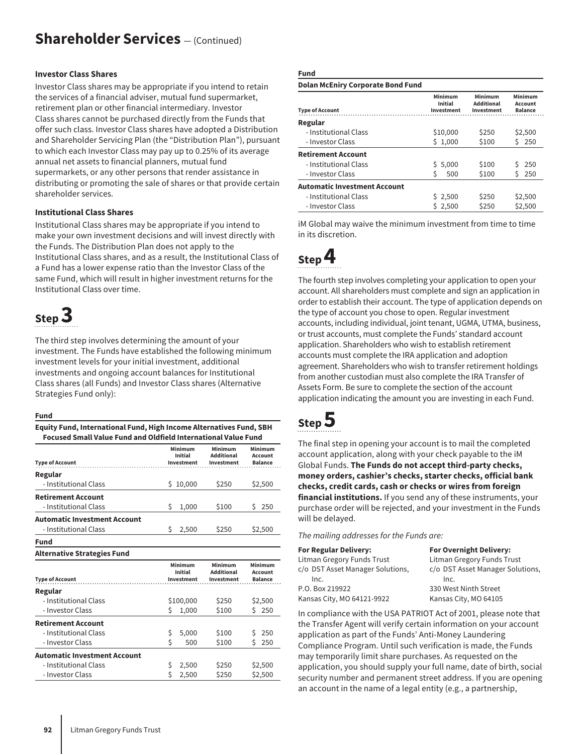# Shareholder Services — (Continued)

### Investor Class Shares

Investor Class shares may be appropriate if you intend to retain the services of a financial adviser, mutual fund supermarket, retirement plan or other financial intermediary. Investor Class shares cannot be purchased directly from the Funds that offer such class. Investor Class shares have adopted a Distribution and Shareholder Servicing Plan (the "Distribution Plan"), pursuant to which each Investor Class may pay up to 0.25% of its average annual net assets to financial planners, mutual fund supermarkets, or any other persons that render assistance in distributing or promoting the sale of shares or that provide certain shareholder services.

### Institutional Class Shares

Institutional Class shares may be appropriate if you intend to make your own investment decisions and will invest directly with the Funds. The Distribution Plan does not apply to the Institutional Class shares, and as a result, the Institutional Class of a Fund has a lower expense ratio than the Investor Class of the same Fund, which will result in higher investment returns for the Institutional Class over time.

## Step 3

The third step involves determining the amount of your investment. The Funds have established the following minimum investment levels for your initial investment, additional investments and ongoing account balances for Institutional Class shares (all Funds) and Investor Class shares (Alternative Strategies Fund only):

**Fund**

**Equity Fund, International Fund, High Income Alternatives Fund, SBH Focused Small Value Fund and Oldfield International Value Fund**

| Type of Account | Minimum Initial Investment | Minimum Additional Investment | Minimum Account Balance |
|---|---|---|---|
| **Regular** | | | |
| - Institutional Class | $ 10,000 | $250 | $2,500 |
| **Retirement Account** | | | |
| - Institutional Class | $ 1,000 | $100 | $ 250 |
| **Automatic Investment Account** | | | |
| - Institutional Class | $ 2,500 | $250 | $2,500 |

**Fund**

**Alternative Strategies Fund**

| Type of Account | Minimum Initial Investment | Minimum Additional Investment | Minimum Account Balance |
|---|---|---|---|
| **Regular** | | | |
| - Institutional Class | $100,000 | $250 | $2,500 |
| - Investor Class | $ 1,000 | $100 | $ 250 |
| **Retirement Account** | | | |
| - Institutional Class | $ 5,000 | $100 | $ 250 |
| - Investor Class | $ 500 | $100 | $ 250 |
| **Automatic Investment Account** | | | |
| - Institutional Class | $ 2,500 | $250 | $2,500 |
| - Investor Class | $ 2,500 | $250 | $2,500 |

**Fund**

**Dolan McEniry Corporate Bond Fund**

| Type of Account | Minimum Initial Investment | Minimum Additional Investment | Minimum Account Balance |
|---|---|---|---|
| **Regular** | | | |
| - Institutional Class | $10,000 | $250 | $2,500 |
| - Investor Class | $ 1,000 | $100 | $ 250 |
| **Retirement Account** | | | |
| - Institutional Class | $ 5,000 | $100 | $ 250 |
| - Investor Class | $ 500 | $100 | $ 250 |
| **Automatic Investment Account** | | | |
| - Institutional Class | $ 2,500 | $250 | $2,500 |
| - Investor Class | $ 2,500 | $250 | $2,500 |

iM Global may waive the minimum investment from time to time in its discretion.

## Step 4

The fourth step involves completing your application to open your account. All shareholders must complete and sign an application in order to establish their account. The type of application depends on the type of account you chose to open. Regular investment accounts, including individual, joint tenant, UGMA, UTMA, business, or trust accounts, must complete the Funds' standard account application. Shareholders who wish to establish retirement accounts must complete the IRA application and adoption agreement. Shareholders who wish to transfer retirement holdings from another custodian must also complete the IRA Transfer of Assets Form. Be sure to complete the section of the account application indicating the amount you are investing in each Fund.

## Step 5

The final step in opening your account is to mail the completed account application, along with your check payable to the iM Global Funds. **The Funds do not accept third-party checks, money orders, cashier's checks, starter checks, official bank checks, credit cards, cash or checks or wires from foreign financial institutions.** If you send any of these instruments, your purchase order will be rejected, and your investment in the Funds will be delayed.

*The mailing addresses for the Funds are:*

**For Regular Delivery:**
Litman Gregory Funds Trust
c/o DST Asset Manager Solutions, Inc.
P.O. Box 219922
Kansas City, MO 64121-9922

**For Overnight Delivery:**
Litman Gregory Funds Trust
c/o DST Asset Manager Solutions, Inc.
330 West Ninth Street
Kansas City, MO 64105

In compliance with the USA PATRIOT Act of 2001, please note that the Transfer Agent will verify certain information on your account application as part of the Funds' Anti-Money Laundering Compliance Program. Until such verification is made, the Funds may temporarily limit share purchases. As requested on the application, you should supply your full name, date of birth, social security number and permanent street address. If you are opening an account in the name of a legal entity (e.g., a partnership,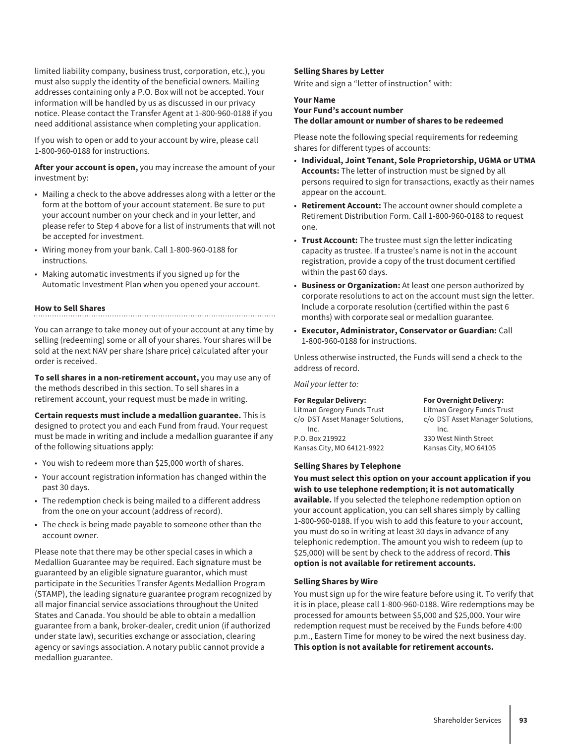limited liability company, business trust, corporation, etc.), you must also supply the identity of the beneficial owners. Mailing addresses containing only a P.O. Box will not be accepted. Your information will be handled by us as discussed in our privacy notice. Please contact the Transfer Agent at 1-800-960-0188 if you need additional assistance when completing your application.

If you wish to open or add to your account by wire, please call 1-800-960-0188 for instructions.

**After your account is open,** you may increase the amount of your investment by:

- Mailing a check to the above addresses along with a letter or the form at the bottom of your account statement. Be sure to put your account number on your check and in your letter, and please refer to Step 4 above for a list of instruments that will not be accepted for investment.
- Wiring money from your bank. Call 1-800-960-0188 for instructions.
- Making automatic investments if you signed up for the Automatic Investment Plan when you opened your account.

### How to Sell Shares

You can arrange to take money out of your account at any time by selling (redeeming) some or all of your shares. Your shares will be sold at the next NAV per share (share price) calculated after your order is received.

**To sell shares in a non-retirement account,** you may use any of the methods described in this section. To sell shares in a retirement account, your request must be made in writing.

**Certain requests must include a medallion guarantee.** This is designed to protect you and each Fund from fraud. Your request must be made in writing and include a medallion guarantee if any of the following situations apply:

- You wish to redeem more than $25,000 worth of shares.
- Your account registration information has changed within the past 30 days.
- The redemption check is being mailed to a different address from the one on your account (address of record).
- The check is being made payable to someone other than the account owner.

Please note that there may be other special cases in which a Medallion Guarantee may be required. Each signature must be guaranteed by an eligible signature guarantor, which must participate in the Securities Transfer Agents Medallion Program (STAMP), the leading signature guarantee program recognized by all major financial service associations throughout the United States and Canada. You should be able to obtain a medallion guarantee from a bank, broker-dealer, credit union (if authorized under state law), securities exchange or association, clearing agency or savings association. A notary public cannot provide a medallion guarantee.

#### Selling Shares by Letter

Write and sign a "letter of instruction" with:

**Your Name**
**Your Fund's account number**
**The dollar amount or number of shares to be redeemed**

Please note the following special requirements for redeeming shares for different types of accounts:

- **Individual, Joint Tenant, Sole Proprietorship, UGMA or UTMA Accounts:** The letter of instruction must be signed by all persons required to sign for transactions, exactly as their names appear on the account.
- **Retirement Account:** The account owner should complete a Retirement Distribution Form. Call 1-800-960-0188 to request one.
- **Trust Account:** The trustee must sign the letter indicating capacity as trustee. If a trustee's name is not in the account registration, provide a copy of the trust document certified within the past 60 days.
- **Business or Organization:** At least one person authorized by corporate resolutions to act on the account must sign the letter. Include a corporate resolution (certified within the past 6 months) with corporate seal or medallion guarantee.
- **Executor, Administrator, Conservator or Guardian:** Call 1-800-960-0188 for instructions.

Unless otherwise instructed, the Funds will send a check to the address of record.

*Mail your letter to:*

**For Regular Delivery:**
Litman Gregory Funds Trust
c/o DST Asset Manager Solutions, Inc.
P.O. Box 219922
Kansas City, MO 64121-9922

**For Overnight Delivery:**
Litman Gregory Funds Trust
c/o DST Asset Manager Solutions, Inc.
330 West Ninth Street
Kansas City, MO 64105

#### Selling Shares by Telephone

**You must select this option on your account application if you wish to use telephone redemption; it is not automatically available.** If you selected the telephone redemption option on your account application, you can sell shares simply by calling 1-800-960-0188. If you wish to add this feature to your account, you must do so in writing at least 30 days in advance of any telephonic redemption. The amount you wish to redeem (up to $25,000) will be sent by check to the address of record. **This option is not available for retirement accounts.**

#### Selling Shares by Wire

You must sign up for the wire feature before using it. To verify that it is in place, please call 1-800-960-0188. Wire redemptions may be processed for amounts between $5,000 and $25,000. Your wire redemption request must be received by the Funds before 4:00 p.m., Eastern Time for money to be wired the next business day. **This option is not available for retirement accounts.**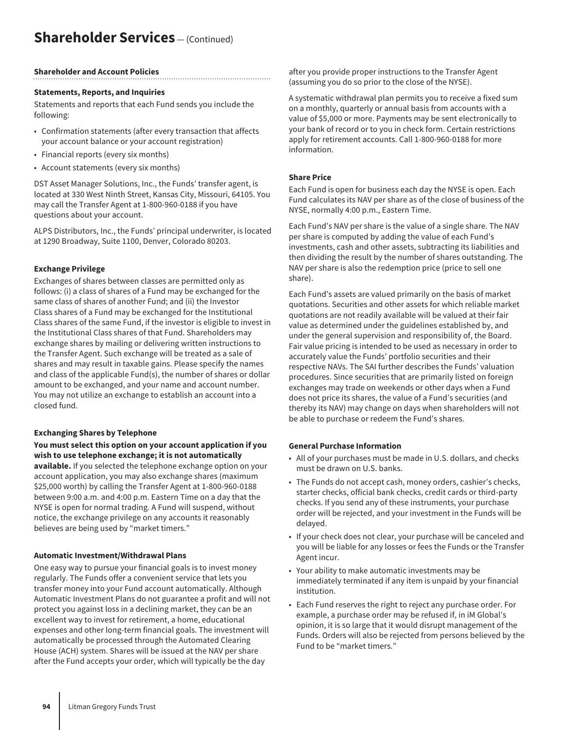# Shareholder Services — (Continued)

## Shareholder and Account Policies

### Statements, Reports, and Inquiries

Statements and reports that each Fund sends you include the following:

- Confirmation statements (after every transaction that affects your account balance or your account registration)
- Financial reports (every six months)
- Account statements (every six months)

DST Asset Manager Solutions, Inc., the Funds' transfer agent, is located at 330 West Ninth Street, Kansas City, Missouri, 64105. You may call the Transfer Agent at 1-800-960-0188 if you have questions about your account.

ALPS Distributors, Inc., the Funds' principal underwriter, is located at 1290 Broadway, Suite 1100, Denver, Colorado 80203.

### Exchange Privilege

Exchanges of shares between classes are permitted only as follows: (i) a class of shares of a Fund may be exchanged for the same class of shares of another Fund; and (ii) the Investor Class shares of a Fund may be exchanged for the Institutional Class shares of the same Fund, if the investor is eligible to invest in the Institutional Class shares of that Fund. Shareholders may exchange shares by mailing or delivering written instructions to the Transfer Agent. Such exchange will be treated as a sale of shares and may result in taxable gains. Please specify the names and class of the applicable Fund(s), the number of shares or dollar amount to be exchanged, and your name and account number. You may not utilize an exchange to establish an account into a closed fund.

### Exchanging Shares by Telephone

**You must select this option on your account application if you wish to use telephone exchange; it is not automatically available.** If you selected the telephone exchange option on your account application, you may also exchange shares (maximum $25,000 worth) by calling the Transfer Agent at 1-800-960-0188 between 9:00 a.m. and 4:00 p.m. Eastern Time on a day that the NYSE is open for normal trading. A Fund will suspend, without notice, the exchange privilege on any accounts it reasonably believes are being used by "market timers."

### Automatic Investment/Withdrawal Plans

One easy way to pursue your financial goals is to invest money regularly. The Funds offer a convenient service that lets you transfer money into your Fund account automatically. Although Automatic Investment Plans do not guarantee a profit and will not protect you against loss in a declining market, they can be an excellent way to invest for retirement, a home, educational expenses and other long-term financial goals. The investment will automatically be processed through the Automated Clearing House (ACH) system. Shares will be issued at the NAV per share after the Fund accepts your order, which will typically be the day after you provide proper instructions to the Transfer Agent (assuming you do so prior to the close of the NYSE).

A systematic withdrawal plan permits you to receive a fixed sum on a monthly, quarterly or annual basis from accounts with a value of $5,000 or more. Payments may be sent electronically to your bank of record or to you in check form. Certain restrictions apply for retirement accounts. Call 1-800-960-0188 for more information.

### Share Price

Each Fund is open for business each day the NYSE is open. Each Fund calculates its NAV per share as of the close of business of the NYSE, normally 4:00 p.m., Eastern Time.

Each Fund's NAV per share is the value of a single share. The NAV per share is computed by adding the value of each Fund's investments, cash and other assets, subtracting its liabilities and then dividing the result by the number of shares outstanding. The NAV per share is also the redemption price (price to sell one share).

Each Fund's assets are valued primarily on the basis of market quotations. Securities and other assets for which reliable market quotations are not readily available will be valued at their fair value as determined under the guidelines established by, and under the general supervision and responsibility of, the Board. Fair value pricing is intended to be used as necessary in order to accurately value the Funds' portfolio securities and their respective NAVs. The SAI further describes the Funds' valuation procedures. Since securities that are primarily listed on foreign exchanges may trade on weekends or other days when a Fund does not price its shares, the value of a Fund's securities (and thereby its NAV) may change on days when shareholders will not be able to purchase or redeem the Fund's shares.

### General Purchase Information

- All of your purchases must be made in U.S. dollars, and checks must be drawn on U.S. banks.
- The Funds do not accept cash, money orders, cashier's checks, starter checks, official bank checks, credit cards or third-party checks. If you send any of these instruments, your purchase order will be rejected, and your investment in the Funds will be delayed.
- If your check does not clear, your purchase will be canceled and you will be liable for any losses or fees the Funds or the Transfer Agent incur.
- Your ability to make automatic investments may be immediately terminated if any item is unpaid by your financial institution.
- Each Fund reserves the right to reject any purchase order. For example, a purchase order may be refused if, in iM Global's opinion, it is so large that it would disrupt management of the Funds. Orders will also be rejected from persons believed by the Fund to be "market timers."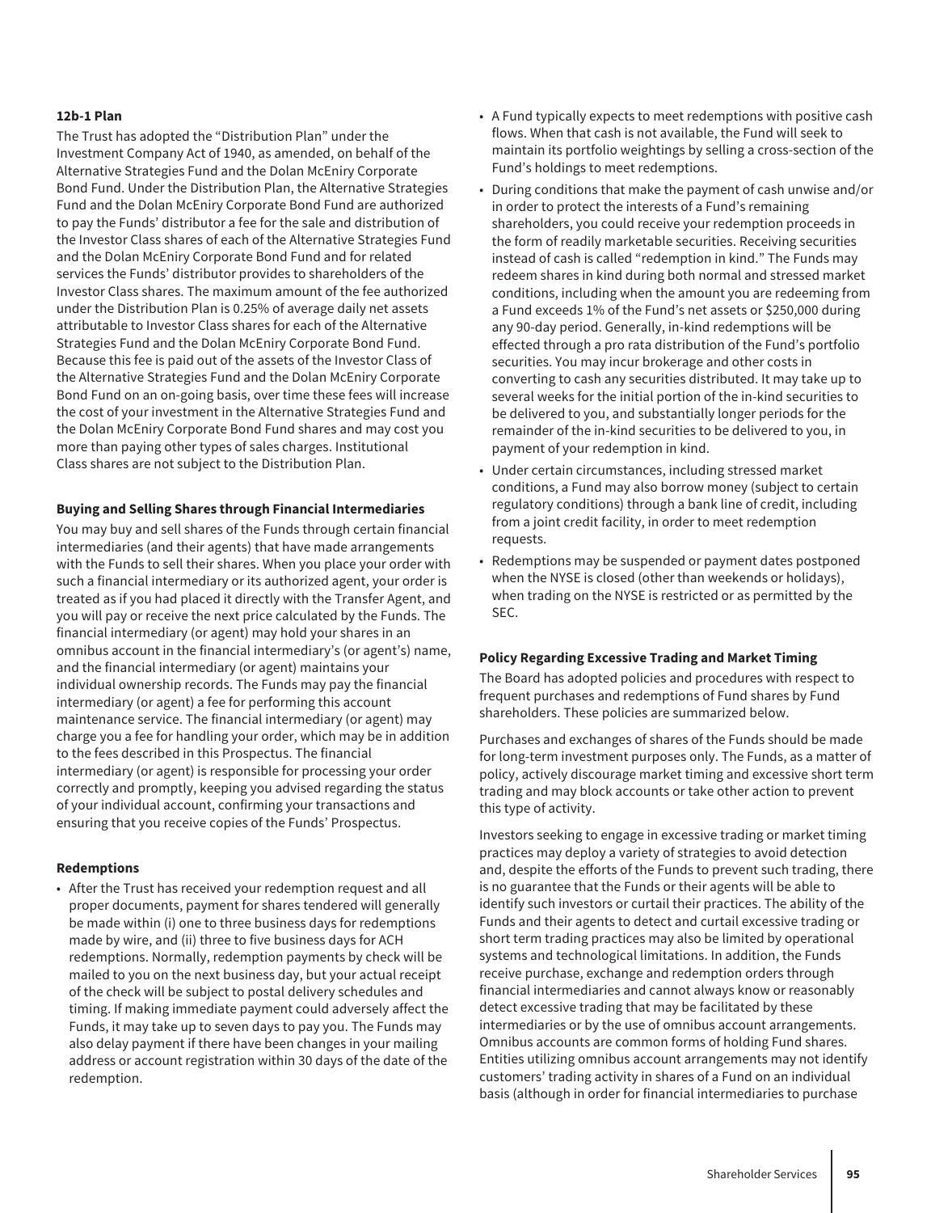#### 12b-1 Plan

The Trust has adopted the "Distribution Plan" under the Investment Company Act of 1940, as amended, on behalf of the Alternative Strategies Fund and the Dolan McEniry Corporate Bond Fund. Under the Distribution Plan, the Alternative Strategies Fund and the Dolan McEniry Corporate Bond Fund are authorized to pay the Funds' distributor a fee for the sale and distribution of the Investor Class shares of each of the Alternative Strategies Fund and the Dolan McEniry Corporate Bond Fund and for related services the Funds' distributor provides to shareholders of the Investor Class shares. The maximum amount of the fee authorized under the Distribution Plan is 0.25% of average daily net assets attributable to Investor Class shares for each of the Alternative Strategies Fund and the Dolan McEniry Corporate Bond Fund. Because this fee is paid out of the assets of the Investor Class of the Alternative Strategies Fund and the Dolan McEniry Corporate Bond Fund on an on-going basis, over time these fees will increase the cost of your investment in the Alternative Strategies Fund and the Dolan McEniry Corporate Bond Fund shares and may cost you more than paying other types of sales charges. Institutional Class shares are not subject to the Distribution Plan.

#### Buying and Selling Shares through Financial Intermediaries

You may buy and sell shares of the Funds through certain financial intermediaries (and their agents) that have made arrangements with the Funds to sell their shares. When you place your order with such a financial intermediary or its authorized agent, your order is treated as if you had placed it directly with the Transfer Agent, and you will pay or receive the next price calculated by the Funds. The financial intermediary (or agent) may hold your shares in an omnibus account in the financial intermediary's (or agent's) name, and the financial intermediary (or agent) maintains your individual ownership records. The Funds may pay the financial intermediary (or agent) a fee for performing this account maintenance service. The financial intermediary (or agent) may charge you a fee for handling your order, which may be in addition to the fees described in this Prospectus. The financial intermediary (or agent) is responsible for processing your order correctly and promptly, keeping you advised regarding the status of your individual account, confirming your transactions and ensuring that you receive copies of the Funds' Prospectus.

#### Redemptions

- After the Trust has received your redemption request and all proper documents, payment for shares tendered will generally be made within (i) one to three business days for redemptions made by wire, and (ii) three to five business days for ACH redemptions. Normally, redemption payments by check will be mailed to you on the next business day, but your actual receipt of the check will be subject to postal delivery schedules and timing. If making immediate payment could adversely affect the Funds, it may take up to seven days to pay you. The Funds may also delay payment if there have been changes in your mailing address or account registration within 30 days of the date of the redemption.
- A Fund typically expects to meet redemptions with positive cash flows. When that cash is not available, the Fund will seek to maintain its portfolio weightings by selling a cross-section of the Fund's holdings to meet redemptions.
- During conditions that make the payment of cash unwise and/or in order to protect the interests of a Fund's remaining shareholders, you could receive your redemption proceeds in the form of readily marketable securities. Receiving securities instead of cash is called "redemption in kind." The Funds may redeem shares in kind during both normal and stressed market conditions, including when the amount you are redeeming from a Fund exceeds 1% of the Fund's net assets or $250,000 during any 90-day period. Generally, in-kind redemptions will be effected through a pro rata distribution of the Fund's portfolio securities. You may incur brokerage and other costs in converting to cash any securities distributed. It may take up to several weeks for the initial portion of the in-kind securities to be delivered to you, and substantially longer periods for the remainder of the in-kind securities to be delivered to you, in payment of your redemption in kind.
- Under certain circumstances, including stressed market conditions, a Fund may also borrow money (subject to certain regulatory conditions) through a bank line of credit, including from a joint credit facility, in order to meet redemption requests.
- Redemptions may be suspended or payment dates postponed when the NYSE is closed (other than weekends or holidays), when trading on the NYSE is restricted or as permitted by the SEC.

#### Policy Regarding Excessive Trading and Market Timing

The Board has adopted policies and procedures with respect to frequent purchases and redemptions of Fund shares by Fund shareholders. These policies are summarized below.

Purchases and exchanges of shares of the Funds should be made for long-term investment purposes only. The Funds, as a matter of policy, actively discourage market timing and excessive short term trading and may block accounts or take other action to prevent this type of activity.

Investors seeking to engage in excessive trading or market timing practices may deploy a variety of strategies to avoid detection and, despite the efforts of the Funds to prevent such trading, there is no guarantee that the Funds or their agents will be able to identify such investors or curtail their practices. The ability of the Funds and their agents to detect and curtail excessive trading or short term trading practices may also be limited by operational systems and technological limitations. In addition, the Funds receive purchase, exchange and redemption orders through financial intermediaries and cannot always know or reasonably detect excessive trading that may be facilitated by these intermediaries or by the use of omnibus account arrangements. Omnibus accounts are common forms of holding Fund shares. Entities utilizing omnibus account arrangements may not identify customers' trading activity in shares of a Fund on an individual basis (although in order for financial intermediaries to purchase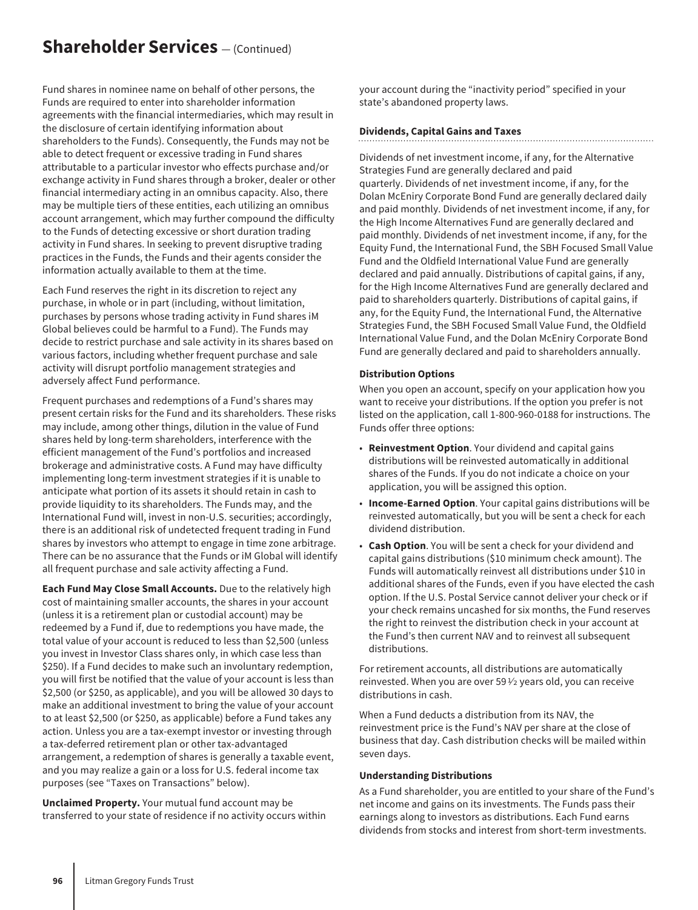## Shareholder Services — (Continued)

Fund shares in nominee name on behalf of other persons, the Funds are required to enter into shareholder information agreements with the financial intermediaries, which may result in the disclosure of certain identifying information about shareholders to the Funds). Consequently, the Funds may not be able to detect frequent or excessive trading in Fund shares attributable to a particular investor who effects purchase and/or exchange activity in Fund shares through a broker, dealer or other financial intermediary acting in an omnibus capacity. Also, there may be multiple tiers of these entities, each utilizing an omnibus account arrangement, which may further compound the difficulty to the Funds of detecting excessive or short duration trading activity in Fund shares. In seeking to prevent disruptive trading practices in the Funds, the Funds and their agents consider the information actually available to them at the time.

Each Fund reserves the right in its discretion to reject any purchase, in whole or in part (including, without limitation, purchases by persons whose trading activity in Fund shares iM Global believes could be harmful to a Fund). The Funds may decide to restrict purchase and sale activity in its shares based on various factors, including whether frequent purchase and sale activity will disrupt portfolio management strategies and adversely affect Fund performance.

Frequent purchases and redemptions of a Fund's shares may present certain risks for the Fund and its shareholders. These risks may include, among other things, dilution in the value of Fund shares held by long-term shareholders, interference with the efficient management of the Fund's portfolios and increased brokerage and administrative costs. A Fund may have difficulty implementing long-term investment strategies if it is unable to anticipate what portion of its assets it should retain in cash to provide liquidity to its shareholders. The Funds may, and the International Fund will, invest in non-U.S. securities; accordingly, there is an additional risk of undetected frequent trading in Fund shares by investors who attempt to engage in time zone arbitrage. There can be no assurance that the Funds or iM Global will identify all frequent purchase and sale activity affecting a Fund.

**Each Fund May Close Small Accounts.** Due to the relatively high cost of maintaining smaller accounts, the shares in your account (unless it is a retirement plan or custodial account) may be redeemed by a Fund if, due to redemptions you have made, the total value of your account is reduced to less than $2,500 (unless you invest in Investor Class shares only, in which case less than $250). If a Fund decides to make such an involuntary redemption, you will first be notified that the value of your account is less than $2,500 (or $250, as applicable), and you will be allowed 30 days to make an additional investment to bring the value of your account to at least $2,500 (or $250, as applicable) before a Fund takes any action. Unless you are a tax-exempt investor or investing through a tax-deferred retirement plan or other tax-advantaged arrangement, a redemption of shares is generally a taxable event, and you may realize a gain or a loss for U.S. federal income tax purposes (see "Taxes on Transactions" below).

**Unclaimed Property.** Your mutual fund account may be transferred to your state of residence if no activity occurs within your account during the "inactivity period" specified in your state's abandoned property laws.

### Dividends, Capital Gains and Taxes

Dividends of net investment income, if any, for the Alternative Strategies Fund are generally declared and paid quarterly. Dividends of net investment income, if any, for the Dolan McEniry Corporate Bond Fund are generally declared daily and paid monthly. Dividends of net investment income, if any, for the High Income Alternatives Fund are generally declared and paid monthly. Dividends of net investment income, if any, for the Equity Fund, the International Fund, the SBH Focused Small Value Fund and the Oldfield International Value Fund are generally declared and paid annually. Distributions of capital gains, if any, for the High Income Alternatives Fund are generally declared and paid to shareholders quarterly. Distributions of capital gains, if any, for the Equity Fund, the International Fund, the Alternative Strategies Fund, the SBH Focused Small Value Fund, the Oldfield International Value Fund, and the Dolan McEniry Corporate Bond Fund are generally declared and paid to shareholders annually.

#### Distribution Options

When you open an account, specify on your application how you want to receive your distributions. If the option you prefer is not listed on the application, call 1-800-960-0188 for instructions. The Funds offer three options:

- **Reinvestment Option**. Your dividend and capital gains distributions will be reinvested automatically in additional shares of the Funds. If you do not indicate a choice on your application, you will be assigned this option.
- **Income-Earned Option**. Your capital gains distributions will be reinvested automatically, but you will be sent a check for each dividend distribution.
- **Cash Option**. You will be sent a check for your dividend and capital gains distributions ($10 minimum check amount). The Funds will automatically reinvest all distributions under $10 in additional shares of the Funds, even if you have elected the cash option. If the U.S. Postal Service cannot deliver your check or if your check remains uncashed for six months, the Fund reserves the right to reinvest the distribution check in your account at the Fund's then current NAV and to reinvest all subsequent distributions.

For retirement accounts, all distributions are automatically reinvested. When you are over 59½ years old, you can receive distributions in cash.

When a Fund deducts a distribution from its NAV, the reinvestment price is the Fund's NAV per share at the close of business that day. Cash distribution checks will be mailed within seven days.

#### Understanding Distributions

As a Fund shareholder, you are entitled to your share of the Fund's net income and gains on its investments. The Funds pass their earnings along to investors as distributions. Each Fund earns dividends from stocks and interest from short-term investments.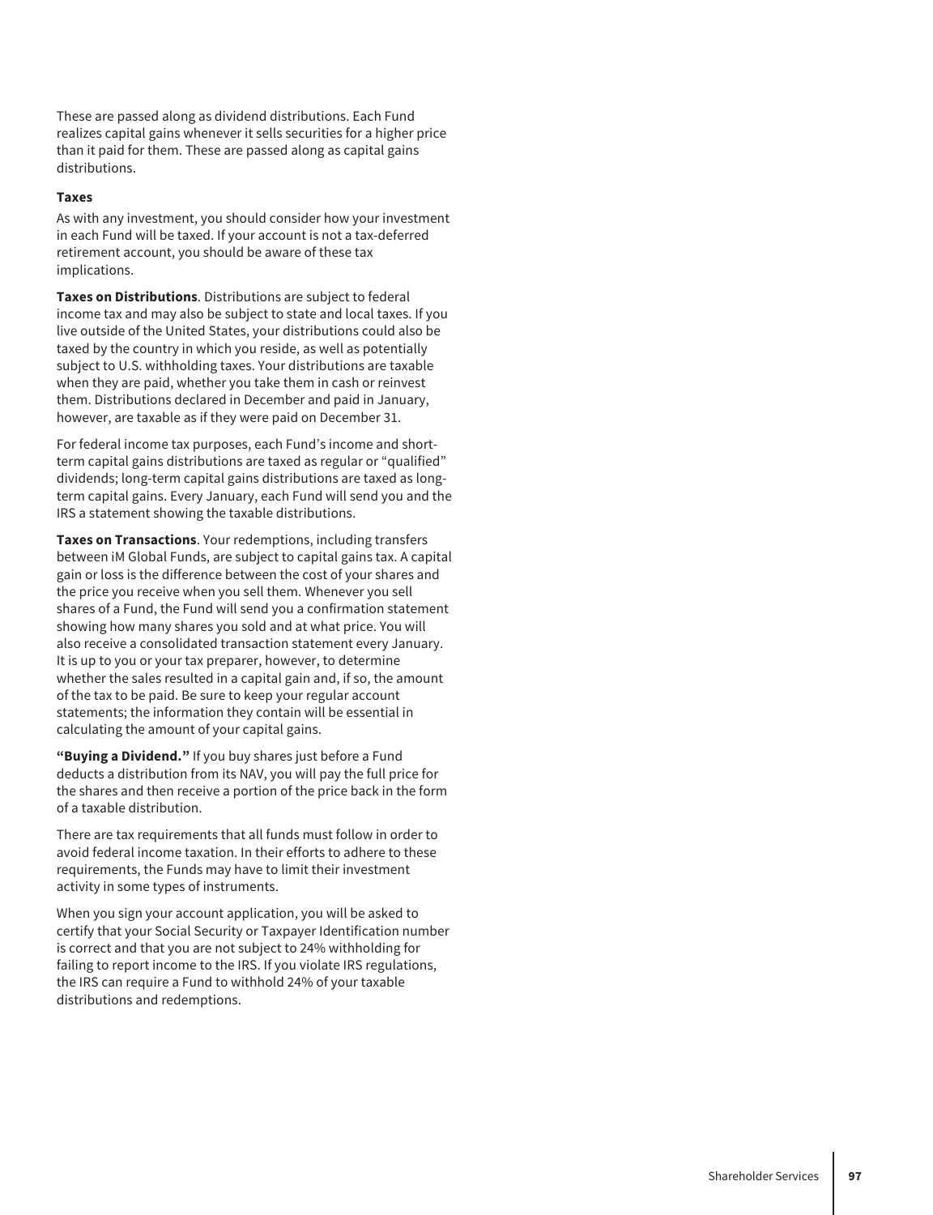These are passed along as dividend distributions. Each Fund realizes capital gains whenever it sells securities for a higher price than it paid for them. These are passed along as capital gains distributions.

**Taxes**

As with any investment, you should consider how your investment in each Fund will be taxed. If your account is not a tax-deferred retirement account, you should be aware of these tax implications.

**Taxes on Distributions**. Distributions are subject to federal income tax and may also be subject to state and local taxes. If you live outside of the United States, your distributions could also be taxed by the country in which you reside, as well as potentially subject to U.S. withholding taxes. Your distributions are taxable when they are paid, whether you take them in cash or reinvest them. Distributions declared in December and paid in January, however, are taxable as if they were paid on December 31.

For federal income tax purposes, each Fund's income and short-term capital gains distributions are taxed as regular or "qualified" dividends; long-term capital gains distributions are taxed as long-term capital gains. Every January, each Fund will send you and the IRS a statement showing the taxable distributions.

**Taxes on Transactions**. Your redemptions, including transfers between iM Global Funds, are subject to capital gains tax. A capital gain or loss is the difference between the cost of your shares and the price you receive when you sell them. Whenever you sell shares of a Fund, the Fund will send you a confirmation statement showing how many shares you sold and at what price. You will also receive a consolidated transaction statement every January. It is up to you or your tax preparer, however, to determine whether the sales resulted in a capital gain and, if so, the amount of the tax to be paid. Be sure to keep your regular account statements; the information they contain will be essential in calculating the amount of your capital gains.

**"Buying a Dividend."** If you buy shares just before a Fund deducts a distribution from its NAV, you will pay the full price for the shares and then receive a portion of the price back in the form of a taxable distribution.

There are tax requirements that all funds must follow in order to avoid federal income taxation. In their efforts to adhere to these requirements, the Funds may have to limit their investment activity in some types of instruments.

When you sign your account application, you will be asked to certify that your Social Security or Taxpayer Identification number is correct and that you are not subject to 24% withholding for failing to report income to the IRS. If you violate IRS regulations, the IRS can require a Fund to withhold 24% of your taxable distributions and redemptions.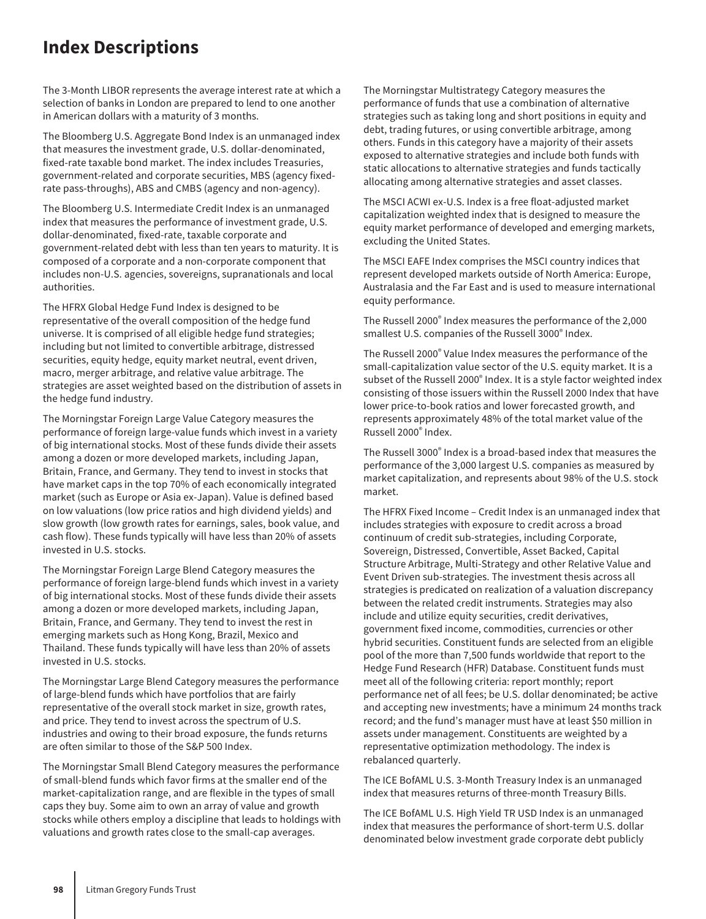# Index Descriptions

The 3-Month LIBOR represents the average interest rate at which a selection of banks in London are prepared to lend to one another in American dollars with a maturity of 3 months.

The Bloomberg U.S. Aggregate Bond Index is an unmanaged index that measures the investment grade, U.S. dollar-denominated, fixed-rate taxable bond market. The index includes Treasuries, government-related and corporate securities, MBS (agency fixed-rate pass-throughs), ABS and CMBS (agency and non-agency).

The Bloomberg U.S. Intermediate Credit Index is an unmanaged index that measures the performance of investment grade, U.S. dollar-denominated, fixed-rate, taxable corporate and government-related debt with less than ten years to maturity. It is composed of a corporate and a non-corporate component that includes non-U.S. agencies, sovereigns, supranationals and local authorities.

The HFRX Global Hedge Fund Index is designed to be representative of the overall composition of the hedge fund universe. It is comprised of all eligible hedge fund strategies; including but not limited to convertible arbitrage, distressed securities, equity hedge, equity market neutral, event driven, macro, merger arbitrage, and relative value arbitrage. The strategies are asset weighted based on the distribution of assets in the hedge fund industry.

The Morningstar Foreign Large Value Category measures the performance of foreign large-value funds which invest in a variety of big international stocks. Most of these funds divide their assets among a dozen or more developed markets, including Japan, Britain, France, and Germany. They tend to invest in stocks that have market caps in the top 70% of each economically integrated market (such as Europe or Asia ex-Japan). Value is defined based on low valuations (low price ratios and high dividend yields) and slow growth (low growth rates for earnings, sales, book value, and cash flow). These funds typically will have less than 20% of assets invested in U.S. stocks.

The Morningstar Foreign Large Blend Category measures the performance of foreign large-blend funds which invest in a variety of big international stocks. Most of these funds divide their assets among a dozen or more developed markets, including Japan, Britain, France, and Germany. They tend to invest the rest in emerging markets such as Hong Kong, Brazil, Mexico and Thailand. These funds typically will have less than 20% of assets invested in U.S. stocks.

The Morningstar Large Blend Category measures the performance of large-blend funds which have portfolios that are fairly representative of the overall stock market in size, growth rates, and price. They tend to invest across the spectrum of U.S. industries and owing to their broad exposure, the funds returns are often similar to those of the S&P 500 Index.

The Morningstar Small Blend Category measures the performance of small-blend funds which favor firms at the smaller end of the market-capitalization range, and are flexible in the types of small caps they buy. Some aim to own an array of value and growth stocks while others employ a discipline that leads to holdings with valuations and growth rates close to the small-cap averages.

The Morningstar Multistrategy Category measures the performance of funds that use a combination of alternative strategies such as taking long and short positions in equity and debt, trading futures, or using convertible arbitrage, among others. Funds in this category have a majority of their assets exposed to alternative strategies and include both funds with static allocations to alternative strategies and funds tactically allocating among alternative strategies and asset classes.

The MSCI ACWI ex-U.S. Index is a free float-adjusted market capitalization weighted index that is designed to measure the equity market performance of developed and emerging markets, excluding the United States.

The MSCI EAFE Index comprises the MSCI country indices that represent developed markets outside of North America: Europe, Australasia and the Far East and is used to measure international equity performance.

The Russell 2000® Index measures the performance of the 2,000 smallest U.S. companies of the Russell 3000® Index.

The Russell 2000® Value Index measures the performance of the small-capitalization value sector of the U.S. equity market. It is a subset of the Russell 2000® Index. It is a style factor weighted index consisting of those issuers within the Russell 2000 Index that have lower price-to-book ratios and lower forecasted growth, and represents approximately 48% of the total market value of the Russell 2000® Index.

The Russell 3000® Index is a broad-based index that measures the performance of the 3,000 largest U.S. companies as measured by market capitalization, and represents about 98% of the U.S. stock market.

The HFRX Fixed Income – Credit Index is an unmanaged index that includes strategies with exposure to credit across a broad continuum of credit sub-strategies, including Corporate, Sovereign, Distressed, Convertible, Asset Backed, Capital Structure Arbitrage, Multi-Strategy and other Relative Value and Event Driven sub-strategies. The investment thesis across all strategies is predicated on realization of a valuation discrepancy between the related credit instruments. Strategies may also include and utilize equity securities, credit derivatives, government fixed income, commodities, currencies or other hybrid securities. Constituent funds are selected from an eligible pool of the more than 7,500 funds worldwide that report to the Hedge Fund Research (HFR) Database. Constituent funds must meet all of the following criteria: report monthly; report performance net of all fees; be U.S. dollar denominated; be active and accepting new investments; have a minimum 24 months track record; and the fund's manager must have at least $50 million in assets under management. Constituents are weighted by a representative optimization methodology. The index is rebalanced quarterly.

The ICE BofAML U.S. 3-Month Treasury Index is an unmanaged index that measures returns of three-month Treasury Bills.

The ICE BofAML U.S. High Yield TR USD Index is an unmanaged index that measures the performance of short-term U.S. dollar denominated below investment grade corporate debt publicly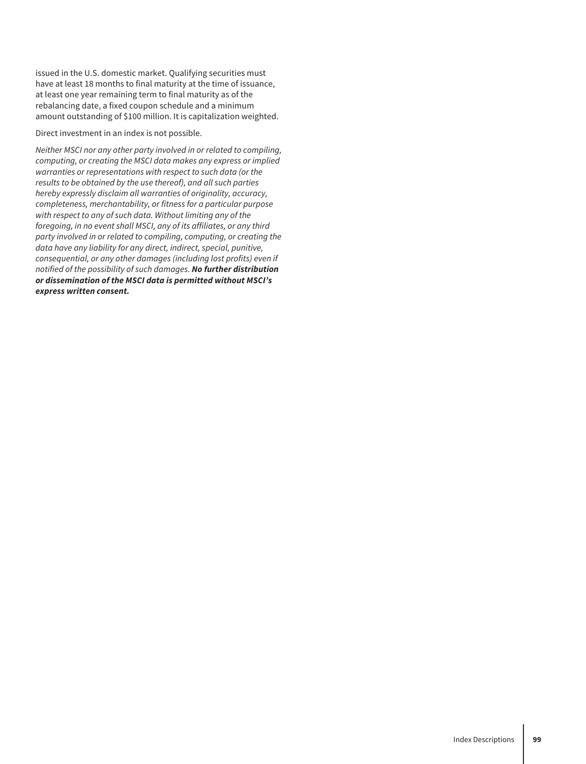issued in the U.S. domestic market. Qualifying securities must have at least 18 months to final maturity at the time of issuance, at least one year remaining term to final maturity as of the rebalancing date, a fixed coupon schedule and a minimum amount outstanding of $100 million. It is capitalization weighted.

Direct investment in an index is not possible.

*Neither MSCI nor any other party involved in or related to compiling, computing, or creating the MSCI data makes any express or implied warranties or representations with respect to such data (or the results to be obtained by the use thereof), and all such parties hereby expressly disclaim all warranties of originality, accuracy, completeness, merchantability, or fitness for a particular purpose with respect to any of such data. Without limiting any of the foregoing, in no event shall MSCI, any of its affiliates, or any third party involved in or related to compiling, computing, or creating the data have any liability for any direct, indirect, special, punitive, consequential, or any other damages (including lost profits) even if notified of the possibility of such damages.* ***No further distribution or dissemination of the MSCI data is permitted without MSCI's express written consent.***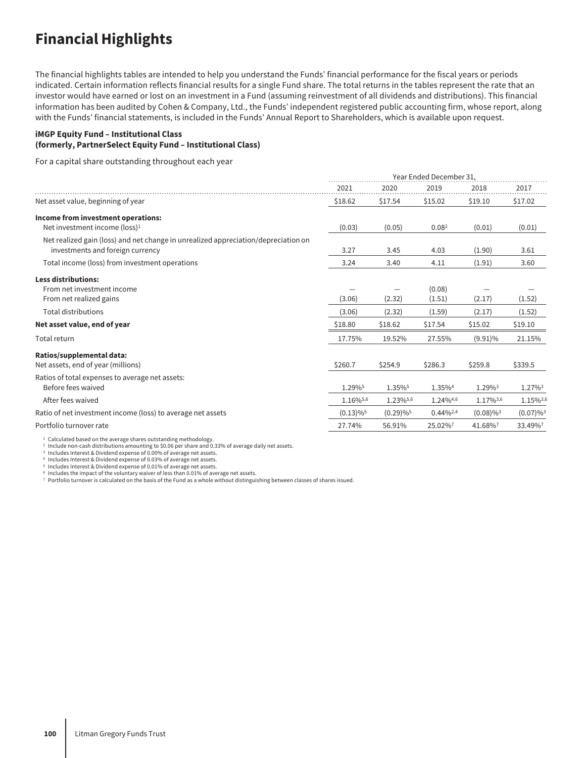# Financial Highlights

The financial highlights tables are intended to help you understand the Funds' financial performance for the fiscal years or periods indicated. Certain information reflects financial results for a single Fund share. The total returns in the tables represent the rate that an investor would have earned or lost on an investment in a Fund (assuming reinvestment of all dividends and distributions). This financial information has been audited by Cohen & Company, Ltd., the Funds' independent registered public accounting firm, whose report, along with the Funds' financial statements, is included in the Funds' Annual Report to Shareholders, which is available upon request.

**iMGP Equity Fund – Institutional Class**
**(formerly, PartnerSelect Equity Fund – Institutional Class)**

For a capital share outstanding throughout each year

| | Year Ended December 31, | | | | |
|---|---|---|---|---|---|
| | 2021 | 2020 | 2019 | 2018 | 2017 |
| Net asset value, beginning of year | $18.62 | $17.54 | $15.02 | $19.10 | $17.02 |
| **Income from investment operations:** | | | | | |
| Net investment income (loss)[1] | (0.03) | (0.05) | 0.08[2] | (0.01) | (0.01) |
| Net realized gain (loss) and net change in unrealized appreciation/depreciation on investments and foreign currency | 3.27 | 3.45 | 4.03 | (1.90) | 3.61 |
| Total income (loss) from investment operations | 3.24 | 3.40 | 4.11 | (1.91) | 3.60 |
| **Less distributions:** | | | | | |
| From net investment income | — | — | (0.08) | — | — |
| From net realized gains | (3.06) | (2.32) | (1.51) | (2.17) | (1.52) |
| Total distributions | (3.06) | (2.32) | (1.59) | (2.17) | (1.52) |
| **Net asset value, end of year** | $18.80 | $18.62 | $17.54 | $15.02 | $19.10 |
| Total return | 17.75% | 19.52% | 27.55% | (9.91)% | 21.15% |
| **Ratios/supplemental data:** | | | | | |
| Net assets, end of year (millions) | $260.7 | $254.9 | $286.3 | $259.8 | $339.5 |
| Ratios of total expenses to average net assets: | | | | | |
| Before fees waived | 1.29%[5] | 1.35%[5] | 1.35%[4] | 1.29%[3] | 1.27%[3] |
| After fees waived | 1.16%[5,6] | 1.23%[5,6] | 1.24%[4,6] | 1.17%[3,6] | 1.15%[3,6] |
| Ratio of net investment income (loss) to average net assets | (0.13)%[5] | (0.29)%[5] | 0.44%[2,4] | (0.08)%[3] | (0.07)%[3] |
| Portfolio turnover rate | 27.74% | 56.91% | 25.02%[7] | 41.68%[7] | 33.49%[7] |

[1] Calculated based on the average shares outstanding methodology.
[2] Include non-cash distributions amounting to $0.06 per share and 0.33% of average daily net assets.
[3] Includes Interest & Dividend expense of 0.00% of average net assets.
[4] Includes Interest & Dividend expense of 0.03% of average net assets.
[5] Includes Interest & Dividend expense of 0.01% of average net assets.
[6] Includes the impact of the voluntary waiver of less than 0.01% of average net assets.
[7] Portfolio turnover is calculated on the basis of the Fund as a whole without distinguishing between classes of shares issued.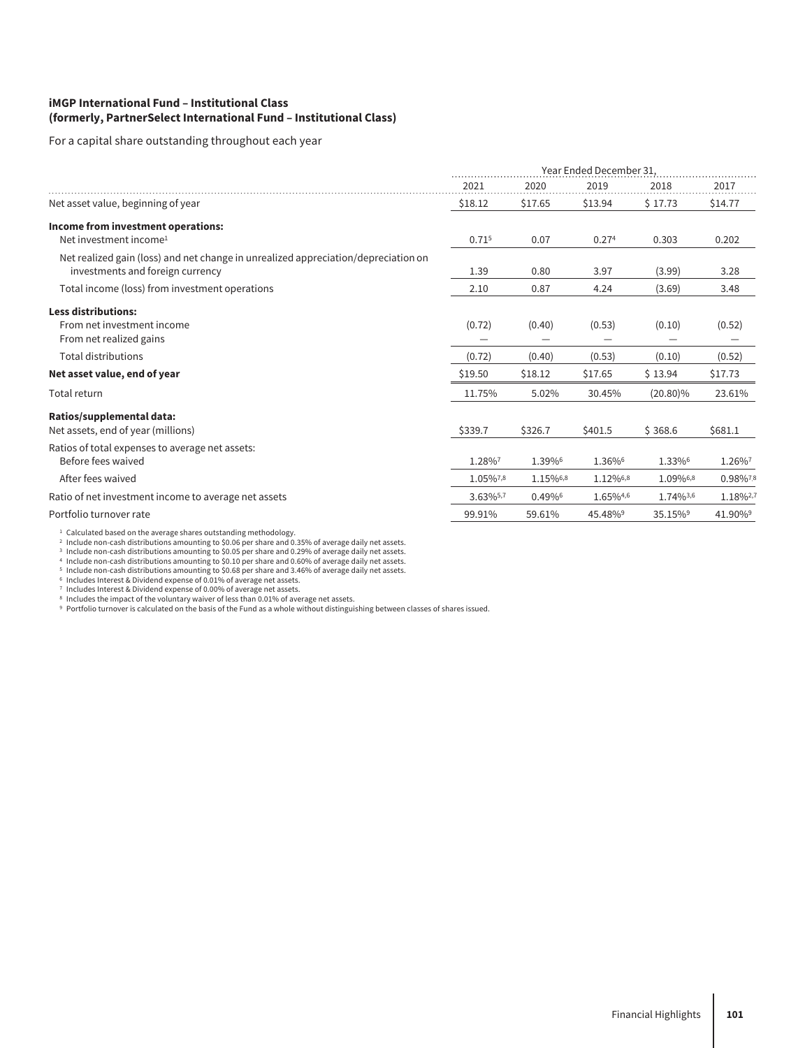**iMGP International Fund – Institutional Class**
**(formerly, PartnerSelect International Fund – Institutional Class)**

For a capital share outstanding throughout each year

| | Year Ended December 31, | | | | |
|---|---|---|---|---|---|
| | 2021 | 2020 | 2019 | 2018 | 2017 |
| Net asset value, beginning of year | $18.12 | $17.65 | $13.94 | $ 17.73 | $14.77 |
| **Income from investment operations:** | | | | | |
| Net investment income[1] | 0.71[5] | 0.07 | 0.27[4] | 0.30[3] | 0.20[2] |
| Net realized gain (loss) and net change in unrealized appreciation/depreciation on investments and foreign currency | 1.39 | 0.80 | 3.97 | (3.99) | 3.28 |
| Total income (loss) from investment operations | 2.10 | 0.87 | 4.24 | (3.69) | 3.48 |
| **Less distributions:** | | | | | |
| From net investment income | (0.72) | (0.40) | (0.53) | (0.10) | (0.52) |
| From net realized gains | — | — | — | — | — |
| Total distributions | (0.72) | (0.40) | (0.53) | (0.10) | (0.52) |
| **Net asset value, end of year** | $19.50 | $18.12 | $17.65 | $ 13.94 | $17.73 |
| Total return | 11.75% | 5.02% | 30.45% | (20.80)% | 23.61% |
| **Ratios/supplemental data:** | | | | | |
| Net assets, end of year (millions) | $339.7 | $326.7 | $401.5 | $ 368.6 | $681.1 |
| Ratios of total expenses to average net assets: | | | | | |
| Before fees waived | 1.28%[7] | 1.39%[6] | 1.36%[6] | 1.33%[6] | 1.26%[7] |
| After fees waived | 1.05%[7,8] | 1.15%[6,8] | 1.12%[6,8] | 1.09%[6,8] | 0.98%[7,8] |
| Ratio of net investment income to average net assets | 3.63%[5,7] | 0.49%[6] | 1.65%[4,6] | 1.74%[3,6] | 1.18%[2,7] |
| Portfolio turnover rate | 99.91% | 59.61% | 45.48%[9] | 35.15%[9] | 41.90%[9] |

[1] Calculated based on the average shares outstanding methodology.
[2] Include non-cash distributions amounting to $0.06 per share and 0.35% of average daily net assets.
[3] Include non-cash distributions amounting to $0.05 per share and 0.29% of average daily net assets.
[4] Include non-cash distributions amounting to $0.10 per share and 0.60% of average daily net assets.
[5] Include non-cash distributions amounting to $0.68 per share and 3.46% of average daily net assets.
[6] Includes Interest & Dividend expense of 0.01% of average net assets.
[7] Includes Interest & Dividend expense of 0.00% of average net assets.
[8] Includes the impact of the voluntary waiver of less than 0.01% of average net assets.
[9] Portfolio turnover is calculated on the basis of the Fund as a whole without distinguishing between classes of shares issued.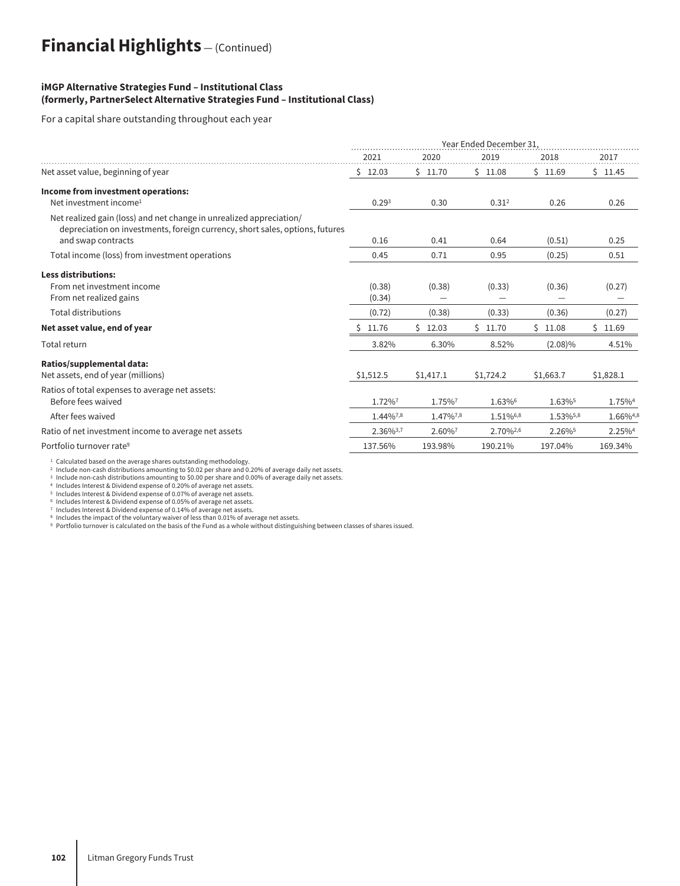# Financial Highlights — (Continued)

**iMGP Alternative Strategies Fund – Institutional Class**
**(formerly, PartnerSelect Alternative Strategies Fund – Institutional Class)**

For a capital share outstanding throughout each year

| | Year Ended December 31, | | | | |
|---|---|---|---|---|---|
| | 2021 | 2020 | 2019 | 2018 | 2017 |
| Net asset value, beginning of year | $ 12.03 | $ 11.70 | $ 11.08 | $ 11.69 | $ 11.45 |
| **Income from investment operations:** | | | | | |
| Net investment income[1] | 0.29[3] | 0.30 | 0.31[2] | 0.26 | 0.26 |
| Net realized gain (loss) and net change in unrealized appreciation/ depreciation on investments, foreign currency, short sales, options, futures and swap contracts | 0.16 | 0.41 | 0.64 | (0.51) | 0.25 |
| Total income (loss) from investment operations | 0.45 | 0.71 | 0.95 | (0.25) | 0.51 |
| **Less distributions:** | | | | | |
| From net investment income | (0.38) | (0.38) | (0.33) | (0.36) | (0.27) |
| From net realized gains | (0.34) | — | — | — | — |
| Total distributions | (0.72) | (0.38) | (0.33) | (0.36) | (0.27) |
| **Net asset value, end of year** | $ 11.76 | $ 12.03 | $ 11.70 | $ 11.08 | $ 11.69 |
| Total return | 3.82% | 6.30% | 8.52% | (2.08)% | 4.51% |
| **Ratios/supplemental data:** | | | | | |
| Net assets, end of year (millions) | $1,512.5 | $1,417.1 | $1,724.2 | $1,663.7 | $1,828.1 |
| Ratios of total expenses to average net assets: | | | | | |
| Before fees waived | 1.72%[7] | 1.75%[7] | 1.63%[6] | 1.63%[5] | 1.75%[4] |
| After fees waived | 1.44%[7,8] | 1.47%[7,8] | 1.51%[6,8] | 1.53%[5,8] | 1.66%[4,8] |
| Ratio of net investment income to average net assets | 2.36%[3,7] | 2.60%[7] | 2.70%[2,6] | 2.26%[5] | 2.25%[4] |
| Portfolio turnover rate[9] | 137.56% | 193.98% | 190.21% | 197.04% | 169.34% |

[1] Calculated based on the average shares outstanding methodology.
[2] Include non-cash distributions amounting to $0.02 per share and 0.20% of average daily net assets.
[3] Include non-cash distributions amounting to $0.00 per share and 0.00% of average daily net assets.
[4] Includes Interest & Dividend expense of 0.20% of average net assets.
[5] Includes Interest & Dividend expense of 0.07% of average net assets.
[6] Includes Interest & Dividend expense of 0.05% of average net assets.
[7] Includes Interest & Dividend expense of 0.14% of average net assets.
[8] Includes the impact of the voluntary waiver of less than 0.01% of average net assets.
[9] Portfolio turnover is calculated on the basis of the Fund as a whole without distinguishing between classes of shares issued.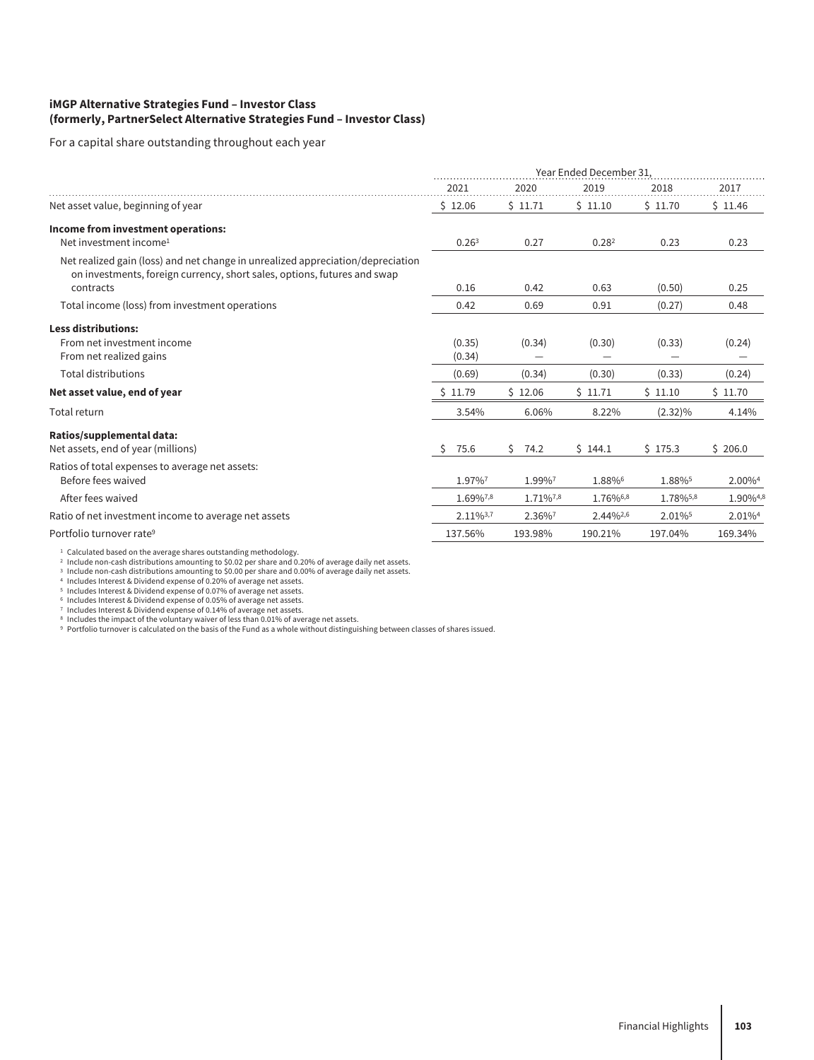**iMGP Alternative Strategies Fund – Investor Class**
**(formerly, PartnerSelect Alternative Strategies Fund – Investor Class)**

For a capital share outstanding throughout each year

| | Year Ended December 31, | | | | |
|---|---|---|---|---|---|
| | 2021 | 2020 | 2019 | 2018 | 2017 |
| Net asset value, beginning of year | $ 12.06 | $ 11.71 | $ 11.10 | $ 11.70 | $ 11.46 |
| **Income from investment operations:** | | | | | |
| Net investment income[1] | 0.26[3] | 0.27 | 0.28[2] | 0.23 | 0.23 |
| Net realized gain (loss) and net change in unrealized appreciation/depreciation on investments, foreign currency, short sales, options, futures and swap contracts | 0.16 | 0.42 | 0.63 | (0.50) | 0.25 |
| Total income (loss) from investment operations | 0.42 | 0.69 | 0.91 | (0.27) | 0.48 |
| **Less distributions:** | | | | | |
| From net investment income | (0.35) | (0.34) | (0.30) | (0.33) | (0.24) |
| From net realized gains | (0.34) | — | — | — | — |
| Total distributions | (0.69) | (0.34) | (0.30) | (0.33) | (0.24) |
| **Net asset value, end of year** | $ 11.79 | $ 12.06 | $ 11.71 | $ 11.10 | $ 11.70 |
| Total return | 3.54% | 6.06% | 8.22% | (2.32)% | 4.14% |
| **Ratios/supplemental data:** | | | | | |
| Net assets, end of year (millions) | $ 75.6 | $ 74.2 | $ 144.1 | $ 175.3 | $ 206.0 |
| Ratios of total expenses to average net assets: | | | | | |
| Before fees waived | 1.97%[7] | 1.99%[7] | 1.88%[6] | 1.88%[5] | 2.00%[4] |
| After fees waived | 1.69%[7,8] | 1.71%[7,8] | 1.76%[6,8] | 1.78%[5,8] | 1.90%[4,8] |
| Ratio of net investment income to average net assets | 2.11%[3,7] | 2.36%[7] | 2.44%[2,6] | 2.01%[5] | 2.01%[4] |
| Portfolio turnover rate[9] | 137.56% | 193.98% | 190.21% | 197.04% | 169.34% |

[1] Calculated based on the average shares outstanding methodology.
[2] Include non-cash distributions amounting to $0.02 per share and 0.20% of average daily net assets.
[3] Include non-cash distributions amounting to $0.00 per share and 0.00% of average daily net assets.
[4] Includes Interest & Dividend expense of 0.20% of average net assets.
[5] Includes Interest & Dividend expense of 0.07% of average net assets.
[6] Includes Interest & Dividend expense of 0.05% of average net assets.
[7] Includes Interest & Dividend expense of 0.14% of average net assets.
[8] Includes the impact of the voluntary waiver of less than 0.01% of average net assets.
[9] Portfolio turnover is calculated on the basis of the Fund as a whole without distinguishing between classes of shares issued.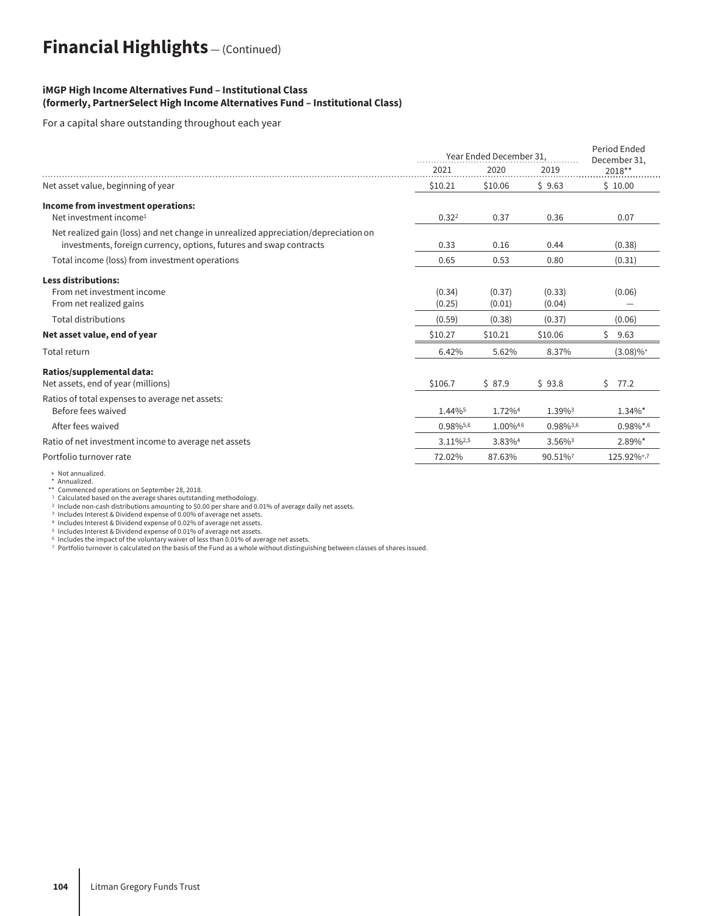# Financial Highlights — (Continued)

**iMGP High Income Alternatives Fund – Institutional Class**
**(formerly, PartnerSelect High Income Alternatives Fund – Institutional Class)**

For a capital share outstanding throughout each year

| | Year Ended December 31, | | | Period Ended December 31, |
|---|---|---|---|---|
| | 2021 | 2020 | 2019 | 2018** |
| Net asset value, beginning of year | $10.21 | $10.06 | $ 9.63 | $ 10.00 |
| **Income from investment operations:** | | | | |
| Net investment income[1] | 0.32[2] | 0.37 | 0.36 | 0.07 |
| Net realized gain (loss) and net change in unrealized appreciation/depreciation on investments, foreign currency, options, futures and swap contracts | 0.33 | 0.16 | 0.44 | (0.38) |
| Total income (loss) from investment operations | 0.65 | 0.53 | 0.80 | (0.31) |
| **Less distributions:** | | | | |
| From net investment income | (0.34) | (0.37) | (0.33) | (0.06) |
| From net realized gains | (0.25) | (0.01) | (0.04) | — |
| Total distributions | (0.59) | (0.38) | (0.37) | (0.06) |
| **Net asset value, end of year** | $10.27 | $10.21 | $10.06 | $ 9.63 |
| Total return | 6.42% | 5.62% | 8.37% | (3.08)%+ |
| **Ratios/supplemental data:** | | | | |
| Net assets, end of year (millions) | $106.7 | $ 87.9 | $ 93.8 | $ 77.2 |
| Ratios of total expenses to average net assets: | | | | |
| Before fees waived | 1.44%[5] | 1.72%[4] | 1.39%[3] | 1.34%* |
| After fees waived | 0.98%[5,6] | 1.00%[4,6] | 0.98%[3,6] | 0.98%*,[6] |
| Ratio of net investment income to average net assets | 3.11%[2,5] | 3.83%[4] | 3.56%[3] | 2.89%* |
| Portfolio turnover rate | 72.02% | 87.63% | 90.51%[7] | 125.92%+,[7] |

\+ Not annualized.
\* Annualized.
\*\* Commenced operations on September 28, 2018.
[1] Calculated based on the average shares outstanding methodology.
[2] Include non-cash distributions amounting to $0.00 per share and 0.01% of average daily net assets.
[3] Includes Interest & Dividend expense of 0.00% of average net assets.
[4] Includes Interest & Dividend expense of 0.02% of average net assets.
[5] Includes Interest & Dividend expense of 0.01% of average net assets.
[6] Includes the impact of the voluntary waiver of less than 0.01% of average net assets.
[7] Portfolio turnover is calculated on the basis of the Fund as a whole without distinguishing between classes of shares issued.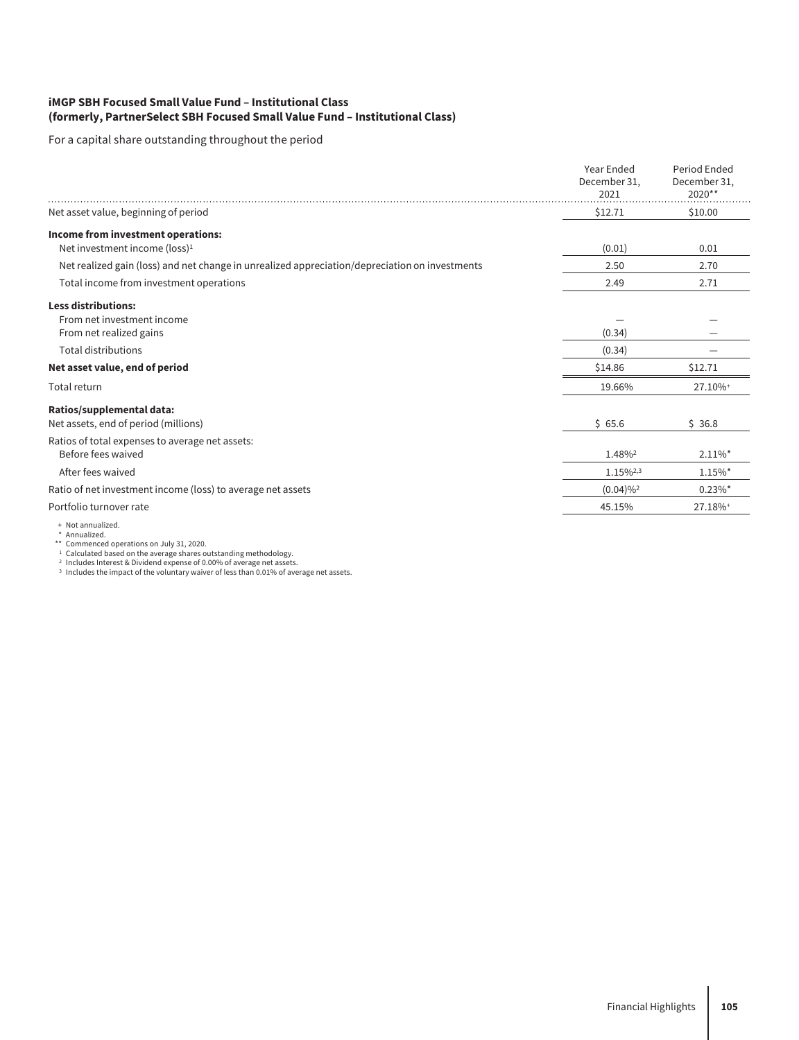**iMGP SBH Focused Small Value Fund – Institutional Class**
**(formerly, PartnerSelect SBH Focused Small Value Fund – Institutional Class)**

For a capital share outstanding throughout the period

| | Year Ended December 31, 2021 | Period Ended December 31, 2020** |
|---|---|---|
| Net asset value, beginning of period | $12.71 | $10.00 |
| **Income from investment operations:** | | |
| Net investment income (loss)[1] | (0.01) | 0.01 |
| Net realized gain (loss) and net change in unrealized appreciation/depreciation on investments | 2.50 | 2.70 |
| Total income from investment operations | 2.49 | 2.71 |
| **Less distributions:** | | |
| From net investment income | — | — |
| From net realized gains | (0.34) | — |
| Total distributions | (0.34) | — |
| **Net asset value, end of period** | $14.86 | $12.71 |
| Total return | 19.66% | 27.10%+ |
| **Ratios/supplemental data:** | | |
| Net assets, end of period (millions) | $ 65.6 | $ 36.8 |
| Ratios of total expenses to average net assets: | | |
| Before fees waived | 1.48%[2] | 2.11%* |
| After fees waived | 1.15%[2,3] | 1.15%* |
| Ratio of net investment income (loss) to average net assets | (0.04)%[2] | 0.23%* |
| Portfolio turnover rate | 45.15% | 27.18%+ |

+ Not annualized.
\* Annualized.
\** Commenced operations on July 31, 2020.
[1] Calculated based on the average shares outstanding methodology.
[2] Includes Interest & Dividend expense of 0.00% of average net assets.
[3] Includes the impact of the voluntary waiver of less than 0.01% of average net assets.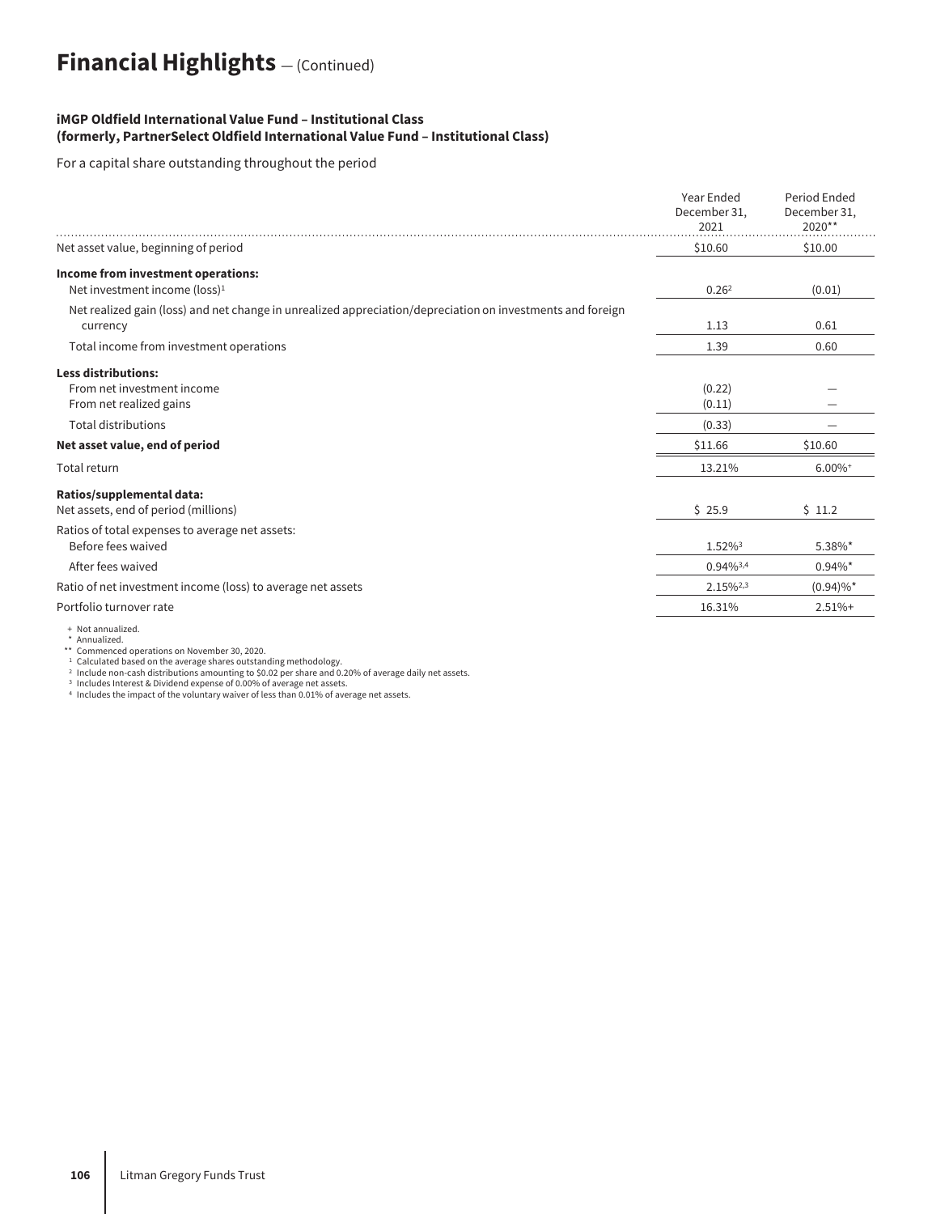# Financial Highlights — (Continued)

**iMGP Oldfield International Value Fund – Institutional Class**
**(formerly, PartnerSelect Oldfield International Value Fund – Institutional Class)**

For a capital share outstanding throughout the period

| | Year Ended December 31, 2021 | Period Ended December 31, 2020** |
|---|---|---|
| Net asset value, beginning of period | $10.60 | $10.00 |
| **Income from investment operations:** | | |
| Net investment income (loss)[1] | 0.26[2] | (0.01) |
| Net realized gain (loss) and net change in unrealized appreciation/depreciation on investments and foreign currency | 1.13 | 0.61 |
| Total income from investment operations | 1.39 | 0.60 |
| **Less distributions:** | | |
| From net investment income | (0.22) | — |
| From net realized gains | (0.11) | — |
| Total distributions | (0.33) | — |
| **Net asset value, end of period** | $11.66 | $10.60 |
| Total return | 13.21% | 6.00%+ |
| **Ratios/supplemental data:** | | |
| Net assets, end of period (millions) | $ 25.9 | $ 11.2 |
| Ratios of total expenses to average net assets: | | |
| Before fees waived | 1.52%[3] | 5.38%* |
| After fees waived | 0.94%[3,4] | 0.94%* |
| Ratio of net investment income (loss) to average net assets | 2.15%[2,3] | (0.94)%* |
| Portfolio turnover rate | 16.31% | 2.51%+ |

+ Not annualized.
\* Annualized.
\*\* Commenced operations on November 30, 2020.
[1] Calculated based on the average shares outstanding methodology.
[2] Include non-cash distributions amounting to $0.02 per share and 0.20% of average daily net assets.
[3] Includes Interest & Dividend expense of 0.00% of average net assets.
[4] Includes the impact of the voluntary waiver of less than 0.01% of average net assets.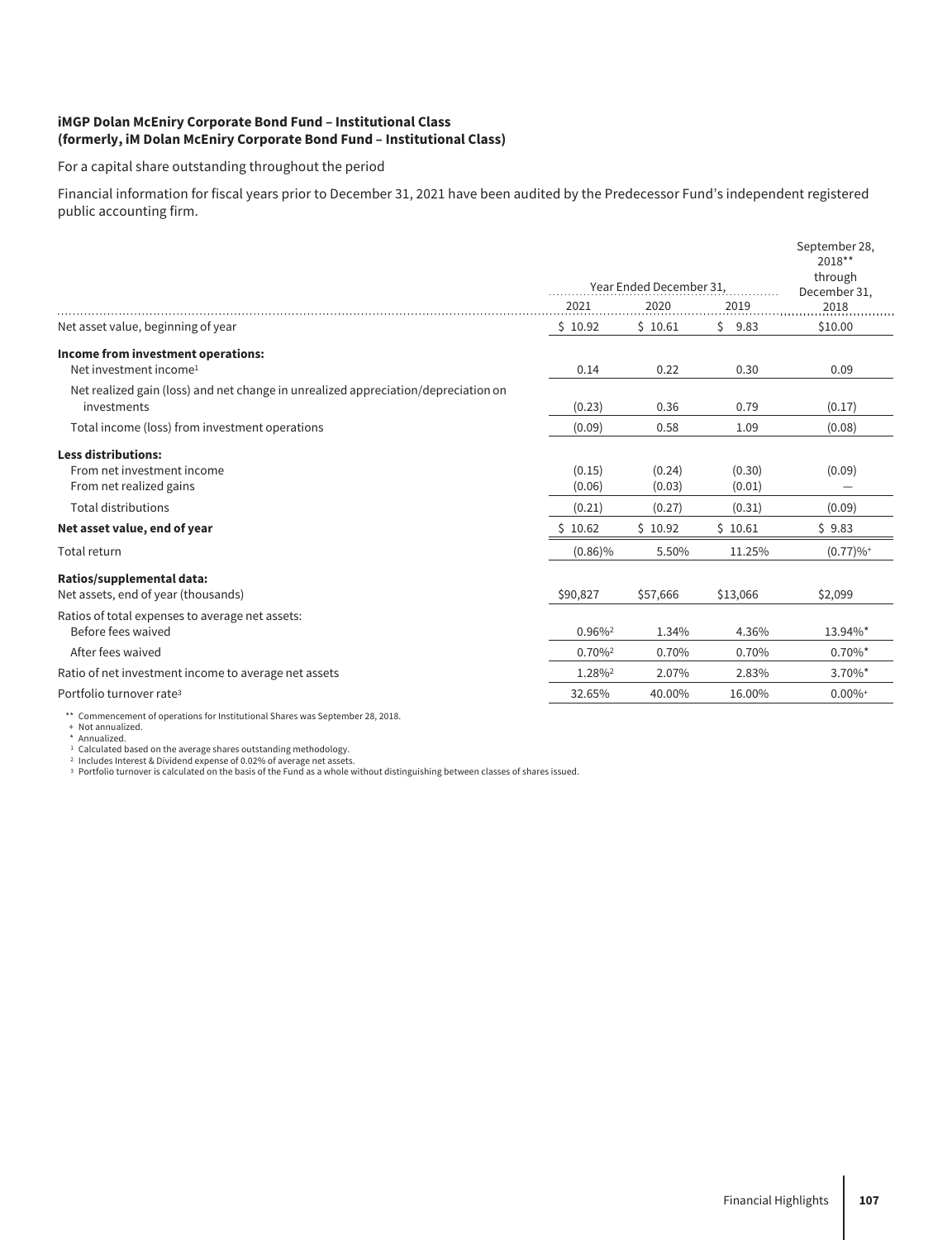**iMGP Dolan McEniry Corporate Bond Fund – Institutional Class**
**(formerly, iM Dolan McEniry Corporate Bond Fund – Institutional Class)**

For a capital share outstanding throughout the period

Financial information for fiscal years prior to December 31, 2021 have been audited by the Predecessor Fund's independent registered public accounting firm.

| | Year Ended December 31, | | | September 28, 2018** through December 31, |
|---|---|---|---|---|
| | 2021 | 2020 | 2019 | 2018 |
| Net asset value, beginning of year | $ 10.92 | $ 10.61 | $ 9.83 | $10.00 |
| **Income from investment operations:** | | | | |
| Net investment income[1] | 0.14 | 0.22 | 0.30 | 0.09 |
| Net realized gain (loss) and net change in unrealized appreciation/depreciation on investments | (0.23) | 0.36 | 0.79 | (0.17) |
| Total income (loss) from investment operations | (0.09) | 0.58 | 1.09 | (0.08) |
| **Less distributions:** | | | | |
| From net investment income | (0.15) | (0.24) | (0.30) | (0.09) |
| From net realized gains | (0.06) | (0.03) | (0.01) | — |
| Total distributions | (0.21) | (0.27) | (0.31) | (0.09) |
| **Net asset value, end of year** | $ 10.62 | $ 10.92 | $ 10.61 | $ 9.83 |
| Total return | (0.86)% | 5.50% | 11.25% | (0.77)%+ |
| **Ratios/supplemental data:** | | | | |
| Net assets, end of year (thousands) | $90,827 | $57,666 | $13,066 | $2,099 |
| Ratios of total expenses to average net assets: | | | | |
| Before fees waived | 0.96%[2] | 1.34% | 4.36% | 13.94%* |
| After fees waived | 0.70%[2] | 0.70% | 0.70% | 0.70%* |
| Ratio of net investment income to average net assets | 1.28%[2] | 2.07% | 2.83% | 3.70%* |
| Portfolio turnover rate[3] | 32.65% | 40.00% | 16.00% | 0.00%+ |

** Commencement of operations for Institutional Shares was September 28, 2018.
+ Not annualized.
* Annualized.
[1] Calculated based on the average shares outstanding methodology.
[2] Includes Interest & Dividend expense of 0.02% of average net assets.
[3] Portfolio turnover is calculated on the basis of the Fund as a whole without distinguishing between classes of shares issued.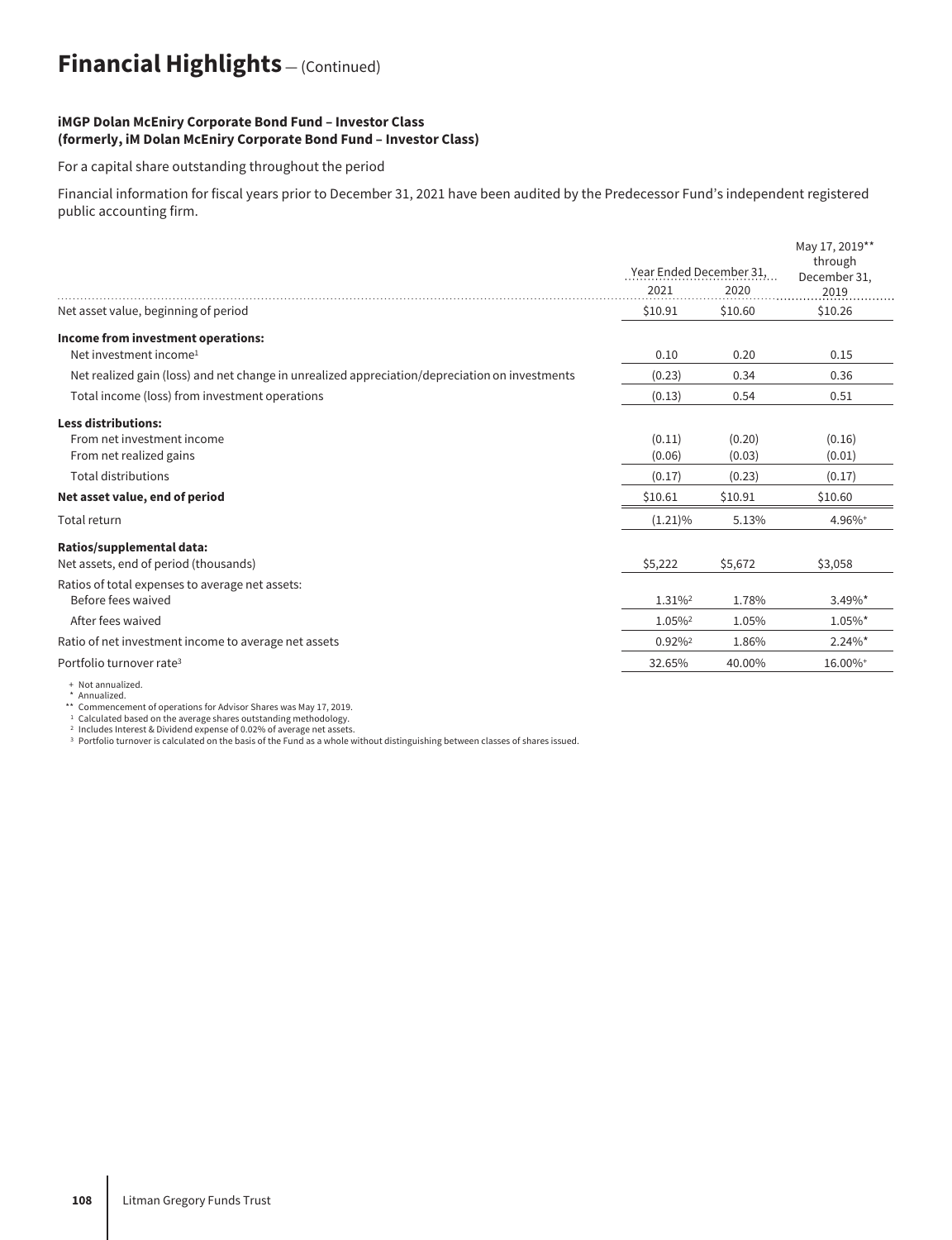# Financial Highlights — (Continued)

**iMGP Dolan McEniry Corporate Bond Fund – Investor Class**
**(formerly, iM Dolan McEniry Corporate Bond Fund – Investor Class)**

For a capital share outstanding throughout the period

Financial information for fiscal years prior to December 31, 2021 have been audited by the Predecessor Fund's independent registered public accounting firm.

| | Year Ended December 31, | | May 17, 2019** through December 31, |
|---|---|---|---|
| | 2021 | 2020 | 2019 |
| Net asset value, beginning of period | $10.91 | $10.60 | $10.26 |
| **Income from investment operations:** | | | |
| Net investment income[1] | 0.10 | 0.20 | 0.15 |
| Net realized gain (loss) and net change in unrealized appreciation/depreciation on investments | (0.23) | 0.34 | 0.36 |
| Total income (loss) from investment operations | (0.13) | 0.54 | 0.51 |
| **Less distributions:** | | | |
| From net investment income | (0.11) | (0.20) | (0.16) |
| From net realized gains | (0.06) | (0.03) | (0.01) |
| Total distributions | (0.17) | (0.23) | (0.17) |
| **Net asset value, end of period** | $10.61 | $10.91 | $10.60 |
| Total return | (1.21)% | 5.13% | 4.96%+ |
| **Ratios/supplemental data:** | | | |
| Net assets, end of period (thousands) | $5,222 | $5,672 | $3,058 |
| Ratios of total expenses to average net assets: | | | |
| Before fees waived | 1.31%[2] | 1.78% | 3.49%* |
| After fees waived | 1.05%[2] | 1.05% | 1.05%* |
| Ratio of net investment income to average net assets | 0.92%[2] | 1.86% | 2.24%* |
| Portfolio turnover rate[3] | 32.65% | 40.00% | 16.00%+ |

+ Not annualized.
\* Annualized.
\*\* Commencement of operations for Advisor Shares was May 17, 2019.
[1] Calculated based on the average shares outstanding methodology.
[2] Includes Interest & Dividend expense of 0.02% of average net assets.
[3] Portfolio turnover is calculated on the basis of the Fund as a whole without distinguishing between classes of shares issued.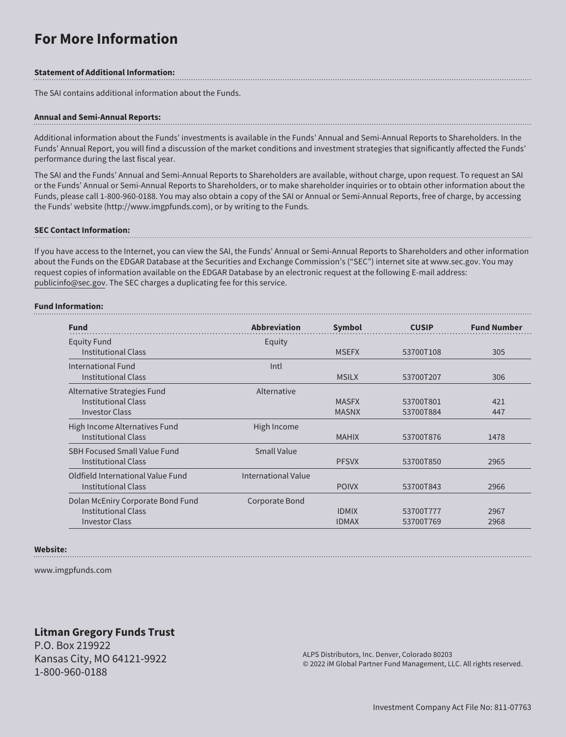# For More Information

**Statement of Additional Information:**

The SAI contains additional information about the Funds.

**Annual and Semi-Annual Reports:**

Additional information about the Funds' investments is available in the Funds' Annual and Semi-Annual Reports to Shareholders. In the Funds' Annual Report, you will find a discussion of the market conditions and investment strategies that significantly affected the Funds' performance during the last fiscal year.

The SAI and the Funds' Annual and Semi-Annual Reports to Shareholders are available, without charge, upon request. To request an SAI or the Funds' Annual or Semi-Annual Reports to Shareholders, or to make shareholder inquiries or to obtain other information about the Funds, please call 1-800-960-0188. You may also obtain a copy of the SAI or Annual or Semi-Annual Reports, free of charge, by accessing the Funds' website (http://www.imgpfunds.com), or by writing to the Funds.

**SEC Contact Information:**

If you have access to the Internet, you can view the SAI, the Funds' Annual or Semi-Annual Reports to Shareholders and other information about the Funds on the EDGAR Database at the Securities and Exchange Commission's ("SEC") internet site at www.sec.gov. You may request copies of information available on the EDGAR Database by an electronic request at the following E-mail address: publicinfo@sec.gov. The SEC charges a duplicating fee for this service.

**Fund Information:**

| Fund | Abbreviation | Symbol | CUSIP | Fund Number |
|---|---|---|---|---|
| Equity Fund | Equity | | | |
| Institutional Class | | MSEFX | 53700T108 | 305 |
| International Fund | Intl | | | |
| Institutional Class | | MSILX | 53700T207 | 306 |
| Alternative Strategies Fund | Alternative | | | |
| Institutional Class | | MASFX | 53700T801 | 421 |
| Investor Class | | MASNX | 53700T884 | 447 |
| High Income Alternatives Fund | High Income | | | |
| Institutional Class | | MAHIX | 53700T876 | 1478 |
| SBH Focused Small Value Fund | Small Value | | | |
| Institutional Class | | PFSVX | 53700T850 | 2965 |
| Oldfield International Value Fund | International Value | | | |
| Institutional Class | | POIVX | 53700T843 | 2966 |
| Dolan McEniry Corporate Bond Fund | Corporate Bond | | | |
| Institutional Class | | IDMIX | 53700T777 | 2967 |
| Investor Class | | IDMAX | 53700T769 | 2968 |

**Website:**

www.imgpfunds.com

**Litman Gregory Funds Trust**
P.O. Box 219922
Kansas City, MO 64121-9922
1-800-960-0188

ALPS Distributors, Inc. Denver, Colorado 80203
© 2022 iM Global Partner Fund Management, LLC. All rights reserved.

Investment Company Act File No: 811-07763